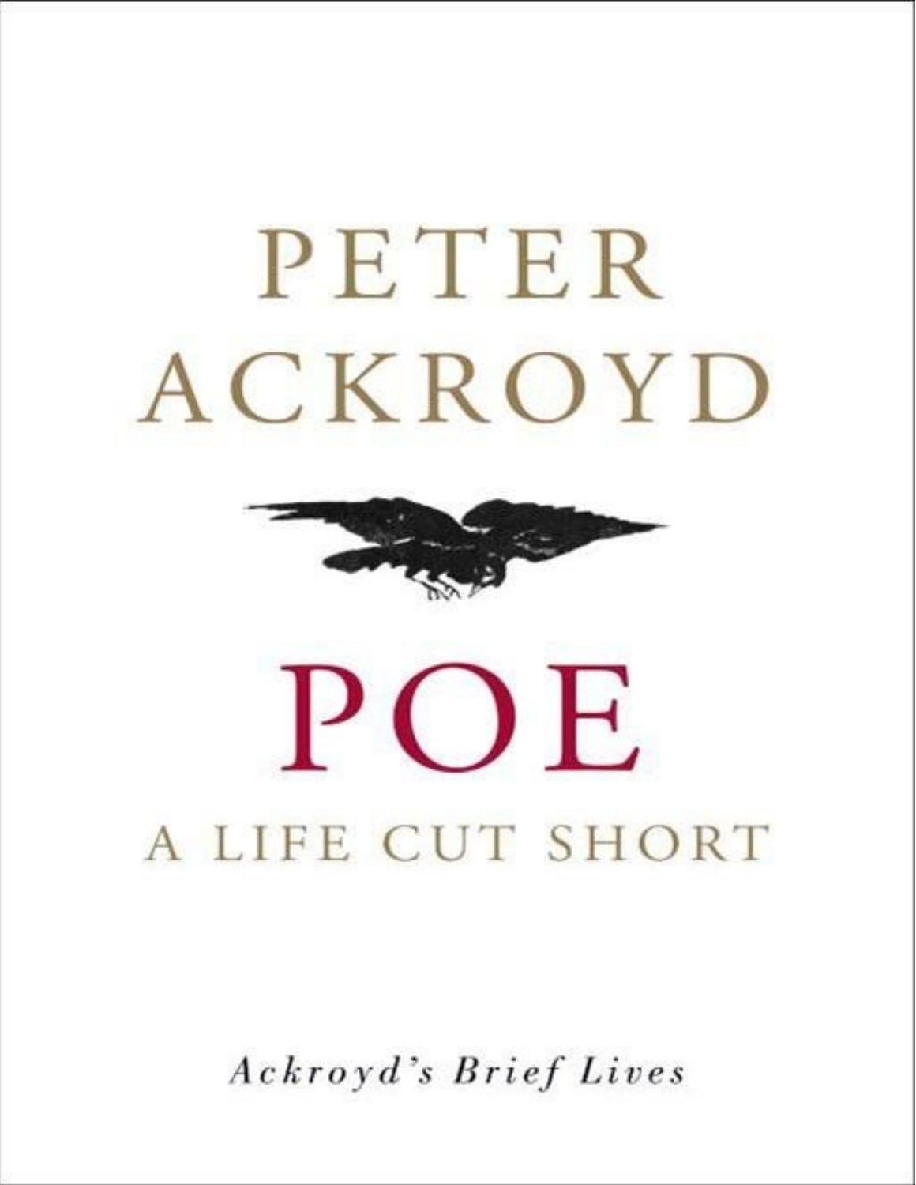# PETER ACKROYD

# POE

## A LIFE CUT SHORT

*Ackroyd's Brief Lives*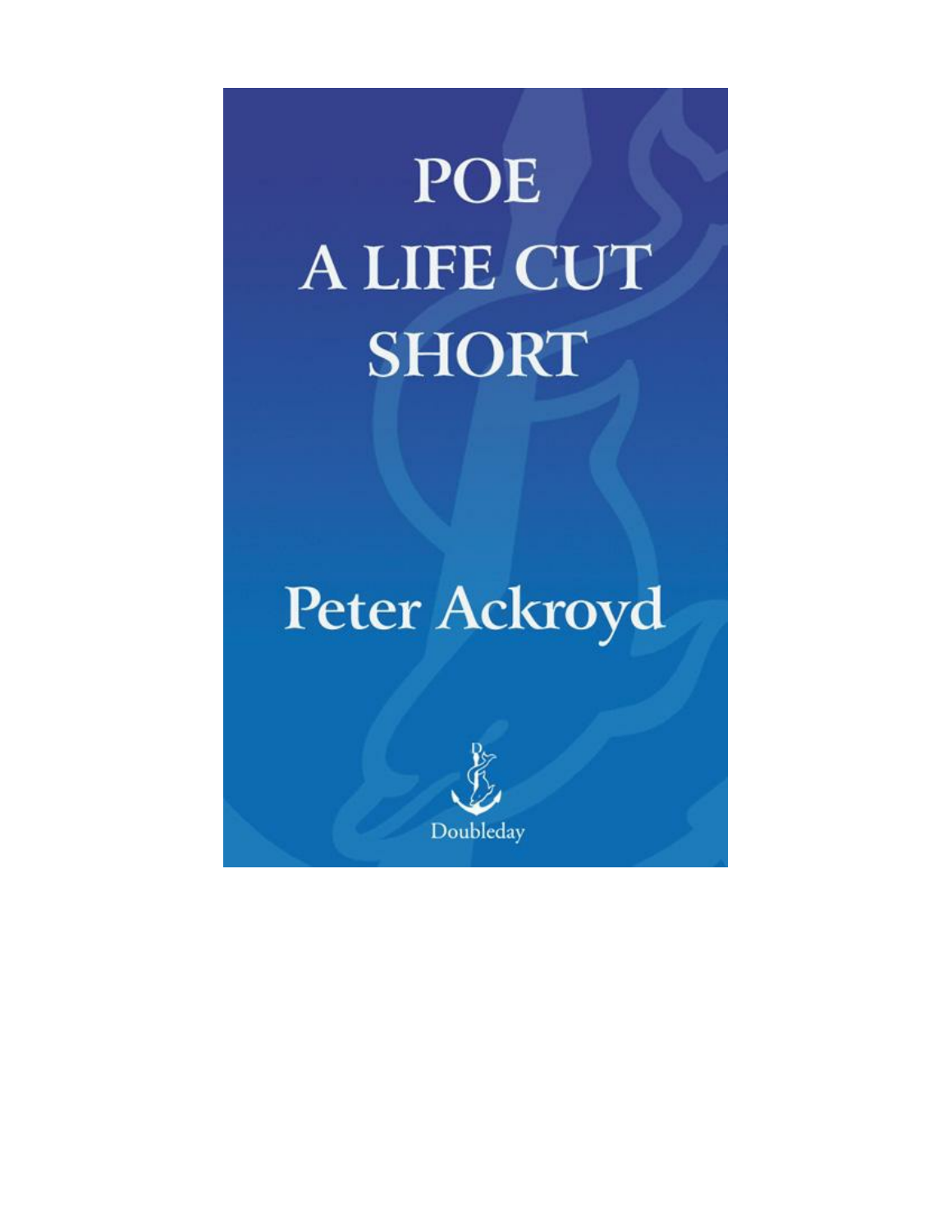# POE
# A LIFE CUT SHORT

## Peter Ackroyd

Doubleday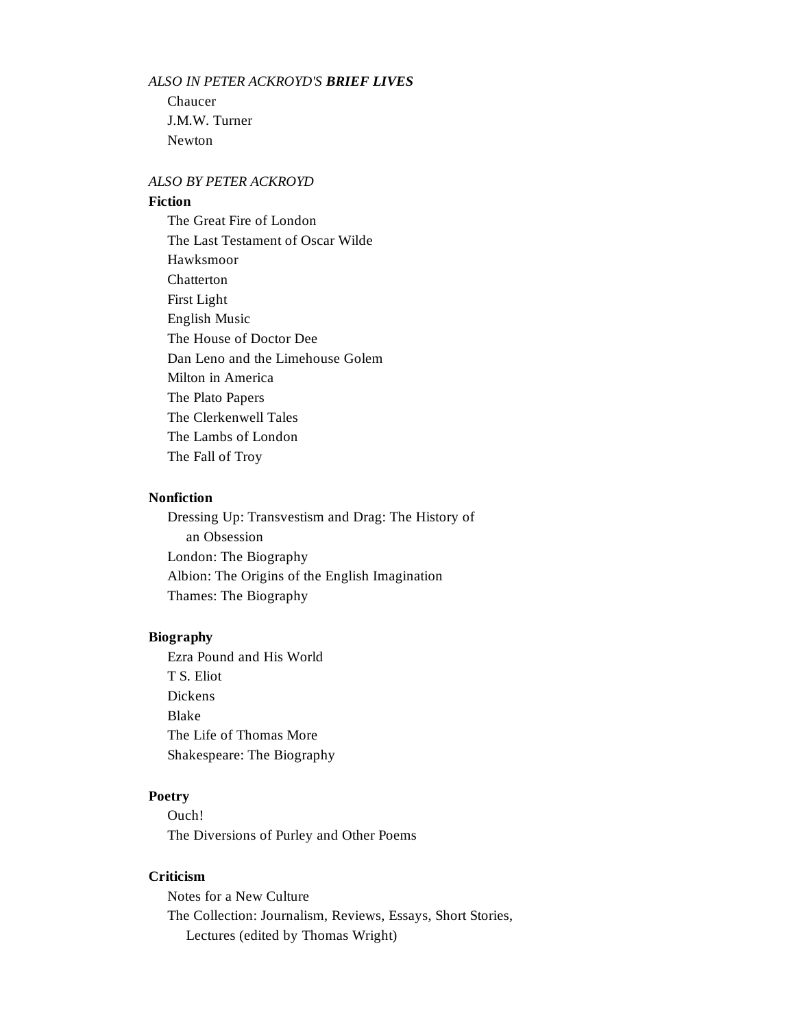*ALSO IN PETER ACKROYD'S* ***BRIEF LIVES***

Chaucer
J.M.W. Turner
Newton

*ALSO BY PETER ACKROYD*

**Fiction**

The Great Fire of London
The Last Testament of Oscar Wilde
Hawksmoor
Chatterton
First Light
English Music
The House of Doctor Dee
Dan Leno and the Limehouse Golem
Milton in America
The Plato Papers
The Clerkenwell Tales
The Lambs of London
The Fall of Troy

**Nonfiction**

Dressing Up: Transvestism and Drag: The History of an Obsession
London: The Biography
Albion: The Origins of the English Imagination
Thames: The Biography

**Biography**

Ezra Pound and His World
T S. Eliot
Dickens
Blake
The Life of Thomas More
Shakespeare: The Biography

**Poetry**

Ouch!
The Diversions of Purley and Other Poems

**Criticism**

Notes for a New Culture
The Collection: Journalism, Reviews, Essays, Short Stories, Lectures (edited by Thomas Wright)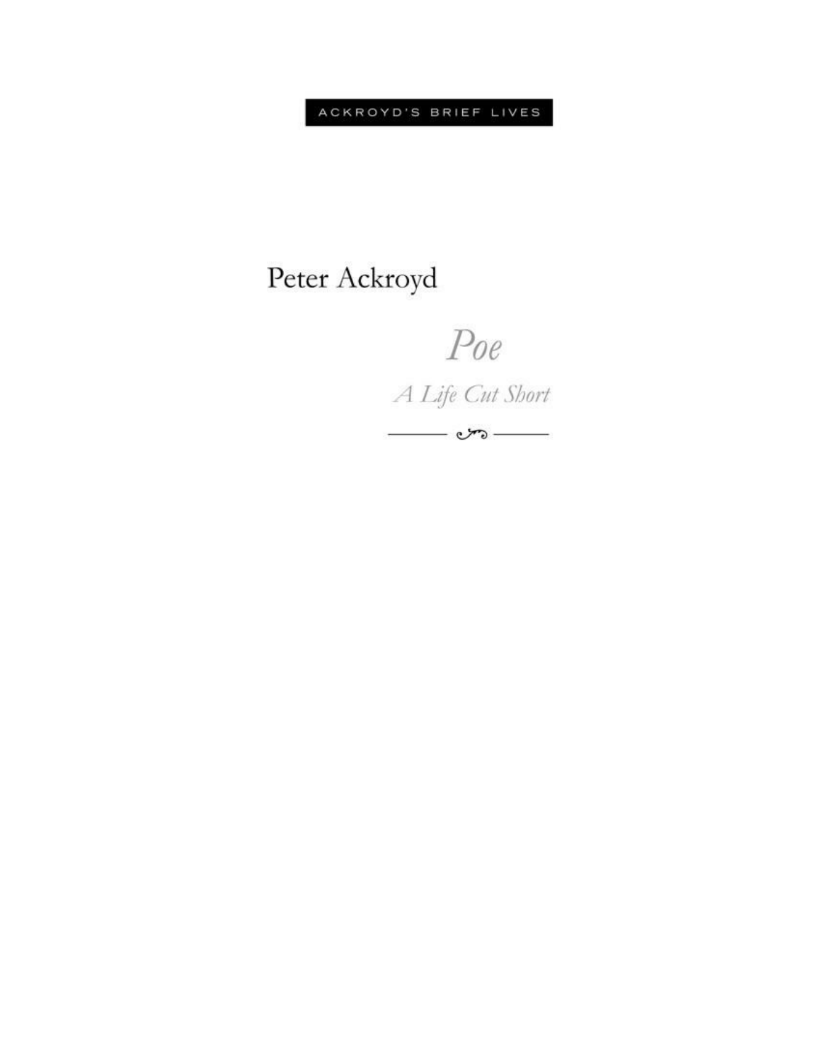ACKROYD'S BRIEF LIVES

Peter Ackroyd

# *Poe*

## *A Life Cut Short*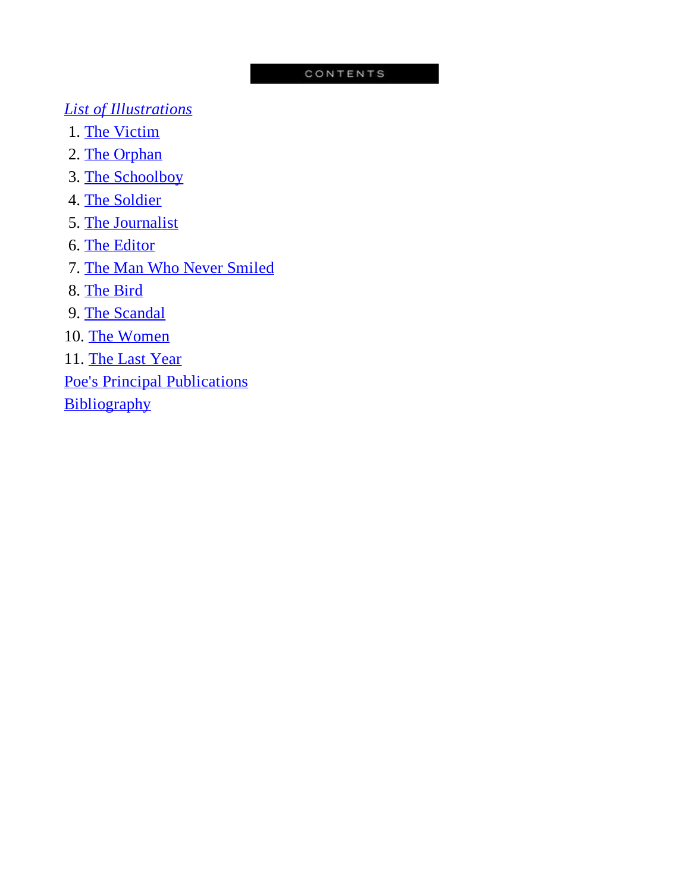# CONTENTS

*List of Illustrations*

1. The Victim
2. The Orphan
3. The Schoolboy
4. The Soldier
5. The Journalist
6. The Editor
7. The Man Who Never Smiled
8. The Bird
9. The Scandal
10. The Women
11. The Last Year

Poe's Principal Publications

Bibliography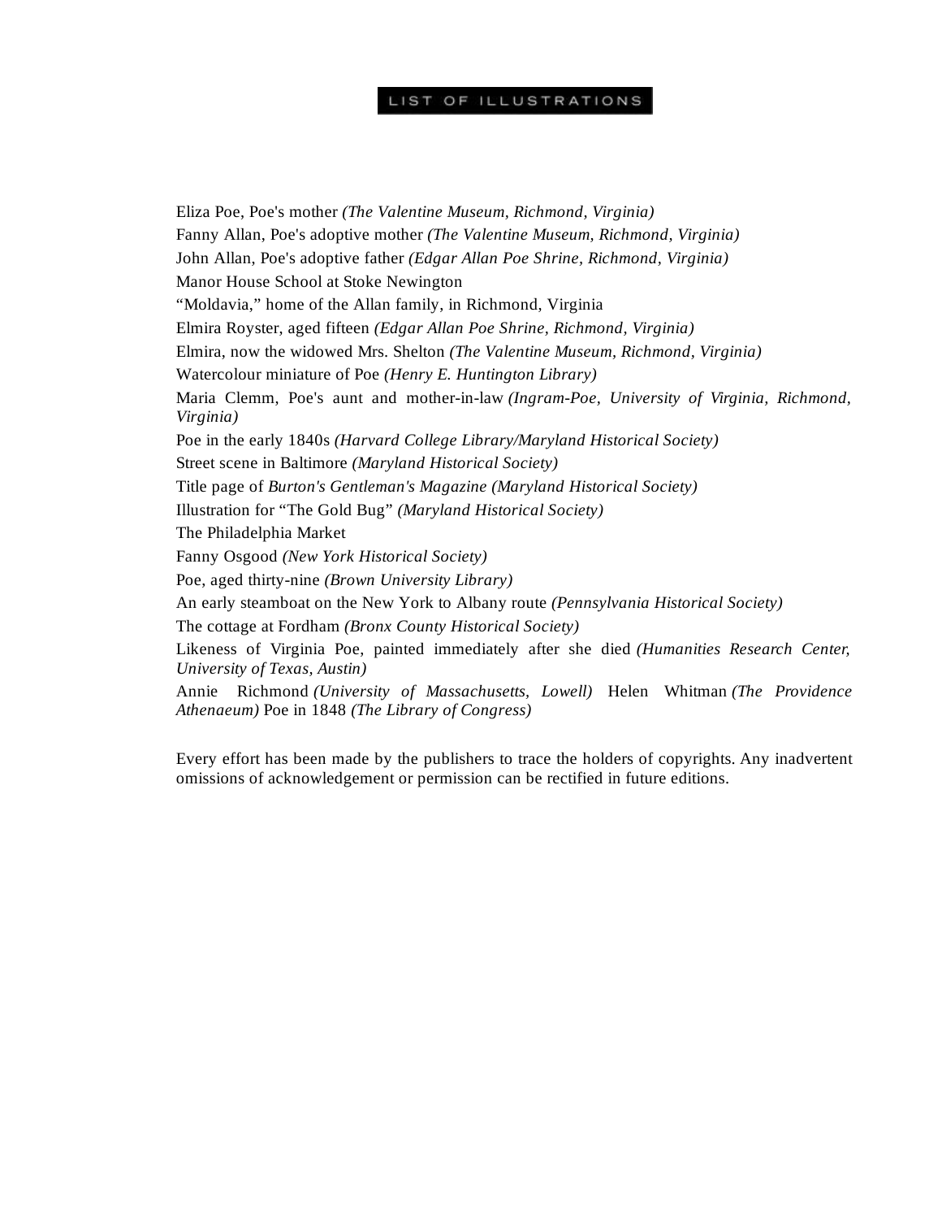# LIST OF ILLUSTRATIONS

Eliza Poe, Poe's mother *(The Valentine Museum, Richmond, Virginia)*

Fanny Allan, Poe's adoptive mother *(The Valentine Museum, Richmond, Virginia)*

John Allan, Poe's adoptive father *(Edgar Allan Poe Shrine, Richmond, Virginia)*

Manor House School at Stoke Newington

"Moldavia," home of the Allan family, in Richmond, Virginia

Elmira Royster, aged fifteen *(Edgar Allan Poe Shrine, Richmond, Virginia)*

Elmira, now the widowed Mrs. Shelton *(The Valentine Museum, Richmond, Virginia)*

Watercolour miniature of Poe *(Henry E. Huntington Library)*

Maria Clemm, Poe's aunt and mother-in-law *(Ingram-Poe, University of Virginia, Richmond, Virginia)*

Poe in the early 1840s *(Harvard College Library/Maryland Historical Society)*

Street scene in Baltimore *(Maryland Historical Society)*

Title page of *Burton's Gentleman's Magazine (Maryland Historical Society)*

Illustration for "The Gold Bug" *(Maryland Historical Society)*

The Philadelphia Market

Fanny Osgood *(New York Historical Society)*

Poe, aged thirty-nine *(Brown University Library)*

An early steamboat on the New York to Albany route *(Pennsylvania Historical Society)*

The cottage at Fordham *(Bronx County Historical Society)*

Likeness of Virginia Poe, painted immediately after she died *(Humanities Research Center, University of Texas, Austin)*

Annie Richmond *(University of Massachusetts, Lowell)* Helen Whitman *(The Providence Athenaeum)* Poe in 1848 *(The Library of Congress)*

Every effort has been made by the publishers to trace the holders of copyrights. Any inadvertent omissions of acknowledgement or permission can be rectified in future editions.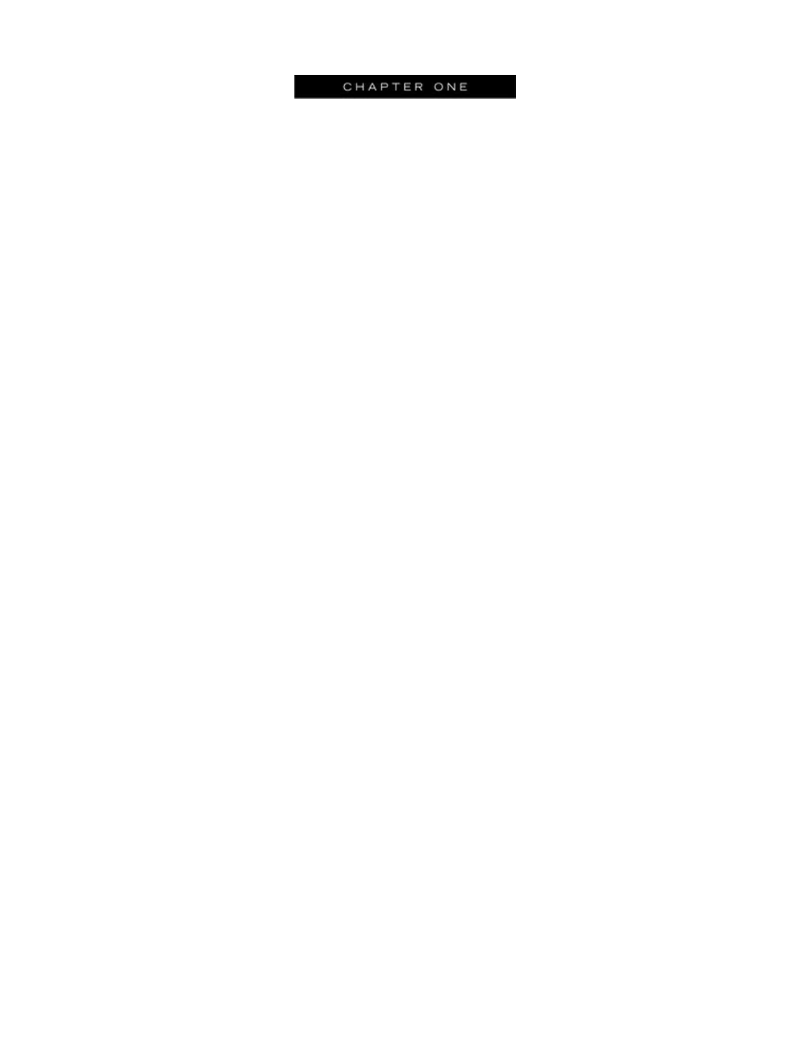# CHAPTER ONE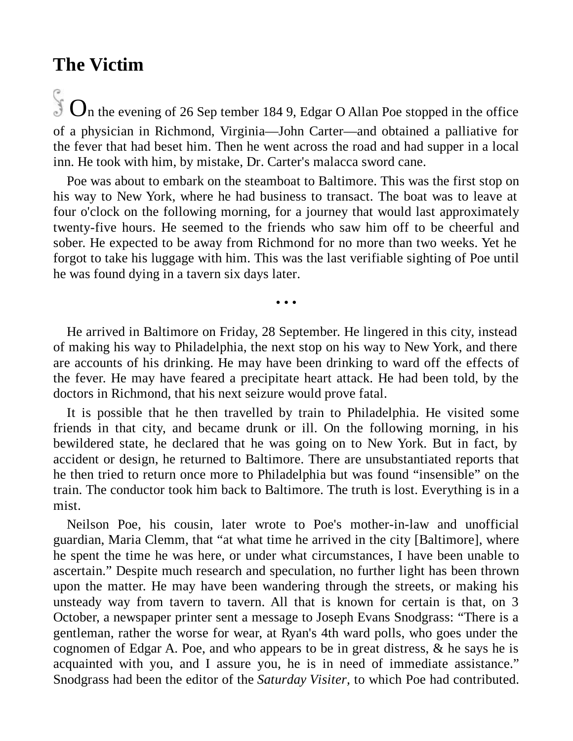# The Victim

On the evening of 26 Sep tember 184 9, Edgar O Allan Poe stopped in the office of a physician in Richmond, Virginia—John Carter—and obtained a palliative for the fever that had beset him. Then he went across the road and had supper in a local inn. He took with him, by mistake, Dr. Carter's malacca sword cane.

Poe was about to embark on the steamboat to Baltimore. This was the first stop on his way to New York, where he had business to transact. The boat was to leave at four o'clock on the following morning, for a journey that would last approximately twenty-five hours. He seemed to the friends who saw him off to be cheerful and sober. He expected to be away from Richmond for no more than two weeks. Yet he forgot to take his luggage with him. This was the last verifiable sighting of Poe until he was found dying in a tavern six days later.

• • •

He arrived in Baltimore on Friday, 28 September. He lingered in this city, instead of making his way to Philadelphia, the next stop on his way to New York, and there are accounts of his drinking. He may have been drinking to ward off the effects of the fever. He may have feared a precipitate heart attack. He had been told, by the doctors in Richmond, that his next seizure would prove fatal.

It is possible that he then travelled by train to Philadelphia. He visited some friends in that city, and became drunk or ill. On the following morning, in his bewildered state, he declared that he was going on to New York. But in fact, by accident or design, he returned to Baltimore. There are unsubstantiated reports that he then tried to return once more to Philadelphia but was found "insensible" on the train. The conductor took him back to Baltimore. The truth is lost. Everything is in a mist.

Neilson Poe, his cousin, later wrote to Poe's mother-in-law and unofficial guardian, Maria Clemm, that "at what time he arrived in the city [Baltimore], where he spent the time he was here, or under what circumstances, I have been unable to ascertain." Despite much research and speculation, no further light has been thrown upon the matter. He may have been wandering through the streets, or making his unsteady way from tavern to tavern. All that is known for certain is that, on 3 October, a newspaper printer sent a message to Joseph Evans Snodgrass: "There is a gentleman, rather the worse for wear, at Ryan's 4th ward polls, who goes under the cognomen of Edgar A. Poe, and who appears to be in great distress, & he says he is acquainted with you, and I assure you, he is in need of immediate assistance." Snodgrass had been the editor of the *Saturday Visiter,* to which Poe had contributed.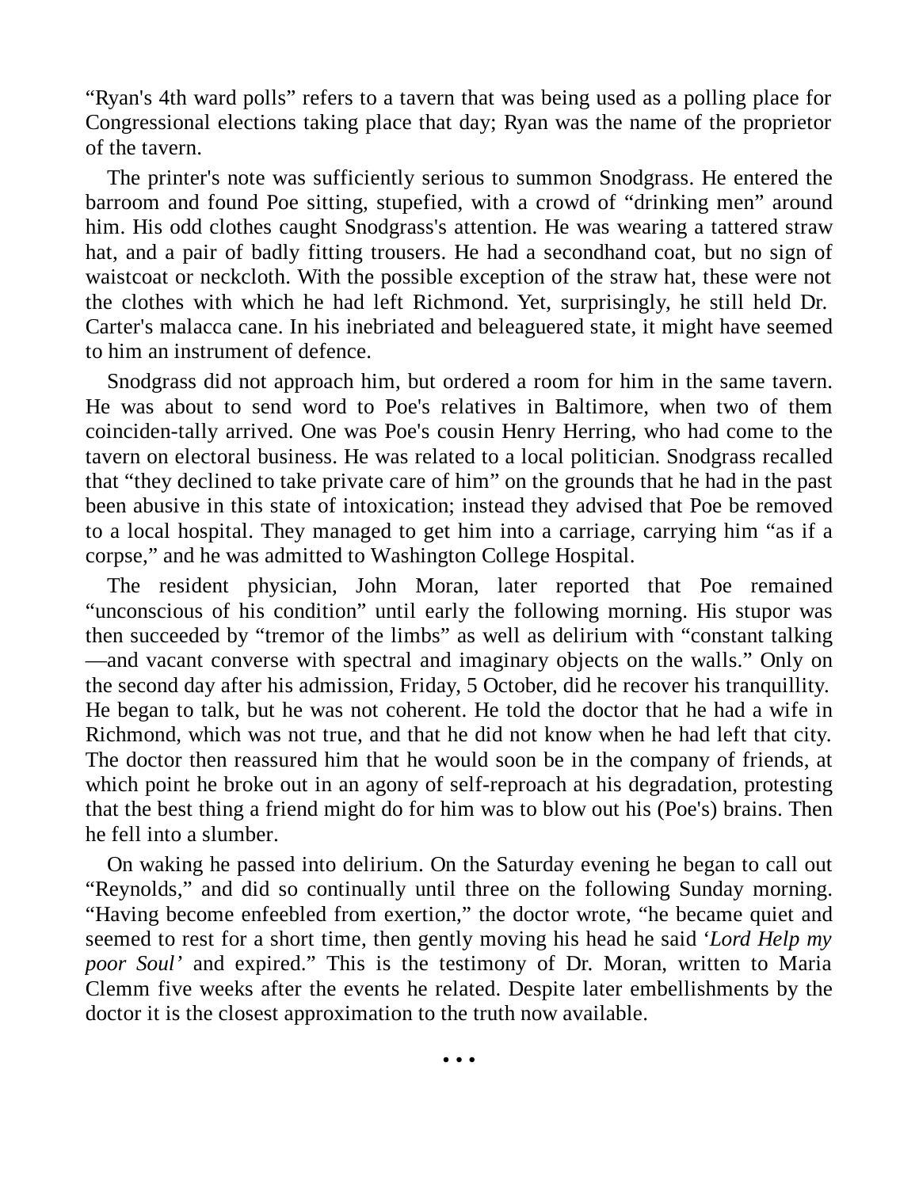"Ryan's 4th ward polls" refers to a tavern that was being used as a polling place for Congressional elections taking place that day; Ryan was the name of the proprietor of the tavern.

The printer's note was sufficiently serious to summon Snodgrass. He entered the barroom and found Poe sitting, stupefied, with a crowd of "drinking men" around him. His odd clothes caught Snodgrass's attention. He was wearing a tattered straw hat, and a pair of badly fitting trousers. He had a secondhand coat, but no sign of waistcoat or neckcloth. With the possible exception of the straw hat, these were not the clothes with which he had left Richmond. Yet, surprisingly, he still held Dr. Carter's malacca cane. In his inebriated and beleaguered state, it might have seemed to him an instrument of defence.

Snodgrass did not approach him, but ordered a room for him in the same tavern. He was about to send word to Poe's relatives in Baltimore, when two of them coinciden-tally arrived. One was Poe's cousin Henry Herring, who had come to the tavern on electoral business. He was related to a local politician. Snodgrass recalled that "they declined to take private care of him" on the grounds that he had in the past been abusive in this state of intoxication; instead they advised that Poe be removed to a local hospital. They managed to get him into a carriage, carrying him "as if a corpse," and he was admitted to Washington College Hospital.

The resident physician, John Moran, later reported that Poe remained "unconscious of his condition" until early the following morning. His stupor was then succeeded by "tremor of the limbs" as well as delirium with "constant talking—and vacant converse with spectral and imaginary objects on the walls." Only on the second day after his admission, Friday, 5 October, did he recover his tranquillity. He began to talk, but he was not coherent. He told the doctor that he had a wife in Richmond, which was not true, and that he did not know when he had left that city. The doctor then reassured him that he would soon be in the company of friends, at which point he broke out in an agony of self-reproach at his degradation, protesting that the best thing a friend might do for him was to blow out his (Poe's) brains. Then he fell into a slumber.

On waking he passed into delirium. On the Saturday evening he began to call out "Reynolds," and did so continually until three on the following Sunday morning. "Having become enfeebled from exertion," the doctor wrote, "he became quiet and seemed to rest for a short time, then gently moving his head he said '*Lord Help my poor Soul*' and expired." This is the testimony of Dr. Moran, written to Maria Clemm five weeks after the events he related. Despite later embellishments by the doctor it is the closest approximation to the truth now available.

• • •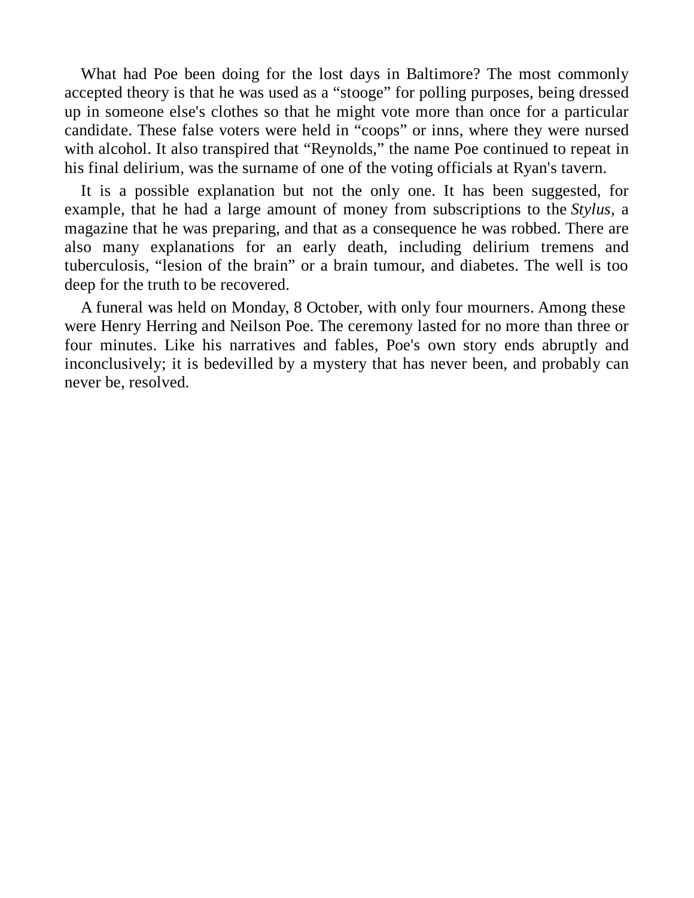What had Poe been doing for the lost days in Baltimore? The most commonly accepted theory is that he was used as a “stooge” for polling purposes, being dressed up in someone else's clothes so that he might vote more than once for a particular candidate. These false voters were held in “coops” or inns, where they were nursed with alcohol. It also transpired that “Reynolds,” the name Poe continued to repeat in his final delirium, was the surname of one of the voting officials at Ryan's tavern.

It is a possible explanation but not the only one. It has been suggested, for example, that he had a large amount of money from subscriptions to the *Stylus*, a magazine that he was preparing, and that as a consequence he was robbed. There are also many explanations for an early death, including delirium tremens and tuberculosis, “lesion of the brain” or a brain tumour, and diabetes. The well is too deep for the truth to be recovered.

A funeral was held on Monday, 8 October, with only four mourners. Among these were Henry Herring and Neilson Poe. The ceremony lasted for no more than three or four minutes. Like his narratives and fables, Poe's own story ends abruptly and inconclusively; it is bedevilled by a mystery that has never been, and probably can never be, resolved.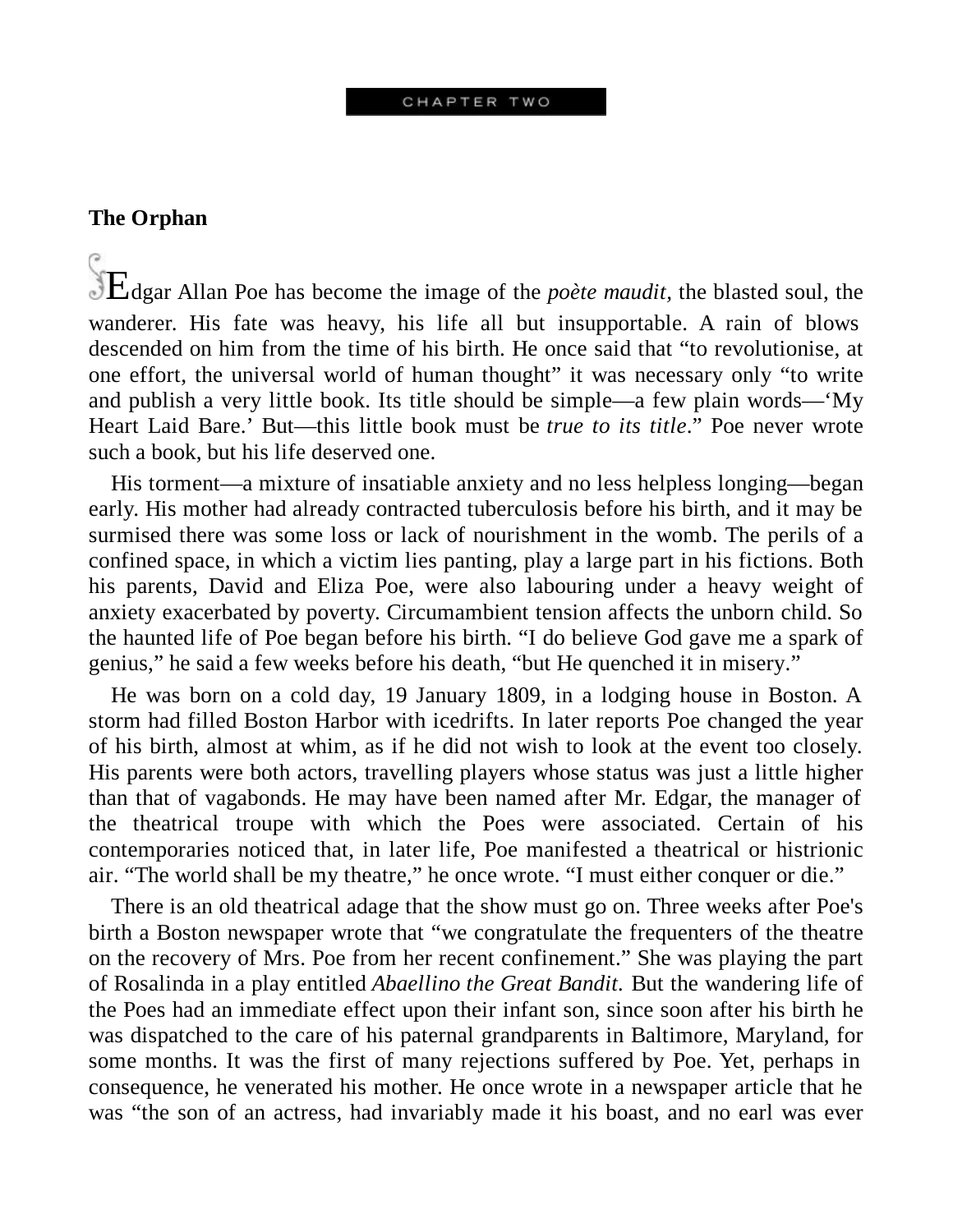CHAPTER TWO

**The Orphan**

Edgar Allan Poe has become the image of the *poète maudit,* the blasted soul, the wanderer. His fate was heavy, his life all but insupportable. A rain of blows descended on him from the time of his birth. He once said that "to revolutionise, at one effort, the universal world of human thought" it was necessary only "to write and publish a very little book. Its title should be simple—a few plain words—'My Heart Laid Bare.' But—this little book must be *true to its title*." Poe never wrote such a book, but his life deserved one.

His torment—a mixture of insatiable anxiety and no less helpless longing—began early. His mother had already contracted tuberculosis before his birth, and it may be surmised there was some loss or lack of nourishment in the womb. The perils of a confined space, in which a victim lies panting, play a large part in his fictions. Both his parents, David and Eliza Poe, were also labouring under a heavy weight of anxiety exacerbated by poverty. Circumambient tension affects the unborn child. So the haunted life of Poe began before his birth. "I do believe God gave me a spark of genius," he said a few weeks before his death, "but He quenched it in misery."

He was born on a cold day, 19 January 1809, in a lodging house in Boston. A storm had filled Boston Harbor with icedrifts. In later reports Poe changed the year of his birth, almost at whim, as if he did not wish to look at the event too closely. His parents were both actors, travelling players whose status was just a little higher than that of vagabonds. He may have been named after Mr. Edgar, the manager of the theatrical troupe with which the Poes were associated. Certain of his contemporaries noticed that, in later life, Poe manifested a theatrical or histrionic air. "The world shall be my theatre," he once wrote. "I must either conquer or die."

There is an old theatrical adage that the show must go on. Three weeks after Poe's birth a Boston newspaper wrote that "we congratulate the frequenters of the theatre on the recovery of Mrs. Poe from her recent confinement." She was playing the part of Rosalinda in a play entitled *Abaellino the Great Bandit.* But the wandering life of the Poes had an immediate effect upon their infant son, since soon after his birth he was dispatched to the care of his paternal grandparents in Baltimore, Maryland, for some months. It was the first of many rejections suffered by Poe. Yet, perhaps in consequence, he venerated his mother. He once wrote in a newspaper article that he was "the son of an actress, had invariably made it his boast, and no earl was ever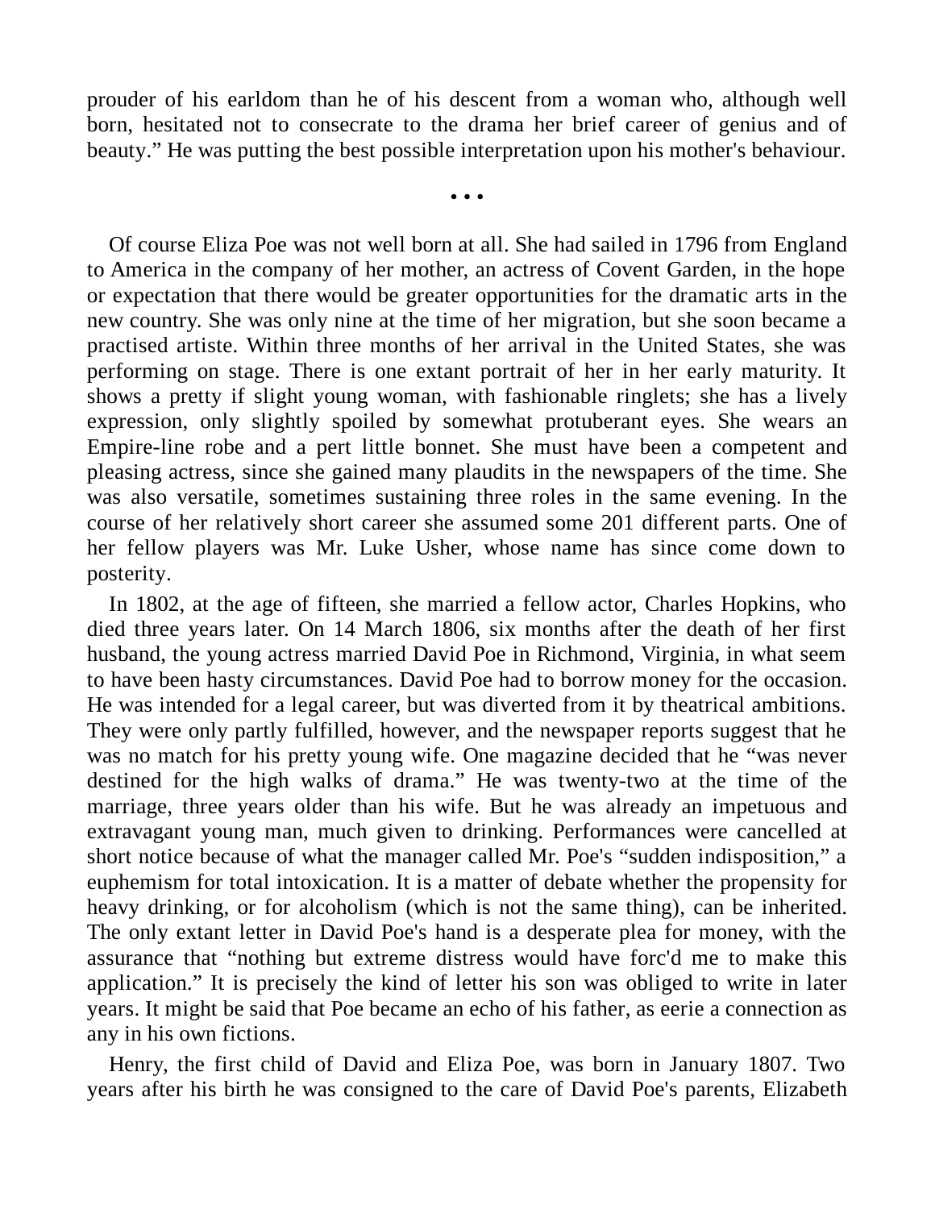prouder of his earldom than he of his descent from a woman who, although well born, hesitated not to consecrate to the drama her brief career of genius and of beauty." He was putting the best possible interpretation upon his mother's behaviour.

• • •

Of course Eliza Poe was not well born at all. She had sailed in 1796 from England to America in the company of her mother, an actress of Covent Garden, in the hope or expectation that there would be greater opportunities for the dramatic arts in the new country. She was only nine at the time of her migration, but she soon became a practised artiste. Within three months of her arrival in the United States, she was performing on stage. There is one extant portrait of her in her early maturity. It shows a pretty if slight young woman, with fashionable ringlets; she has a lively expression, only slightly spoiled by somewhat protuberant eyes. She wears an Empire-line robe and a pert little bonnet. She must have been a competent and pleasing actress, since she gained many plaudits in the newspapers of the time. She was also versatile, sometimes sustaining three roles in the same evening. In the course of her relatively short career she assumed some 201 different parts. One of her fellow players was Mr. Luke Usher, whose name has since come down to posterity.

In 1802, at the age of fifteen, she married a fellow actor, Charles Hopkins, who died three years later. On 14 March 1806, six months after the death of her first husband, the young actress married David Poe in Richmond, Virginia, in what seem to have been hasty circumstances. David Poe had to borrow money for the occasion. He was intended for a legal career, but was diverted from it by theatrical ambitions. They were only partly fulfilled, however, and the newspaper reports suggest that he was no match for his pretty young wife. One magazine decided that he "was never destined for the high walks of drama." He was twenty-two at the time of the marriage, three years older than his wife. But he was already an impetuous and extravagant young man, much given to drinking. Performances were cancelled at short notice because of what the manager called Mr. Poe's "sudden indisposition," a euphemism for total intoxication. It is a matter of debate whether the propensity for heavy drinking, or for alcoholism (which is not the same thing), can be inherited. The only extant letter in David Poe's hand is a desperate plea for money, with the assurance that "nothing but extreme distress would have forc'd me to make this application." It is precisely the kind of letter his son was obliged to write in later years. It might be said that Poe became an echo of his father, as eerie a connection as any in his own fictions.

Henry, the first child of David and Eliza Poe, was born in January 1807. Two years after his birth he was consigned to the care of David Poe's parents, Elizabeth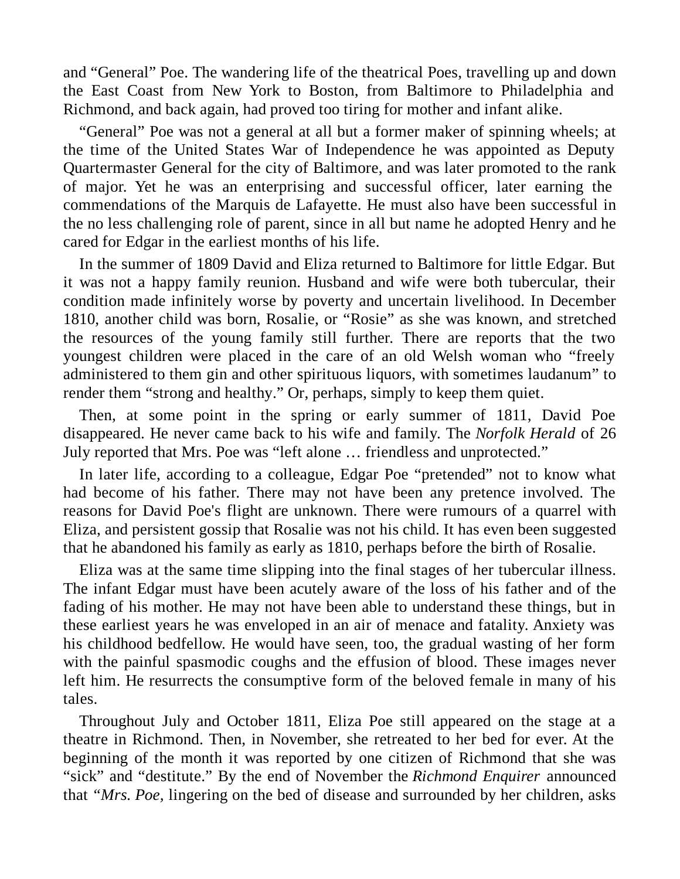and “General” Poe. The wandering life of the theatrical Poes, travelling up and down the East Coast from New York to Boston, from Baltimore to Philadelphia and Richmond, and back again, had proved too tiring for mother and infant alike.

“General” Poe was not a general at all but a former maker of spinning wheels; at the time of the United States War of Independence he was appointed as Deputy Quartermaster General for the city of Baltimore, and was later promoted to the rank of major. Yet he was an enterprising and successful officer, later earning the commendations of the Marquis de Lafayette. He must also have been successful in the no less challenging role of parent, since in all but name he adopted Henry and he cared for Edgar in the earliest months of his life.

In the summer of 1809 David and Eliza returned to Baltimore for little Edgar. But it was not a happy family reunion. Husband and wife were both tubercular, their condition made infinitely worse by poverty and uncertain livelihood. In December 1810, another child was born, Rosalie, or “Rosie” as she was known, and stretched the resources of the young family still further. There are reports that the two youngest children were placed in the care of an old Welsh woman who “freely administered to them gin and other spirituous liquors, with sometimes laudanum” to render them “strong and healthy.” Or, perhaps, simply to keep them quiet.

Then, at some point in the spring or early summer of 1811, David Poe disappeared. He never came back to his wife and family. The *Norfolk Herald* of 26 July reported that Mrs. Poe was “left alone … friendless and unprotected.”

In later life, according to a colleague, Edgar Poe “pretended” not to know what had become of his father. There may not have been any pretence involved. The reasons for David Poe's flight are unknown. There were rumours of a quarrel with Eliza, and persistent gossip that Rosalie was not his child. It has even been suggested that he abandoned his family as early as 1810, perhaps before the birth of Rosalie.

Eliza was at the same time slipping into the final stages of her tubercular illness. The infant Edgar must have been acutely aware of the loss of his father and of the fading of his mother. He may not have been able to understand these things, but in these earliest years he was enveloped in an air of menace and fatality. Anxiety was his childhood bedfellow. He would have seen, too, the gradual wasting of her form with the painful spasmodic coughs and the effusion of blood. These images never left him. He resurrects the consumptive form of the beloved female in many of his tales.

Throughout July and October 1811, Eliza Poe still appeared on the stage at a theatre in Richmond. Then, in November, she retreated to her bed for ever. At the beginning of the month it was reported by one citizen of Richmond that she was “sick” and “destitute.” By the end of November the *Richmond Enquirer* announced that *“Mrs. Poe,* lingering on the bed of disease and surrounded by her children, asks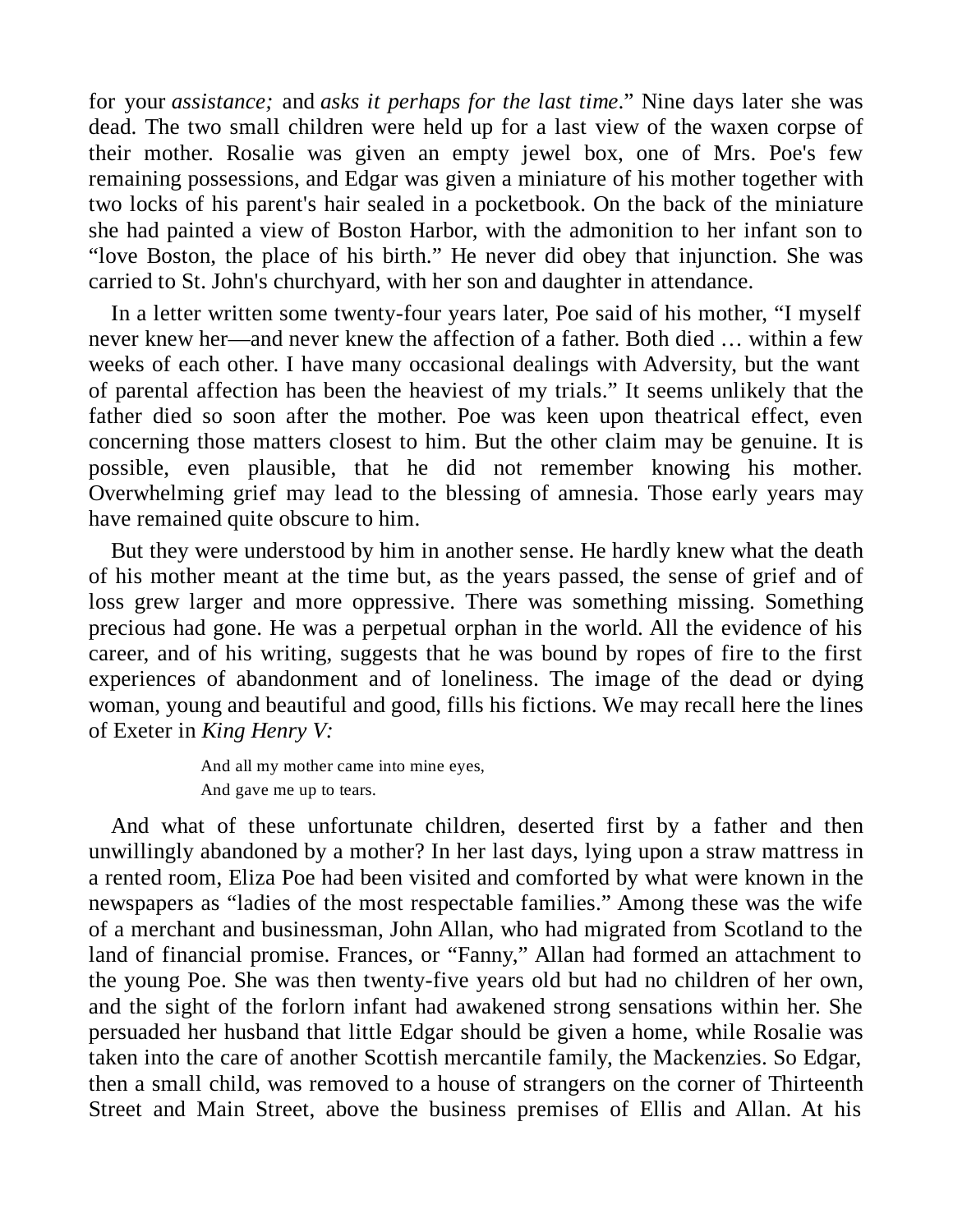for your *assistance;* and *asks it perhaps for the last time*." Nine days later she was dead. The two small children were held up for a last view of the waxen corpse of their mother. Rosalie was given an empty jewel box, one of Mrs. Poe's few remaining possessions, and Edgar was given a miniature of his mother together with two locks of his parent's hair sealed in a pocketbook. On the back of the miniature she had painted a view of Boston Harbor, with the admonition to her infant son to "love Boston, the place of his birth." He never did obey that injunction. She was carried to St. John's churchyard, with her son and daughter in attendance.

In a letter written some twenty-four years later, Poe said of his mother, "I myself never knew her—and never knew the affection of a father. Both died … within a few weeks of each other. I have many occasional dealings with Adversity, but the want of parental affection has been the heaviest of my trials." It seems unlikely that the father died so soon after the mother. Poe was keen upon theatrical effect, even concerning those matters closest to him. But the other claim may be genuine. It is possible, even plausible, that he did not remember knowing his mother. Overwhelming grief may lead to the blessing of amnesia. Those early years may have remained quite obscure to him.

But they were understood by him in another sense. He hardly knew what the death of his mother meant at the time but, as the years passed, the sense of grief and of loss grew larger and more oppressive. There was something missing. Something precious had gone. He was a perpetual orphan in the world. All the evidence of his career, and of his writing, suggests that he was bound by ropes of fire to the first experiences of abandonment and of loneliness. The image of the dead or dying woman, young and beautiful and good, fills his fictions. We may recall here the lines of Exeter in *King Henry V:*

> And all my mother came into mine eyes,
> And gave me up to tears.

And what of these unfortunate children, deserted first by a father and then unwillingly abandoned by a mother? In her last days, lying upon a straw mattress in a rented room, Eliza Poe had been visited and comforted by what were known in the newspapers as "ladies of the most respectable families." Among these was the wife of a merchant and businessman, John Allan, who had migrated from Scotland to the land of financial promise. Frances, or "Fanny," Allan had formed an attachment to the young Poe. She was then twenty-five years old but had no children of her own, and the sight of the forlorn infant had awakened strong sensations within her. She persuaded her husband that little Edgar should be given a home, while Rosalie was taken into the care of another Scottish mercantile family, the Mackenzies. So Edgar, then a small child, was removed to a house of strangers on the corner of Thirteenth Street and Main Street, above the business premises of Ellis and Allan. At his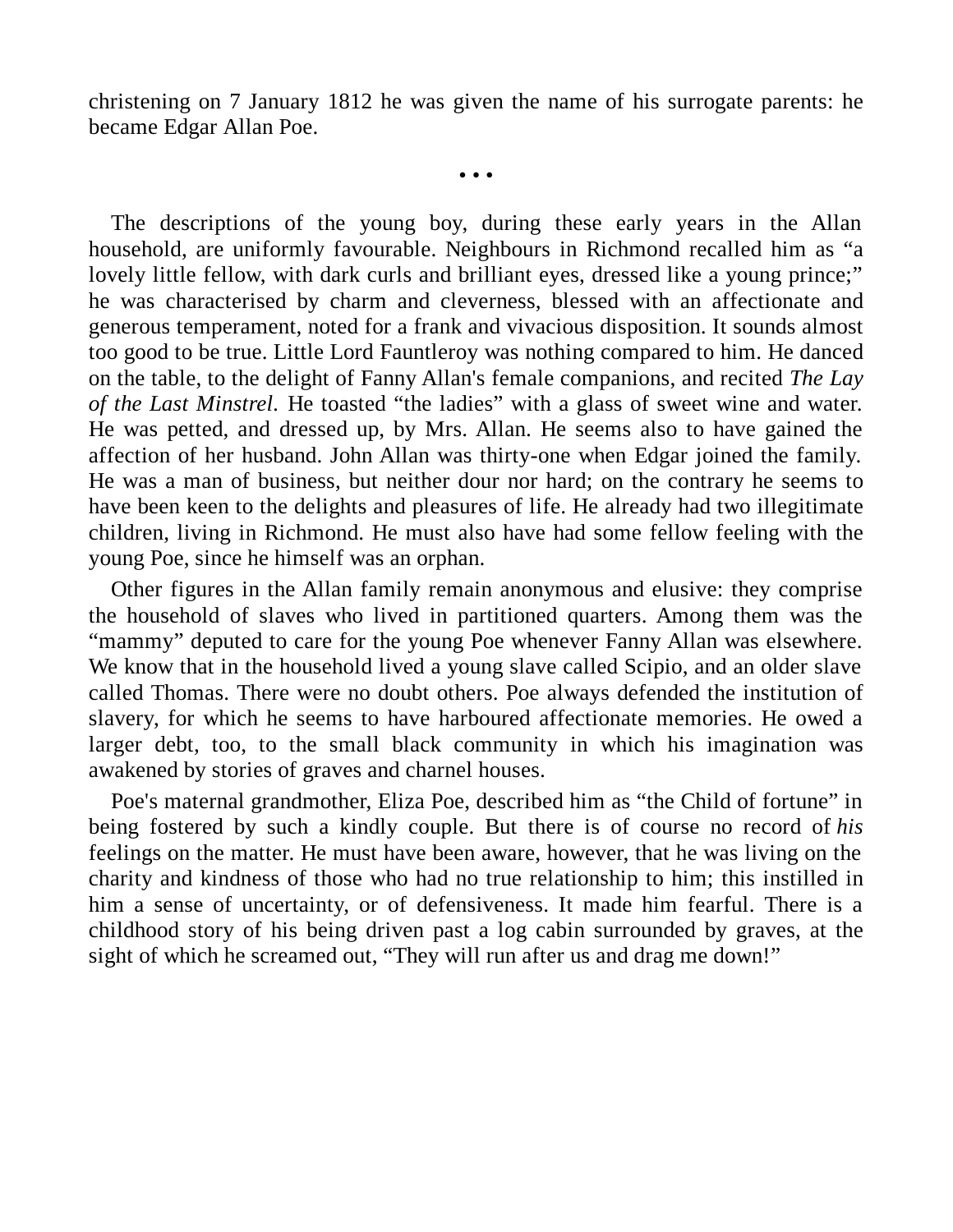christening on 7 January 1812 he was given the name of his surrogate parents: he became Edgar Allan Poe.

• • •

The descriptions of the young boy, during these early years in the Allan household, are uniformly favourable. Neighbours in Richmond recalled him as “a lovely little fellow, with dark curls and brilliant eyes, dressed like a young prince;” he was characterised by charm and cleverness, blessed with an affectionate and generous temperament, noted for a frank and vivacious disposition. It sounds almost too good to be true. Little Lord Fauntleroy was nothing compared to him. He danced on the table, to the delight of Fanny Allan's female companions, and recited *The Lay of the Last Minstrel*. He toasted “the ladies” with a glass of sweet wine and water. He was petted, and dressed up, by Mrs. Allan. He seems also to have gained the affection of her husband. John Allan was thirty-one when Edgar joined the family. He was a man of business, but neither dour nor hard; on the contrary he seems to have been keen to the delights and pleasures of life. He already had two illegitimate children, living in Richmond. He must also have had some fellow feeling with the young Poe, since he himself was an orphan.

Other figures in the Allan family remain anonymous and elusive: they comprise the household of slaves who lived in partitioned quarters. Among them was the “mammy” deputed to care for the young Poe whenever Fanny Allan was elsewhere. We know that in the household lived a young slave called Scipio, and an older slave called Thomas. There were no doubt others. Poe always defended the institution of slavery, for which he seems to have harboured affectionate memories. He owed a larger debt, too, to the small black community in which his imagination was awakened by stories of graves and charnel houses.

Poe's maternal grandmother, Eliza Poe, described him as “the Child of fortune” in being fostered by such a kindly couple. But there is of course no record of *his* feelings on the matter. He must have been aware, however, that he was living on the charity and kindness of those who had no true relationship to him; this instilled in him a sense of uncertainty, or of defensiveness. It made him fearful. There is a childhood story of his being driven past a log cabin surrounded by graves, at the sight of which he screamed out, “They will run after us and drag me down!”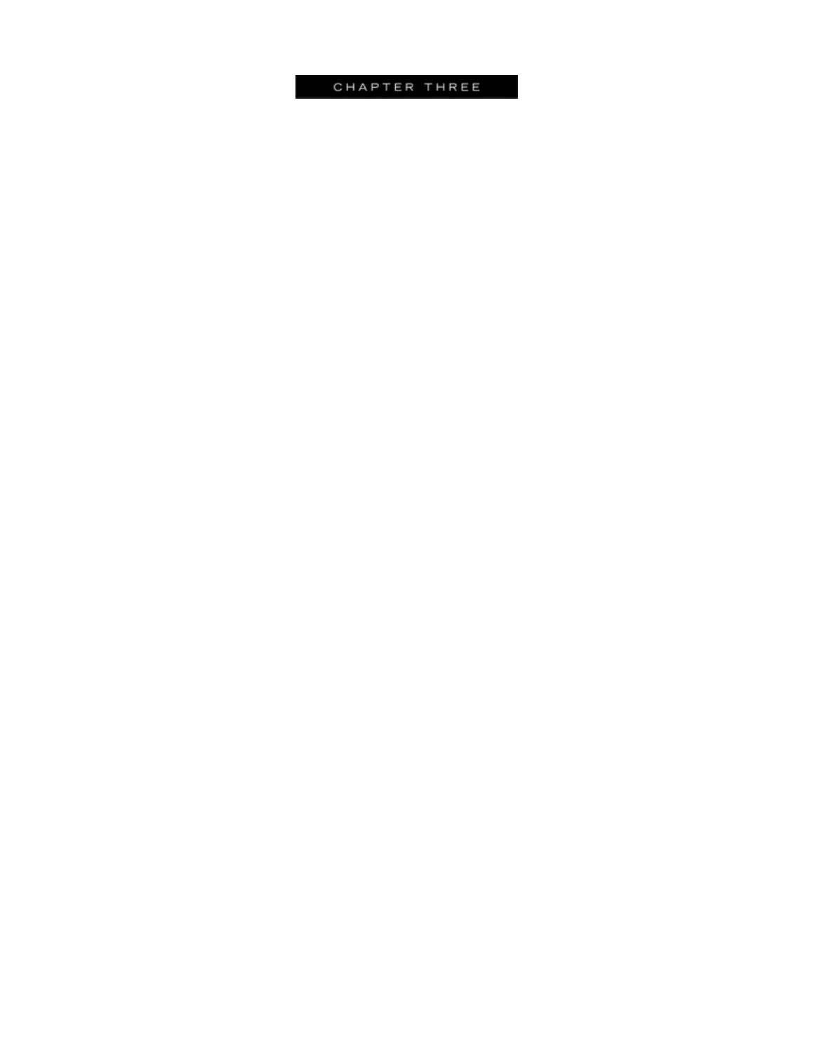# CHAPTER THREE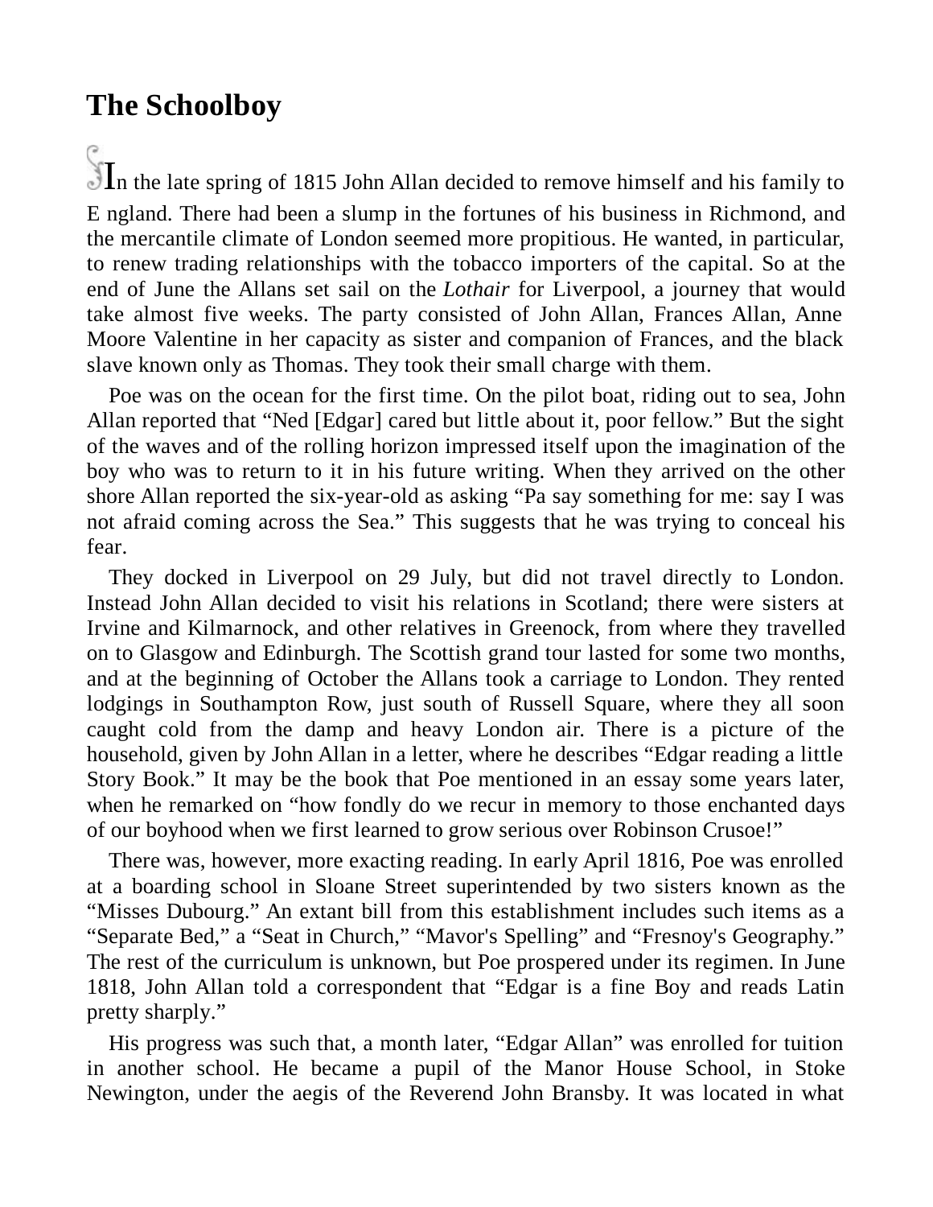## The Schoolboy

In the late spring of 1815 John Allan decided to remove himself and his family to England. There had been a slump in the fortunes of his business in Richmond, and the mercantile climate of London seemed more propitious. He wanted, in particular, to renew trading relationships with the tobacco importers of the capital. So at the end of June the Allans set sail on the *Lothair* for Liverpool, a journey that would take almost five weeks. The party consisted of John Allan, Frances Allan, Anne Moore Valentine in her capacity as sister and companion of Frances, and the black slave known only as Thomas. They took their small charge with them.

Poe was on the ocean for the first time. On the pilot boat, riding out to sea, John Allan reported that "Ned [Edgar] cared but little about it, poor fellow." But the sight of the waves and of the rolling horizon impressed itself upon the imagination of the boy who was to return to it in his future writing. When they arrived on the other shore Allan reported the six-year-old as asking "Pa say something for me: say I was not afraid coming across the Sea." This suggests that he was trying to conceal his fear.

They docked in Liverpool on 29 July, but did not travel directly to London. Instead John Allan decided to visit his relations in Scotland; there were sisters at Irvine and Kilmarnock, and other relatives in Greenock, from where they travelled on to Glasgow and Edinburgh. The Scottish grand tour lasted for some two months, and at the beginning of October the Allans took a carriage to London. They rented lodgings in Southampton Row, just south of Russell Square, where they all soon caught cold from the damp and heavy London air. There is a picture of the household, given by John Allan in a letter, where he describes "Edgar reading a little Story Book." It may be the book that Poe mentioned in an essay some years later, when he remarked on "how fondly do we recur in memory to those enchanted days of our boyhood when we first learned to grow serious over Robinson Crusoe!"

There was, however, more exacting reading. In early April 1816, Poe was enrolled at a boarding school in Sloane Street superintended by two sisters known as the "Misses Dubourg." An extant bill from this establishment includes such items as a "Separate Bed," a "Seat in Church," "Mavor's Spelling" and "Fresnoy's Geography." The rest of the curriculum is unknown, but Poe prospered under its regimen. In June 1818, John Allan told a correspondent that "Edgar is a fine Boy and reads Latin pretty sharply."

His progress was such that, a month later, "Edgar Allan" was enrolled for tuition in another school. He became a pupil of the Manor House School, in Stoke Newington, under the aegis of the Reverend John Bransby. It was located in what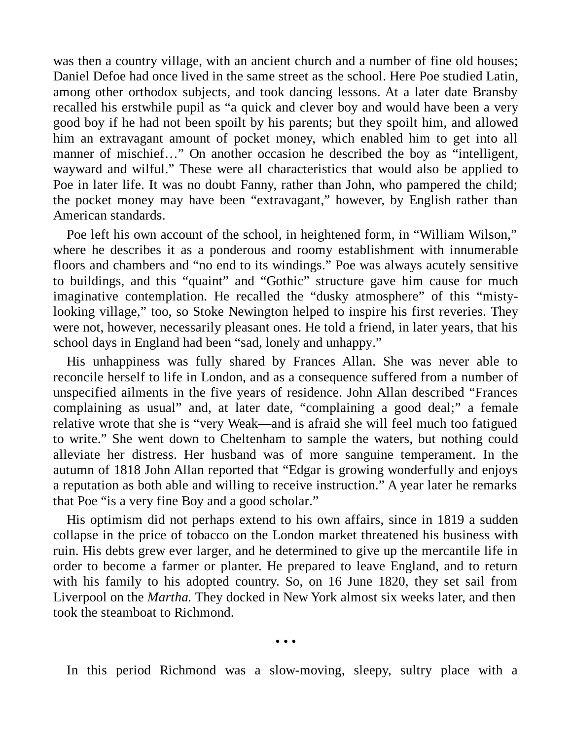was then a country village, with an ancient church and a number of fine old houses; Daniel Defoe had once lived in the same street as the school. Here Poe studied Latin, among other orthodox subjects, and took dancing lessons. At a later date Bransby recalled his erstwhile pupil as "a quick and clever boy and would have been a very good boy if he had not been spoilt by his parents; but they spoilt him, and allowed him an extravagant amount of pocket money, which enabled him to get into all manner of mischief…" On another occasion he described the boy as "intelligent, wayward and wilful." These were all characteristics that would also be applied to Poe in later life. It was no doubt Fanny, rather than John, who pampered the child; the pocket money may have been "extravagant," however, by English rather than American standards.

Poe left his own account of the school, in heightened form, in "William Wilson," where he describes it as a ponderous and roomy establishment with innumerable floors and chambers and "no end to its windings." Poe was always acutely sensitive to buildings, and this "quaint" and "Gothic" structure gave him cause for much imaginative contemplation. He recalled the "dusky atmosphere" of this "misty-looking village," too, so Stoke Newington helped to inspire his first reveries. They were not, however, necessarily pleasant ones. He told a friend, in later years, that his school days in England had been "sad, lonely and unhappy."

His unhappiness was fully shared by Frances Allan. She was never able to reconcile herself to life in London, and as a consequence suffered from a number of unspecified ailments in the five years of residence. John Allan described "Frances complaining as usual" and, at later date, "complaining a good deal;" a female relative wrote that she is "very Weak—and is afraid she will feel much too fatigued to write." She went down to Cheltenham to sample the waters, but nothing could alleviate her distress. Her husband was of more sanguine temperament. In the autumn of 1818 John Allan reported that "Edgar is growing wonderfully and enjoys a reputation as both able and willing to receive instruction." A year later he remarks that Poe "is a very fine Boy and a good scholar."

His optimism did not perhaps extend to his own affairs, since in 1819 a sudden collapse in the price of tobacco on the London market threatened his business with ruin. His debts grew ever larger, and he determined to give up the mercantile life in order to become a farmer or planter. He prepared to leave England, and to return with his family to his adopted country. So, on 16 June 1820, they set sail from Liverpool on the *Martha.* They docked in New York almost six weeks later, and then took the steamboat to Richmond.

• • •

In this period Richmond was a slow-moving, sleepy, sultry place with a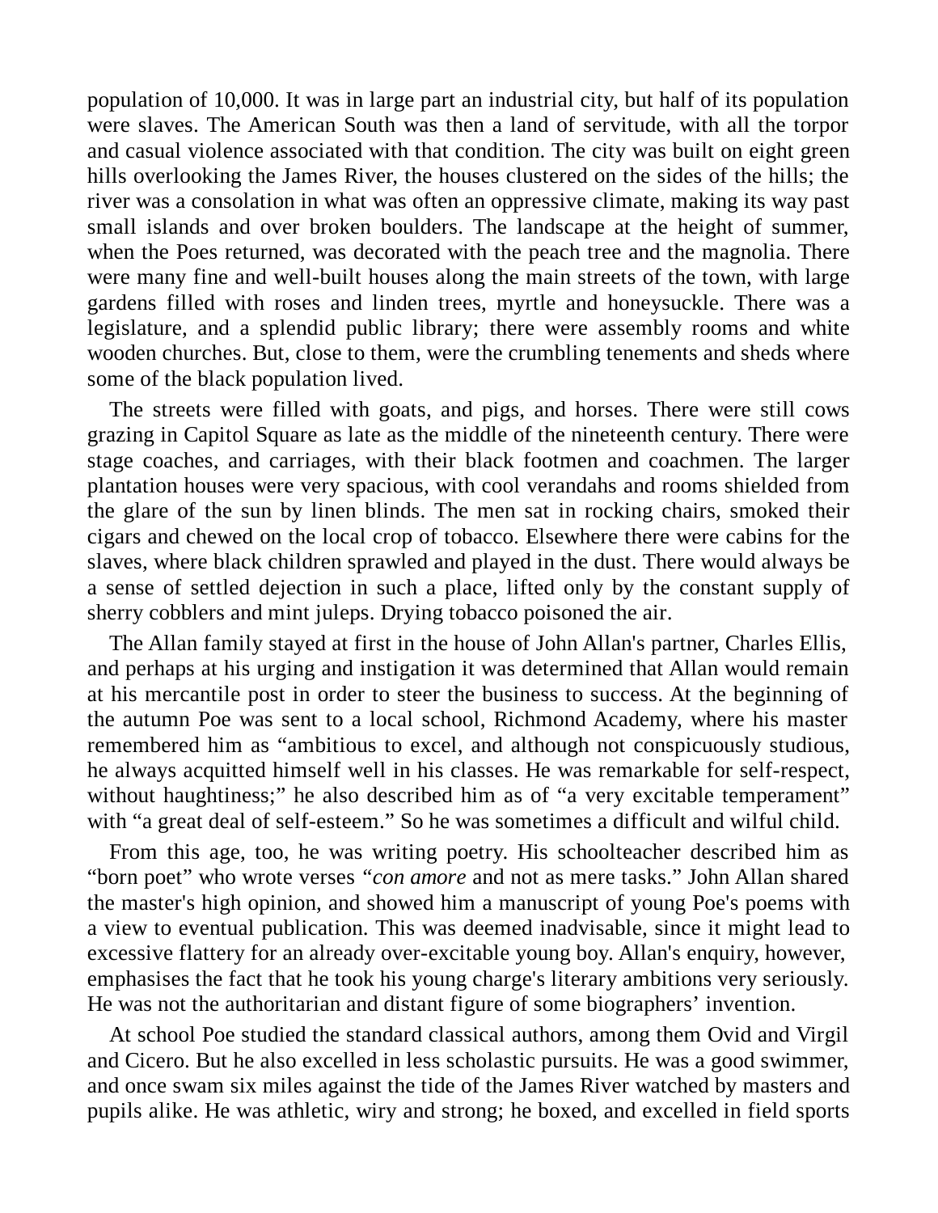population of 10,000. It was in large part an industrial city, but half of its population were slaves. The American South was then a land of servitude, with all the torpor and casual violence associated with that condition. The city was built on eight green hills overlooking the James River, the houses clustered on the sides of the hills; the river was a consolation in what was often an oppressive climate, making its way past small islands and over broken boulders. The landscape at the height of summer, when the Poes returned, was decorated with the peach tree and the magnolia. There were many fine and well-built houses along the main streets of the town, with large gardens filled with roses and linden trees, myrtle and honeysuckle. There was a legislature, and a splendid public library; there were assembly rooms and white wooden churches. But, close to them, were the crumbling tenements and sheds where some of the black population lived.

The streets were filled with goats, and pigs, and horses. There were still cows grazing in Capitol Square as late as the middle of the nineteenth century. There were stage coaches, and carriages, with their black footmen and coachmen. The larger plantation houses were very spacious, with cool verandahs and rooms shielded from the glare of the sun by linen blinds. The men sat in rocking chairs, smoked their cigars and chewed on the local crop of tobacco. Elsewhere there were cabins for the slaves, where black children sprawled and played in the dust. There would always be a sense of settled dejection in such a place, lifted only by the constant supply of sherry cobblers and mint juleps. Drying tobacco poisoned the air.

The Allan family stayed at first in the house of John Allan's partner, Charles Ellis, and perhaps at his urging and instigation it was determined that Allan would remain at his mercantile post in order to steer the business to success. At the beginning of the autumn Poe was sent to a local school, Richmond Academy, where his master remembered him as "ambitious to excel, and although not conspicuously studious, he always acquitted himself well in his classes. He was remarkable for self-respect, without haughtiness;" he also described him as of "a very excitable temperament" with "a great deal of self-esteem." So he was sometimes a difficult and wilful child.

From this age, too, he was writing poetry. His schoolteacher described him as "born poet" who wrote verses "*con amore* and not as mere tasks." John Allan shared the master's high opinion, and showed him a manuscript of young Poe's poems with a view to eventual publication. This was deemed inadvisable, since it might lead to excessive flattery for an already over-excitable young boy. Allan's enquiry, however, emphasises the fact that he took his young charge's literary ambitions very seriously. He was not the authoritarian and distant figure of some biographers' invention.

At school Poe studied the standard classical authors, among them Ovid and Virgil and Cicero. But he also excelled in less scholastic pursuits. He was a good swimmer, and once swam six miles against the tide of the James River watched by masters and pupils alike. He was athletic, wiry and strong; he boxed, and excelled in field sports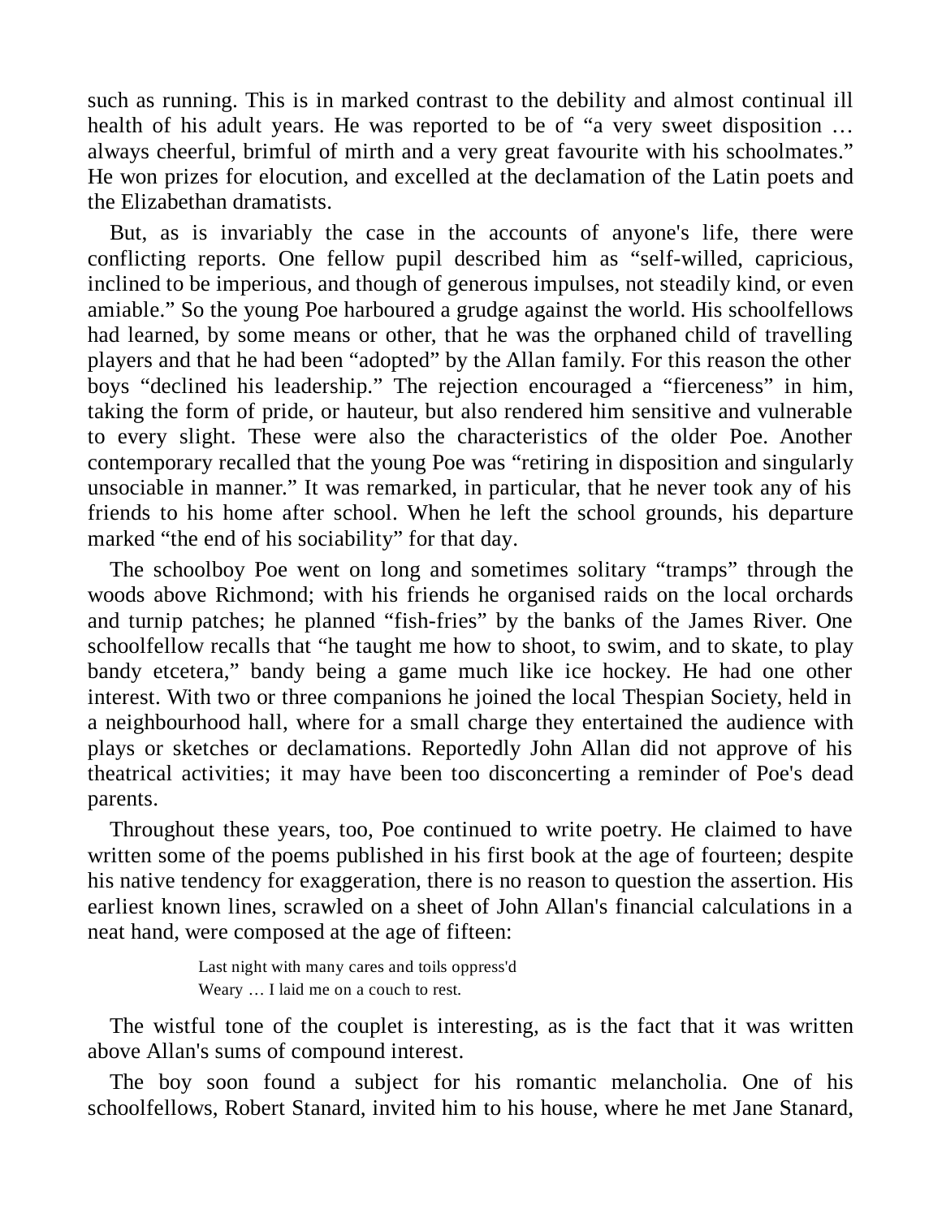such as running. This is in marked contrast to the debility and almost continual ill health of his adult years. He was reported to be of “a very sweet disposition … always cheerful, brimful of mirth and a very great favourite with his schoolmates.” He won prizes for elocution, and excelled at the declamation of the Latin poets and the Elizabethan dramatists.

But, as is invariably the case in the accounts of anyone's life, there were conflicting reports. One fellow pupil described him as “self-willed, capricious, inclined to be imperious, and though of generous impulses, not steadily kind, or even amiable.” So the young Poe harboured a grudge against the world. His schoolfellows had learned, by some means or other, that he was the orphaned child of travelling players and that he had been “adopted” by the Allan family. For this reason the other boys “declined his leadership.” The rejection encouraged a “fierceness” in him, taking the form of pride, or hauteur, but also rendered him sensitive and vulnerable to every slight. These were also the characteristics of the older Poe. Another contemporary recalled that the young Poe was “retiring in disposition and singularly unsociable in manner.” It was remarked, in particular, that he never took any of his friends to his home after school. When he left the school grounds, his departure marked “the end of his sociability” for that day.

The schoolboy Poe went on long and sometimes solitary “tramps” through the woods above Richmond; with his friends he organised raids on the local orchards and turnip patches; he planned “fish-fries” by the banks of the James River. One schoolfellow recalls that “he taught me how to shoot, to swim, and to skate, to play bandy etcetera,” bandy being a game much like ice hockey. He had one other interest. With two or three companions he joined the local Thespian Society, held in a neighbourhood hall, where for a small charge they entertained the audience with plays or sketches or declamations. Reportedly John Allan did not approve of his theatrical activities; it may have been too disconcerting a reminder of Poe's dead parents.

Throughout these years, too, Poe continued to write poetry. He claimed to have written some of the poems published in his first book at the age of fourteen; despite his native tendency for exaggeration, there is no reason to question the assertion. His earliest known lines, scrawled on a sheet of John Allan's financial calculations in a neat hand, were composed at the age of fifteen:

> Last night with many cares and toils oppress'd
> Weary … I laid me on a couch to rest.

The wistful tone of the couplet is interesting, as is the fact that it was written above Allan's sums of compound interest.

The boy soon found a subject for his romantic melancholia. One of his schoolfellows, Robert Stanard, invited him to his house, where he met Jane Stanard,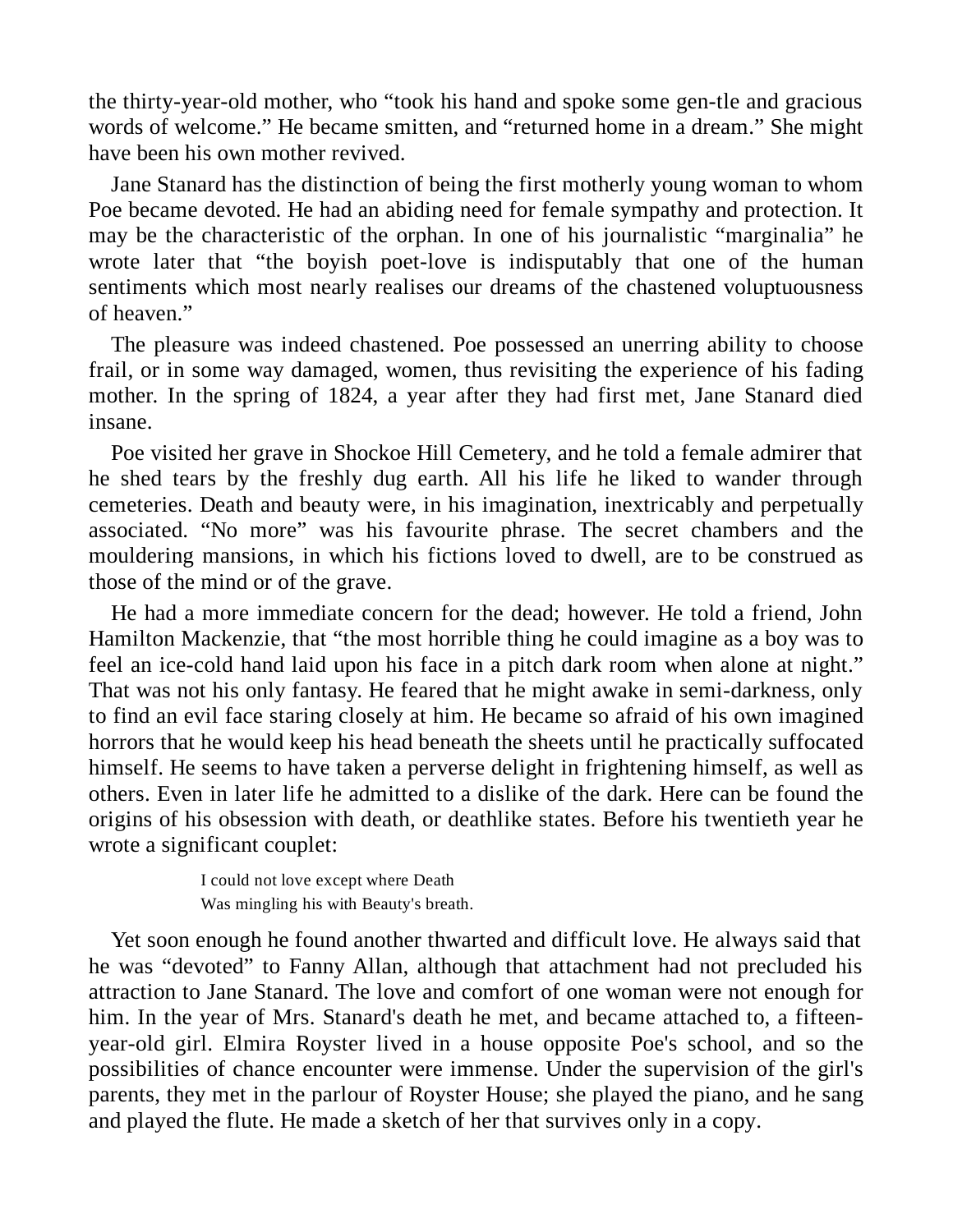the thirty-year-old mother, who “took his hand and spoke some gen-tle and gracious words of welcome.” He became smitten, and “returned home in a dream.” She might have been his own mother revived.

Jane Stanard has the distinction of being the first motherly young woman to whom Poe became devoted. He had an abiding need for female sympathy and protection. It may be the characteristic of the orphan. In one of his journalistic “marginalia” he wrote later that “the boyish poet-love is indisputably that one of the human sentiments which most nearly realises our dreams of the chastened voluptuousness of heaven.”

The pleasure was indeed chastened. Poe possessed an unerring ability to choose frail, or in some way damaged, women, thus revisiting the experience of his fading mother. In the spring of 1824, a year after they had first met, Jane Stanard died insane.

Poe visited her grave in Shockoe Hill Cemetery, and he told a female admirer that he shed tears by the freshly dug earth. All his life he liked to wander through cemeteries. Death and beauty were, in his imagination, inextricably and perpetually associated. “No more” was his favourite phrase. The secret chambers and the mouldering mansions, in which his fictions loved to dwell, are to be construed as those of the mind or of the grave.

He had a more immediate concern for the dead; however. He told a friend, John Hamilton Mackenzie, that “the most horrible thing he could imagine as a boy was to feel an ice-cold hand laid upon his face in a pitch dark room when alone at night.” That was not his only fantasy. He feared that he might awake in semi-darkness, only to find an evil face staring closely at him. He became so afraid of his own imagined horrors that he would keep his head beneath the sheets until he practically suffocated himself. He seems to have taken a perverse delight in frightening himself, as well as others. Even in later life he admitted to a dislike of the dark. Here can be found the origins of his obsession with death, or deathlike states. Before his twentieth year he wrote a significant couplet:

> I could not love except where Death
> Was mingling his with Beauty's breath.

Yet soon enough he found another thwarted and difficult love. He always said that he was “devoted” to Fanny Allan, although that attachment had not precluded his attraction to Jane Stanard. The love and comfort of one woman were not enough for him. In the year of Mrs. Stanard's death he met, and became attached to, a fifteen-year-old girl. Elmira Royster lived in a house opposite Poe's school, and so the possibilities of chance encounter were immense. Under the supervision of the girl's parents, they met in the parlour of Royster House; she played the piano, and he sang and played the flute. He made a sketch of her that survives only in a copy.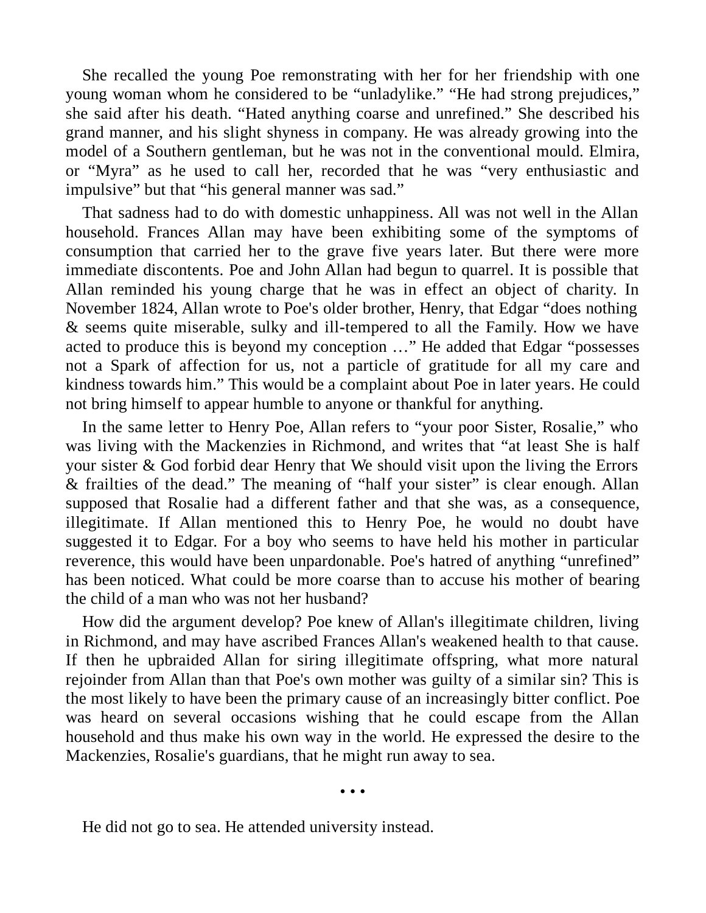She recalled the young Poe remonstrating with her for her friendship with one young woman whom he considered to be “unladylike.” “He had strong prejudices,” she said after his death. “Hated anything coarse and unrefined.” She described his grand manner, and his slight shyness in company. He was already growing into the model of a Southern gentleman, but he was not in the conventional mould. Elmira, or “Myra” as he used to call her, recorded that he was “very enthusiastic and impulsive” but that “his general manner was sad.”

That sadness had to do with domestic unhappiness. All was not well in the Allan household. Frances Allan may have been exhibiting some of the symptoms of consumption that carried her to the grave five years later. But there were more immediate discontents. Poe and John Allan had begun to quarrel. It is possible that Allan reminded his young charge that he was in effect an object of charity. In November 1824, Allan wrote to Poe's older brother, Henry, that Edgar “does nothing & seems quite miserable, sulky and ill-tempered to all the Family. How we have acted to produce this is beyond my conception …” He added that Edgar “possesses not a Spark of affection for us, not a particle of gratitude for all my care and kindness towards him.” This would be a complaint about Poe in later years. He could not bring himself to appear humble to anyone or thankful for anything.

In the same letter to Henry Poe, Allan refers to “your poor Sister, Rosalie,” who was living with the Mackenzies in Richmond, and writes that “at least She is half your sister & God forbid dear Henry that We should visit upon the living the Errors & frailties of the dead.” The meaning of “half your sister” is clear enough. Allan supposed that Rosalie had a different father and that she was, as a consequence, illegitimate. If Allan mentioned this to Henry Poe, he would no doubt have suggested it to Edgar. For a boy who seems to have held his mother in particular reverence, this would have been unpardonable. Poe's hatred of anything “unrefined” has been noticed. What could be more coarse than to accuse his mother of bearing the child of a man who was not her husband?

How did the argument develop? Poe knew of Allan's illegitimate children, living in Richmond, and may have ascribed Frances Allan's weakened health to that cause. If then he upbraided Allan for siring illegitimate offspring, what more natural rejoinder from Allan than that Poe's own mother was guilty of a similar sin? This is the most likely to have been the primary cause of an increasingly bitter conflict. Poe was heard on several occasions wishing that he could escape from the Allan household and thus make his own way in the world. He expressed the desire to the Mackenzies, Rosalie's guardians, that he might run away to sea.

• • •

He did not go to sea. He attended university instead.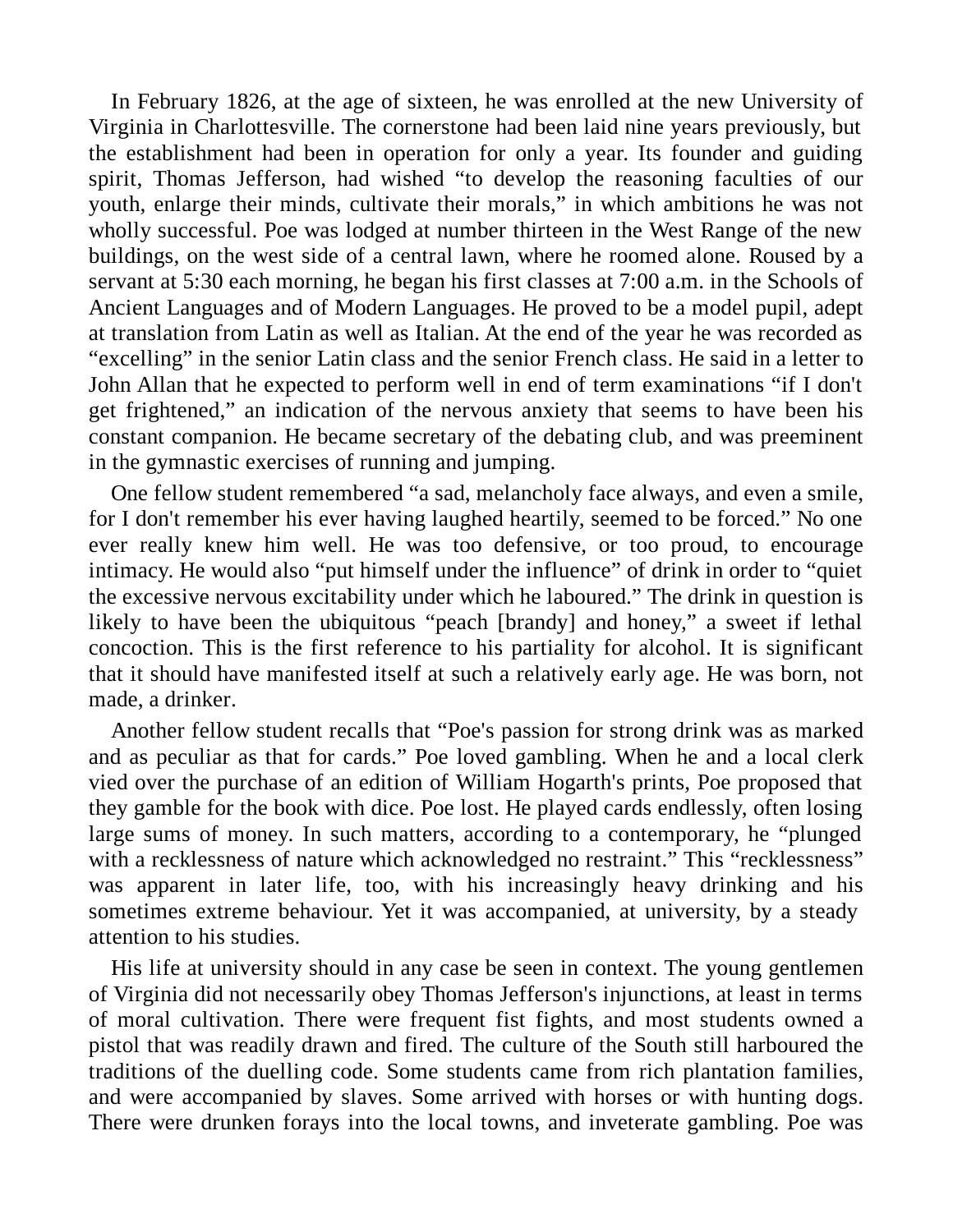In February 1826, at the age of sixteen, he was enrolled at the new University of Virginia in Charlottesville. The cornerstone had been laid nine years previously, but the establishment had been in operation for only a year. Its founder and guiding spirit, Thomas Jefferson, had wished "to develop the reasoning faculties of our youth, enlarge their minds, cultivate their morals," in which ambitions he was not wholly successful. Poe was lodged at number thirteen in the West Range of the new buildings, on the west side of a central lawn, where he roomed alone. Roused by a servant at 5:30 each morning, he began his first classes at 7:00 a.m. in the Schools of Ancient Languages and of Modern Languages. He proved to be a model pupil, adept at translation from Latin as well as Italian. At the end of the year he was recorded as "excelling" in the senior Latin class and the senior French class. He said in a letter to John Allan that he expected to perform well in end of term examinations "if I don't get frightened," an indication of the nervous anxiety that seems to have been his constant companion. He became secretary of the debating club, and was preeminent in the gymnastic exercises of running and jumping.

One fellow student remembered "a sad, melancholy face always, and even a smile, for I don't remember his ever having laughed heartily, seemed to be forced." No one ever really knew him well. He was too defensive, or too proud, to encourage intimacy. He would also "put himself under the influence" of drink in order to "quiet the excessive nervous excitability under which he laboured." The drink in question is likely to have been the ubiquitous "peach [brandy] and honey," a sweet if lethal concoction. This is the first reference to his partiality for alcohol. It is significant that it should have manifested itself at such a relatively early age. He was born, not made, a drinker.

Another fellow student recalls that "Poe's passion for strong drink was as marked and as peculiar as that for cards." Poe loved gambling. When he and a local clerk vied over the purchase of an edition of William Hogarth's prints, Poe proposed that they gamble for the book with dice. Poe lost. He played cards endlessly, often losing large sums of money. In such matters, according to a contemporary, he "plunged with a recklessness of nature which acknowledged no restraint." This "recklessness" was apparent in later life, too, with his increasingly heavy drinking and his sometimes extreme behaviour. Yet it was accompanied, at university, by a steady attention to his studies.

His life at university should in any case be seen in context. The young gentlemen of Virginia did not necessarily obey Thomas Jefferson's injunctions, at least in terms of moral cultivation. There were frequent fist fights, and most students owned a pistol that was readily drawn and fired. The culture of the South still harboured the traditions of the duelling code. Some students came from rich plantation families, and were accompanied by slaves. Some arrived with horses or with hunting dogs. There were drunken forays into the local towns, and inveterate gambling. Poe was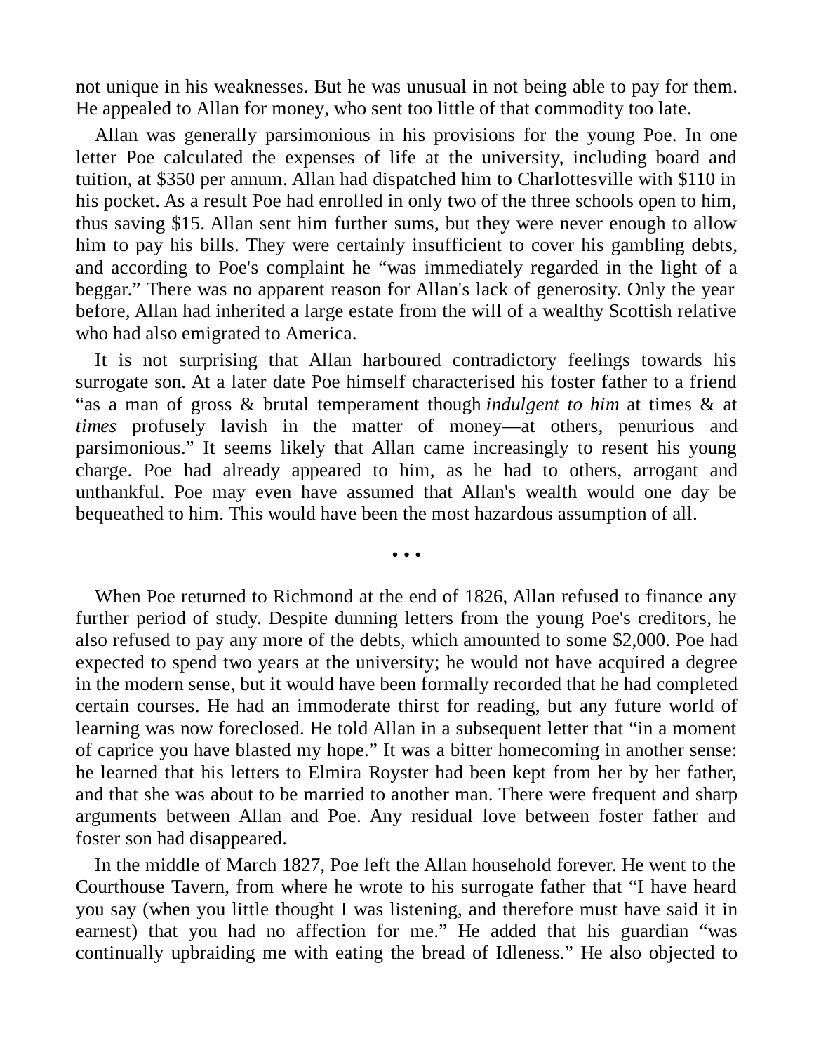not unique in his weaknesses. But he was unusual in not being able to pay for them. He appealed to Allan for money, who sent too little of that commodity too late.

Allan was generally parsimonious in his provisions for the young Poe. In one letter Poe calculated the expenses of life at the university, including board and tuition, at $350 per annum. Allan had dispatched him to Charlottesville with $110 in his pocket. As a result Poe had enrolled in only two of the three schools open to him, thus saving $15. Allan sent him further sums, but they were never enough to allow him to pay his bills. They were certainly insufficient to cover his gambling debts, and according to Poe's complaint he "was immediately regarded in the light of a beggar." There was no apparent reason for Allan's lack of generosity. Only the year before, Allan had inherited a large estate from the will of a wealthy Scottish relative who had also emigrated to America.

It is not surprising that Allan harboured contradictory feelings towards his surrogate son. At a later date Poe himself characterised his foster father to a friend "as a man of gross & brutal temperament though *indulgent to him* at times & at *times* profusely lavish in the matter of money—at others, penurious and parsimonious." It seems likely that Allan came increasingly to resent his young charge. Poe had already appeared to him, as he had to others, arrogant and unthankful. Poe may even have assumed that Allan's wealth would one day be bequeathed to him. This would have been the most hazardous assumption of all.

• • •

When Poe returned to Richmond at the end of 1826, Allan refused to finance any further period of study. Despite dunning letters from the young Poe's creditors, he also refused to pay any more of the debts, which amounted to some $2,000. Poe had expected to spend two years at the university; he would not have acquired a degree in the modern sense, but it would have been formally recorded that he had completed certain courses. He had an immoderate thirst for reading, but any future world of learning was now foreclosed. He told Allan in a subsequent letter that "in a moment of caprice you have blasted my hope." It was a bitter homecoming in another sense: he learned that his letters to Elmira Royster had been kept from her by her father, and that she was about to be married to another man. There were frequent and sharp arguments between Allan and Poe. Any residual love between foster father and foster son had disappeared.

In the middle of March 1827, Poe left the Allan household forever. He went to the Courthouse Tavern, from where he wrote to his surrogate father that "I have heard you say (when you little thought I was listening, and therefore must have said it in earnest) that you had no affection for me." He added that his guardian "was continually upbraiding me with eating the bread of Idleness." He also objected to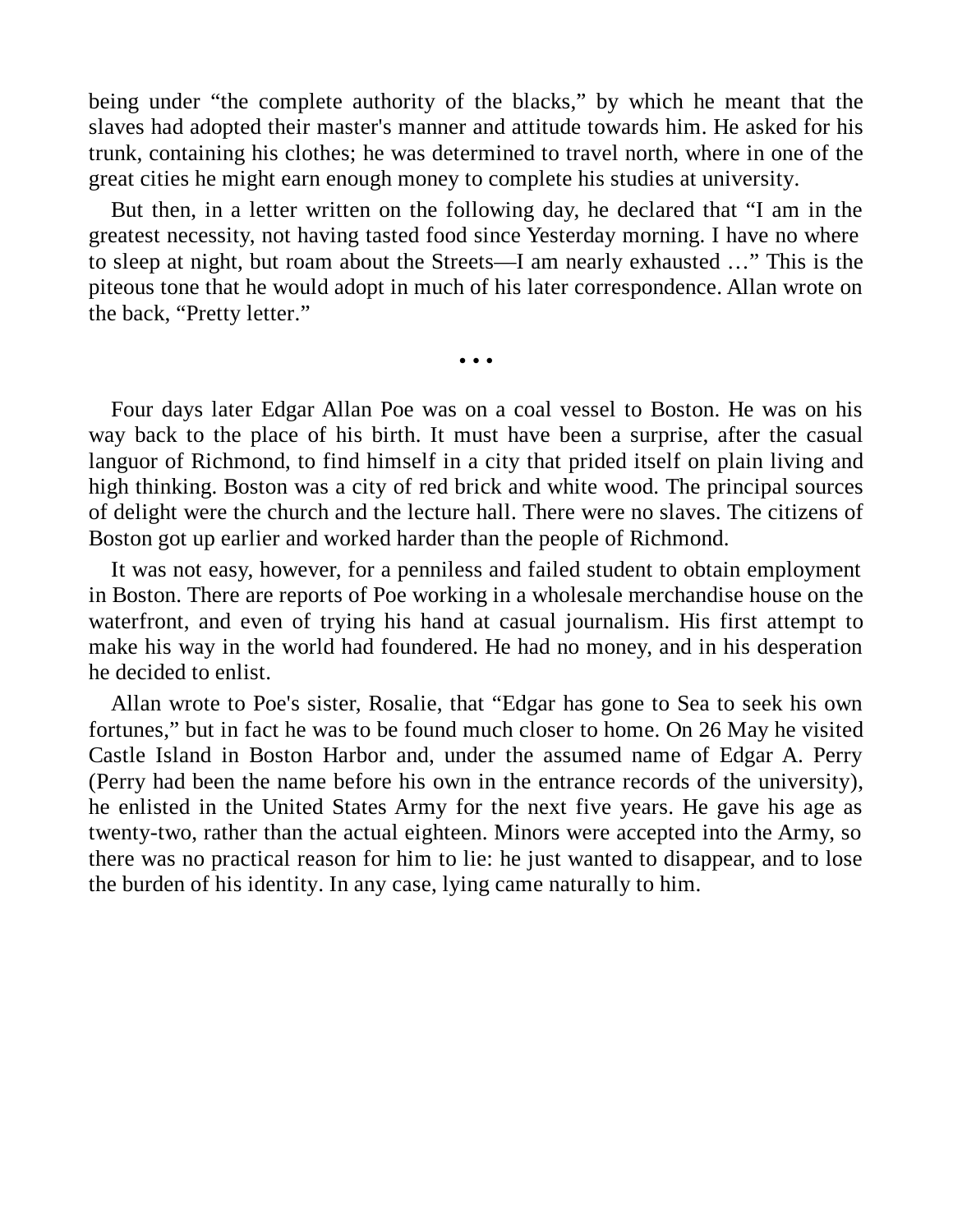being under “the complete authority of the blacks,” by which he meant that the slaves had adopted their master's manner and attitude towards him. He asked for his trunk, containing his clothes; he was determined to travel north, where in one of the great cities he might earn enough money to complete his studies at university.

But then, in a letter written on the following day, he declared that “I am in the greatest necessity, not having tasted food since Yesterday morning. I have no where to sleep at night, but roam about the Streets—I am nearly exhausted …” This is the piteous tone that he would adopt in much of his later correspondence. Allan wrote on the back, “Pretty letter.”

• • •

Four days later Edgar Allan Poe was on a coal vessel to Boston. He was on his way back to the place of his birth. It must have been a surprise, after the casual languor of Richmond, to find himself in a city that prided itself on plain living and high thinking. Boston was a city of red brick and white wood. The principal sources of delight were the church and the lecture hall. There were no slaves. The citizens of Boston got up earlier and worked harder than the people of Richmond.

It was not easy, however, for a penniless and failed student to obtain employment in Boston. There are reports of Poe working in a wholesale merchandise house on the waterfront, and even of trying his hand at casual journalism. His first attempt to make his way in the world had foundered. He had no money, and in his desperation he decided to enlist.

Allan wrote to Poe's sister, Rosalie, that “Edgar has gone to Sea to seek his own fortunes,” but in fact he was to be found much closer to home. On 26 May he visited Castle Island in Boston Harbor and, under the assumed name of Edgar A. Perry (Perry had been the name before his own in the entrance records of the university), he enlisted in the United States Army for the next five years. He gave his age as twenty-two, rather than the actual eighteen. Minors were accepted into the Army, so there was no practical reason for him to lie: he just wanted to disappear, and to lose the burden of his identity. In any case, lying came naturally to him.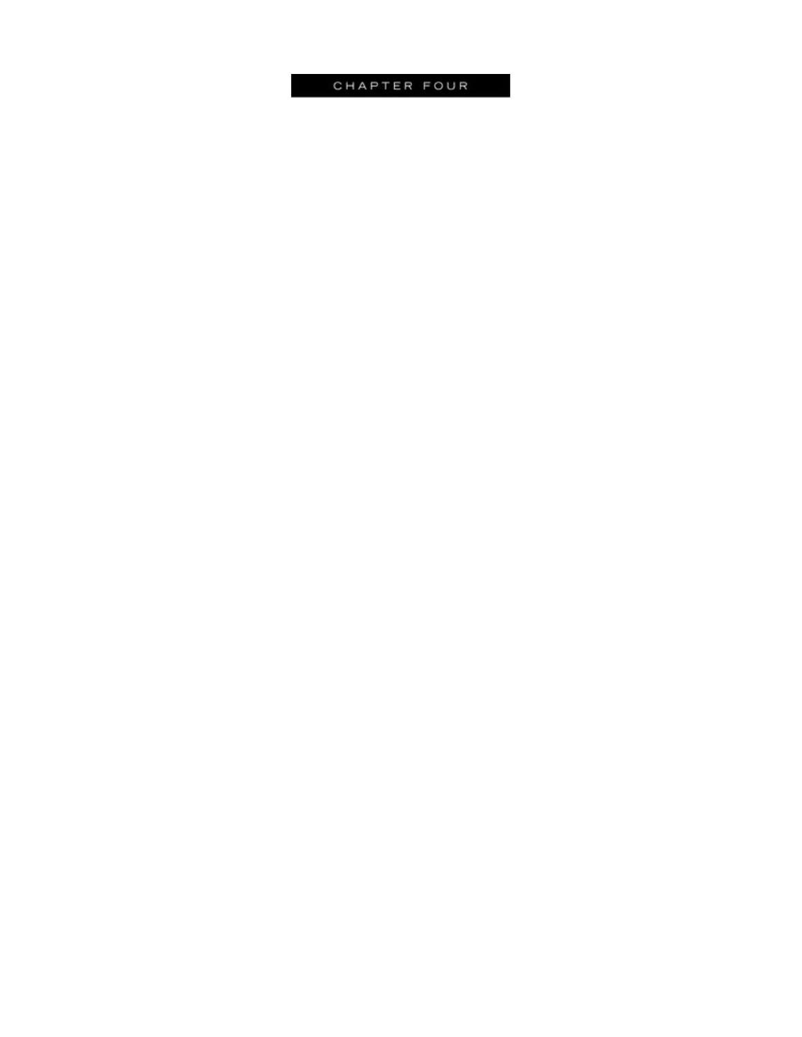# CHAPTER FOUR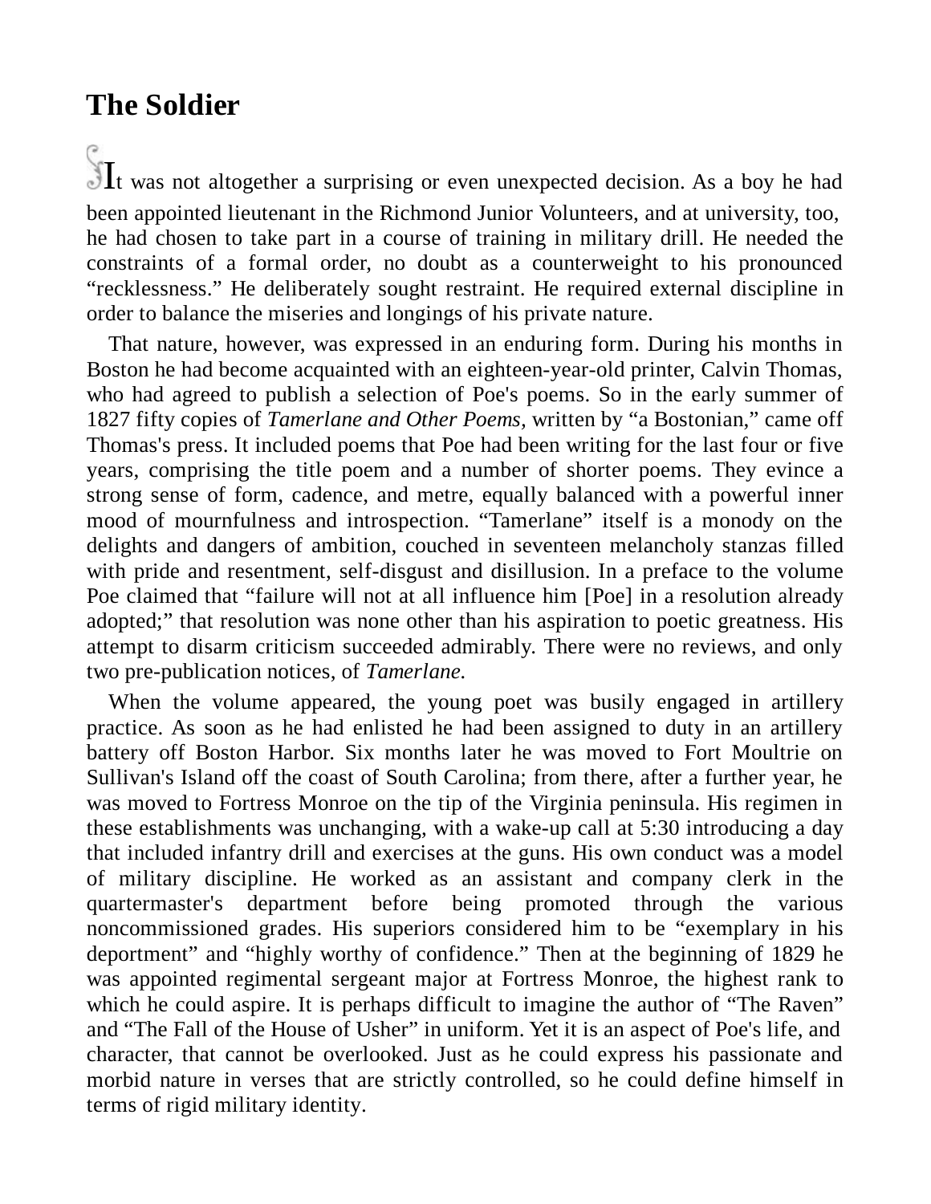## The Soldier

It was not altogether a surprising or even unexpected decision. As a boy he had been appointed lieutenant in the Richmond Junior Volunteers, and at university, too, he had chosen to take part in a course of training in military drill. He needed the constraints of a formal order, no doubt as a counterweight to his pronounced "recklessness." He deliberately sought restraint. He required external discipline in order to balance the miseries and longings of his private nature.

That nature, however, was expressed in an enduring form. During his months in Boston he had become acquainted with an eighteen-year-old printer, Calvin Thomas, who had agreed to publish a selection of Poe's poems. So in the early summer of 1827 fifty copies of *Tamerlane and Other Poems,* written by "a Bostonian," came off Thomas's press. It included poems that Poe had been writing for the last four or five years, comprising the title poem and a number of shorter poems. They evince a strong sense of form, cadence, and metre, equally balanced with a powerful inner mood of mournfulness and introspection. "Tamerlane" itself is a monody on the delights and dangers of ambition, couched in seventeen melancholy stanzas filled with pride and resentment, self-disgust and disillusion. In a preface to the volume Poe claimed that "failure will not at all influence him [Poe] in a resolution already adopted;" that resolution was none other than his aspiration to poetic greatness. His attempt to disarm criticism succeeded admirably. There were no reviews, and only two pre-publication notices, of *Tamerlane.*

When the volume appeared, the young poet was busily engaged in artillery practice. As soon as he had enlisted he had been assigned to duty in an artillery battery off Boston Harbor. Six months later he was moved to Fort Moultrie on Sullivan's Island off the coast of South Carolina; from there, after a further year, he was moved to Fortress Monroe on the tip of the Virginia peninsula. His regimen in these establishments was unchanging, with a wake-up call at 5:30 introducing a day that included infantry drill and exercises at the guns. His own conduct was a model of military discipline. He worked as an assistant and company clerk in the quartermaster's department before being promoted through the various noncommissioned grades. His superiors considered him to be "exemplary in his deportment" and "highly worthy of confidence." Then at the beginning of 1829 he was appointed regimental sergeant major at Fortress Monroe, the highest rank to which he could aspire. It is perhaps difficult to imagine the author of "The Raven" and "The Fall of the House of Usher" in uniform. Yet it is an aspect of Poe's life, and character, that cannot be overlooked. Just as he could express his passionate and morbid nature in verses that are strictly controlled, so he could define himself in terms of rigid military identity.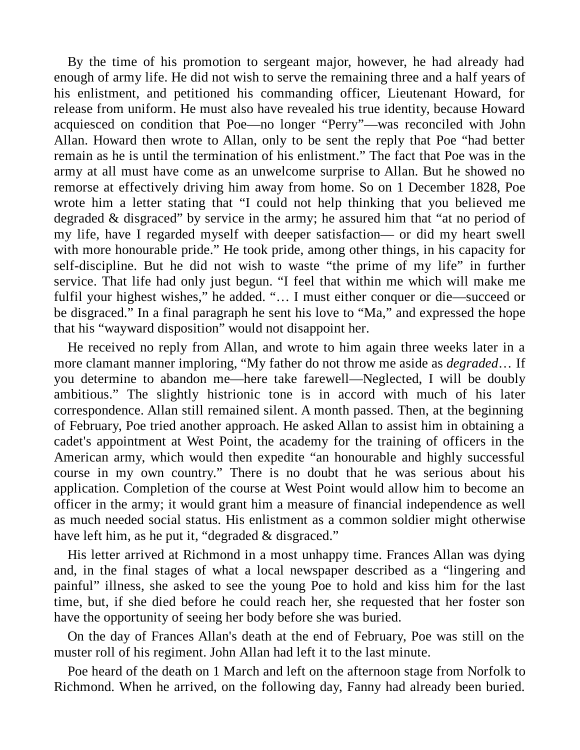By the time of his promotion to sergeant major, however, he had already had enough of army life. He did not wish to serve the remaining three and a half years of his enlistment, and petitioned his commanding officer, Lieutenant Howard, for release from uniform. He must also have revealed his true identity, because Howard acquiesced on condition that Poe—no longer "Perry"—was reconciled with John Allan. Howard then wrote to Allan, only to be sent the reply that Poe "had better remain as he is until the termination of his enlistment." The fact that Poe was in the army at all must have come as an unwelcome surprise to Allan. But he showed no remorse at effectively driving him away from home. So on 1 December 1828, Poe wrote him a letter stating that "I could not help thinking that you believed me degraded & disgraced" by service in the army; he assured him that "at no period of my life, have I regarded myself with deeper satisfaction— or did my heart swell with more honourable pride." He took pride, among other things, in his capacity for self-discipline. But he did not wish to waste "the prime of my life" in further service. That life had only just begun. "I feel that within me which will make me fulfil your highest wishes," he added. "… I must either conquer or die—succeed or be disgraced." In a final paragraph he sent his love to "Ma," and expressed the hope that his "wayward disposition" would not disappoint her.

He received no reply from Allan, and wrote to him again three weeks later in a more clamant manner imploring, "My father do not throw me aside as *degraded*… If you determine to abandon me—here take farewell—Neglected, I will be doubly ambitious." The slightly histrionic tone is in accord with much of his later correspondence. Allan still remained silent. A month passed. Then, at the beginning of February, Poe tried another approach. He asked Allan to assist him in obtaining a cadet's appointment at West Point, the academy for the training of officers in the American army, which would then expedite "an honourable and highly successful course in my own country." There is no doubt that he was serious about his application. Completion of the course at West Point would allow him to become an officer in the army; it would grant him a measure of financial independence as well as much needed social status. His enlistment as a common soldier might otherwise have left him, as he put it, "degraded & disgraced."

His letter arrived at Richmond in a most unhappy time. Frances Allan was dying and, in the final stages of what a local newspaper described as a "lingering and painful" illness, she asked to see the young Poe to hold and kiss him for the last time, but, if she died before he could reach her, she requested that her foster son have the opportunity of seeing her body before she was buried.

On the day of Frances Allan's death at the end of February, Poe was still on the muster roll of his regiment. John Allan had left it to the last minute.

Poe heard of the death on 1 March and left on the afternoon stage from Norfolk to Richmond. When he arrived, on the following day, Fanny had already been buried.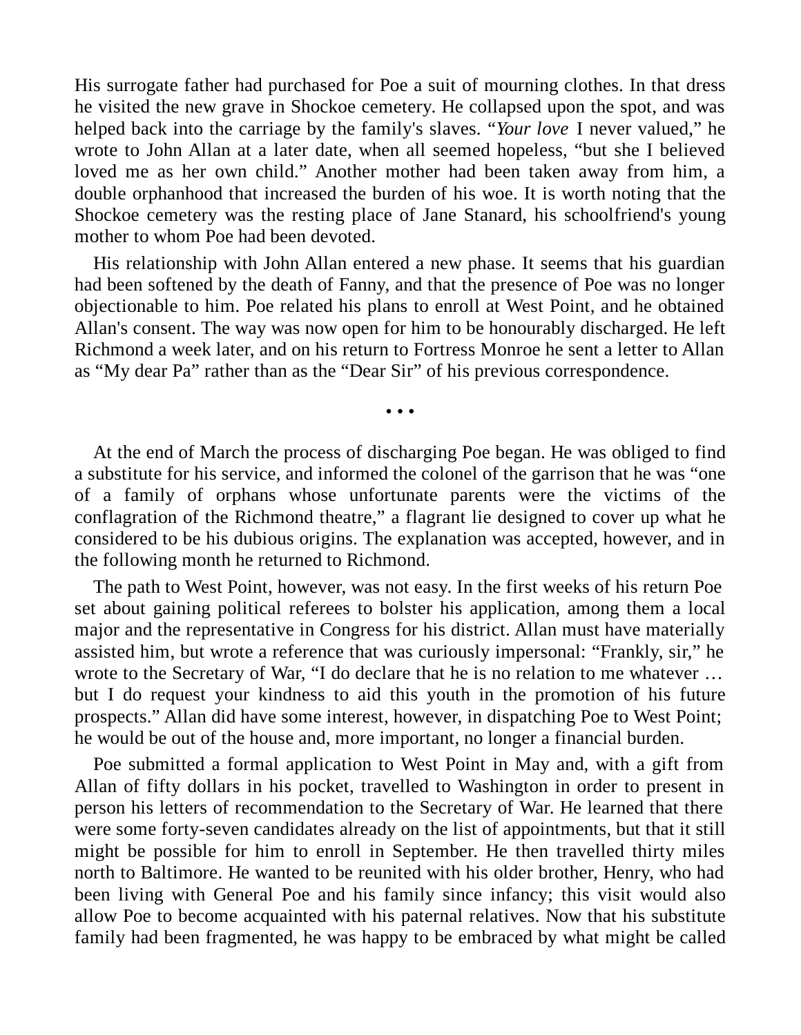His surrogate father had purchased for Poe a suit of mourning clothes. In that dress he visited the new grave in Shockoe cemetery. He collapsed upon the spot, and was helped back into the carriage by the family's slaves. "*Your love* I never valued," he wrote to John Allan at a later date, when all seemed hopeless, "but she I believed loved me as her own child." Another mother had been taken away from him, a double orphanhood that increased the burden of his woe. It is worth noting that the Shockoe cemetery was the resting place of Jane Stanard, his schoolfriend's young mother to whom Poe had been devoted.

His relationship with John Allan entered a new phase. It seems that his guardian had been softened by the death of Fanny, and that the presence of Poe was no longer objectionable to him. Poe related his plans to enroll at West Point, and he obtained Allan's consent. The way was now open for him to be honourably discharged. He left Richmond a week later, and on his return to Fortress Monroe he sent a letter to Allan as "My dear Pa" rather than as the "Dear Sir" of his previous correspondence.

• • •

At the end of March the process of discharging Poe began. He was obliged to find a substitute for his service, and informed the colonel of the garrison that he was "one of a family of orphans whose unfortunate parents were the victims of the conflagration of the Richmond theatre," a flagrant lie designed to cover up what he considered to be his dubious origins. The explanation was accepted, however, and in the following month he returned to Richmond.

The path to West Point, however, was not easy. In the first weeks of his return Poe set about gaining political referees to bolster his application, among them a local major and the representative in Congress for his district. Allan must have materially assisted him, but wrote a reference that was curiously impersonal: "Frankly, sir," he wrote to the Secretary of War, "I do declare that he is no relation to me whatever … but I do request your kindness to aid this youth in the promotion of his future prospects." Allan did have some interest, however, in dispatching Poe to West Point; he would be out of the house and, more important, no longer a financial burden.

Poe submitted a formal application to West Point in May and, with a gift from Allan of fifty dollars in his pocket, travelled to Washington in order to present in person his letters of recommendation to the Secretary of War. He learned that there were some forty-seven candidates already on the list of appointments, but that it still might be possible for him to enroll in September. He then travelled thirty miles north to Baltimore. He wanted to be reunited with his older brother, Henry, who had been living with General Poe and his family since infancy; this visit would also allow Poe to become acquainted with his paternal relatives. Now that his substitute family had been fragmented, he was happy to be embraced by what might be called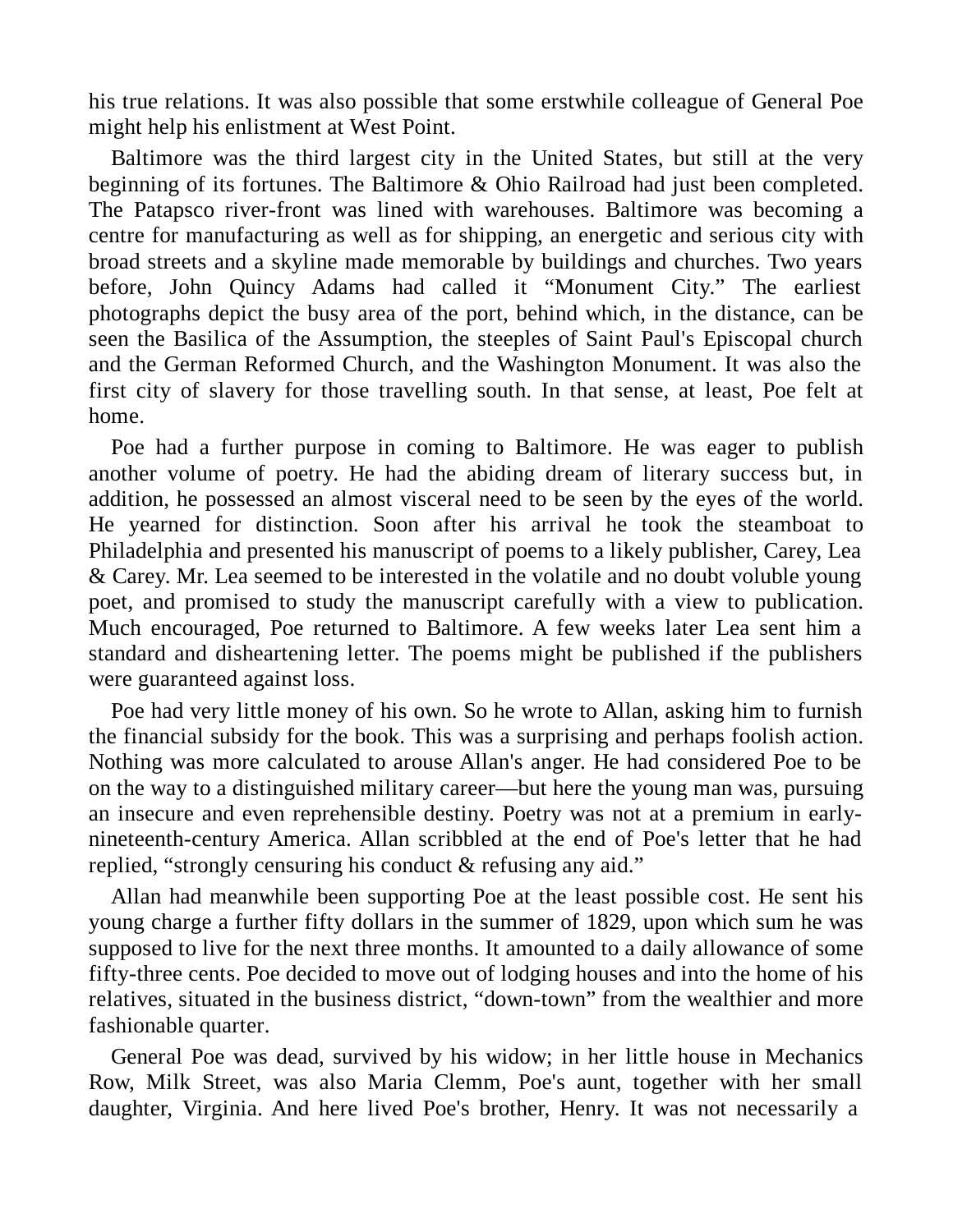his true relations. It was also possible that some erstwhile colleague of General Poe might help his enlistment at West Point.

Baltimore was the third largest city in the United States, but still at the very beginning of its fortunes. The Baltimore & Ohio Railroad had just been completed. The Patapsco river-front was lined with warehouses. Baltimore was becoming a centre for manufacturing as well as for shipping, an energetic and serious city with broad streets and a skyline made memorable by buildings and churches. Two years before, John Quincy Adams had called it "Monument City." The earliest photographs depict the busy area of the port, behind which, in the distance, can be seen the Basilica of the Assumption, the steeples of Saint Paul's Episcopal church and the German Reformed Church, and the Washington Monument. It was also the first city of slavery for those travelling south. In that sense, at least, Poe felt at home.

Poe had a further purpose in coming to Baltimore. He was eager to publish another volume of poetry. He had the abiding dream of literary success but, in addition, he possessed an almost visceral need to be seen by the eyes of the world. He yearned for distinction. Soon after his arrival he took the steamboat to Philadelphia and presented his manuscript of poems to a likely publisher, Carey, Lea & Carey. Mr. Lea seemed to be interested in the volatile and no doubt voluble young poet, and promised to study the manuscript carefully with a view to publication. Much encouraged, Poe returned to Baltimore. A few weeks later Lea sent him a standard and disheartening letter. The poems might be published if the publishers were guaranteed against loss.

Poe had very little money of his own. So he wrote to Allan, asking him to furnish the financial subsidy for the book. This was a surprising and perhaps foolish action. Nothing was more calculated to arouse Allan's anger. He had considered Poe to be on the way to a distinguished military career—but here the young man was, pursuing an insecure and even reprehensible destiny. Poetry was not at a premium in early-nineteenth-century America. Allan scribbled at the end of Poe's letter that he had replied, "strongly censuring his conduct & refusing any aid."

Allan had meanwhile been supporting Poe at the least possible cost. He sent his young charge a further fifty dollars in the summer of 1829, upon which sum he was supposed to live for the next three months. It amounted to a daily allowance of some fifty-three cents. Poe decided to move out of lodging houses and into the home of his relatives, situated in the business district, "down-town" from the wealthier and more fashionable quarter.

General Poe was dead, survived by his widow; in her little house in Mechanics Row, Milk Street, was also Maria Clemm, Poe's aunt, together with her small daughter, Virginia. And here lived Poe's brother, Henry. It was not necessarily a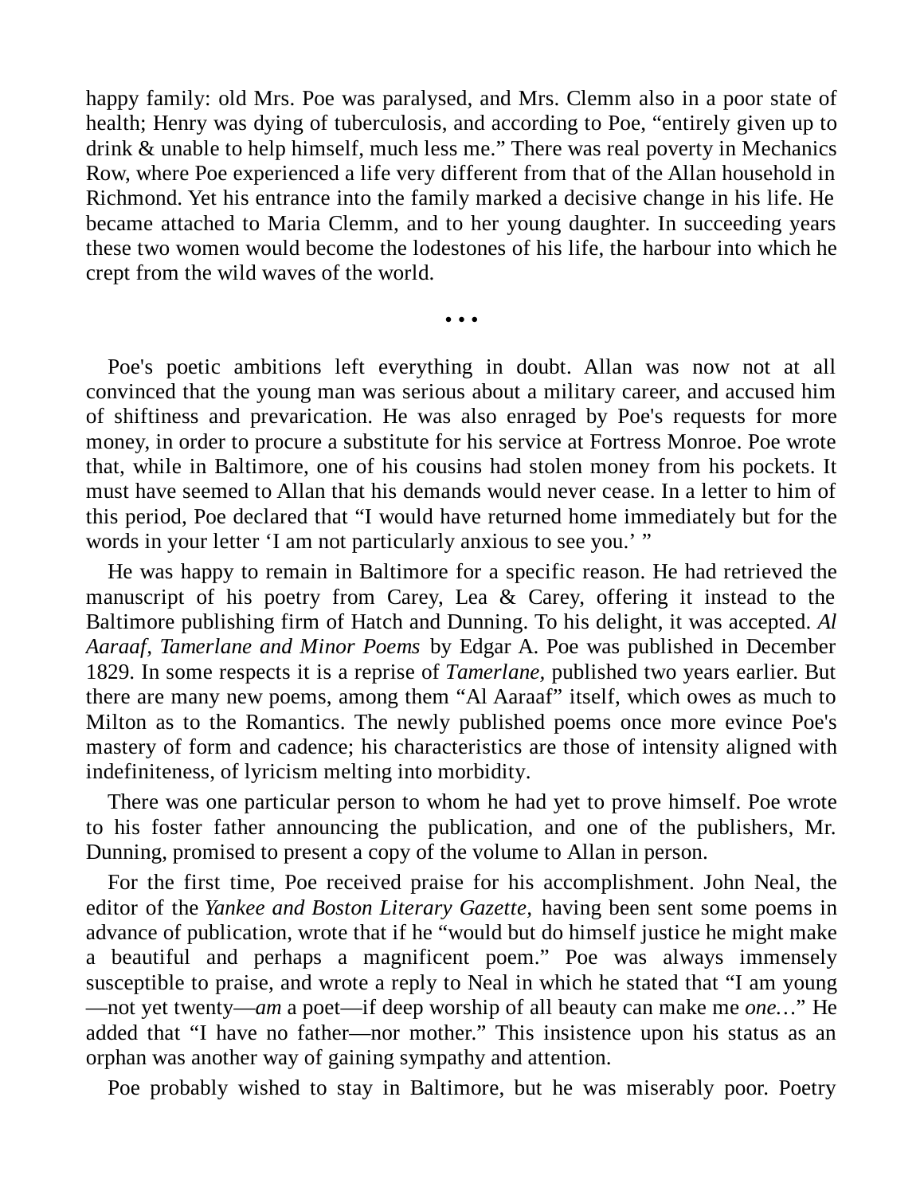happy family: old Mrs. Poe was paralysed, and Mrs. Clemm also in a poor state of health; Henry was dying of tuberculosis, and according to Poe, "entirely given up to drink & unable to help himself, much less me." There was real poverty in Mechanics Row, where Poe experienced a life very different from that of the Allan household in Richmond. Yet his entrance into the family marked a decisive change in his life. He became attached to Maria Clemm, and to her young daughter. In succeeding years these two women would become the lodestones of his life, the harbour into which he crept from the wild waves of the world.

• • •

Poe's poetic ambitions left everything in doubt. Allan was now not at all convinced that the young man was serious about a military career, and accused him of shiftiness and prevarication. He was also enraged by Poe's requests for more money, in order to procure a substitute for his service at Fortress Monroe. Poe wrote that, while in Baltimore, one of his cousins had stolen money from his pockets. It must have seemed to Allan that his demands would never cease. In a letter to him of this period, Poe declared that "I would have returned home immediately but for the words in your letter 'I am not particularly anxious to see you.' "

He was happy to remain in Baltimore for a specific reason. He had retrieved the manuscript of his poetry from Carey, Lea & Carey, offering it instead to the Baltimore publishing firm of Hatch and Dunning. To his delight, it was accepted. *Al Aaraaf, Tamerlane and Minor Poems* by Edgar A. Poe was published in December 1829. In some respects it is a reprise of *Tamerlane*, published two years earlier. But there are many new poems, among them "Al Aaraaf" itself, which owes as much to Milton as to the Romantics. The newly published poems once more evince Poe's mastery of form and cadence; his characteristics are those of intensity aligned with indefiniteness, of lyricism melting into morbidity.

There was one particular person to whom he had yet to prove himself. Poe wrote to his foster father announcing the publication, and one of the publishers, Mr. Dunning, promised to present a copy of the volume to Allan in person.

For the first time, Poe received praise for his accomplishment. John Neal, the editor of the *Yankee and Boston Literary Gazette*, having been sent some poems in advance of publication, wrote that if he "would but do himself justice he might make a beautiful and perhaps a magnificent poem." Poe was always immensely susceptible to praise, and wrote a reply to Neal in which he stated that "I am young—not yet twenty—*am* a poet—if deep worship of all beauty can make me *one*…" He added that "I have no father—nor mother." This insistence upon his status as an orphan was another way of gaining sympathy and attention.

Poe probably wished to stay in Baltimore, but he was miserably poor. Poetry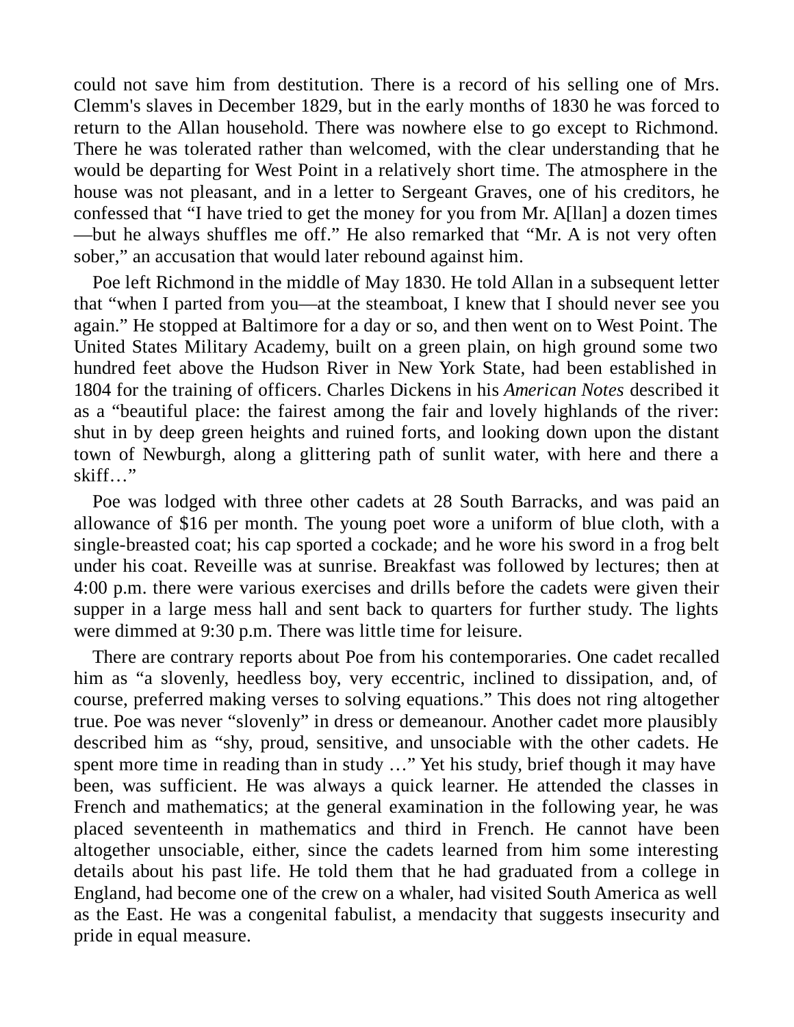could not save him from destitution. There is a record of his selling one of Mrs. Clemm's slaves in December 1829, but in the early months of 1830 he was forced to return to the Allan household. There was nowhere else to go except to Richmond. There he was tolerated rather than welcomed, with the clear understanding that he would be departing for West Point in a relatively short time. The atmosphere in the house was not pleasant, and in a letter to Sergeant Graves, one of his creditors, he confessed that "I have tried to get the money for you from Mr. A[llan] a dozen times—but he always shuffles me off." He also remarked that "Mr. A is not very often sober," an accusation that would later rebound against him.

Poe left Richmond in the middle of May 1830. He told Allan in a subsequent letter that "when I parted from you—at the steamboat, I knew that I should never see you again." He stopped at Baltimore for a day or so, and then went on to West Point. The United States Military Academy, built on a green plain, on high ground some two hundred feet above the Hudson River in New York State, had been established in 1804 for the training of officers. Charles Dickens in his *American Notes* described it as a "beautiful place: the fairest among the fair and lovely highlands of the river: shut in by deep green heights and ruined forts, and looking down upon the distant town of Newburgh, along a glittering path of sunlit water, with here and there a skiff…"

Poe was lodged with three other cadets at 28 South Barracks, and was paid an allowance of $16 per month. The young poet wore a uniform of blue cloth, with a single-breasted coat; his cap sported a cockade; and he wore his sword in a frog belt under his coat. Reveille was at sunrise. Breakfast was followed by lectures; then at 4:00 p.m. there were various exercises and drills before the cadets were given their supper in a large mess hall and sent back to quarters for further study. The lights were dimmed at 9:30 p.m. There was little time for leisure.

There are contrary reports about Poe from his contemporaries. One cadet recalled him as "a slovenly, heedless boy, very eccentric, inclined to dissipation, and, of course, preferred making verses to solving equations." This does not ring altogether true. Poe was never "slovenly" in dress or demeanour. Another cadet more plausibly described him as "shy, proud, sensitive, and unsociable with the other cadets. He spent more time in reading than in study …" Yet his study, brief though it may have been, was sufficient. He was always a quick learner. He attended the classes in French and mathematics; at the general examination in the following year, he was placed seventeenth in mathematics and third in French. He cannot have been altogether unsociable, either, since the cadets learned from him some interesting details about his past life. He told them that he had graduated from a college in England, had become one of the crew on a whaler, had visited South America as well as the East. He was a congenital fabulist, a mendacity that suggests insecurity and pride in equal measure.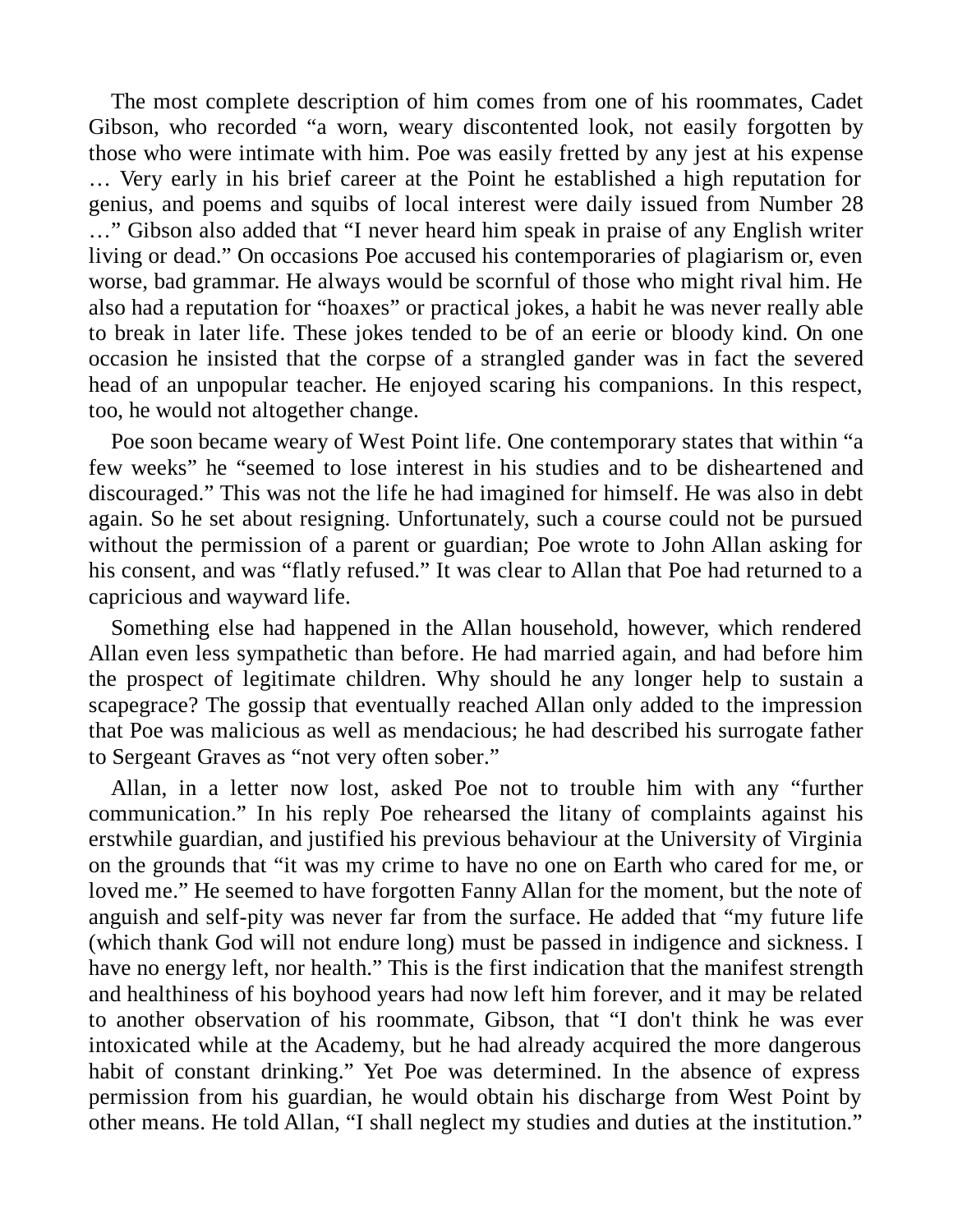The most complete description of him comes from one of his roommates, Cadet Gibson, who recorded “a worn, weary discontented look, not easily forgotten by those who were intimate with him. Poe was easily fretted by any jest at his expense … Very early in his brief career at the Point he established a high reputation for genius, and poems and squibs of local interest were daily issued from Number 28 …” Gibson also added that “I never heard him speak in praise of any English writer living or dead.” On occasions Poe accused his contemporaries of plagiarism or, even worse, bad grammar. He always would be scornful of those who might rival him. He also had a reputation for “hoaxes” or practical jokes, a habit he was never really able to break in later life. These jokes tended to be of an eerie or bloody kind. On one occasion he insisted that the corpse of a strangled gander was in fact the severed head of an unpopular teacher. He enjoyed scaring his companions. In this respect, too, he would not altogether change.

Poe soon became weary of West Point life. One contemporary states that within “a few weeks” he “seemed to lose interest in his studies and to be disheartened and discouraged.” This was not the life he had imagined for himself. He was also in debt again. So he set about resigning. Unfortunately, such a course could not be pursued without the permission of a parent or guardian; Poe wrote to John Allan asking for his consent, and was “flatly refused.” It was clear to Allan that Poe had returned to a capricious and wayward life.

Something else had happened in the Allan household, however, which rendered Allan even less sympathetic than before. He had married again, and had before him the prospect of legitimate children. Why should he any longer help to sustain a scapegrace? The gossip that eventually reached Allan only added to the impression that Poe was malicious as well as mendacious; he had described his surrogate father to Sergeant Graves as “not very often sober.”

Allan, in a letter now lost, asked Poe not to trouble him with any “further communication.” In his reply Poe rehearsed the litany of complaints against his erstwhile guardian, and justified his previous behaviour at the University of Virginia on the grounds that “it was my crime to have no one on Earth who cared for me, or loved me.” He seemed to have forgotten Fanny Allan for the moment, but the note of anguish and self-pity was never far from the surface. He added that “my future life (which thank God will not endure long) must be passed in indigence and sickness. I have no energy left, nor health.” This is the first indication that the manifest strength and healthiness of his boyhood years had now left him forever, and it may be related to another observation of his roommate, Gibson, that “I don't think he was ever intoxicated while at the Academy, but he had already acquired the more dangerous habit of constant drinking.” Yet Poe was determined. In the absence of express permission from his guardian, he would obtain his discharge from West Point by other means. He told Allan, “I shall neglect my studies and duties at the institution.”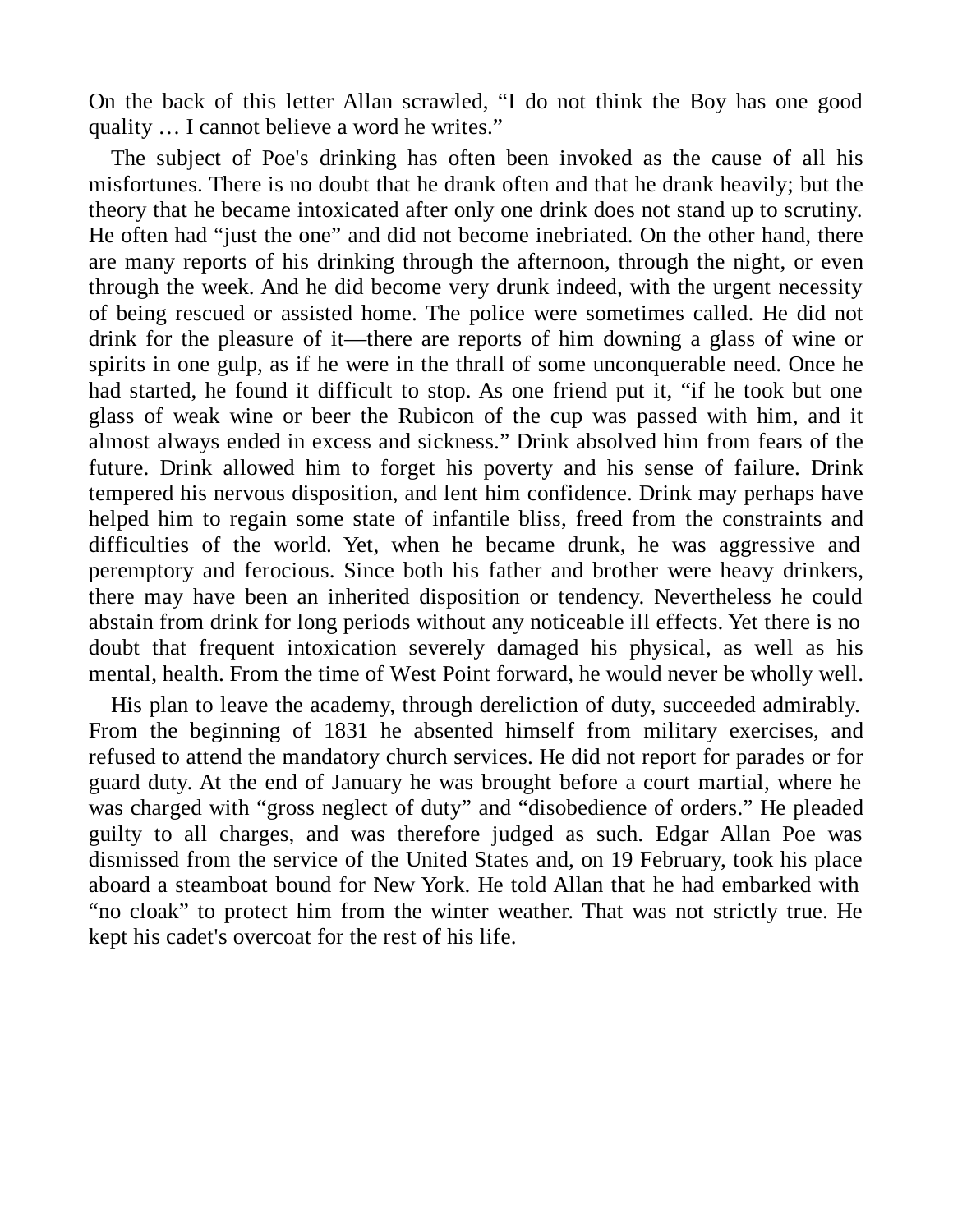On the back of this letter Allan scrawled, “I do not think the Boy has one good quality … I cannot believe a word he writes.”

The subject of Poe's drinking has often been invoked as the cause of all his misfortunes. There is no doubt that he drank often and that he drank heavily; but the theory that he became intoxicated after only one drink does not stand up to scrutiny. He often had “just the one” and did not become inebriated. On the other hand, there are many reports of his drinking through the afternoon, through the night, or even through the week. And he did become very drunk indeed, with the urgent necessity of being rescued or assisted home. The police were sometimes called. He did not drink for the pleasure of it—there are reports of him downing a glass of wine or spirits in one gulp, as if he were in the thrall of some unconquerable need. Once he had started, he found it difficult to stop. As one friend put it, “if he took but one glass of weak wine or beer the Rubicon of the cup was passed with him, and it almost always ended in excess and sickness.” Drink absolved him from fears of the future. Drink allowed him to forget his poverty and his sense of failure. Drink tempered his nervous disposition, and lent him confidence. Drink may perhaps have helped him to regain some state of infantile bliss, freed from the constraints and difficulties of the world. Yet, when he became drunk, he was aggressive and peremptory and ferocious. Since both his father and brother were heavy drinkers, there may have been an inherited disposition or tendency. Nevertheless he could abstain from drink for long periods without any noticeable ill effects. Yet there is no doubt that frequent intoxication severely damaged his physical, as well as his mental, health. From the time of West Point forward, he would never be wholly well.

His plan to leave the academy, through dereliction of duty, succeeded admirably. From the beginning of 1831 he absented himself from military exercises, and refused to attend the mandatory church services. He did not report for parades or for guard duty. At the end of January he was brought before a court martial, where he was charged with “gross neglect of duty” and “disobedience of orders.” He pleaded guilty to all charges, and was therefore judged as such. Edgar Allan Poe was dismissed from the service of the United States and, on 19 February, took his place aboard a steamboat bound for New York. He told Allan that he had embarked with “no cloak” to protect him from the winter weather. That was not strictly true. He kept his cadet's overcoat for the rest of his life.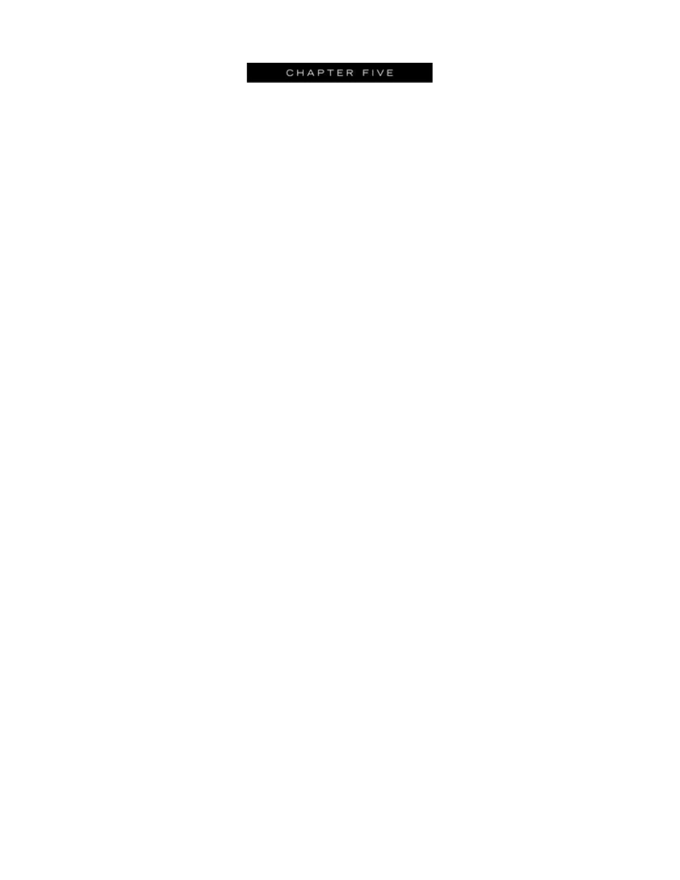# CHAPTER FIVE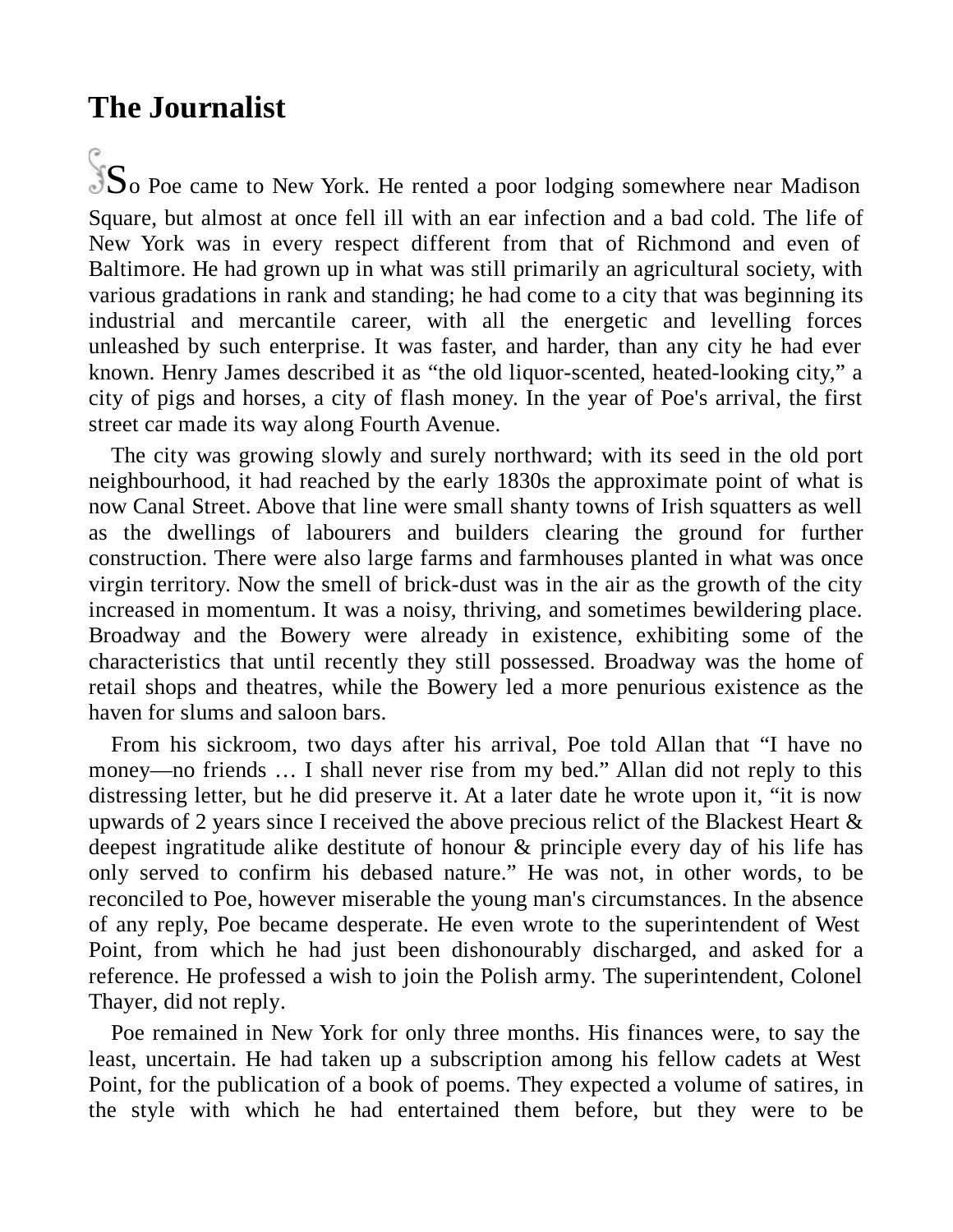## The Journalist

So Poe came to New York. He rented a poor lodging somewhere near Madison Square, but almost at once fell ill with an ear infection and a bad cold. The life of New York was in every respect different from that of Richmond and even of Baltimore. He had grown up in what was still primarily an agricultural society, with various gradations in rank and standing; he had come to a city that was beginning its industrial and mercantile career, with all the energetic and levelling forces unleashed by such enterprise. It was faster, and harder, than any city he had ever known. Henry James described it as “the old liquor-scented, heated-looking city,” a city of pigs and horses, a city of flash money. In the year of Poe's arrival, the first street car made its way along Fourth Avenue.

The city was growing slowly and surely northward; with its seed in the old port neighbourhood, it had reached by the early 1830s the approximate point of what is now Canal Street. Above that line were small shanty towns of Irish squatters as well as the dwellings of labourers and builders clearing the ground for further construction. There were also large farms and farmhouses planted in what was once virgin territory. Now the smell of brick-dust was in the air as the growth of the city increased in momentum. It was a noisy, thriving, and sometimes bewildering place. Broadway and the Bowery were already in existence, exhibiting some of the characteristics that until recently they still possessed. Broadway was the home of retail shops and theatres, while the Bowery led a more penurious existence as the haven for slums and saloon bars.

From his sickroom, two days after his arrival, Poe told Allan that “I have no money—no friends … I shall never rise from my bed.” Allan did not reply to this distressing letter, but he did preserve it. At a later date he wrote upon it, “it is now upwards of 2 years since I received the above precious relict of the Blackest Heart & deepest ingratitude alike destitute of honour & principle every day of his life has only served to confirm his debased nature.” He was not, in other words, to be reconciled to Poe, however miserable the young man's circumstances. In the absence of any reply, Poe became desperate. He even wrote to the superintendent of West Point, from which he had just been dishonourably discharged, and asked for a reference. He professed a wish to join the Polish army. The superintendent, Colonel Thayer, did not reply.

Poe remained in New York for only three months. His finances were, to say the least, uncertain. He had taken up a subscription among his fellow cadets at West Point, for the publication of a book of poems. They expected a volume of satires, in the style with which he had entertained them before, but they were to be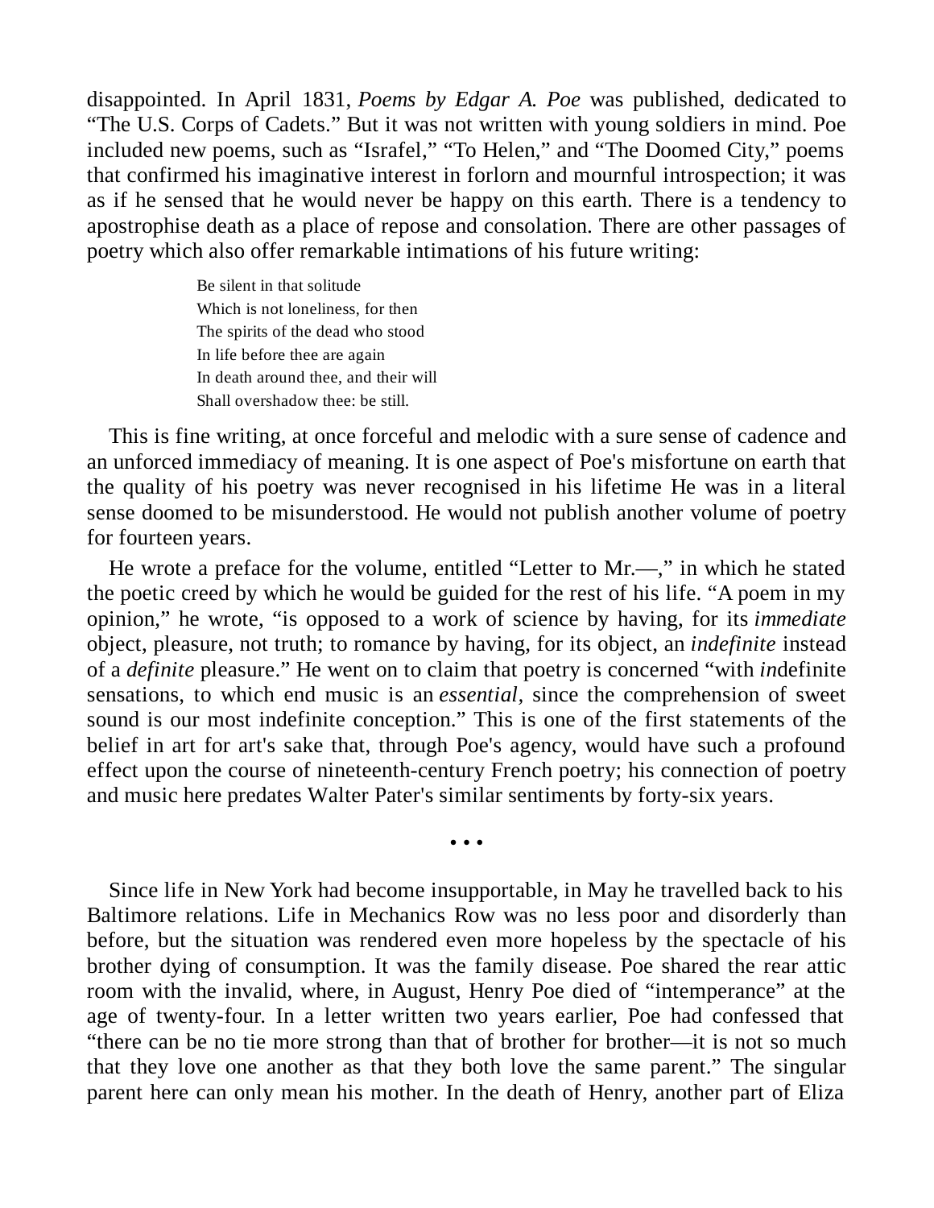disappointed. In April 1831, *Poems by Edgar A. Poe* was published, dedicated to "The U.S. Corps of Cadets." But it was not written with young soldiers in mind. Poe included new poems, such as "Israfel," "To Helen," and "The Doomed City," poems that confirmed his imaginative interest in forlorn and mournful introspection; it was as if he sensed that he would never be happy on this earth. There is a tendency to apostrophise death as a place of repose and consolation. There are other passages of poetry which also offer remarkable intimations of his future writing:

> Be silent in that solitude
> Which is not loneliness, for then
> The spirits of the dead who stood
> In life before thee are again
> In death around thee, and their will
> Shall overshadow thee: be still.

This is fine writing, at once forceful and melodic with a sure sense of cadence and an unforced immediacy of meaning. It is one aspect of Poe's misfortune on earth that the quality of his poetry was never recognised in his lifetime He was in a literal sense doomed to be misunderstood. He would not publish another volume of poetry for fourteen years.

He wrote a preface for the volume, entitled "Letter to Mr.—," in which he stated the poetic creed by which he would be guided for the rest of his life. "A poem in my opinion," he wrote, "is opposed to a work of science by having, for its *immediate* object, pleasure, not truth; to romance by having, for its object, an *indefinite* instead of a *definite* pleasure." He went on to claim that poetry is concerned "with *in*definite sensations, to which end music is an *essential*, since the comprehension of sweet sound is our most indefinite conception." This is one of the first statements of the belief in art for art's sake that, through Poe's agency, would have such a profound effect upon the course of nineteenth-century French poetry; his connection of poetry and music here predates Walter Pater's similar sentiments by forty-six years.

• • •

Since life in New York had become insupportable, in May he travelled back to his Baltimore relations. Life in Mechanics Row was no less poor and disorderly than before, but the situation was rendered even more hopeless by the spectacle of his brother dying of consumption. It was the family disease. Poe shared the rear attic room with the invalid, where, in August, Henry Poe died of "intemperance" at the age of twenty-four. In a letter written two years earlier, Poe had confessed that "there can be no tie more strong than that of brother for brother—it is not so much that they love one another as that they both love the same parent." The singular parent here can only mean his mother. In the death of Henry, another part of Eliza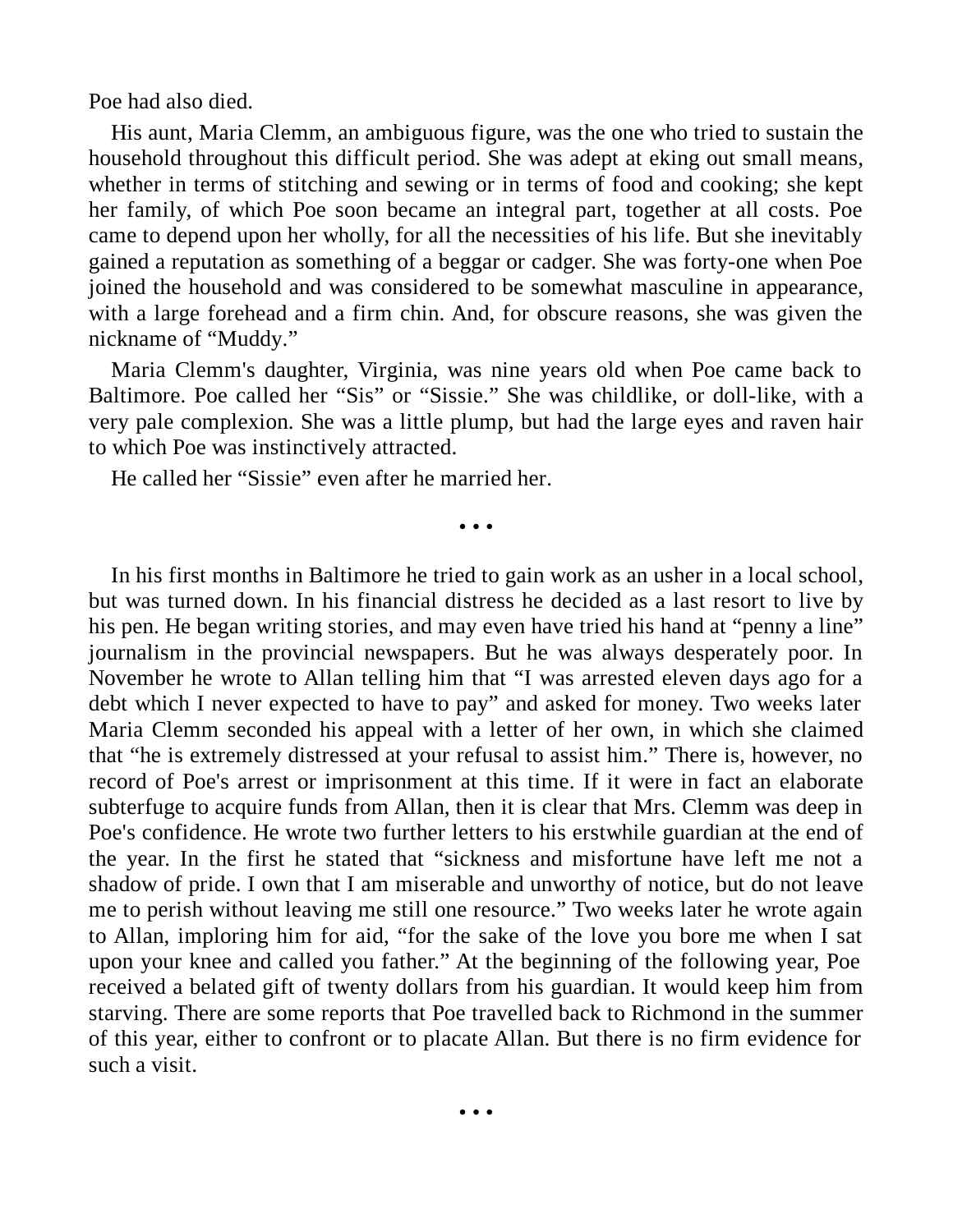Poe had also died.

His aunt, Maria Clemm, an ambiguous figure, was the one who tried to sustain the household throughout this difficult period. She was adept at eking out small means, whether in terms of stitching and sewing or in terms of food and cooking; she kept her family, of which Poe soon became an integral part, together at all costs. Poe came to depend upon her wholly, for all the necessities of his life. But she inevitably gained a reputation as something of a beggar or cadger. She was forty-one when Poe joined the household and was considered to be somewhat masculine in appearance, with a large forehead and a firm chin. And, for obscure reasons, she was given the nickname of "Muddy."

Maria Clemm's daughter, Virginia, was nine years old when Poe came back to Baltimore. Poe called her "Sis" or "Sissie." She was childlike, or doll-like, with a very pale complexion. She was a little plump, but had the large eyes and raven hair to which Poe was instinctively attracted.

He called her "Sissie" even after he married her.

• • •

In his first months in Baltimore he tried to gain work as an usher in a local school, but was turned down. In his financial distress he decided as a last resort to live by his pen. He began writing stories, and may even have tried his hand at "penny a line" journalism in the provincial newspapers. But he was always desperately poor. In November he wrote to Allan telling him that "I was arrested eleven days ago for a debt which I never expected to have to pay" and asked for money. Two weeks later Maria Clemm seconded his appeal with a letter of her own, in which she claimed that "he is extremely distressed at your refusal to assist him." There is, however, no record of Poe's arrest or imprisonment at this time. If it were in fact an elaborate subterfuge to acquire funds from Allan, then it is clear that Mrs. Clemm was deep in Poe's confidence. He wrote two further letters to his erstwhile guardian at the end of the year. In the first he stated that "sickness and misfortune have left me not a shadow of pride. I own that I am miserable and unworthy of notice, but do not leave me to perish without leaving me still one resource." Two weeks later he wrote again to Allan, imploring him for aid, "for the sake of the love you bore me when I sat upon your knee and called you father." At the beginning of the following year, Poe received a belated gift of twenty dollars from his guardian. It would keep him from starving. There are some reports that Poe travelled back to Richmond in the summer of this year, either to confront or to placate Allan. But there is no firm evidence for such a visit.

• • •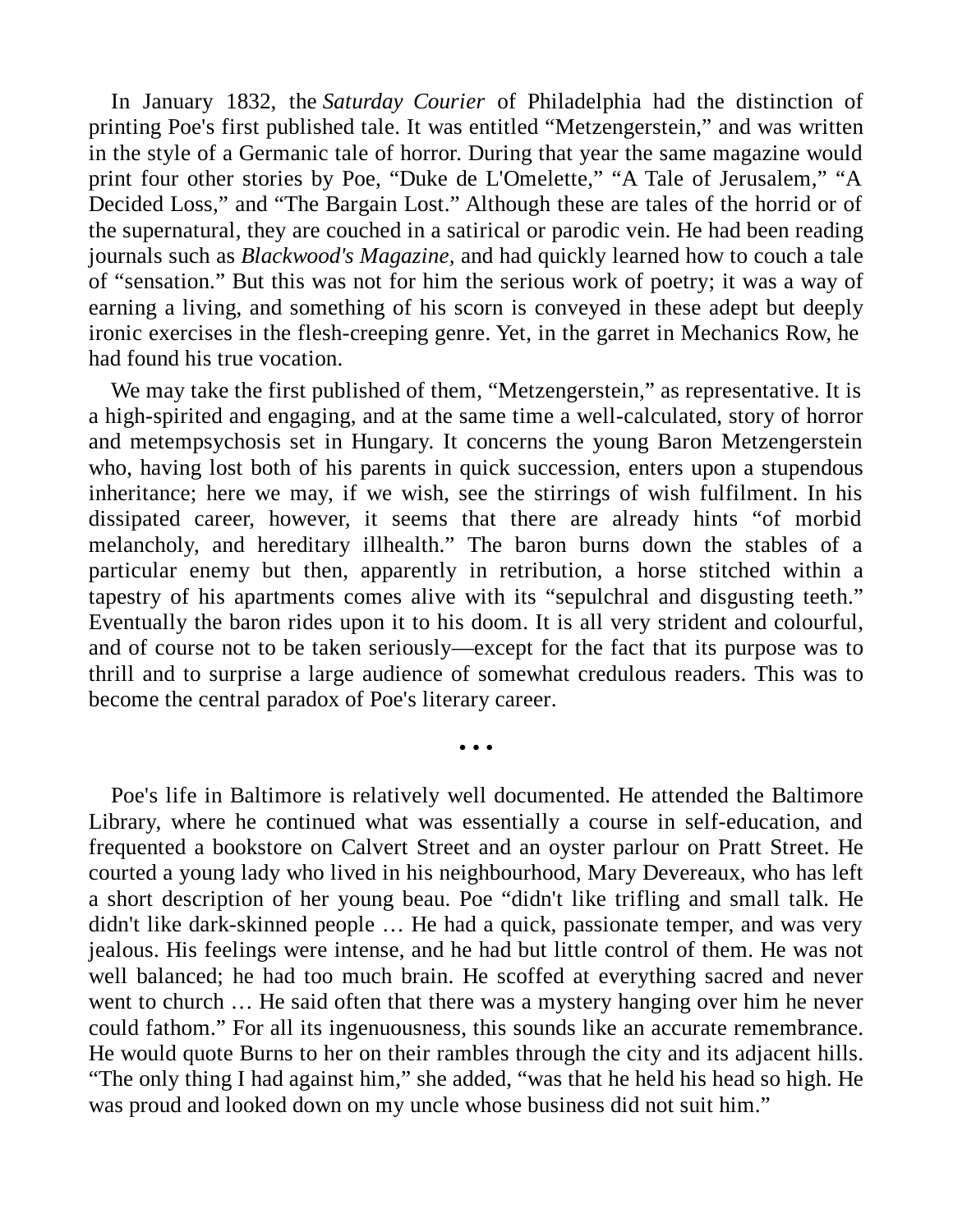In January 1832, the *Saturday Courier* of Philadelphia had the distinction of printing Poe's first published tale. It was entitled "Metzengerstein," and was written in the style of a Germanic tale of horror. During that year the same magazine would print four other stories by Poe, "Duke de L'Omelette," "A Tale of Jerusalem," "A Decided Loss," and "The Bargain Lost." Although these are tales of the horrid or of the supernatural, they are couched in a satirical or parodic vein. He had been reading journals such as *Blackwood's Magazine*, and had quickly learned how to couch a tale of "sensation." But this was not for him the serious work of poetry; it was a way of earning a living, and something of his scorn is conveyed in these adept but deeply ironic exercises in the flesh-creeping genre. Yet, in the garret in Mechanics Row, he had found his true vocation.

We may take the first published of them, "Metzengerstein," as representative. It is a high-spirited and engaging, and at the same time a well-calculated, story of horror and metempsychosis set in Hungary. It concerns the young Baron Metzengerstein who, having lost both of his parents in quick succession, enters upon a stupendous inheritance; here we may, if we wish, see the stirrings of wish fulfilment. In his dissipated career, however, it seems that there are already hints "of morbid melancholy, and hereditary illhealth." The baron burns down the stables of a particular enemy but then, apparently in retribution, a horse stitched within a tapestry of his apartments comes alive with its "sepulchral and disgusting teeth." Eventually the baron rides upon it to his doom. It is all very strident and colourful, and of course not to be taken seriously—except for the fact that its purpose was to thrill and to surprise a large audience of somewhat credulous readers. This was to become the central paradox of Poe's literary career.

• • •

Poe's life in Baltimore is relatively well documented. He attended the Baltimore Library, where he continued what was essentially a course in self-education, and frequented a bookstore on Calvert Street and an oyster parlour on Pratt Street. He courted a young lady who lived in his neighbourhood, Mary Devereaux, who has left a short description of her young beau. Poe "didn't like trifling and small talk. He didn't like dark-skinned people … He had a quick, passionate temper, and was very jealous. His feelings were intense, and he had but little control of them. He was not well balanced; he had too much brain. He scoffed at everything sacred and never went to church … He said often that there was a mystery hanging over him he never could fathom." For all its ingenuousness, this sounds like an accurate remembrance. He would quote Burns to her on their rambles through the city and its adjacent hills. "The only thing I had against him," she added, "was that he held his head so high. He was proud and looked down on my uncle whose business did not suit him."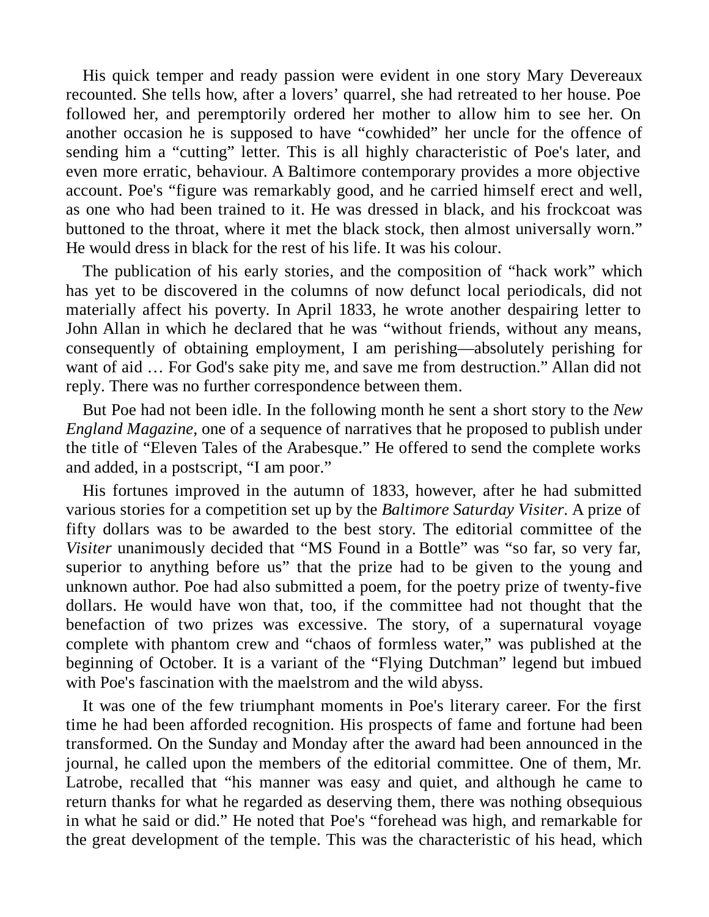His quick temper and ready passion were evident in one story Mary Devereaux recounted. She tells how, after a lovers' quarrel, she had retreated to her house. Poe followed her, and peremptorily ordered her mother to allow him to see her. On another occasion he is supposed to have "cowhided" her uncle for the offence of sending him a "cutting" letter. This is all highly characteristic of Poe's later, and even more erratic, behaviour. A Baltimore contemporary provides a more objective account. Poe's "figure was remarkably good, and he carried himself erect and well, as one who had been trained to it. He was dressed in black, and his frockcoat was buttoned to the throat, where it met the black stock, then almost universally worn." He would dress in black for the rest of his life. It was his colour.

The publication of his early stories, and the composition of "hack work" which has yet to be discovered in the columns of now defunct local periodicals, did not materially affect his poverty. In April 1833, he wrote another despairing letter to John Allan in which he declared that he was "without friends, without any means, consequently of obtaining employment, I am perishing—absolutely perishing for want of aid … For God's sake pity me, and save me from destruction." Allan did not reply. There was no further correspondence between them.

But Poe had not been idle. In the following month he sent a short story to the *New England Magazine,* one of a sequence of narratives that he proposed to publish under the title of "Eleven Tales of the Arabesque." He offered to send the complete works and added, in a postscript, "I am poor."

His fortunes improved in the autumn of 1833, however, after he had submitted various stories for a competition set up by the *Baltimore Saturday Visiter*. A prize of fifty dollars was to be awarded to the best story. The editorial committee of the *Visiter* unanimously decided that "MS Found in a Bottle" was "so far, so very far, superior to anything before us" that the prize had to be given to the young and unknown author. Poe had also submitted a poem, for the poetry prize of twenty-five dollars. He would have won that, too, if the committee had not thought that the benefaction of two prizes was excessive. The story, of a supernatural voyage complete with phantom crew and "chaos of formless water," was published at the beginning of October. It is a variant of the "Flying Dutchman" legend but imbued with Poe's fascination with the maelstrom and the wild abyss.

It was one of the few triumphant moments in Poe's literary career. For the first time he had been afforded recognition. His prospects of fame and fortune had been transformed. On the Sunday and Monday after the award had been announced in the journal, he called upon the members of the editorial committee. One of them, Mr. Latrobe, recalled that "his manner was easy and quiet, and although he came to return thanks for what he regarded as deserving them, there was nothing obsequious in what he said or did." He noted that Poe's "forehead was high, and remarkable for the great development of the temple. This was the characteristic of his head, which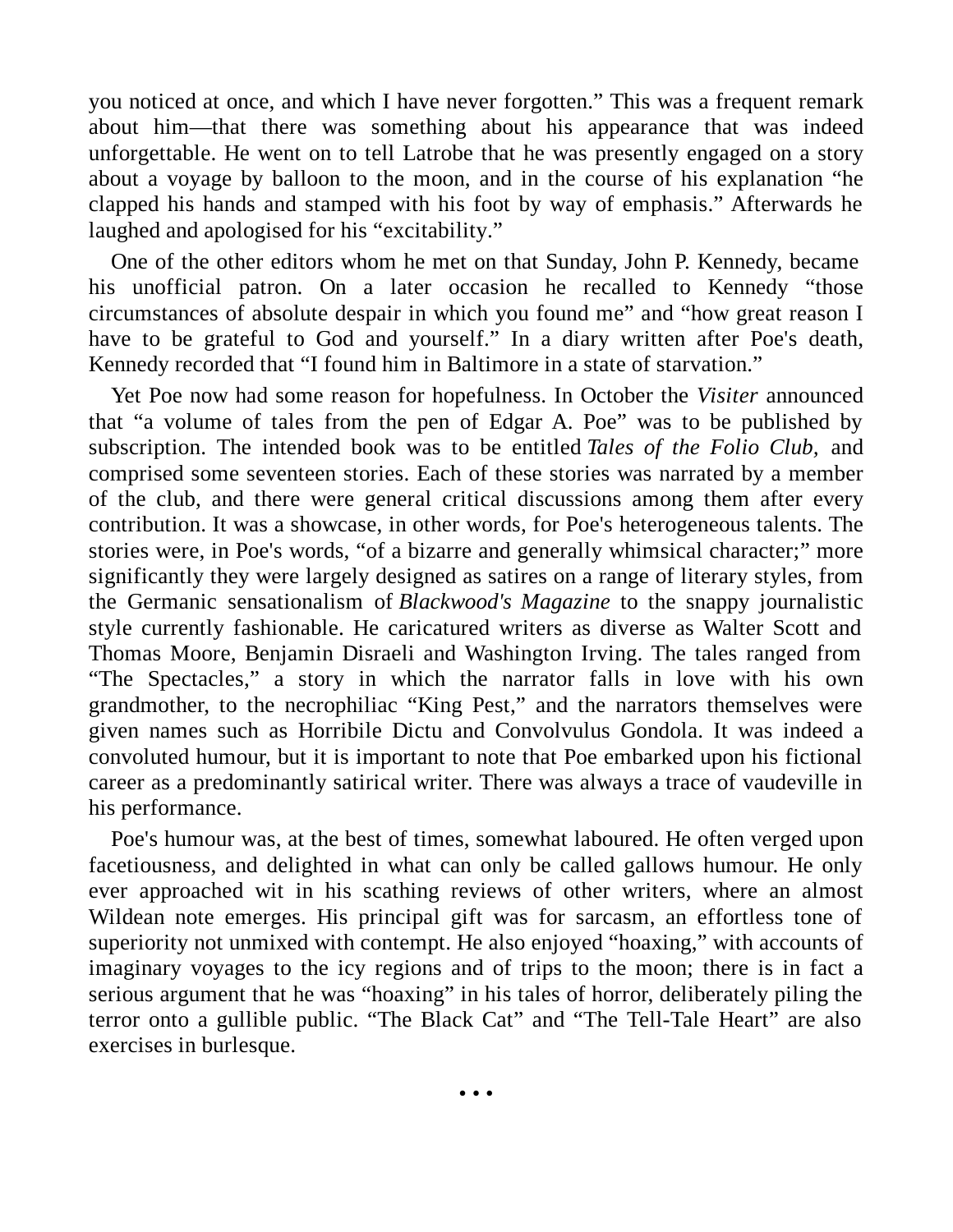you noticed at once, and which I have never forgotten." This was a frequent remark about him—that there was something about his appearance that was indeed unforgettable. He went on to tell Latrobe that he was presently engaged on a story about a voyage by balloon to the moon, and in the course of his explanation "he clapped his hands and stamped with his foot by way of emphasis." Afterwards he laughed and apologised for his "excitability."

One of the other editors whom he met on that Sunday, John P. Kennedy, became his unofficial patron. On a later occasion he recalled to Kennedy "those circumstances of absolute despair in which you found me" and "how great reason I have to be grateful to God and yourself." In a diary written after Poe's death, Kennedy recorded that "I found him in Baltimore in a state of starvation."

Yet Poe now had some reason for hopefulness. In October the *Visiter* announced that "a volume of tales from the pen of Edgar A. Poe" was to be published by subscription. The intended book was to be entitled *Tales of the Folio Club,* and comprised some seventeen stories. Each of these stories was narrated by a member of the club, and there were general critical discussions among them after every contribution. It was a showcase, in other words, for Poe's heterogeneous talents. The stories were, in Poe's words, "of a bizarre and generally whimsical character;" more significantly they were largely designed as satires on a range of literary styles, from the Germanic sensationalism of *Blackwood's Magazine* to the snappy journalistic style currently fashionable. He caricatured writers as diverse as Walter Scott and Thomas Moore, Benjamin Disraeli and Washington Irving. The tales ranged from "The Spectacles," a story in which the narrator falls in love with his own grandmother, to the necrophiliac "King Pest," and the narrators themselves were given names such as Horribile Dictu and Convolvulus Gondola. It was indeed a convoluted humour, but it is important to note that Poe embarked upon his fictional career as a predominantly satirical writer. There was always a trace of vaudeville in his performance.

Poe's humour was, at the best of times, somewhat laboured. He often verged upon facetiousness, and delighted in what can only be called gallows humour. He only ever approached wit in his scathing reviews of other writers, where an almost Wildean note emerges. His principal gift was for sarcasm, an effortless tone of superiority not unmixed with contempt. He also enjoyed "hoaxing," with accounts of imaginary voyages to the icy regions and of trips to the moon; there is in fact a serious argument that he was "hoaxing" in his tales of horror, deliberately piling the terror onto a gullible public. "The Black Cat" and "The Tell-Tale Heart" are also exercises in burlesque.

• • •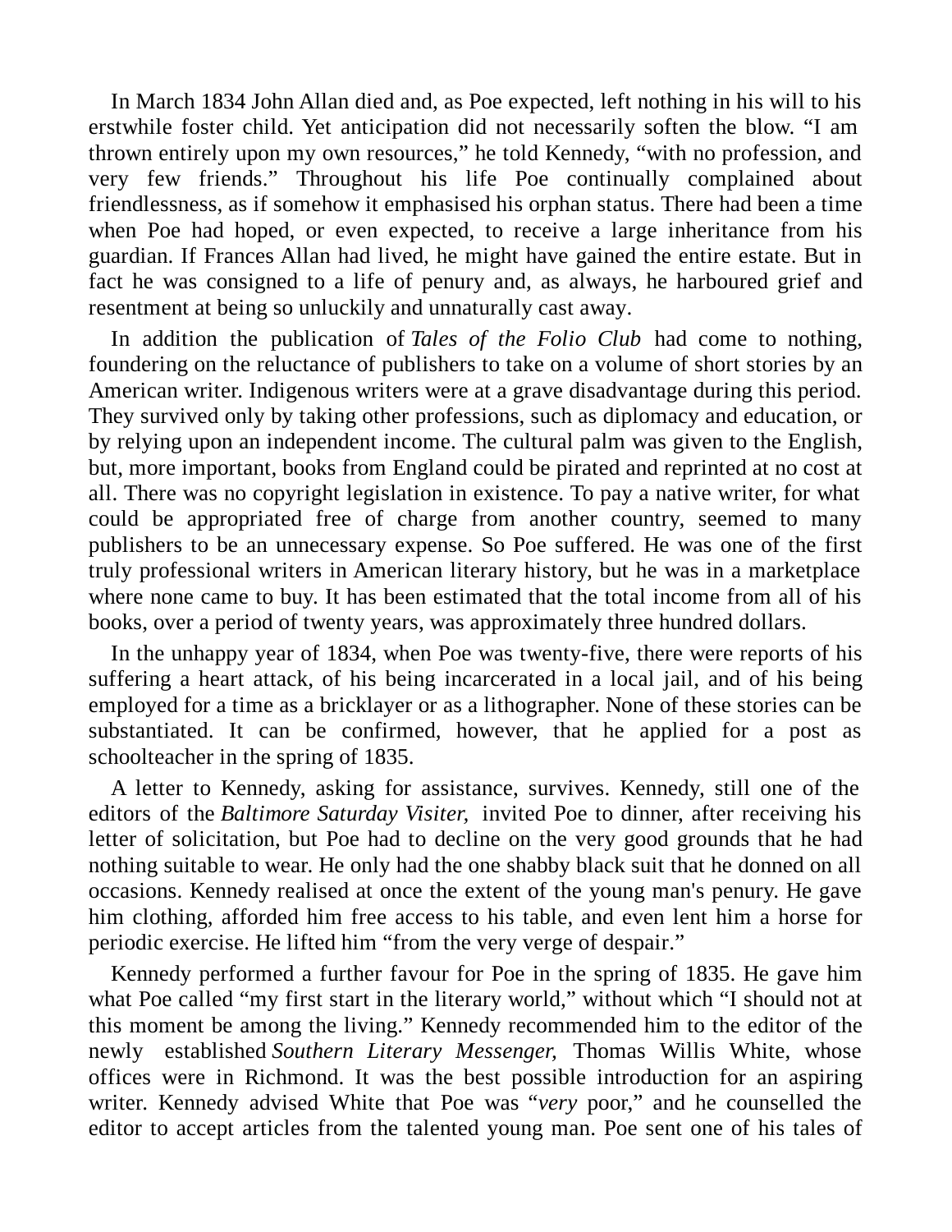In March 1834 John Allan died and, as Poe expected, left nothing in his will to his erstwhile foster child. Yet anticipation did not necessarily soften the blow. “I am thrown entirely upon my own resources,” he told Kennedy, “with no profession, and very few friends.” Throughout his life Poe continually complained about friendlessness, as if somehow it emphasised his orphan status. There had been a time when Poe had hoped, or even expected, to receive a large inheritance from his guardian. If Frances Allan had lived, he might have gained the entire estate. But in fact he was consigned to a life of penury and, as always, he harboured grief and resentment at being so unluckily and unnaturally cast away.

In addition the publication of *Tales of the Folio Club* had come to nothing, foundering on the reluctance of publishers to take on a volume of short stories by an American writer. Indigenous writers were at a grave disadvantage during this period. They survived only by taking other professions, such as diplomacy and education, or by relying upon an independent income. The cultural palm was given to the English, but, more important, books from England could be pirated and reprinted at no cost at all. There was no copyright legislation in existence. To pay a native writer, for what could be appropriated free of charge from another country, seemed to many publishers to be an unnecessary expense. So Poe suffered. He was one of the first truly professional writers in American literary history, but he was in a marketplace where none came to buy. It has been estimated that the total income from all of his books, over a period of twenty years, was approximately three hundred dollars.

In the unhappy year of 1834, when Poe was twenty-five, there were reports of his suffering a heart attack, of his being incarcerated in a local jail, and of his being employed for a time as a bricklayer or as a lithographer. None of these stories can be substantiated. It can be confirmed, however, that he applied for a post as schoolteacher in the spring of 1835.

A letter to Kennedy, asking for assistance, survives. Kennedy, still one of the editors of the *Baltimore Saturday Visiter,* invited Poe to dinner, after receiving his letter of solicitation, but Poe had to decline on the very good grounds that he had nothing suitable to wear. He only had the one shabby black suit that he donned on all occasions. Kennedy realised at once the extent of the young man's penury. He gave him clothing, afforded him free access to his table, and even lent him a horse for periodic exercise. He lifted him “from the very verge of despair.”

Kennedy performed a further favour for Poe in the spring of 1835. He gave him what Poe called “my first start in the literary world,” without which “I should not at this moment be among the living.” Kennedy recommended him to the editor of the newly established *Southern Literary Messenger,* Thomas Willis White, whose offices were in Richmond. It was the best possible introduction for an aspiring writer. Kennedy advised White that Poe was “*very* poor,” and he counselled the editor to accept articles from the talented young man. Poe sent one of his tales of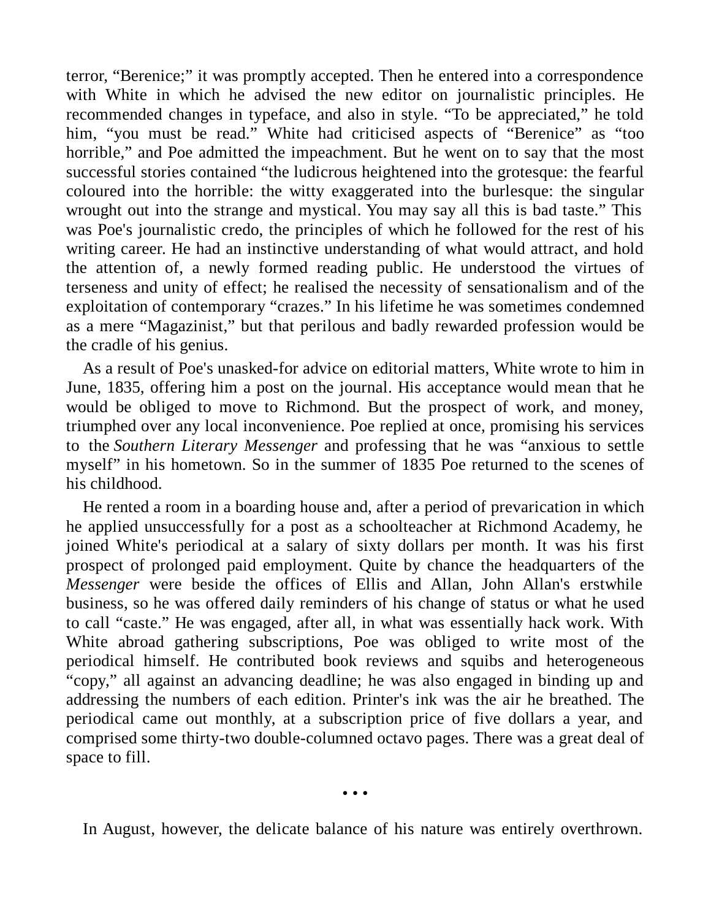terror, “Berenice;” it was promptly accepted. Then he entered into a correspondence with White in which he advised the new editor on journalistic principles. He recommended changes in typeface, and also in style. “To be appreciated,” he told him, “you must be read.” White had criticised aspects of “Berenice” as “too horrible,” and Poe admitted the impeachment. But he went on to say that the most successful stories contained “the ludicrous heightened into the grotesque: the fearful coloured into the horrible: the witty exaggerated into the burlesque: the singular wrought out into the strange and mystical. You may say all this is bad taste.” This was Poe's journalistic credo, the principles of which he followed for the rest of his writing career. He had an instinctive understanding of what would attract, and hold the attention of, a newly formed reading public. He understood the virtues of terseness and unity of effect; he realised the necessity of sensationalism and of the exploitation of contemporary “crazes.” In his lifetime he was sometimes condemned as a mere “Magazinist,” but that perilous and badly rewarded profession would be the cradle of his genius.

As a result of Poe's unasked-for advice on editorial matters, White wrote to him in June, 1835, offering him a post on the journal. His acceptance would mean that he would be obliged to move to Richmond. But the prospect of work, and money, triumphed over any local inconvenience. Poe replied at once, promising his services to the *Southern Literary Messenger* and professing that he was “anxious to settle myself” in his hometown. So in the summer of 1835 Poe returned to the scenes of his childhood.

He rented a room in a boarding house and, after a period of prevarication in which he applied unsuccessfully for a post as a schoolteacher at Richmond Academy, he joined White's periodical at a salary of sixty dollars per month. It was his first prospect of prolonged paid employment. Quite by chance the headquarters of the *Messenger* were beside the offices of Ellis and Allan, John Allan's erstwhile business, so he was offered daily reminders of his change of status or what he used to call “caste.” He was engaged, after all, in what was essentially hack work. With White abroad gathering subscriptions, Poe was obliged to write most of the periodical himself. He contributed book reviews and squibs and heterogeneous “copy,” all against an advancing deadline; he was also engaged in binding up and addressing the numbers of each edition. Printer's ink was the air he breathed. The periodical came out monthly, at a subscription price of five dollars a year, and comprised some thirty-two double-columned octavo pages. There was a great deal of space to fill.

• • •

In August, however, the delicate balance of his nature was entirely overthrown.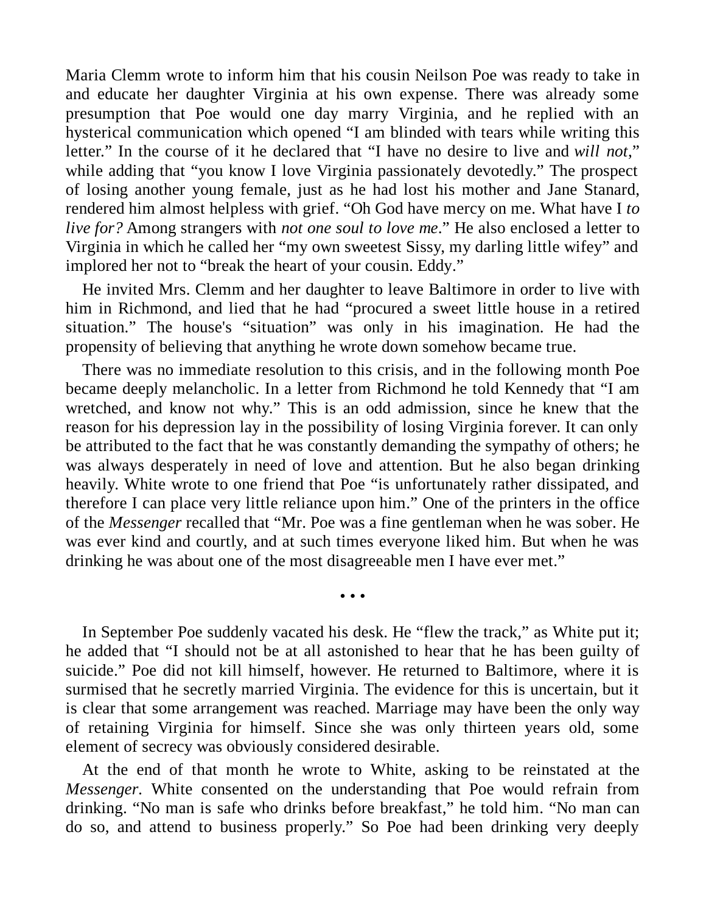Maria Clemm wrote to inform him that his cousin Neilson Poe was ready to take in and educate her daughter Virginia at his own expense. There was already some presumption that Poe would one day marry Virginia, and he replied with an hysterical communication which opened "I am blinded with tears while writing this letter." In the course of it he declared that "I have no desire to live and *will not*," while adding that "you know I love Virginia passionately devotedly." The prospect of losing another young female, just as he had lost his mother and Jane Stanard, rendered him almost helpless with grief. "Oh God have mercy on me. What have I *to live for?* Among strangers with *not one soul to love me*." He also enclosed a letter to Virginia in which he called her "my own sweetest Sissy, my darling little wifey" and implored her not to "break the heart of your cousin. Eddy."

He invited Mrs. Clemm and her daughter to leave Baltimore in order to live with him in Richmond, and lied that he had "procured a sweet little house in a retired situation." The house's "situation" was only in his imagination. He had the propensity of believing that anything he wrote down somehow became true.

There was no immediate resolution to this crisis, and in the following month Poe became deeply melancholic. In a letter from Richmond he told Kennedy that "I am wretched, and know not why." This is an odd admission, since he knew that the reason for his depression lay in the possibility of losing Virginia forever. It can only be attributed to the fact that he was constantly demanding the sympathy of others; he was always desperately in need of love and attention. But he also began drinking heavily. White wrote to one friend that Poe "is unfortunately rather dissipated, and therefore I can place very little reliance upon him." One of the printers in the office of the *Messenger* recalled that "Mr. Poe was a fine gentleman when he was sober. He was ever kind and courtly, and at such times everyone liked him. But when he was drinking he was about one of the most disagreeable men I have ever met."

• • •

In September Poe suddenly vacated his desk. He "flew the track," as White put it; he added that "I should not be at all astonished to hear that he has been guilty of suicide." Poe did not kill himself, however. He returned to Baltimore, where it is surmised that he secretly married Virginia. The evidence for this is uncertain, but it is clear that some arrangement was reached. Marriage may have been the only way of retaining Virginia for himself. Since she was only thirteen years old, some element of secrecy was obviously considered desirable.

At the end of that month he wrote to White, asking to be reinstated at the *Messenger*. White consented on the understanding that Poe would refrain from drinking. "No man is safe who drinks before breakfast," he told him. "No man can do so, and attend to business properly." So Poe had been drinking very deeply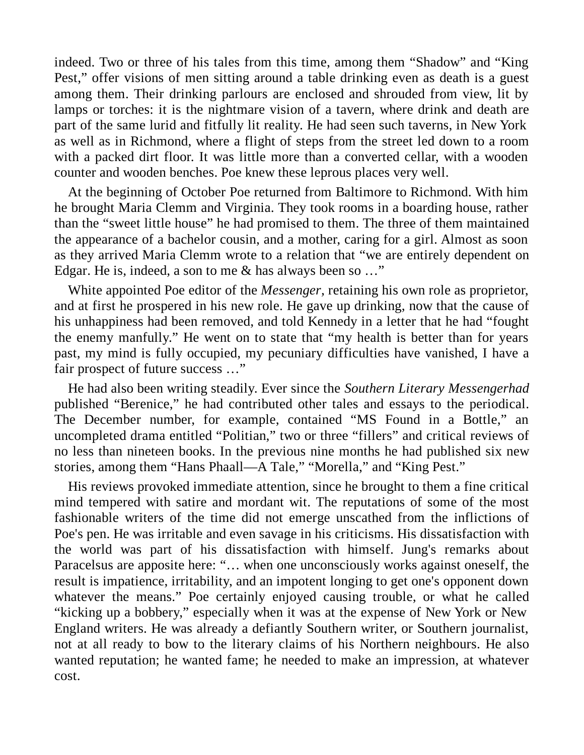indeed. Two or three of his tales from this time, among them “Shadow” and “King Pest,” offer visions of men sitting around a table drinking even as death is a guest among them. Their drinking parlours are enclosed and shrouded from view, lit by lamps or torches: it is the nightmare vision of a tavern, where drink and death are part of the same lurid and fitfully lit reality. He had seen such taverns, in New York as well as in Richmond, where a flight of steps from the street led down to a room with a packed dirt floor. It was little more than a converted cellar, with a wooden counter and wooden benches. Poe knew these leprous places very well.

At the beginning of October Poe returned from Baltimore to Richmond. With him he brought Maria Clemm and Virginia. They took rooms in a boarding house, rather than the “sweet little house” he had promised to them. The three of them maintained the appearance of a bachelor cousin, and a mother, caring for a girl. Almost as soon as they arrived Maria Clemm wrote to a relation that “we are entirely dependent on Edgar. He is, indeed, a son to me & has always been so …”

White appointed Poe editor of the *Messenger*, retaining his own role as proprietor, and at first he prospered in his new role. He gave up drinking, now that the cause of his unhappiness had been removed, and told Kennedy in a letter that he had “fought the enemy manfully.” He went on to state that “my health is better than for years past, my mind is fully occupied, my pecuniary difficulties have vanished, I have a fair prospect of future success …”

He had also been writing steadily. Ever since the *Southern Literary Messengerhad* published “Berenice,” he had contributed other tales and essays to the periodical. The December number, for example, contained “MS Found in a Bottle,” an uncompleted drama entitled “Politian,” two or three “fillers” and critical reviews of no less than nineteen books. In the previous nine months he had published six new stories, among them “Hans Phaall—A Tale,” “Morella,” and “King Pest.”

His reviews provoked immediate attention, since he brought to them a fine critical mind tempered with satire and mordant wit. The reputations of some of the most fashionable writers of the time did not emerge unscathed from the inflictions of Poe's pen. He was irritable and even savage in his criticisms. His dissatisfaction with the world was part of his dissatisfaction with himself. Jung's remarks about Paracelsus are apposite here: “… when one unconsciously works against oneself, the result is impatience, irritability, and an impotent longing to get one's opponent down whatever the means.” Poe certainly enjoyed causing trouble, or what he called “kicking up a bobbery,” especially when it was at the expense of New York or New England writers. He was already a defiantly Southern writer, or Southern journalist, not at all ready to bow to the literary claims of his Northern neighbours. He also wanted reputation; he wanted fame; he needed to make an impression, at whatever cost.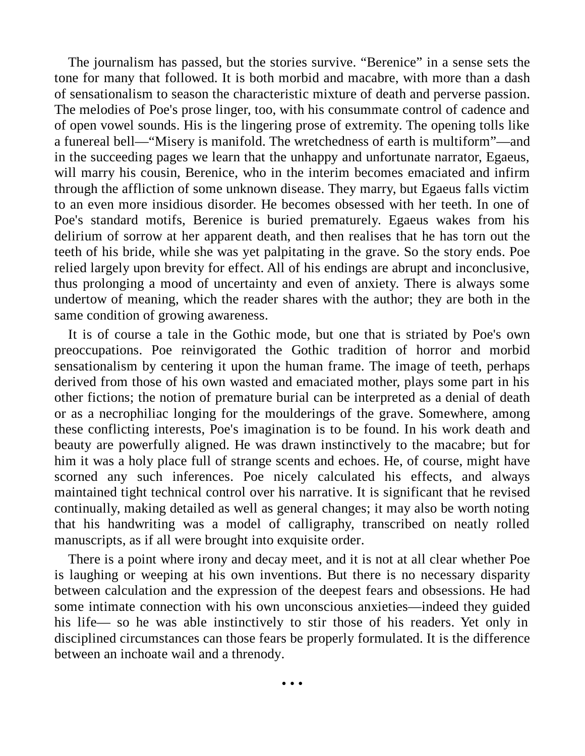The journalism has passed, but the stories survive. “Berenice” in a sense sets the tone for many that followed. It is both morbid and macabre, with more than a dash of sensationalism to season the characteristic mixture of death and perverse passion. The melodies of Poe's prose linger, too, with his consummate control of cadence and of open vowel sounds. His is the lingering prose of extremity. The opening tolls like a funereal bell—“Misery is manifold. The wretchedness of earth is multiform”—and in the succeeding pages we learn that the unhappy and unfortunate narrator, Egaeus, will marry his cousin, Berenice, who in the interim becomes emaciated and infirm through the affliction of some unknown disease. They marry, but Egaeus falls victim to an even more insidious disorder. He becomes obsessed with her teeth. In one of Poe's standard motifs, Berenice is buried prematurely. Egaeus wakes from his delirium of sorrow at her apparent death, and then realises that he has torn out the teeth of his bride, while she was yet palpitating in the grave. So the story ends. Poe relied largely upon brevity for effect. All of his endings are abrupt and inconclusive, thus prolonging a mood of uncertainty and even of anxiety. There is always some undertow of meaning, which the reader shares with the author; they are both in the same condition of growing awareness.

It is of course a tale in the Gothic mode, but one that is striated by Poe's own preoccupations. Poe reinvigorated the Gothic tradition of horror and morbid sensationalism by centering it upon the human frame. The image of teeth, perhaps derived from those of his own wasted and emaciated mother, plays some part in his other fictions; the notion of premature burial can be interpreted as a denial of death or as a necrophiliac longing for the moulderings of the grave. Somewhere, among these conflicting interests, Poe's imagination is to be found. In his work death and beauty are powerfully aligned. He was drawn instinctively to the macabre; but for him it was a holy place full of strange scents and echoes. He, of course, might have scorned any such inferences. Poe nicely calculated his effects, and always maintained tight technical control over his narrative. It is significant that he revised continually, making detailed as well as general changes; it may also be worth noting that his handwriting was a model of calligraphy, transcribed on neatly rolled manuscripts, as if all were brought into exquisite order.

There is a point where irony and decay meet, and it is not at all clear whether Poe is laughing or weeping at his own inventions. But there is no necessary disparity between calculation and the expression of the deepest fears and obsessions. He had some intimate connection with his own unconscious anxieties—indeed they guided his life— so he was able instinctively to stir those of his readers. Yet only in disciplined circumstances can those fears be properly formulated. It is the difference between an inchoate wail and a threnody.

• • •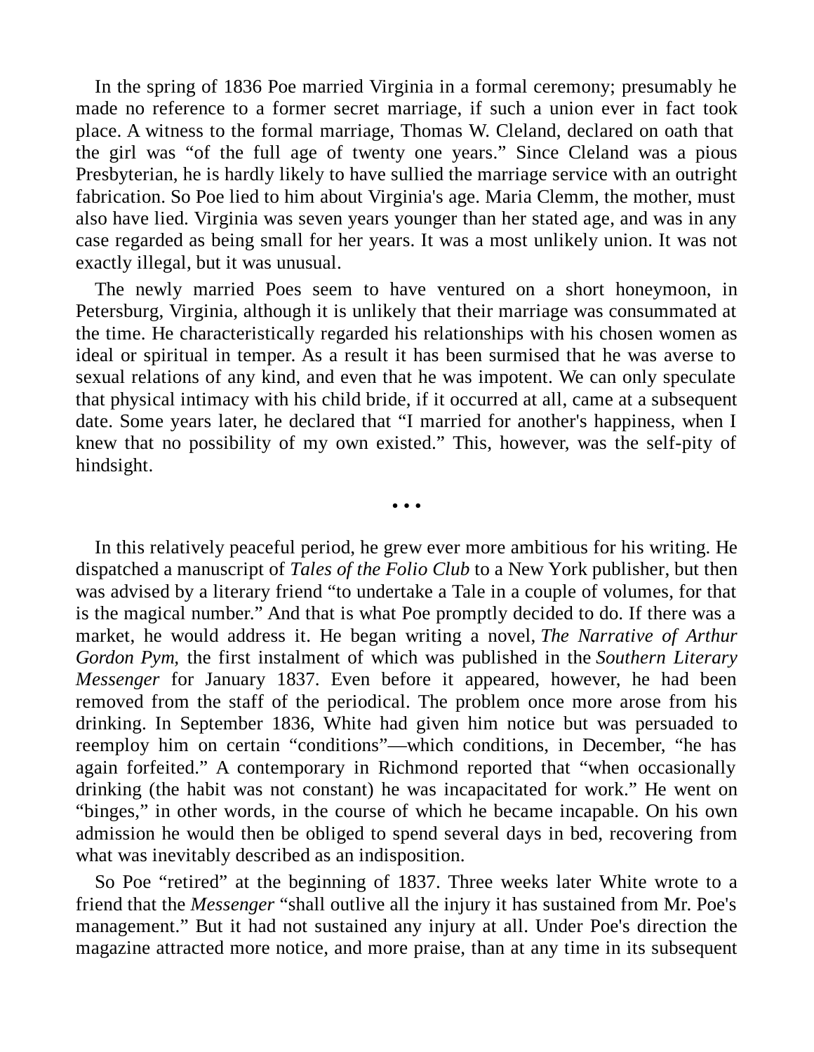In the spring of 1836 Poe married Virginia in a formal ceremony; presumably he made no reference to a former secret marriage, if such a union ever in fact took place. A witness to the formal marriage, Thomas W. Cleland, declared on oath that the girl was "of the full age of twenty one years." Since Cleland was a pious Presbyterian, he is hardly likely to have sullied the marriage service with an outright fabrication. So Poe lied to him about Virginia's age. Maria Clemm, the mother, must also have lied. Virginia was seven years younger than her stated age, and was in any case regarded as being small for her years. It was a most unlikely union. It was not exactly illegal, but it was unusual.

The newly married Poes seem to have ventured on a short honeymoon, in Petersburg, Virginia, although it is unlikely that their marriage was consummated at the time. He characteristically regarded his relationships with his chosen women as ideal or spiritual in temper. As a result it has been surmised that he was averse to sexual relations of any kind, and even that he was impotent. We can only speculate that physical intimacy with his child bride, if it occurred at all, came at a subsequent date. Some years later, he declared that "I married for another's happiness, when I knew that no possibility of my own existed." This, however, was the self-pity of hindsight.

• • •

In this relatively peaceful period, he grew ever more ambitious for his writing. He dispatched a manuscript of *Tales of the Folio Club* to a New York publisher, but then was advised by a literary friend "to undertake a Tale in a couple of volumes, for that is the magical number." And that is what Poe promptly decided to do. If there was a market, he would address it. He began writing a novel, *The Narrative of Arthur Gordon Pym,* the first instalment of which was published in the *Southern Literary Messenger* for January 1837. Even before it appeared, however, he had been removed from the staff of the periodical. The problem once more arose from his drinking. In September 1836, White had given him notice but was persuaded to reemploy him on certain "conditions"—which conditions, in December, "he has again forfeited." A contemporary in Richmond reported that "when occasionally drinking (the habit was not constant) he was incapacitated for work." He went on "binges," in other words, in the course of which he became incapable. On his own admission he would then be obliged to spend several days in bed, recovering from what was inevitably described as an indisposition.

So Poe "retired" at the beginning of 1837. Three weeks later White wrote to a friend that the *Messenger* "shall outlive all the injury it has sustained from Mr. Poe's management." But it had not sustained any injury at all. Under Poe's direction the magazine attracted more notice, and more praise, than at any time in its subsequent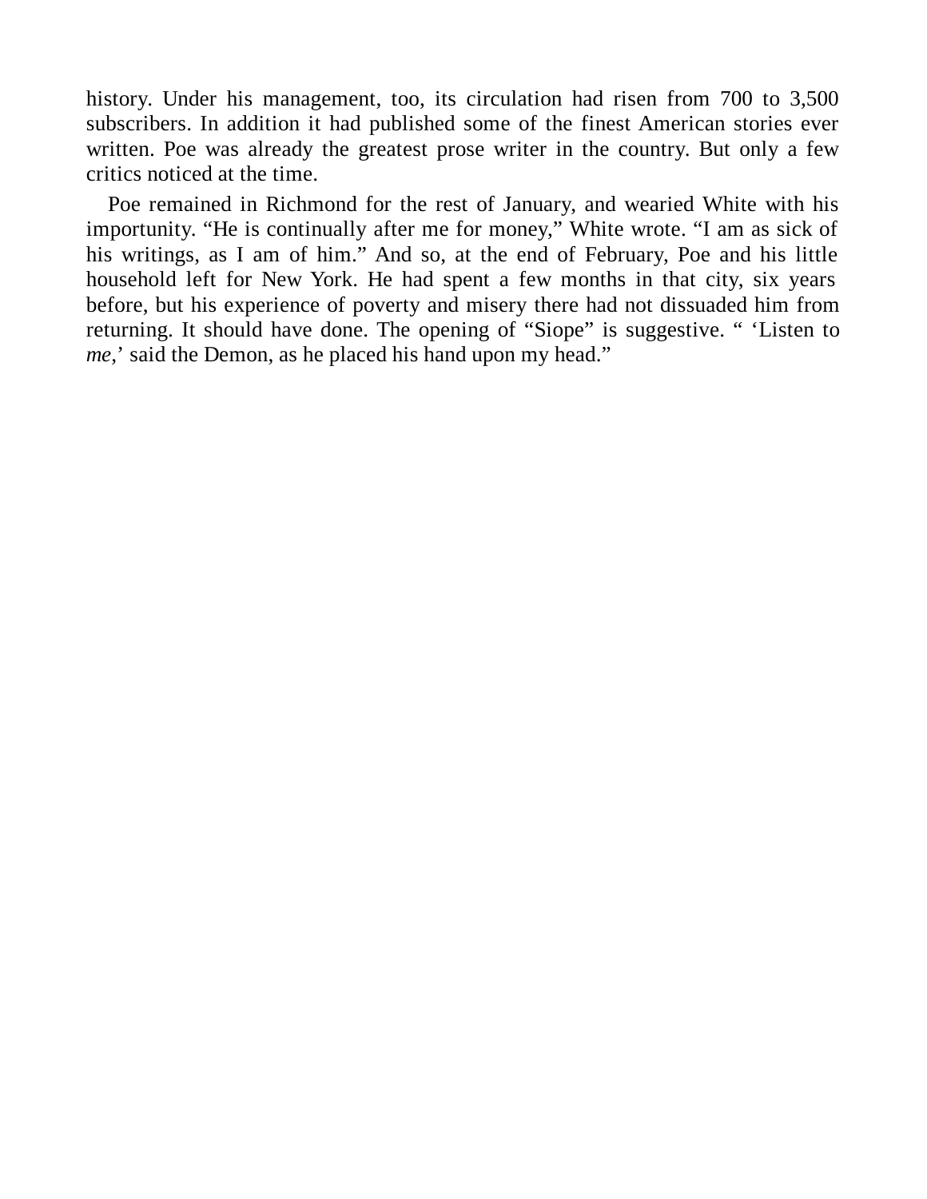history. Under his management, too, its circulation had risen from 700 to 3,500 subscribers. In addition it had published some of the finest American stories ever written. Poe was already the greatest prose writer in the country. But only a few critics noticed at the time.

Poe remained in Richmond for the rest of January, and wearied White with his importunity. "He is continually after me for money," White wrote. "I am as sick of his writings, as I am of him." And so, at the end of February, Poe and his little household left for New York. He had spent a few months in that city, six years before, but his experience of poverty and misery there had not dissuaded him from returning. It should have done. The opening of "Siope" is suggestive. " 'Listen to *me*,' said the Demon, as he placed his hand upon my head."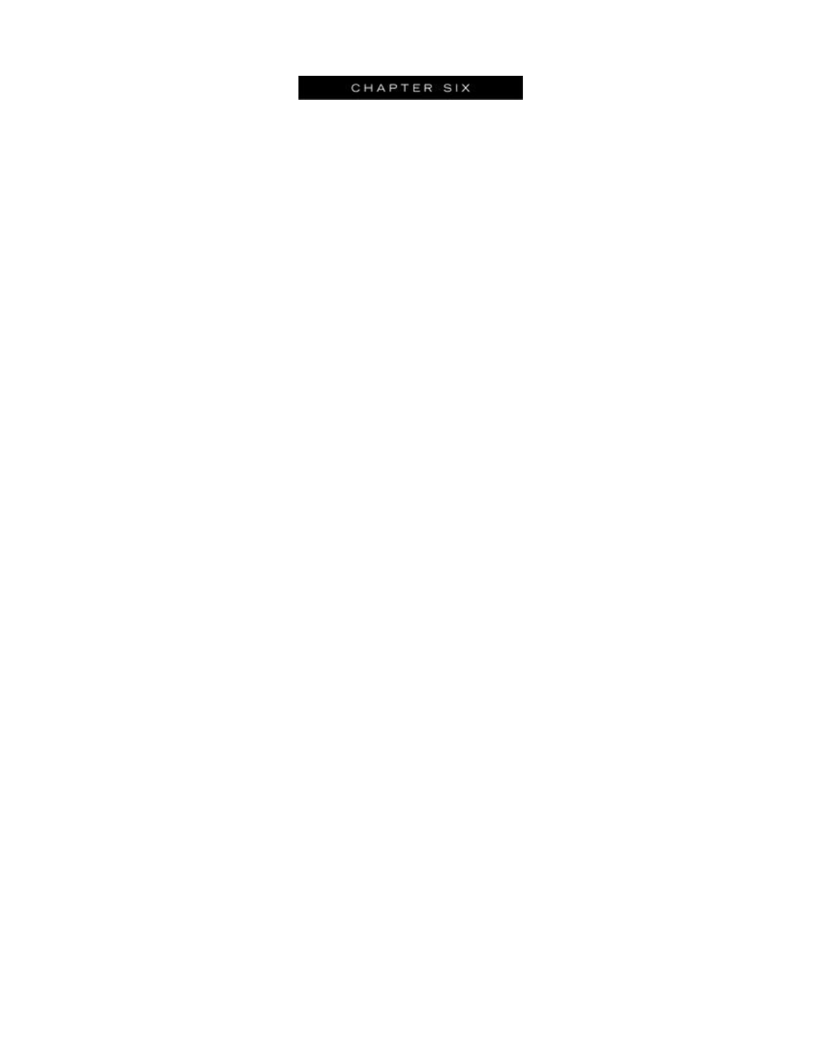# CHAPTER SIX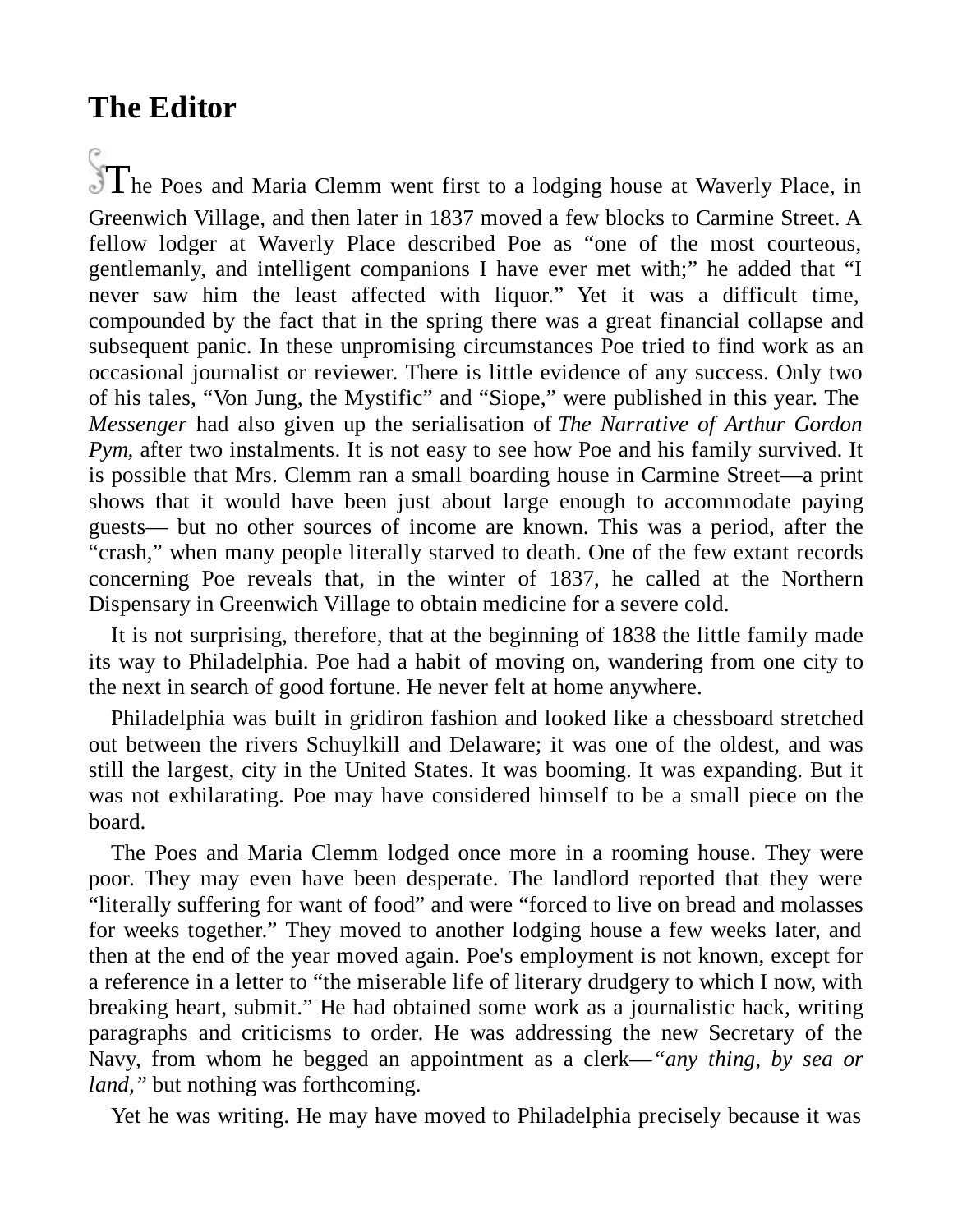## The Editor

The Poes and Maria Clemm went first to a lodging house at Waverly Place, in Greenwich Village, and then later in 1837 moved a few blocks to Carmine Street. A fellow lodger at Waverly Place described Poe as "one of the most courteous, gentlemanly, and intelligent companions I have ever met with;" he added that "I never saw him the least affected with liquor." Yet it was a difficult time, compounded by the fact that in the spring there was a great financial collapse and subsequent panic. In these unpromising circumstances Poe tried to find work as an occasional journalist or reviewer. There is little evidence of any success. Only two of his tales, "Von Jung, the Mystific" and "Siope," were published in this year. The *Messenger* had also given up the serialisation of *The Narrative of Arthur Gordon Pym,* after two instalments. It is not easy to see how Poe and his family survived. It is possible that Mrs. Clemm ran a small boarding house in Carmine Street—a print shows that it would have been just about large enough to accommodate paying guests— but no other sources of income are known. This was a period, after the "crash," when many people literally starved to death. One of the few extant records concerning Poe reveals that, in the winter of 1837, he called at the Northern Dispensary in Greenwich Village to obtain medicine for a severe cold.

It is not surprising, therefore, that at the beginning of 1838 the little family made its way to Philadelphia. Poe had a habit of moving on, wandering from one city to the next in search of good fortune. He never felt at home anywhere.

Philadelphia was built in gridiron fashion and looked like a chessboard stretched out between the rivers Schuylkill and Delaware; it was one of the oldest, and was still the largest, city in the United States. It was booming. It was expanding. But it was not exhilarating. Poe may have considered himself to be a small piece on the board.

The Poes and Maria Clemm lodged once more in a rooming house. They were poor. They may even have been desperate. The landlord reported that they were "literally suffering for want of food" and were "forced to live on bread and molasses for weeks together." They moved to another lodging house a few weeks later, and then at the end of the year moved again. Poe's employment is not known, except for a reference in a letter to "the miserable life of literary drudgery to which I now, with breaking heart, submit." He had obtained some work as a journalistic hack, writing paragraphs and criticisms to order. He was addressing the new Secretary of the Navy, from whom he begged an appointment as a clerk—*"any thing, by sea or land,"* but nothing was forthcoming.

Yet he was writing. He may have moved to Philadelphia precisely because it was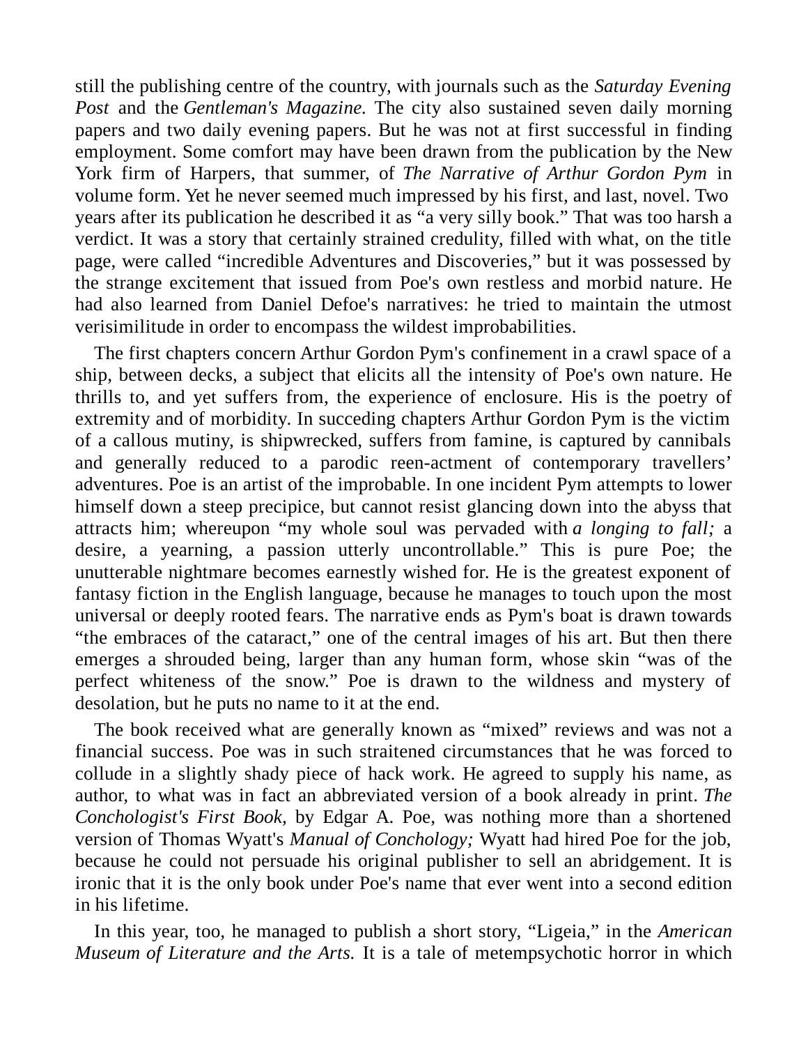still the publishing centre of the country, with journals such as the *Saturday Evening Post* and the *Gentleman's Magazine.* The city also sustained seven daily morning papers and two daily evening papers. But he was not at first successful in finding employment. Some comfort may have been drawn from the publication by the New York firm of Harpers, that summer, of *The Narrative of Arthur Gordon Pym* in volume form. Yet he never seemed much impressed by his first, and last, novel. Two years after its publication he described it as "a very silly book." That was too harsh a verdict. It was a story that certainly strained credulity, filled with what, on the title page, were called "incredible Adventures and Discoveries," but it was possessed by the strange excitement that issued from Poe's own restless and morbid nature. He had also learned from Daniel Defoe's narratives: he tried to maintain the utmost verisimilitude in order to encompass the wildest improbabilities.

The first chapters concern Arthur Gordon Pym's confinement in a crawl space of a ship, between decks, a subject that elicits all the intensity of Poe's own nature. He thrills to, and yet suffers from, the experience of enclosure. His is the poetry of extremity and of morbidity. In succeding chapters Arthur Gordon Pym is the victim of a callous mutiny, is shipwrecked, suffers from famine, is captured by cannibals and generally reduced to a parodic reen-actment of contemporary travellers' adventures. Poe is an artist of the improbable. In one incident Pym attempts to lower himself down a steep precipice, but cannot resist glancing down into the abyss that attracts him; whereupon "my whole soul was pervaded with *a longing to fall;* a desire, a yearning, a passion utterly uncontrollable." This is pure Poe; the unutterable nightmare becomes earnestly wished for. He is the greatest exponent of fantasy fiction in the English language, because he manages to touch upon the most universal or deeply rooted fears. The narrative ends as Pym's boat is drawn towards "the embraces of the cataract," one of the central images of his art. But then there emerges a shrouded being, larger than any human form, whose skin "was of the perfect whiteness of the snow." Poe is drawn to the wildness and mystery of desolation, but he puts no name to it at the end.

The book received what are generally known as "mixed" reviews and was not a financial success. Poe was in such straitened circumstances that he was forced to collude in a slightly shady piece of hack work. He agreed to supply his name, as author, to what was in fact an abbreviated version of a book already in print. *The Conchologist's First Book,* by Edgar A. Poe, was nothing more than a shortened version of Thomas Wyatt's *Manual of Conchology;* Wyatt had hired Poe for the job, because he could not persuade his original publisher to sell an abridgement. It is ironic that it is the only book under Poe's name that ever went into a second edition in his lifetime.

In this year, too, he managed to publish a short story, "Ligeia," in the *American Museum of Literature and the Arts.* It is a tale of metempsychotic horror in which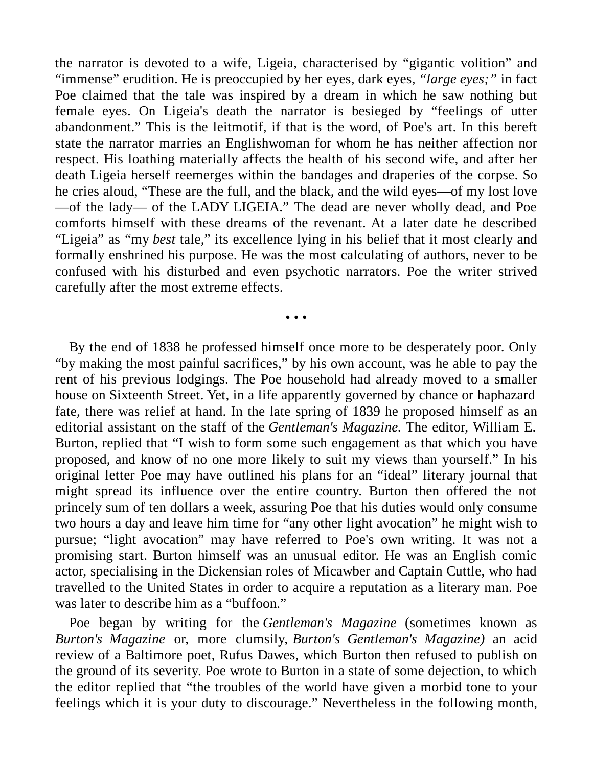the narrator is devoted to a wife, Ligeia, characterised by "gigantic volition" and "immense" erudition. He is preoccupied by her eyes, dark eyes, *"large eyes;"* in fact Poe claimed that the tale was inspired by a dream in which he saw nothing but female eyes. On Ligeia's death the narrator is besieged by "feelings of utter abandonment." This is the leitmotif, if that is the word, of Poe's art. In this bereft state the narrator marries an Englishwoman for whom he has neither affection nor respect. His loathing materially affects the health of his second wife, and after her death Ligeia herself reemerges within the bandages and draperies of the corpse. So he cries aloud, "These are the full, and the black, and the wild eyes—of my lost love—of the lady— of the LADY LIGEIA." The dead are never wholly dead, and Poe comforts himself with these dreams of the revenant. At a later date he described "Ligeia" as "my *best* tale," its excellence lying in his belief that it most clearly and formally enshrined his purpose. He was the most calculating of authors, never to be confused with his disturbed and even psychotic narrators. Poe the writer strived carefully after the most extreme effects.

• • •

By the end of 1838 he professed himself once more to be desperately poor. Only "by making the most painful sacrifices," by his own account, was he able to pay the rent of his previous lodgings. The Poe household had already moved to a smaller house on Sixteenth Street. Yet, in a life apparently governed by chance or haphazard fate, there was relief at hand. In the late spring of 1839 he proposed himself as an editorial assistant on the staff of the *Gentleman's Magazine.* The editor, William E. Burton, replied that "I wish to form some such engagement as that which you have proposed, and know of no one more likely to suit my views than yourself." In his original letter Poe may have outlined his plans for an "ideal" literary journal that might spread its influence over the entire country. Burton then offered the not princely sum of ten dollars a week, assuring Poe that his duties would only consume two hours a day and leave him time for "any other light avocation" he might wish to pursue; "light avocation" may have referred to Poe's own writing. It was not a promising start. Burton himself was an unusual editor. He was an English comic actor, specialising in the Dickensian roles of Micawber and Captain Cuttle, who had travelled to the United States in order to acquire a reputation as a literary man. Poe was later to describe him as a "buffoon."

Poe began by writing for the *Gentleman's Magazine* (sometimes known as *Burton's Magazine* or, more clumsily, *Burton's Gentleman's Magazine)* an acid review of a Baltimore poet, Rufus Dawes, which Burton then refused to publish on the ground of its severity. Poe wrote to Burton in a state of some dejection, to which the editor replied that "the troubles of the world have given a morbid tone to your feelings which it is your duty to discourage." Nevertheless in the following month,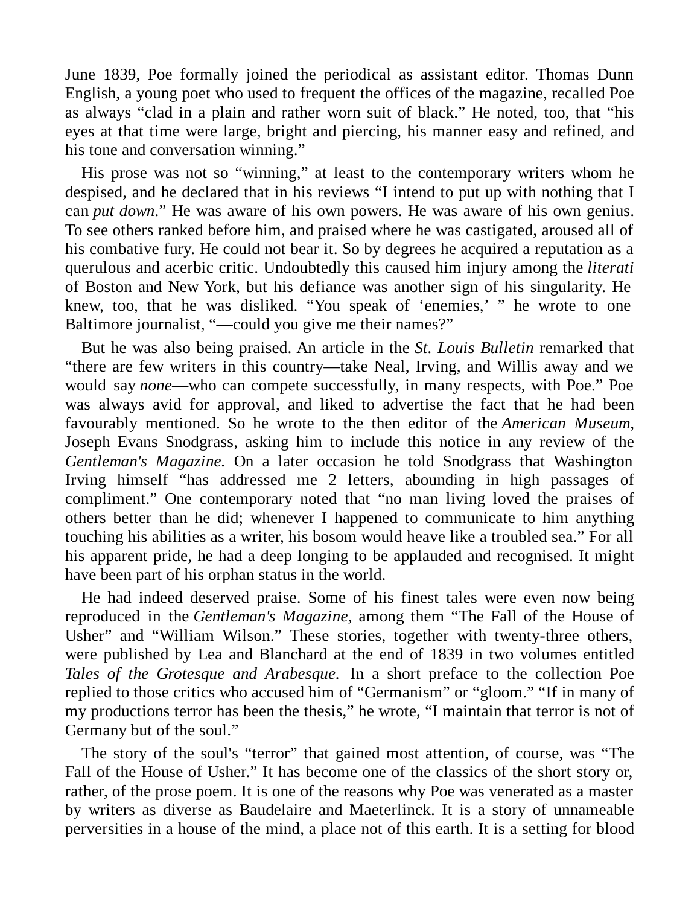June 1839, Poe formally joined the periodical as assistant editor. Thomas Dunn English, a young poet who used to frequent the offices of the magazine, recalled Poe as always "clad in a plain and rather worn suit of black." He noted, too, that "his eyes at that time were large, bright and piercing, his manner easy and refined, and his tone and conversation winning."

His prose was not so "winning," at least to the contemporary writers whom he despised, and he declared that in his reviews "I intend to put up with nothing that I can *put down*." He was aware of his own powers. He was aware of his own genius. To see others ranked before him, and praised where he was castigated, aroused all of his combative fury. He could not bear it. So by degrees he acquired a reputation as a querulous and acerbic critic. Undoubtedly this caused him injury among the *literati* of Boston and New York, but his defiance was another sign of his singularity. He knew, too, that he was disliked. "You speak of 'enemies,' " he wrote to one Baltimore journalist, "—could you give me their names?"

But he was also being praised. An article in the *St. Louis Bulletin* remarked that "there are few writers in this country—take Neal, Irving, and Willis away and we would say *none*—who can compete successfully, in many respects, with Poe." Poe was always avid for approval, and liked to advertise the fact that he had been favourably mentioned. So he wrote to the then editor of the *American Museum,* Joseph Evans Snodgrass, asking him to include this notice in any review of the *Gentleman's Magazine.* On a later occasion he told Snodgrass that Washington Irving himself "has addressed me 2 letters, abounding in high passages of compliment." One contemporary noted that "no man living loved the praises of others better than he did; whenever I happened to communicate to him anything touching his abilities as a writer, his bosom would heave like a troubled sea." For all his apparent pride, he had a deep longing to be applauded and recognised. It might have been part of his orphan status in the world.

He had indeed deserved praise. Some of his finest tales were even now being reproduced in the *Gentleman's Magazine,* among them "The Fall of the House of Usher" and "William Wilson." These stories, together with twenty-three others, were published by Lea and Blanchard at the end of 1839 in two volumes entitled *Tales of the Grotesque and Arabesque.* In a short preface to the collection Poe replied to those critics who accused him of "Germanism" or "gloom." "If in many of my productions terror has been the thesis," he wrote, "I maintain that terror is not of Germany but of the soul."

The story of the soul's "terror" that gained most attention, of course, was "The Fall of the House of Usher." It has become one of the classics of the short story or, rather, of the prose poem. It is one of the reasons why Poe was venerated as a master by writers as diverse as Baudelaire and Maeterlinck. It is a story of unnameable perversities in a house of the mind, a place not of this earth. It is a setting for blood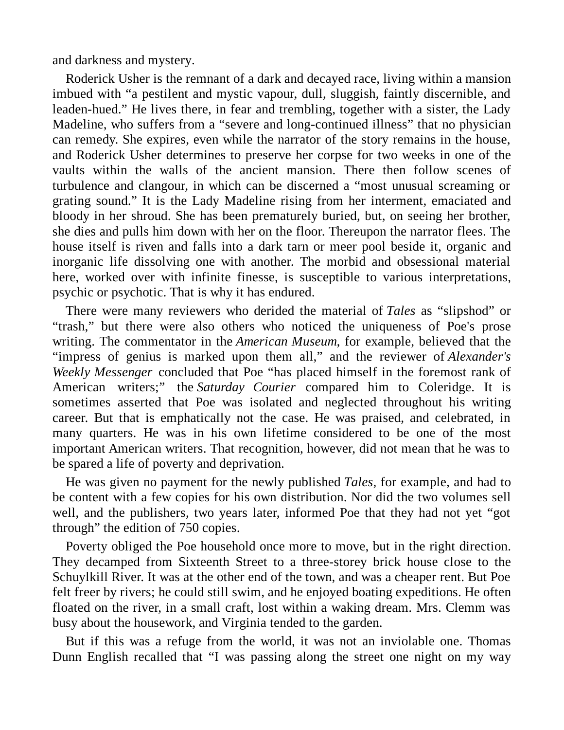and darkness and mystery.

Roderick Usher is the remnant of a dark and decayed race, living within a mansion imbued with “a pestilent and mystic vapour, dull, sluggish, faintly discernible, and leaden-hued.” He lives there, in fear and trembling, together with a sister, the Lady Madeline, who suffers from a “severe and long-continued illness” that no physician can remedy. She expires, even while the narrator of the story remains in the house, and Roderick Usher determines to preserve her corpse for two weeks in one of the vaults within the walls of the ancient mansion. There then follow scenes of turbulence and clangour, in which can be discerned a “most unusual screaming or grating sound.” It is the Lady Madeline rising from her interment, emaciated and bloody in her shroud. She has been prematurely buried, but, on seeing her brother, she dies and pulls him down with her on the floor. Thereupon the narrator flees. The house itself is riven and falls into a dark tarn or meer pool beside it, organic and inorganic life dissolving one with another. The morbid and obsessional material here, worked over with infinite finesse, is susceptible to various interpretations, psychic or psychotic. That is why it has endured.

There were many reviewers who derided the material of *Tales* as “slipshod” or “trash,” but there were also others who noticed the uniqueness of Poe's prose writing. The commentator in the *American Museum*, for example, believed that the “impress of genius is marked upon them all,” and the reviewer of *Alexander's Weekly Messenger* concluded that Poe “has placed himself in the foremost rank of American writers;” the *Saturday Courier* compared him to Coleridge. It is sometimes asserted that Poe was isolated and neglected throughout his writing career. But that is emphatically not the case. He was praised, and celebrated, in many quarters. He was in his own lifetime considered to be one of the most important American writers. That recognition, however, did not mean that he was to be spared a life of poverty and deprivation.

He was given no payment for the newly published *Tales*, for example, and had to be content with a few copies for his own distribution. Nor did the two volumes sell well, and the publishers, two years later, informed Poe that they had not yet “got through” the edition of 750 copies.

Poverty obliged the Poe household once more to move, but in the right direction. They decamped from Sixteenth Street to a three-storey brick house close to the Schuylkill River. It was at the other end of the town, and was a cheaper rent. But Poe felt freer by rivers; he could still swim, and he enjoyed boating expeditions. He often floated on the river, in a small craft, lost within a waking dream. Mrs. Clemm was busy about the housework, and Virginia tended to the garden.

But if this was a refuge from the world, it was not an inviolable one. Thomas Dunn English recalled that “I was passing along the street one night on my way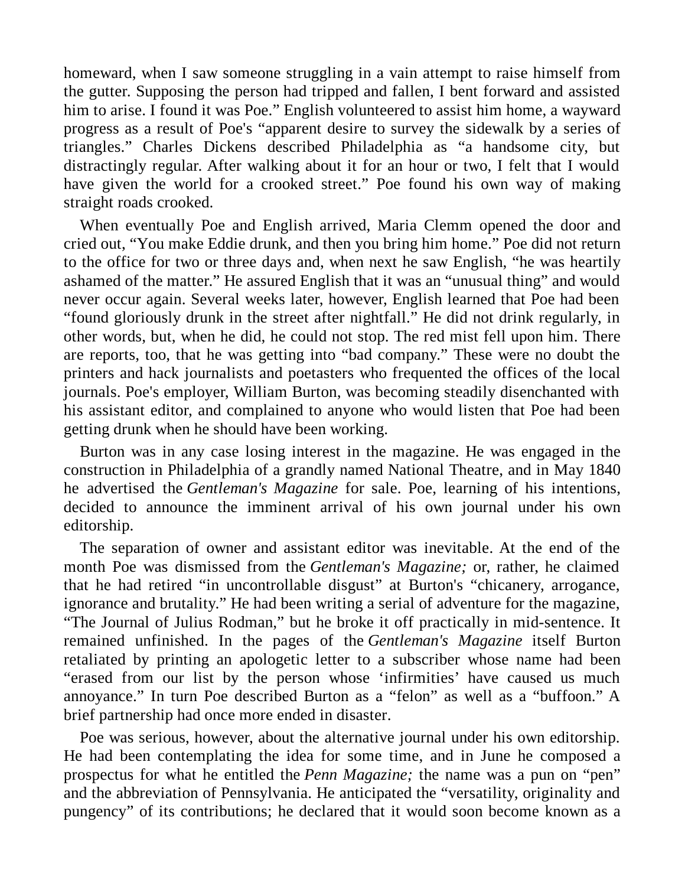homeward, when I saw someone struggling in a vain attempt to raise himself from the gutter. Supposing the person had tripped and fallen, I bent forward and assisted him to arise. I found it was Poe." English volunteered to assist him home, a wayward progress as a result of Poe's "apparent desire to survey the sidewalk by a series of triangles." Charles Dickens described Philadelphia as "a handsome city, but distractingly regular. After walking about it for an hour or two, I felt that I would have given the world for a crooked street." Poe found his own way of making straight roads crooked.

When eventually Poe and English arrived, Maria Clemm opened the door and cried out, "You make Eddie drunk, and then you bring him home." Poe did not return to the office for two or three days and, when next he saw English, "he was heartily ashamed of the matter." He assured English that it was an "unusual thing" and would never occur again. Several weeks later, however, English learned that Poe had been "found gloriously drunk in the street after nightfall." He did not drink regularly, in other words, but, when he did, he could not stop. The red mist fell upon him. There are reports, too, that he was getting into "bad company." These were no doubt the printers and hack journalists and poetasters who frequented the offices of the local journals. Poe's employer, William Burton, was becoming steadily disenchanted with his assistant editor, and complained to anyone who would listen that Poe had been getting drunk when he should have been working.

Burton was in any case losing interest in the magazine. He was engaged in the construction in Philadelphia of a grandly named National Theatre, and in May 1840 he advertised the *Gentleman's Magazine* for sale. Poe, learning of his intentions, decided to announce the imminent arrival of his own journal under his own editorship.

The separation of owner and assistant editor was inevitable. At the end of the month Poe was dismissed from the *Gentleman's Magazine;* or, rather, he claimed that he had retired "in uncontrollable disgust" at Burton's "chicanery, arrogance, ignorance and brutality." He had been writing a serial of adventure for the magazine, "The Journal of Julius Rodman," but he broke it off practically in mid-sentence. It remained unfinished. In the pages of the *Gentleman's Magazine* itself Burton retaliated by printing an apologetic letter to a subscriber whose name had been "erased from our list by the person whose 'infirmities' have caused us much annoyance." In turn Poe described Burton as a "felon" as well as a "buffoon." A brief partnership had once more ended in disaster.

Poe was serious, however, about the alternative journal under his own editorship. He had been contemplating the idea for some time, and in June he composed a prospectus for what he entitled the *Penn Magazine;* the name was a pun on "pen" and the abbreviation of Pennsylvania. He anticipated the "versatility, originality and pungency" of its contributions; he declared that it would soon become known as a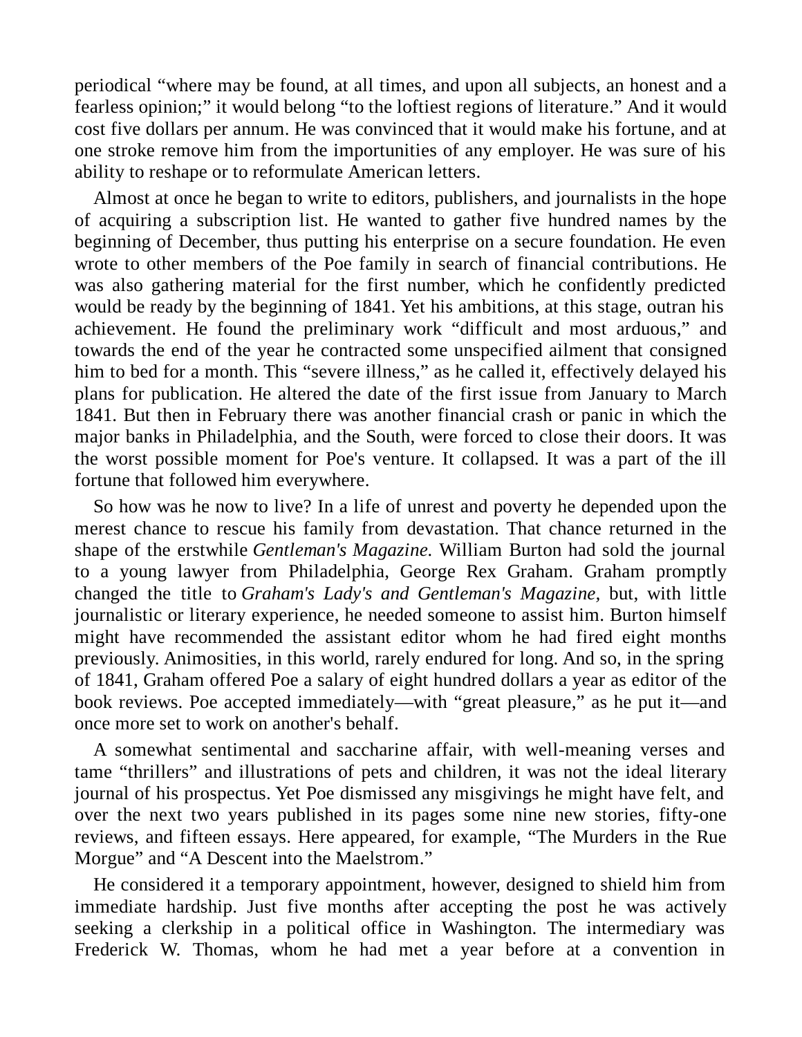periodical “where may be found, at all times, and upon all subjects, an honest and a fearless opinion;” it would belong “to the loftiest regions of literature.” And it would cost five dollars per annum. He was convinced that it would make his fortune, and at one stroke remove him from the importunities of any employer. He was sure of his ability to reshape or to reformulate American letters.

Almost at once he began to write to editors, publishers, and journalists in the hope of acquiring a subscription list. He wanted to gather five hundred names by the beginning of December, thus putting his enterprise on a secure foundation. He even wrote to other members of the Poe family in search of financial contributions. He was also gathering material for the first number, which he confidently predicted would be ready by the beginning of 1841. Yet his ambitions, at this stage, outran his achievement. He found the preliminary work “difficult and most arduous,” and towards the end of the year he contracted some unspecified ailment that consigned him to bed for a month. This “severe illness,” as he called it, effectively delayed his plans for publication. He altered the date of the first issue from January to March 1841. But then in February there was another financial crash or panic in which the major banks in Philadelphia, and the South, were forced to close their doors. It was the worst possible moment for Poe's venture. It collapsed. It was a part of the ill fortune that followed him everywhere.

So how was he now to live? In a life of unrest and poverty he depended upon the merest chance to rescue his family from devastation. That chance returned in the shape of the erstwhile *Gentleman's Magazine.* William Burton had sold the journal to a young lawyer from Philadelphia, George Rex Graham. Graham promptly changed the title to *Graham's Lady's and Gentleman's Magazine*, but, with little journalistic or literary experience, he needed someone to assist him. Burton himself might have recommended the assistant editor whom he had fired eight months previously. Animosities, in this world, rarely endured for long. And so, in the spring of 1841, Graham offered Poe a salary of eight hundred dollars a year as editor of the book reviews. Poe accepted immediately—with “great pleasure,” as he put it—and once more set to work on another's behalf.

A somewhat sentimental and saccharine affair, with well-meaning verses and tame “thrillers” and illustrations of pets and children, it was not the ideal literary journal of his prospectus. Yet Poe dismissed any misgivings he might have felt, and over the next two years published in its pages some nine new stories, fifty-one reviews, and fifteen essays. Here appeared, for example, “The Murders in the Rue Morgue” and “A Descent into the Maelstrom.”

He considered it a temporary appointment, however, designed to shield him from immediate hardship. Just five months after accepting the post he was actively seeking a clerkship in a political office in Washington. The intermediary was Frederick W. Thomas, whom he had met a year before at a convention in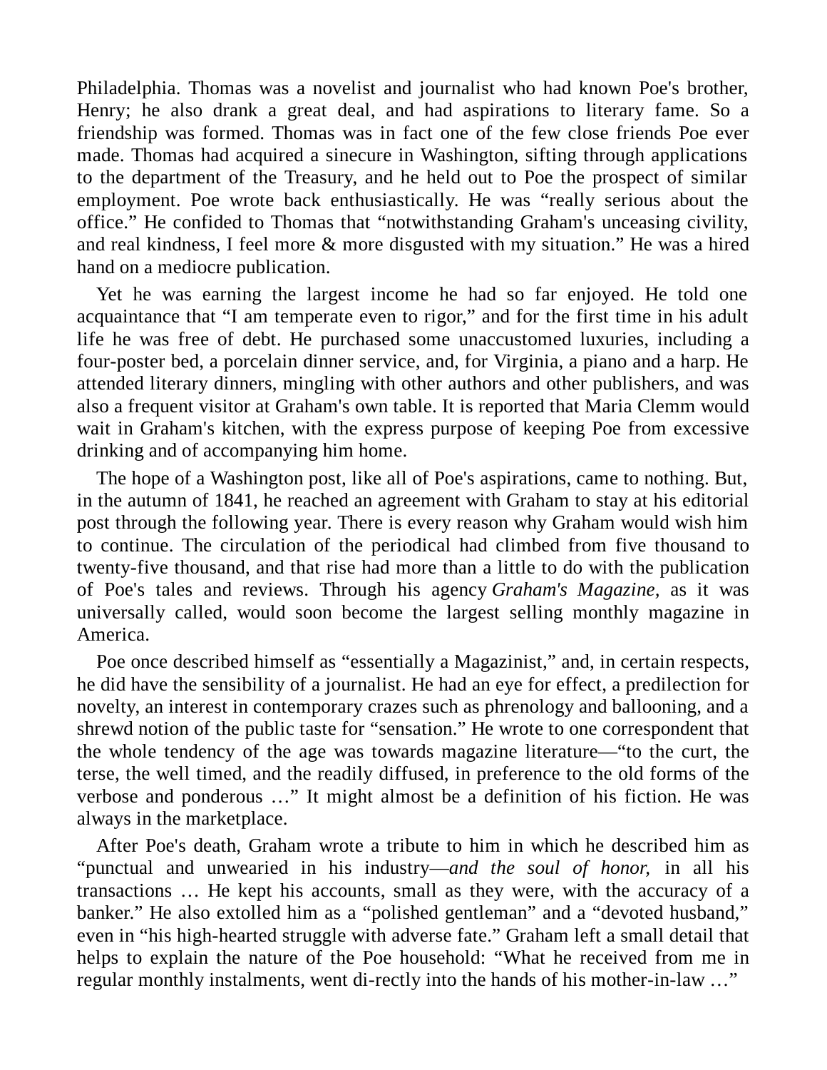Philadelphia. Thomas was a novelist and journalist who had known Poe's brother, Henry; he also drank a great deal, and had aspirations to literary fame. So a friendship was formed. Thomas was in fact one of the few close friends Poe ever made. Thomas had acquired a sinecure in Washington, sifting through applications to the department of the Treasury, and he held out to Poe the prospect of similar employment. Poe wrote back enthusiastically. He was "really serious about the office." He confided to Thomas that "notwithstanding Graham's unceasing civility, and real kindness, I feel more & more disgusted with my situation." He was a hired hand on a mediocre publication.

Yet he was earning the largest income he had so far enjoyed. He told one acquaintance that "I am temperate even to rigor," and for the first time in his adult life he was free of debt. He purchased some unaccustomed luxuries, including a four-poster bed, a porcelain dinner service, and, for Virginia, a piano and a harp. He attended literary dinners, mingling with other authors and other publishers, and was also a frequent visitor at Graham's own table. It is reported that Maria Clemm would wait in Graham's kitchen, with the express purpose of keeping Poe from excessive drinking and of accompanying him home.

The hope of a Washington post, like all of Poe's aspirations, came to nothing. But, in the autumn of 1841, he reached an agreement with Graham to stay at his editorial post through the following year. There is every reason why Graham would wish him to continue. The circulation of the periodical had climbed from five thousand to twenty-five thousand, and that rise had more than a little to do with the publication of Poe's tales and reviews. Through his agency *Graham's Magazine,* as it was universally called, would soon become the largest selling monthly magazine in America.

Poe once described himself as "essentially a Magazinist," and, in certain respects, he did have the sensibility of a journalist. He had an eye for effect, a predilection for novelty, an interest in contemporary crazes such as phrenology and ballooning, and a shrewd notion of the public taste for "sensation." He wrote to one correspondent that the whole tendency of the age was towards magazine literature—"to the curt, the terse, the well timed, and the readily diffused, in preference to the old forms of the verbose and ponderous …" It might almost be a definition of his fiction. He was always in the marketplace.

After Poe's death, Graham wrote a tribute to him in which he described him as "punctual and unwearied in his industry—*and the soul of honor,* in all his transactions … He kept his accounts, small as they were, with the accuracy of a banker." He also extolled him as a "polished gentleman" and a "devoted husband," even in "his high-hearted struggle with adverse fate." Graham left a small detail that helps to explain the nature of the Poe household: "What he received from me in regular monthly instalments, went di-rectly into the hands of his mother-in-law …"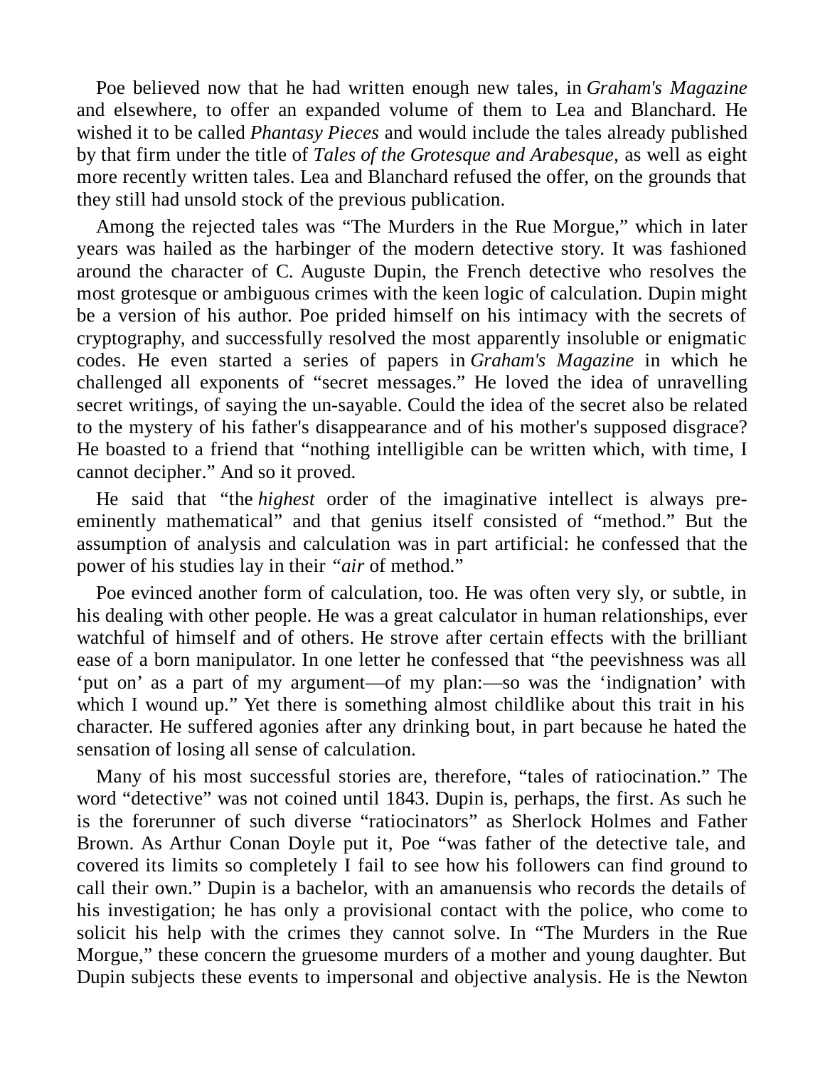Poe believed now that he had written enough new tales, in *Graham's Magazine* and elsewhere, to offer an expanded volume of them to Lea and Blanchard. He wished it to be called *Phantasy Pieces* and would include the tales already published by that firm under the title of *Tales of the Grotesque and Arabesque,* as well as eight more recently written tales. Lea and Blanchard refused the offer, on the grounds that they still had unsold stock of the previous publication.

Among the rejected tales was "The Murders in the Rue Morgue," which in later years was hailed as the harbinger of the modern detective story. It was fashioned around the character of C. Auguste Dupin, the French detective who resolves the most grotesque or ambiguous crimes with the keen logic of calculation. Dupin might be a version of his author. Poe prided himself on his intimacy with the secrets of cryptography, and successfully resolved the most apparently insoluble or enigmatic codes. He even started a series of papers in *Graham's Magazine* in which he challenged all exponents of "secret messages." He loved the idea of unravelling secret writings, of saying the un-sayable. Could the idea of the secret also be related to the mystery of his father's disappearance and of his mother's supposed disgrace? He boasted to a friend that "nothing intelligible can be written which, with time, I cannot decipher." And so it proved.

He said that "the *highest* order of the imaginative intellect is always pre-eminently mathematical" and that genius itself consisted of "method." But the assumption of analysis and calculation was in part artificial: he confessed that the power of his studies lay in their "*air* of method."

Poe evinced another form of calculation, too. He was often very sly, or subtle, in his dealing with other people. He was a great calculator in human relationships, ever watchful of himself and of others. He strove after certain effects with the brilliant ease of a born manipulator. In one letter he confessed that "the peevishness was all 'put on' as a part of my argument—of my plan:—so was the 'indignation' with which I wound up." Yet there is something almost childlike about this trait in his character. He suffered agonies after any drinking bout, in part because he hated the sensation of losing all sense of calculation.

Many of his most successful stories are, therefore, "tales of ratiocination." The word "detective" was not coined until 1843. Dupin is, perhaps, the first. As such he is the forerunner of such diverse "ratiocinators" as Sherlock Holmes and Father Brown. As Arthur Conan Doyle put it, Poe "was father of the detective tale, and covered its limits so completely I fail to see how his followers can find ground to call their own." Dupin is a bachelor, with an amanuensis who records the details of his investigation; he has only a provisional contact with the police, who come to solicit his help with the crimes they cannot solve. In "The Murders in the Rue Morgue," these concern the gruesome murders of a mother and young daughter. But Dupin subjects these events to impersonal and objective analysis. He is the Newton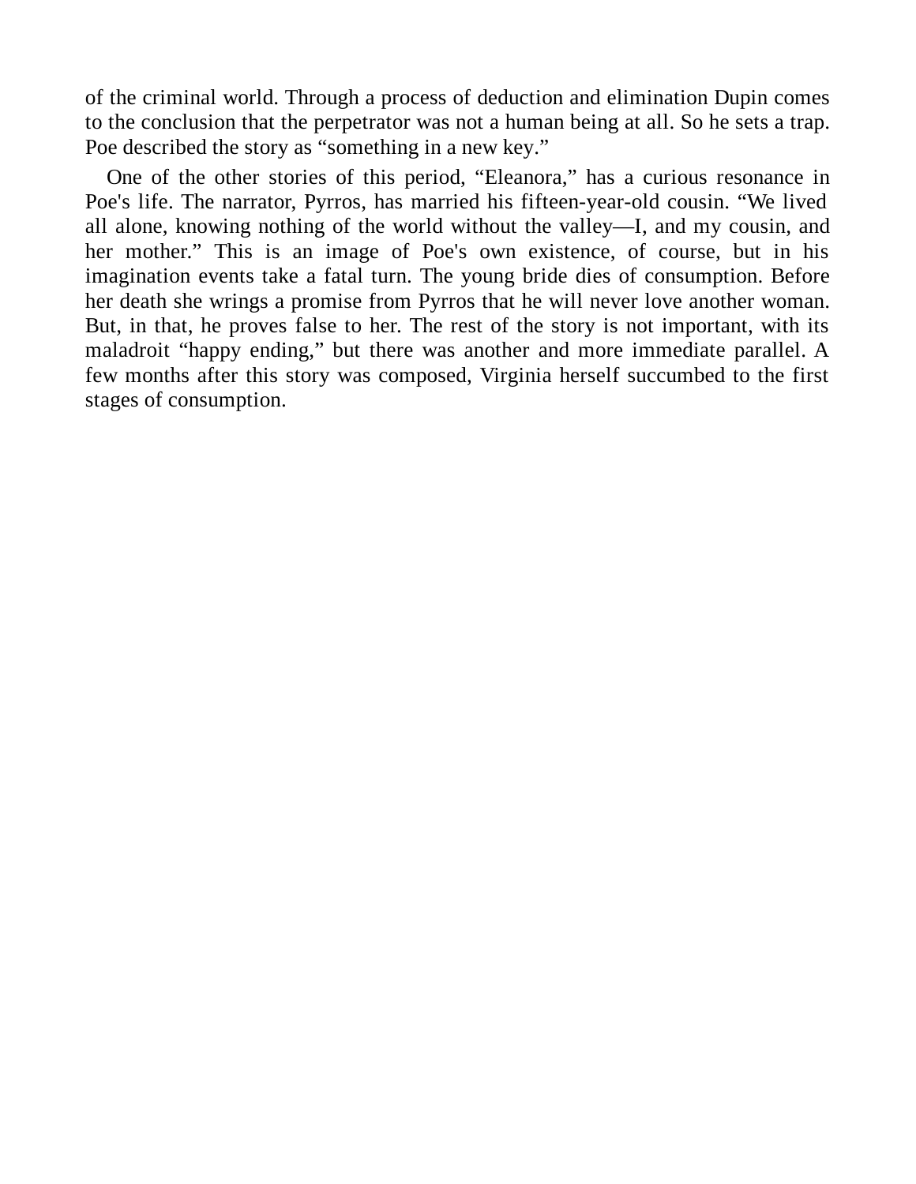of the criminal world. Through a process of deduction and elimination Dupin comes to the conclusion that the perpetrator was not a human being at all. So he sets a trap. Poe described the story as “something in a new key.”

One of the other stories of this period, “Eleanora,” has a curious resonance in Poe's life. The narrator, Pyrros, has married his fifteen-year-old cousin. “We lived all alone, knowing nothing of the world without the valley—I, and my cousin, and her mother.” This is an image of Poe's own existence, of course, but in his imagination events take a fatal turn. The young bride dies of consumption. Before her death she wrings a promise from Pyrros that he will never love another woman. But, in that, he proves false to her. The rest of the story is not important, with its maladroit “happy ending,” but there was another and more immediate parallel. A few months after this story was composed, Virginia herself succumbed to the first stages of consumption.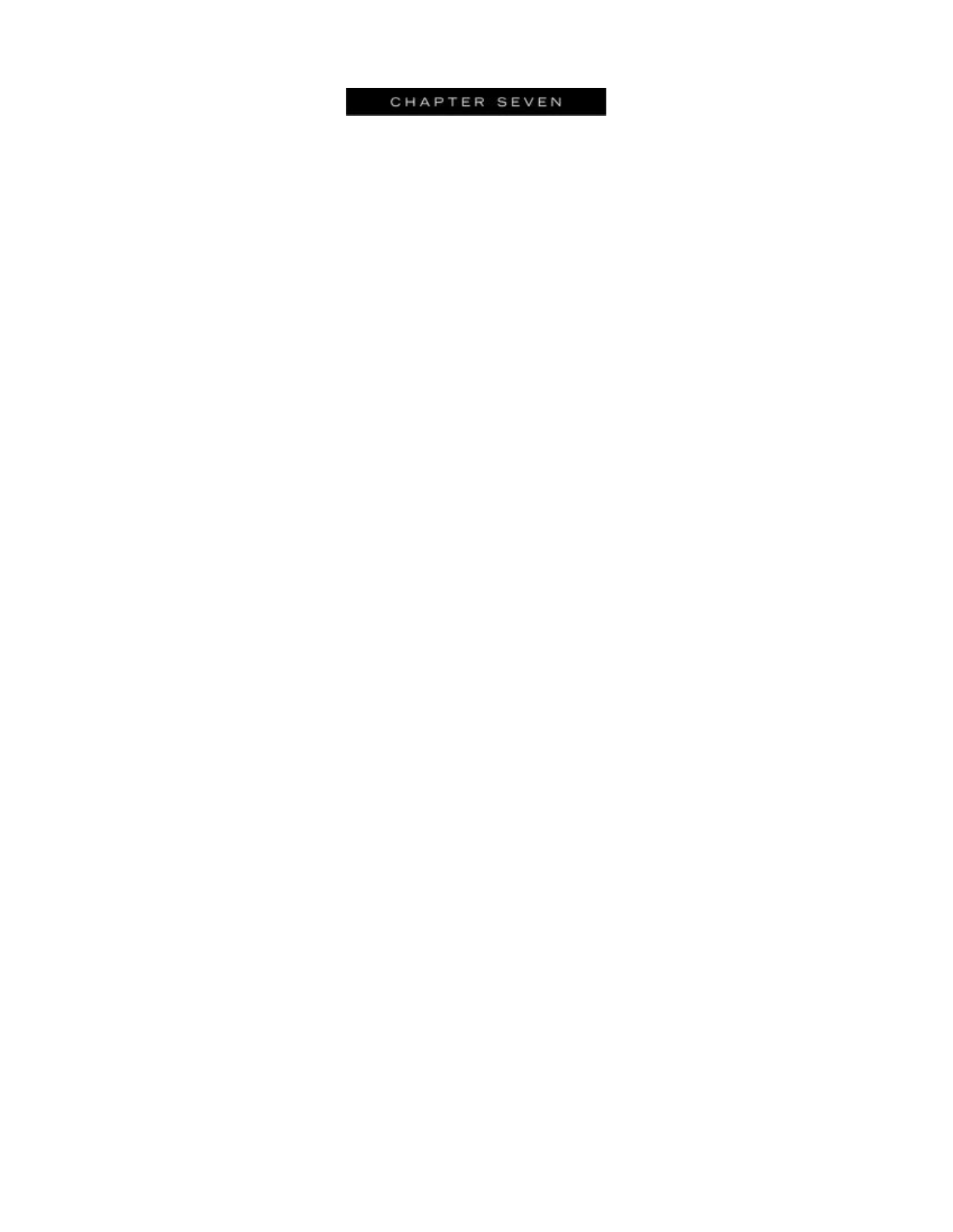# CHAPTER SEVEN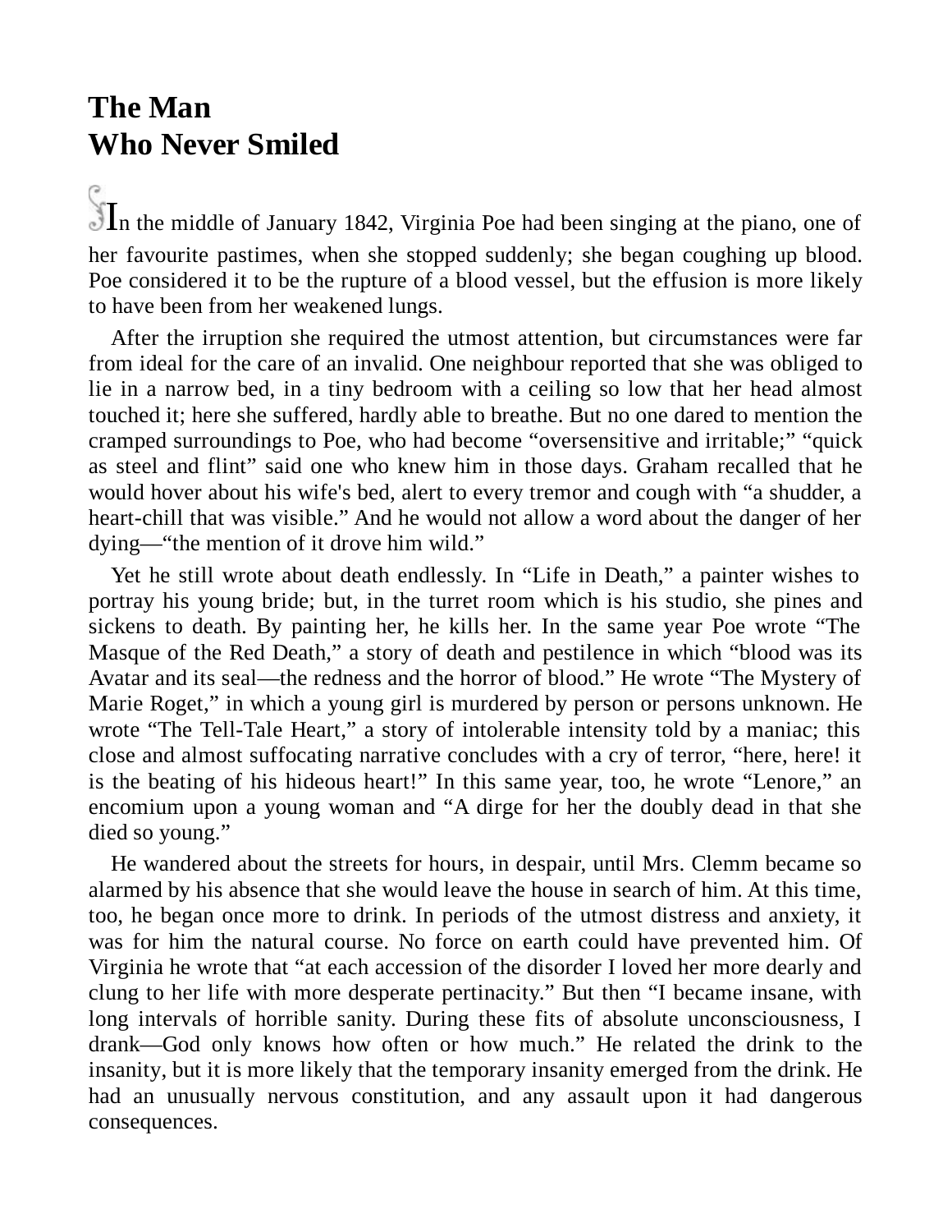# The Man Who Never Smiled

In the middle of January 1842, Virginia Poe had been singing at the piano, one of her favourite pastimes, when she stopped suddenly; she began coughing up blood. Poe considered it to be the rupture of a blood vessel, but the effusion is more likely to have been from her weakened lungs.

After the irruption she required the utmost attention, but circumstances were far from ideal for the care of an invalid. One neighbour reported that she was obliged to lie in a narrow bed, in a tiny bedroom with a ceiling so low that her head almost touched it; here she suffered, hardly able to breathe. But no one dared to mention the cramped surroundings to Poe, who had become "oversensitive and irritable;" "quick as steel and flint" said one who knew him in those days. Graham recalled that he would hover about his wife's bed, alert to every tremor and cough with "a shudder, a heart-chill that was visible." And he would not allow a word about the danger of her dying—"the mention of it drove him wild."

Yet he still wrote about death endlessly. In "Life in Death," a painter wishes to portray his young bride; but, in the turret room which is his studio, she pines and sickens to death. By painting her, he kills her. In the same year Poe wrote "The Masque of the Red Death," a story of death and pestilence in which "blood was its Avatar and its seal—the redness and the horror of blood." He wrote "The Mystery of Marie Roget," in which a young girl is murdered by person or persons unknown. He wrote "The Tell-Tale Heart," a story of intolerable intensity told by a maniac; this close and almost suffocating narrative concludes with a cry of terror, "here, here! it is the beating of his hideous heart!" In this same year, too, he wrote "Lenore," an encomium upon a young woman and "A dirge for her the doubly dead in that she died so young."

He wandered about the streets for hours, in despair, until Mrs. Clemm became so alarmed by his absence that she would leave the house in search of him. At this time, too, he began once more to drink. In periods of the utmost distress and anxiety, it was for him the natural course. No force on earth could have prevented him. Of Virginia he wrote that "at each accession of the disorder I loved her more dearly and clung to her life with more desperate pertinacity." But then "I became insane, with long intervals of horrible sanity. During these fits of absolute unconsciousness, I drank—God only knows how often or how much." He related the drink to the insanity, but it is more likely that the temporary insanity emerged from the drink. He had an unusually nervous constitution, and any assault upon it had dangerous consequences.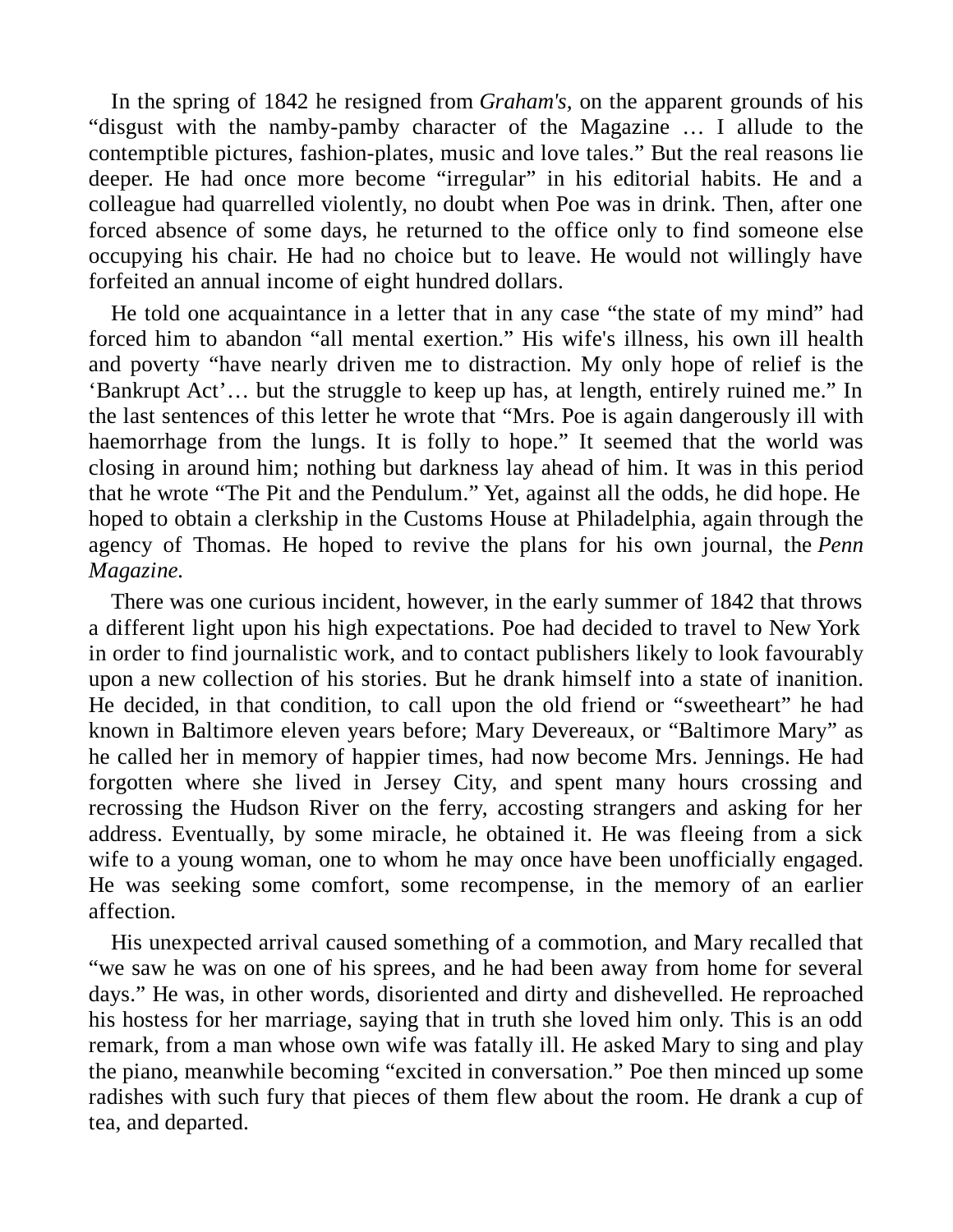In the spring of 1842 he resigned from *Graham's,* on the apparent grounds of his "disgust with the namby-pamby character of the Magazine … I allude to the contemptible pictures, fashion-plates, music and love tales." But the real reasons lie deeper. He had once more become "irregular" in his editorial habits. He and a colleague had quarrelled violently, no doubt when Poe was in drink. Then, after one forced absence of some days, he returned to the office only to find someone else occupying his chair. He had no choice but to leave. He would not willingly have forfeited an annual income of eight hundred dollars.

He told one acquaintance in a letter that in any case "the state of my mind" had forced him to abandon "all mental exertion." His wife's illness, his own ill health and poverty "have nearly driven me to distraction. My only hope of relief is the 'Bankrupt Act'… but the struggle to keep up has, at length, entirely ruined me." In the last sentences of this letter he wrote that "Mrs. Poe is again dangerously ill with haemorrhage from the lungs. It is folly to hope." It seemed that the world was closing in around him; nothing but darkness lay ahead of him. It was in this period that he wrote "The Pit and the Pendulum." Yet, against all the odds, he did hope. He hoped to obtain a clerkship in the Customs House at Philadelphia, again through the agency of Thomas. He hoped to revive the plans for his own journal, the *Penn Magazine.*

There was one curious incident, however, in the early summer of 1842 that throws a different light upon his high expectations. Poe had decided to travel to New York in order to find journalistic work, and to contact publishers likely to look favourably upon a new collection of his stories. But he drank himself into a state of inanition. He decided, in that condition, to call upon the old friend or "sweetheart" he had known in Baltimore eleven years before; Mary Devereaux, or "Baltimore Mary" as he called her in memory of happier times, had now become Mrs. Jennings. He had forgotten where she lived in Jersey City, and spent many hours crossing and recrossing the Hudson River on the ferry, accosting strangers and asking for her address. Eventually, by some miracle, he obtained it. He was fleeing from a sick wife to a young woman, one to whom he may once have been unofficially engaged. He was seeking some comfort, some recompense, in the memory of an earlier affection.

His unexpected arrival caused something of a commotion, and Mary recalled that "we saw he was on one of his sprees, and he had been away from home for several days." He was, in other words, disoriented and dirty and dishevelled. He reproached his hostess for her marriage, saying that in truth she loved him only. This is an odd remark, from a man whose own wife was fatally ill. He asked Mary to sing and play the piano, meanwhile becoming "excited in conversation." Poe then minced up some radishes with such fury that pieces of them flew about the room. He drank a cup of tea, and departed.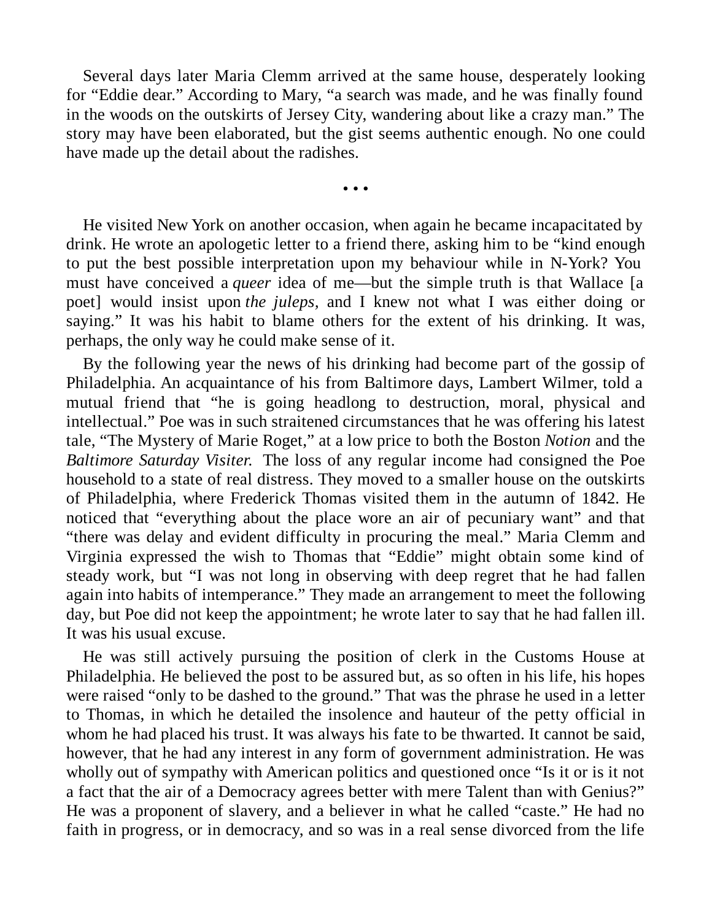Several days later Maria Clemm arrived at the same house, desperately looking for "Eddie dear." According to Mary, "a search was made, and he was finally found in the woods on the outskirts of Jersey City, wandering about like a crazy man." The story may have been elaborated, but the gist seems authentic enough. No one could have made up the detail about the radishes.

• • •

He visited New York on another occasion, when again he became incapacitated by drink. He wrote an apologetic letter to a friend there, asking him to be "kind enough to put the best possible interpretation upon my behaviour while in N-York? You must have conceived a *queer* idea of me—but the simple truth is that Wallace [a poet] would insist upon *the juleps*, and I knew not what I was either doing or saying." It was his habit to blame others for the extent of his drinking. It was, perhaps, the only way he could make sense of it.

By the following year the news of his drinking had become part of the gossip of Philadelphia. An acquaintance of his from Baltimore days, Lambert Wilmer, told a mutual friend that "he is going headlong to destruction, moral, physical and intellectual." Poe was in such straitened circumstances that he was offering his latest tale, "The Mystery of Marie Roget," at a low price to both the Boston *Notion* and the *Baltimore Saturday Visiter.* The loss of any regular income had consigned the Poe household to a state of real distress. They moved to a smaller house on the outskirts of Philadelphia, where Frederick Thomas visited them in the autumn of 1842. He noticed that "everything about the place wore an air of pecuniary want" and that "there was delay and evident difficulty in procuring the meal." Maria Clemm and Virginia expressed the wish to Thomas that "Eddie" might obtain some kind of steady work, but "I was not long in observing with deep regret that he had fallen again into habits of intemperance." They made an arrangement to meet the following day, but Poe did not keep the appointment; he wrote later to say that he had fallen ill. It was his usual excuse.

He was still actively pursuing the position of clerk in the Customs House at Philadelphia. He believed the post to be assured but, as so often in his life, his hopes were raised "only to be dashed to the ground." That was the phrase he used in a letter to Thomas, in which he detailed the insolence and hauteur of the petty official in whom he had placed his trust. It was always his fate to be thwarted. It cannot be said, however, that he had any interest in any form of government administration. He was wholly out of sympathy with American politics and questioned once "Is it or is it not a fact that the air of a Democracy agrees better with mere Talent than with Genius?" He was a proponent of slavery, and a believer in what he called "caste." He had no faith in progress, or in democracy, and so was in a real sense divorced from the life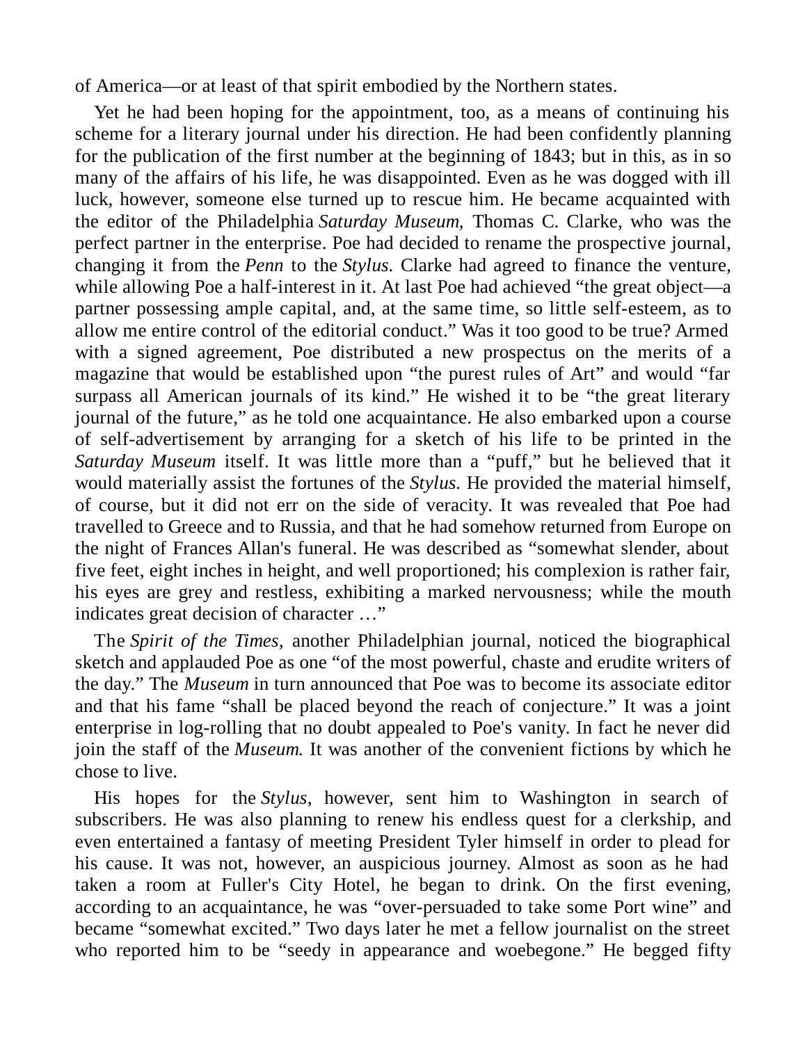of America—or at least of that spirit embodied by the Northern states.

Yet he had been hoping for the appointment, too, as a means of continuing his scheme for a literary journal under his direction. He had been confidently planning for the publication of the first number at the beginning of 1843; but in this, as in so many of the affairs of his life, he was disappointed. Even as he was dogged with ill luck, however, someone else turned up to rescue him. He became acquainted with the editor of the Philadelphia *Saturday Museum,* Thomas C. Clarke, who was the perfect partner in the enterprise. Poe had decided to rename the prospective journal, changing it from the *Penn* to the *Stylus.* Clarke had agreed to finance the venture, while allowing Poe a half-interest in it. At last Poe had achieved "the great object—a partner possessing ample capital, and, at the same time, so little self-esteem, as to allow me entire control of the editorial conduct." Was it too good to be true? Armed with a signed agreement, Poe distributed a new prospectus on the merits of a magazine that would be established upon "the purest rules of Art" and would "far surpass all American journals of its kind." He wished it to be "the great literary journal of the future," as he told one acquaintance. He also embarked upon a course of self-advertisement by arranging for a sketch of his life to be printed in the *Saturday Museum* itself. It was little more than a "puff," but he believed that it would materially assist the fortunes of the *Stylus.* He provided the material himself, of course, but it did not err on the side of veracity. It was revealed that Poe had travelled to Greece and to Russia, and that he had somehow returned from Europe on the night of Frances Allan's funeral. He was described as "somewhat slender, about five feet, eight inches in height, and well proportioned; his complexion is rather fair, his eyes are grey and restless, exhibiting a marked nervousness; while the mouth indicates great decision of character …"

The *Spirit of the Times,* another Philadelphian journal, noticed the biographical sketch and applauded Poe as one "of the most powerful, chaste and erudite writers of the day." The *Museum* in turn announced that Poe was to become its associate editor and that his fame "shall be placed beyond the reach of conjecture." It was a joint enterprise in log-rolling that no doubt appealed to Poe's vanity. In fact he never did join the staff of the *Museum.* It was another of the convenient fictions by which he chose to live.

His hopes for the *Stylus,* however, sent him to Washington in search of subscribers. He was also planning to renew his endless quest for a clerkship, and even entertained a fantasy of meeting President Tyler himself in order to plead for his cause. It was not, however, an auspicious journey. Almost as soon as he had taken a room at Fuller's City Hotel, he began to drink. On the first evening, according to an acquaintance, he was "over-persuaded to take some Port wine" and became "somewhat excited." Two days later he met a fellow journalist on the street who reported him to be "seedy in appearance and woebegone." He begged fifty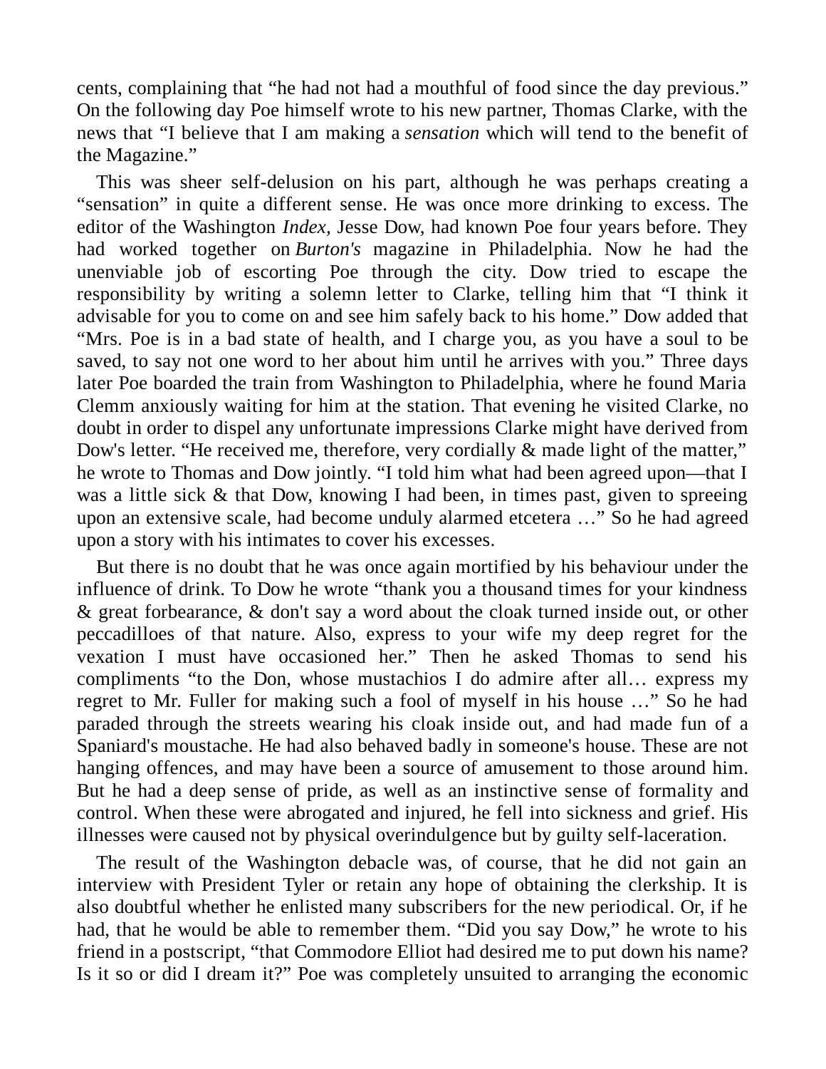cents, complaining that “he had not had a mouthful of food since the day previous.” On the following day Poe himself wrote to his new partner, Thomas Clarke, with the news that “I believe that I am making a *sensation* which will tend to the benefit of the Magazine.”

This was sheer self-delusion on his part, although he was perhaps creating a “sensation” in quite a different sense. He was once more drinking to excess. The editor of the Washington *Index,* Jesse Dow, had known Poe four years before. They had worked together on *Burton's* magazine in Philadelphia. Now he had the unenviable job of escorting Poe through the city. Dow tried to escape the responsibility by writing a solemn letter to Clarke, telling him that “I think it advisable for you to come on and see him safely back to his home.” Dow added that “Mrs. Poe is in a bad state of health, and I charge you, as you have a soul to be saved, to say not one word to her about him until he arrives with you.” Three days later Poe boarded the train from Washington to Philadelphia, where he found Maria Clemm anxiously waiting for him at the station. That evening he visited Clarke, no doubt in order to dispel any unfortunate impressions Clarke might have derived from Dow's letter. “He received me, therefore, very cordially & made light of the matter,” he wrote to Thomas and Dow jointly. “I told him what had been agreed upon—that I was a little sick & that Dow, knowing I had been, in times past, given to spreeing upon an extensive scale, had become unduly alarmed etcetera …” So he had agreed upon a story with his intimates to cover his excesses.

But there is no doubt that he was once again mortified by his behaviour under the influence of drink. To Dow he wrote “thank you a thousand times for your kindness & great forbearance, & don't say a word about the cloak turned inside out, or other peccadilloes of that nature. Also, express to your wife my deep regret for the vexation I must have occasioned her.” Then he asked Thomas to send his compliments “to the Don, whose mustachios I do admire after all… express my regret to Mr. Fuller for making such a fool of myself in his house …” So he had paraded through the streets wearing his cloak inside out, and had made fun of a Spaniard's moustache. He had also behaved badly in someone's house. These are not hanging offences, and may have been a source of amusement to those around him. But he had a deep sense of pride, as well as an instinctive sense of formality and control. When these were abrogated and injured, he fell into sickness and grief. His illnesses were caused not by physical overindulgence but by guilty self-laceration.

The result of the Washington debacle was, of course, that he did not gain an interview with President Tyler or retain any hope of obtaining the clerkship. It is also doubtful whether he enlisted many subscribers for the new periodical. Or, if he had, that he would be able to remember them. “Did you say Dow,” he wrote to his friend in a postscript, “that Commodore Elliot had desired me to put down his name? Is it so or did I dream it?” Poe was completely unsuited to arranging the economic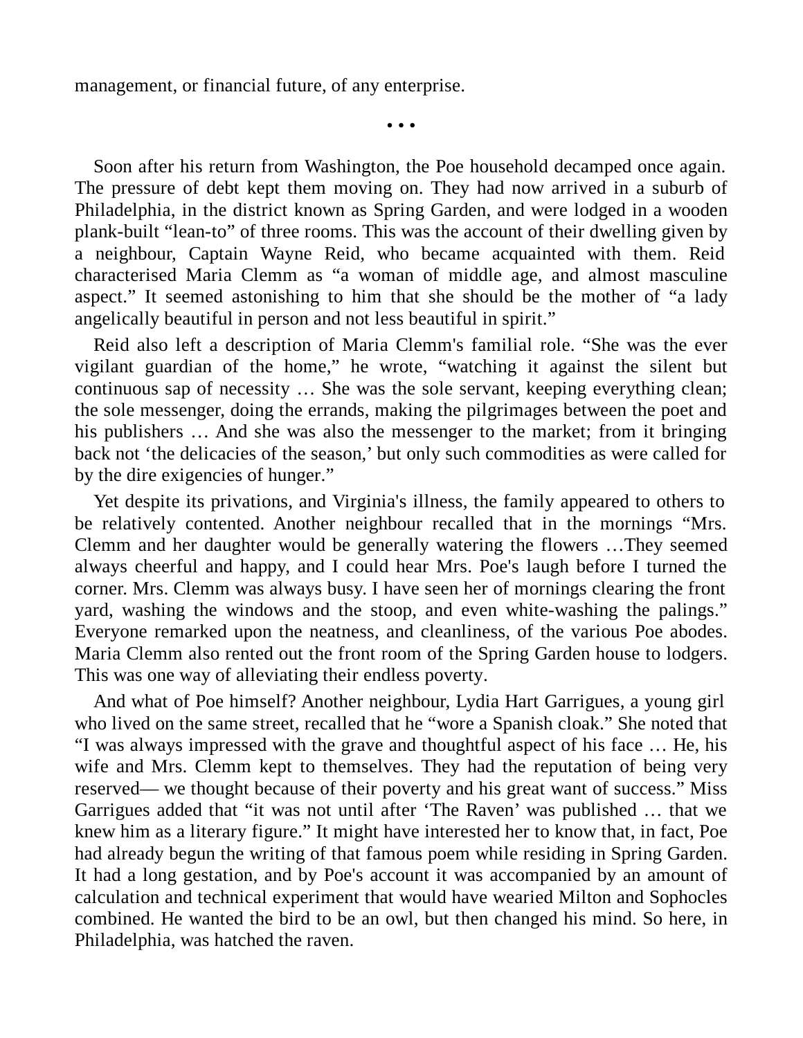management, or financial future, of any enterprise.

• • •

Soon after his return from Washington, the Poe household decamped once again. The pressure of debt kept them moving on. They had now arrived in a suburb of Philadelphia, in the district known as Spring Garden, and were lodged in a wooden plank-built "lean-to" of three rooms. This was the account of their dwelling given by a neighbour, Captain Wayne Reid, who became acquainted with them. Reid characterised Maria Clemm as "a woman of middle age, and almost masculine aspect." It seemed astonishing to him that she should be the mother of "a lady angelically beautiful in person and not less beautiful in spirit."

Reid also left a description of Maria Clemm's familial role. "She was the ever vigilant guardian of the home," he wrote, "watching it against the silent but continuous sap of necessity … She was the sole servant, keeping everything clean; the sole messenger, doing the errands, making the pilgrimages between the poet and his publishers … And she was also the messenger to the market; from it bringing back not 'the delicacies of the season,' but only such commodities as were called for by the dire exigencies of hunger."

Yet despite its privations, and Virginia's illness, the family appeared to others to be relatively contented. Another neighbour recalled that in the mornings "Mrs. Clemm and her daughter would be generally watering the flowers …They seemed always cheerful and happy, and I could hear Mrs. Poe's laugh before I turned the corner. Mrs. Clemm was always busy. I have seen her of mornings clearing the front yard, washing the windows and the stoop, and even white-washing the palings." Everyone remarked upon the neatness, and cleanliness, of the various Poe abodes. Maria Clemm also rented out the front room of the Spring Garden house to lodgers. This was one way of alleviating their endless poverty.

And what of Poe himself? Another neighbour, Lydia Hart Garrigues, a young girl who lived on the same street, recalled that he "wore a Spanish cloak." She noted that "I was always impressed with the grave and thoughtful aspect of his face … He, his wife and Mrs. Clemm kept to themselves. They had the reputation of being very reserved— we thought because of their poverty and his great want of success." Miss Garrigues added that "it was not until after 'The Raven' was published … that we knew him as a literary figure." It might have interested her to know that, in fact, Poe had already begun the writing of that famous poem while residing in Spring Garden. It had a long gestation, and by Poe's account it was accompanied by an amount of calculation and technical experiment that would have wearied Milton and Sophocles combined. He wanted the bird to be an owl, but then changed his mind. So here, in Philadelphia, was hatched the raven.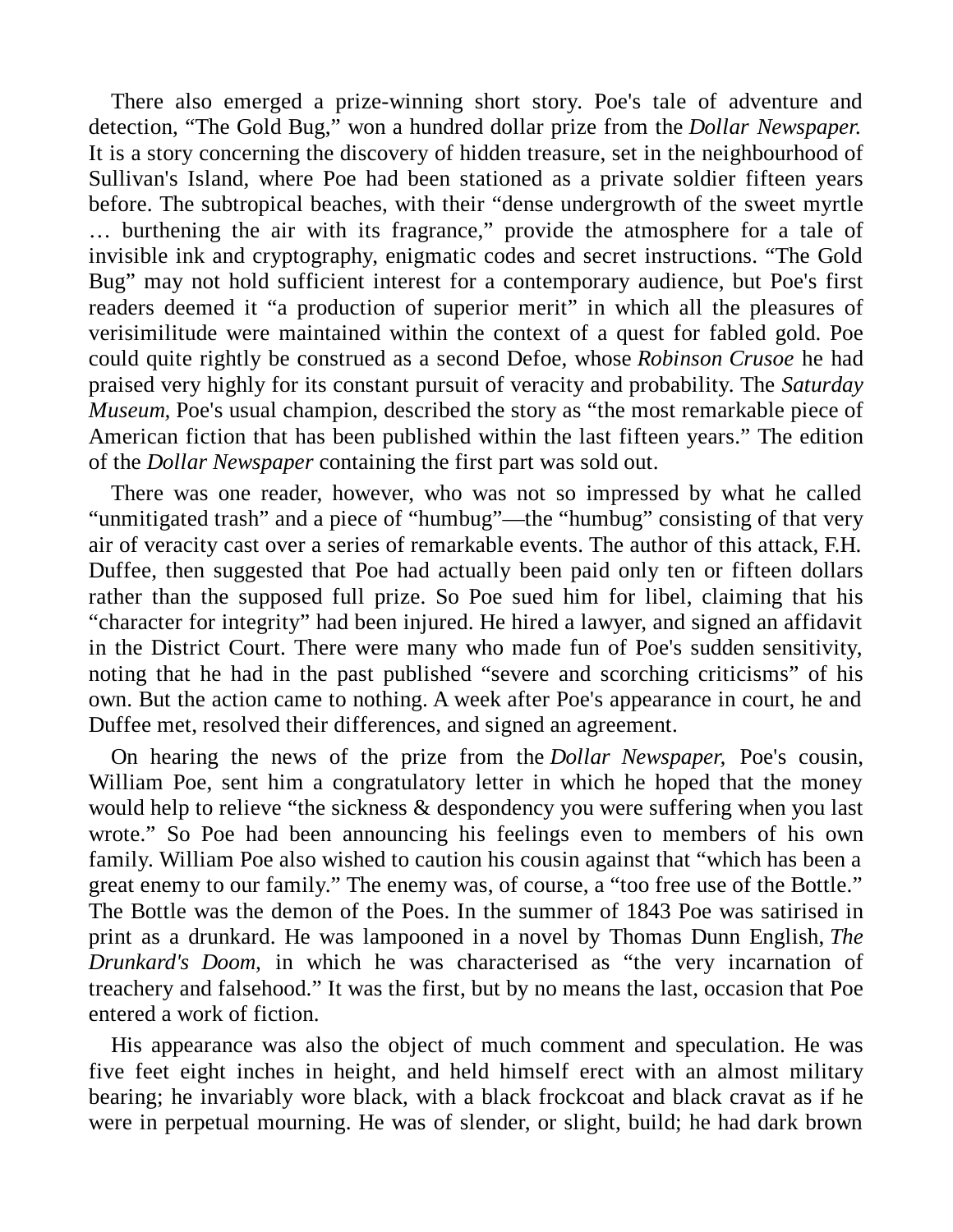There also emerged a prize-winning short story. Poe's tale of adventure and detection, "The Gold Bug," won a hundred dollar prize from the *Dollar Newspaper.* It is a story concerning the discovery of hidden treasure, set in the neighbourhood of Sullivan's Island, where Poe had been stationed as a private soldier fifteen years before. The subtropical beaches, with their "dense undergrowth of the sweet myrtle … burthening the air with its fragrance," provide the atmosphere for a tale of invisible ink and cryptography, enigmatic codes and secret instructions. "The Gold Bug" may not hold sufficient interest for a contemporary audience, but Poe's first readers deemed it "a production of superior merit" in which all the pleasures of verisimilitude were maintained within the context of a quest for fabled gold. Poe could quite rightly be construed as a second Defoe, whose *Robinson Crusoe* he had praised very highly for its constant pursuit of veracity and probability. The *Saturday Museum,* Poe's usual champion, described the story as "the most remarkable piece of American fiction that has been published within the last fifteen years." The edition of the *Dollar Newspaper* containing the first part was sold out.

There was one reader, however, who was not so impressed by what he called "unmitigated trash" and a piece of "humbug"—the "humbug" consisting of that very air of veracity cast over a series of remarkable events. The author of this attack, F.H. Duffee, then suggested that Poe had actually been paid only ten or fifteen dollars rather than the supposed full prize. So Poe sued him for libel, claiming that his "character for integrity" had been injured. He hired a lawyer, and signed an affidavit in the District Court. There were many who made fun of Poe's sudden sensitivity, noting that he had in the past published "severe and scorching criticisms" of his own. But the action came to nothing. A week after Poe's appearance in court, he and Duffee met, resolved their differences, and signed an agreement.

On hearing the news of the prize from the *Dollar Newspaper,* Poe's cousin, William Poe, sent him a congratulatory letter in which he hoped that the money would help to relieve "the sickness & despondency you were suffering when you last wrote." So Poe had been announcing his feelings even to members of his own family. William Poe also wished to caution his cousin against that "which has been a great enemy to our family." The enemy was, of course, a "too free use of the Bottle." The Bottle was the demon of the Poes. In the summer of 1843 Poe was satirised in print as a drunkard. He was lampooned in a novel by Thomas Dunn English, *The Drunkard's Doom,* in which he was characterised as "the very incarnation of treachery and falsehood." It was the first, but by no means the last, occasion that Poe entered a work of fiction.

His appearance was also the object of much comment and speculation. He was five feet eight inches in height, and held himself erect with an almost military bearing; he invariably wore black, with a black frockcoat and black cravat as if he were in perpetual mourning. He was of slender, or slight, build; he had dark brown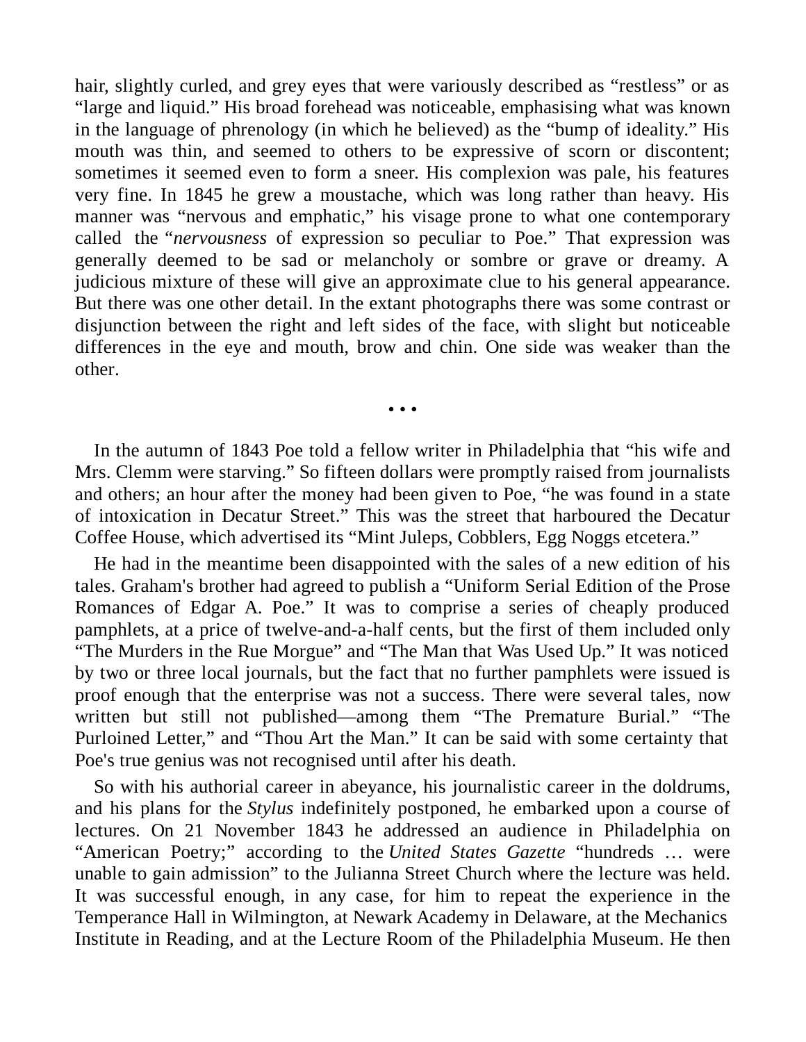hair, slightly curled, and grey eyes that were variously described as "restless" or as "large and liquid." His broad forehead was noticeable, emphasising what was known in the language of phrenology (in which he believed) as the "bump of ideality." His mouth was thin, and seemed to others to be expressive of scorn or discontent; sometimes it seemed even to form a sneer. His complexion was pale, his features very fine. In 1845 he grew a moustache, which was long rather than heavy. His manner was "nervous and emphatic," his visage prone to what one contemporary called the "*nervousness* of expression so peculiar to Poe." That expression was generally deemed to be sad or melancholy or sombre or grave or dreamy. A judicious mixture of these will give an approximate clue to his general appearance. But there was one other detail. In the extant photographs there was some contrast or disjunction between the right and left sides of the face, with slight but noticeable differences in the eye and mouth, brow and chin. One side was weaker than the other.

• • •

In the autumn of 1843 Poe told a fellow writer in Philadelphia that "his wife and Mrs. Clemm were starving." So fifteen dollars were promptly raised from journalists and others; an hour after the money had been given to Poe, "he was found in a state of intoxication in Decatur Street." This was the street that harboured the Decatur Coffee House, which advertised its "Mint Juleps, Cobblers, Egg Noggs etcetera."

He had in the meantime been disappointed with the sales of a new edition of his tales. Graham's brother had agreed to publish a "Uniform Serial Edition of the Prose Romances of Edgar A. Poe." It was to comprise a series of cheaply produced pamphlets, at a price of twelve-and-a-half cents, but the first of them included only "The Murders in the Rue Morgue" and "The Man that Was Used Up." It was noticed by two or three local journals, but the fact that no further pamphlets were issued is proof enough that the enterprise was not a success. There were several tales, now written but still not published—among them "The Premature Burial." "The Purloined Letter," and "Thou Art the Man." It can be said with some certainty that Poe's true genius was not recognised until after his death.

So with his authorial career in abeyance, his journalistic career in the doldrums, and his plans for the *Stylus* indefinitely postponed, he embarked upon a course of lectures. On 21 November 1843 he addressed an audience in Philadelphia on "American Poetry;" according to the *United States Gazette* "hundreds … were unable to gain admission" to the Julianna Street Church where the lecture was held. It was successful enough, in any case, for him to repeat the experience in the Temperance Hall in Wilmington, at Newark Academy in Delaware, at the Mechanics Institute in Reading, and at the Lecture Room of the Philadelphia Museum. He then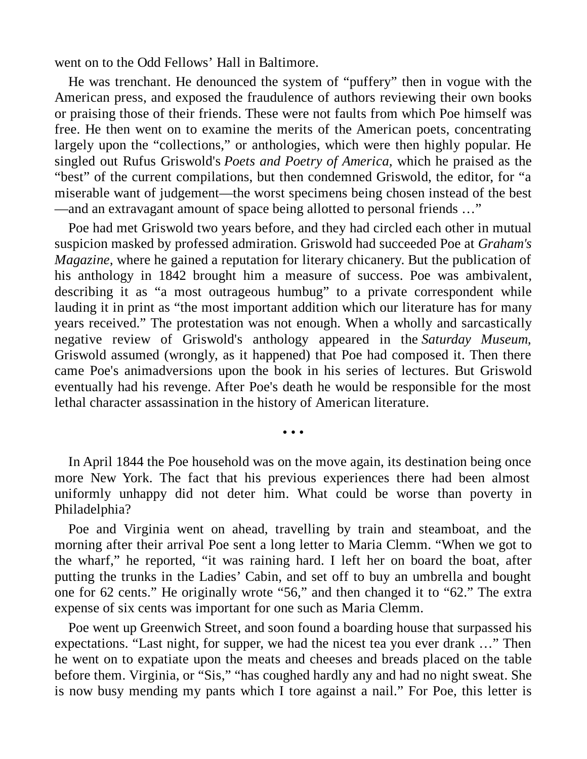went on to the Odd Fellows' Hall in Baltimore.

He was trenchant. He denounced the system of "puffery" then in vogue with the American press, and exposed the fraudulence of authors reviewing their own books or praising those of their friends. These were not faults from which Poe himself was free. He then went on to examine the merits of the American poets, concentrating largely upon the "collections," or anthologies, which were then highly popular. He singled out Rufus Griswold's *Poets and Poetry of America*, which he praised as the "best" of the current compilations, but then condemned Griswold, the editor, for "a miserable want of judgement—the worst specimens being chosen instead of the best—and an extravagant amount of space being allotted to personal friends …"

Poe had met Griswold two years before, and they had circled each other in mutual suspicion masked by professed admiration. Griswold had succeeded Poe at *Graham's Magazine,* where he gained a reputation for literary chicanery. But the publication of his anthology in 1842 brought him a measure of success. Poe was ambivalent, describing it as "a most outrageous humbug" to a private correspondent while lauding it in print as "the most important addition which our literature has for many years received." The protestation was not enough. When a wholly and sarcastically negative review of Griswold's anthology appeared in the *Saturday Museum,* Griswold assumed (wrongly, as it happened) that Poe had composed it. Then there came Poe's animadversions upon the book in his series of lectures. But Griswold eventually had his revenge. After Poe's death he would be responsible for the most lethal character assassination in the history of American literature.

• • •

In April 1844 the Poe household was on the move again, its destination being once more New York. The fact that his previous experiences there had been almost uniformly unhappy did not deter him. What could be worse than poverty in Philadelphia?

Poe and Virginia went on ahead, travelling by train and steamboat, and the morning after their arrival Poe sent a long letter to Maria Clemm. "When we got to the wharf," he reported, "it was raining hard. I left her on board the boat, after putting the trunks in the Ladies' Cabin, and set off to buy an umbrella and bought one for 62 cents." He originally wrote "56," and then changed it to "62." The extra expense of six cents was important for one such as Maria Clemm.

Poe went up Greenwich Street, and soon found a boarding house that surpassed his expectations. "Last night, for supper, we had the nicest tea you ever drank …" Then he went on to expatiate upon the meats and cheeses and breads placed on the table before them. Virginia, or "Sis," "has coughed hardly any and had no night sweat. She is now busy mending my pants which I tore against a nail." For Poe, this letter is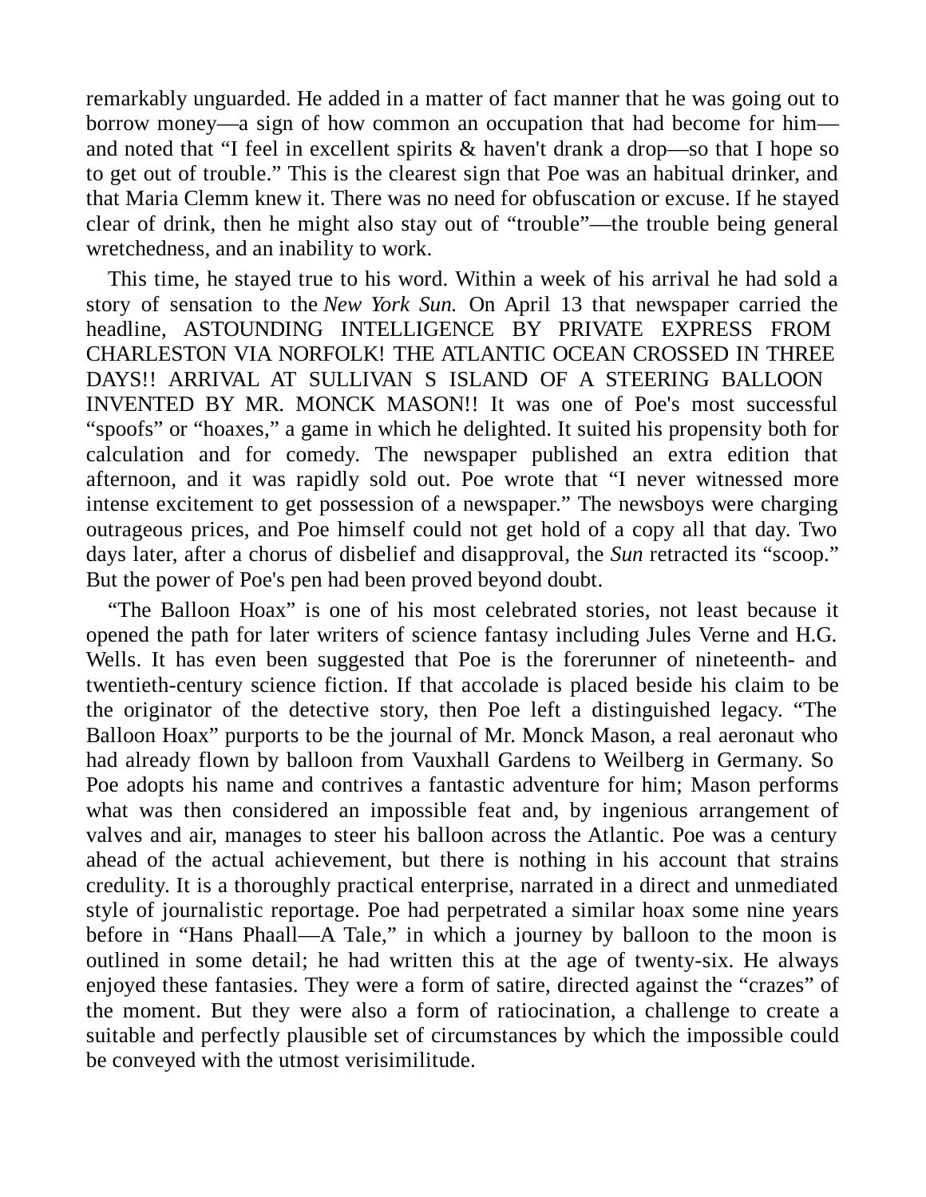remarkably unguarded. He added in a matter of fact manner that he was going out to borrow money—a sign of how common an occupation that had become for him—and noted that "I feel in excellent spirits & haven't drank a drop—so that I hope so to get out of trouble." This is the clearest sign that Poe was an habitual drinker, and that Maria Clemm knew it. There was no need for obfuscation or excuse. If he stayed clear of drink, then he might also stay out of "trouble"—the trouble being general wretchedness, and an inability to work.

This time, he stayed true to his word. Within a week of his arrival he had sold a story of sensation to the *New York Sun.* On April 13 that newspaper carried the headline, ASTOUNDING INTELLIGENCE BY PRIVATE EXPRESS FROM CHARLESTON VIA NORFOLK! THE ATLANTIC OCEAN CROSSED IN THREE DAYS!! ARRIVAL AT SULLIVAN S ISLAND OF A STEERING BALLOON INVENTED BY MR. MONCK MASON!! It was one of Poe's most successful "spoofs" or "hoaxes," a game in which he delighted. It suited his propensity both for calculation and for comedy. The newspaper published an extra edition that afternoon, and it was rapidly sold out. Poe wrote that "I never witnessed more intense excitement to get possession of a newspaper." The newsboys were charging outrageous prices, and Poe himself could not get hold of a copy all that day. Two days later, after a chorus of disbelief and disapproval, the *Sun* retracted its "scoop." But the power of Poe's pen had been proved beyond doubt.

"The Balloon Hoax" is one of his most celebrated stories, not least because it opened the path for later writers of science fantasy including Jules Verne and H.G. Wells. It has even been suggested that Poe is the forerunner of nineteenth- and twentieth-century science fiction. If that accolade is placed beside his claim to be the originator of the detective story, then Poe left a distinguished legacy. "The Balloon Hoax" purports to be the journal of Mr. Monck Mason, a real aeronaut who had already flown by balloon from Vauxhall Gardens to Weilberg in Germany. So Poe adopts his name and contrives a fantastic adventure for him; Mason performs what was then considered an impossible feat and, by ingenious arrangement of valves and air, manages to steer his balloon across the Atlantic. Poe was a century ahead of the actual achievement, but there is nothing in his account that strains credulity. It is a thoroughly practical enterprise, narrated in a direct and unmediated style of journalistic reportage. Poe had perpetrated a similar hoax some nine years before in "Hans Phaall—A Tale," in which a journey by balloon to the moon is outlined in some detail; he had written this at the age of twenty-six. He always enjoyed these fantasies. They were a form of satire, directed against the "crazes" of the moment. But they were also a form of ratiocination, a challenge to create a suitable and perfectly plausible set of circumstances by which the impossible could be conveyed with the utmost verisimilitude.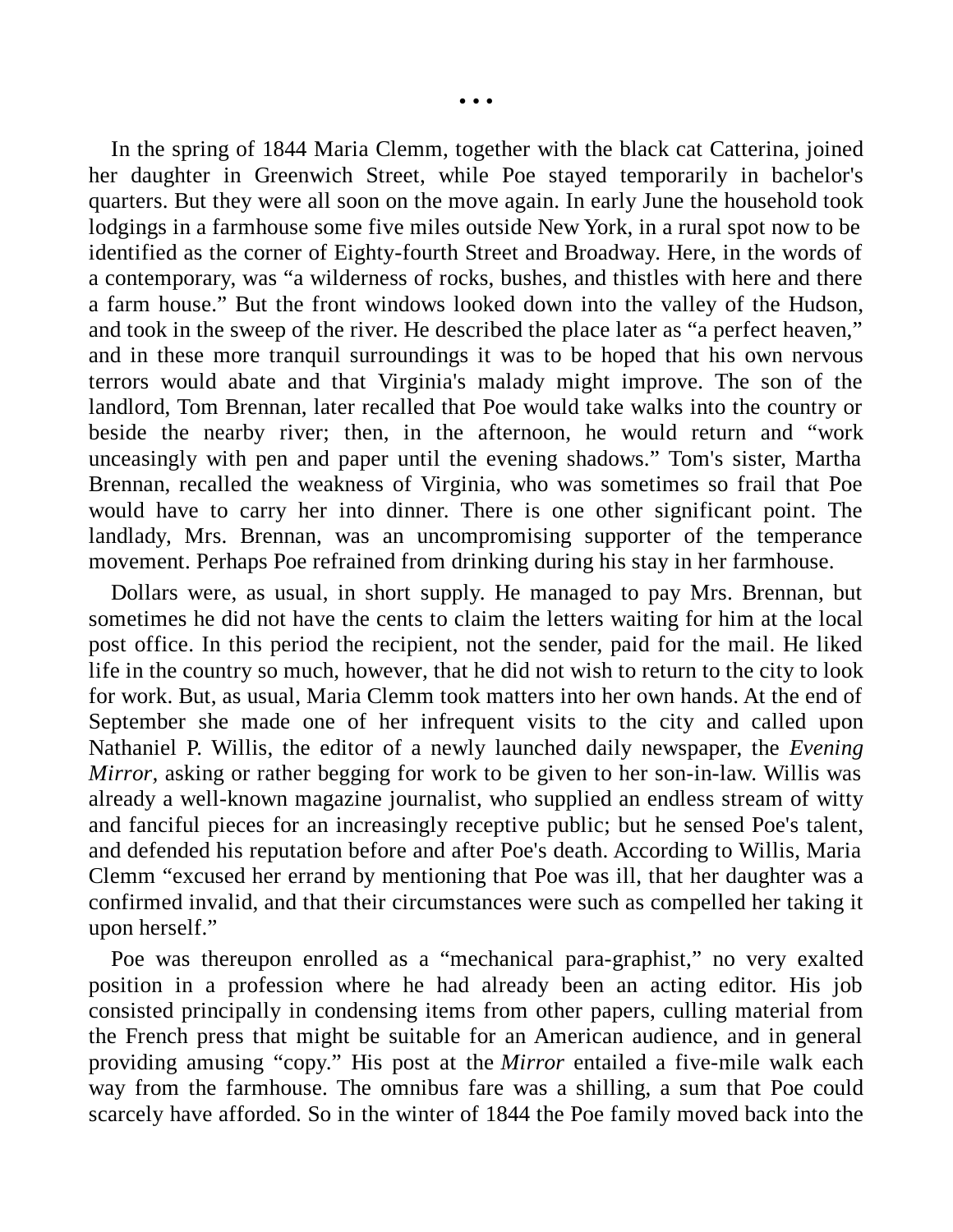• • •

In the spring of 1844 Maria Clemm, together with the black cat Catterina, joined her daughter in Greenwich Street, while Poe stayed temporarily in bachelor's quarters. But they were all soon on the move again. In early June the household took lodgings in a farmhouse some five miles outside New York, in a rural spot now to be identified as the corner of Eighty-fourth Street and Broadway. Here, in the words of a contemporary, was "a wilderness of rocks, bushes, and thistles with here and there a farm house." But the front windows looked down into the valley of the Hudson, and took in the sweep of the river. He described the place later as "a perfect heaven," and in these more tranquil surroundings it was to be hoped that his own nervous terrors would abate and that Virginia's malady might improve. The son of the landlord, Tom Brennan, later recalled that Poe would take walks into the country or beside the nearby river; then, in the afternoon, he would return and "work unceasingly with pen and paper until the evening shadows." Tom's sister, Martha Brennan, recalled the weakness of Virginia, who was sometimes so frail that Poe would have to carry her into dinner. There is one other significant point. The landlady, Mrs. Brennan, was an uncompromising supporter of the temperance movement. Perhaps Poe refrained from drinking during his stay in her farmhouse.

Dollars were, as usual, in short supply. He managed to pay Mrs. Brennan, but sometimes he did not have the cents to claim the letters waiting for him at the local post office. In this period the recipient, not the sender, paid for the mail. He liked life in the country so much, however, that he did not wish to return to the city to look for work. But, as usual, Maria Clemm took matters into her own hands. At the end of September she made one of her infrequent visits to the city and called upon Nathaniel P. Willis, the editor of a newly launched daily newspaper, the *Evening Mirror*, asking or rather begging for work to be given to her son-in-law. Willis was already a well-known magazine journalist, who supplied an endless stream of witty and fanciful pieces for an increasingly receptive public; but he sensed Poe's talent, and defended his reputation before and after Poe's death. According to Willis, Maria Clemm "excused her errand by mentioning that Poe was ill, that her daughter was a confirmed invalid, and that their circumstances were such as compelled her taking it upon herself."

Poe was thereupon enrolled as a "mechanical para-graphist," no very exalted position in a profession where he had already been an acting editor. His job consisted principally in condensing items from other papers, culling material from the French press that might be suitable for an American audience, and in general providing amusing "copy." His post at the *Mirror* entailed a five-mile walk each way from the farmhouse. The omnibus fare was a shilling, a sum that Poe could scarcely have afforded. So in the winter of 1844 the Poe family moved back into the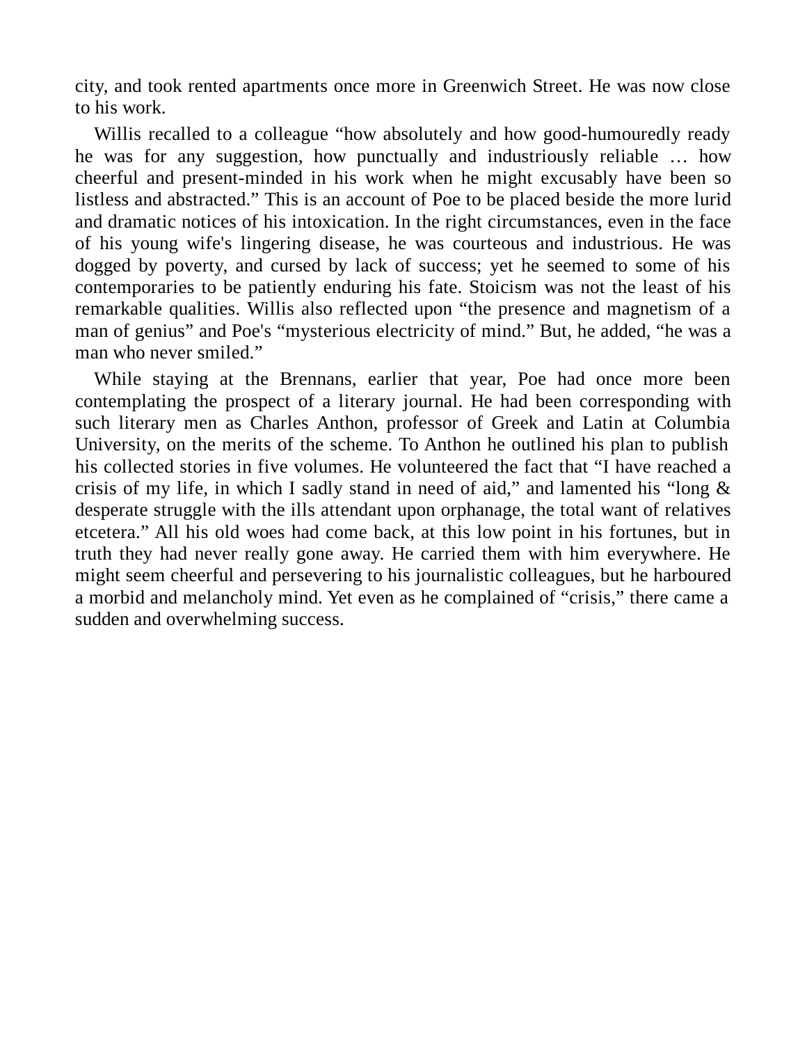city, and took rented apartments once more in Greenwich Street. He was now close to his work.

Willis recalled to a colleague "how absolutely and how good-humouredly ready he was for any suggestion, how punctually and industriously reliable … how cheerful and present-minded in his work when he might excusably have been so listless and abstracted." This is an account of Poe to be placed beside the more lurid and dramatic notices of his intoxication. In the right circumstances, even in the face of his young wife's lingering disease, he was courteous and industrious. He was dogged by poverty, and cursed by lack of success; yet he seemed to some of his contemporaries to be patiently enduring his fate. Stoicism was not the least of his remarkable qualities. Willis also reflected upon "the presence and magnetism of a man of genius" and Poe's "mysterious electricity of mind." But, he added, "he was a man who never smiled."

While staying at the Brennans, earlier that year, Poe had once more been contemplating the prospect of a literary journal. He had been corresponding with such literary men as Charles Anthon, professor of Greek and Latin at Columbia University, on the merits of the scheme. To Anthon he outlined his plan to publish his collected stories in five volumes. He volunteered the fact that "I have reached a crisis of my life, in which I sadly stand in need of aid," and lamented his "long & desperate struggle with the ills attendant upon orphanage, the total want of relatives etcetera." All his old woes had come back, at this low point in his fortunes, but in truth they had never really gone away. He carried them with him everywhere. He might seem cheerful and persevering to his journalistic colleagues, but he harboured a morbid and melancholy mind. Yet even as he complained of "crisis," there came a sudden and overwhelming success.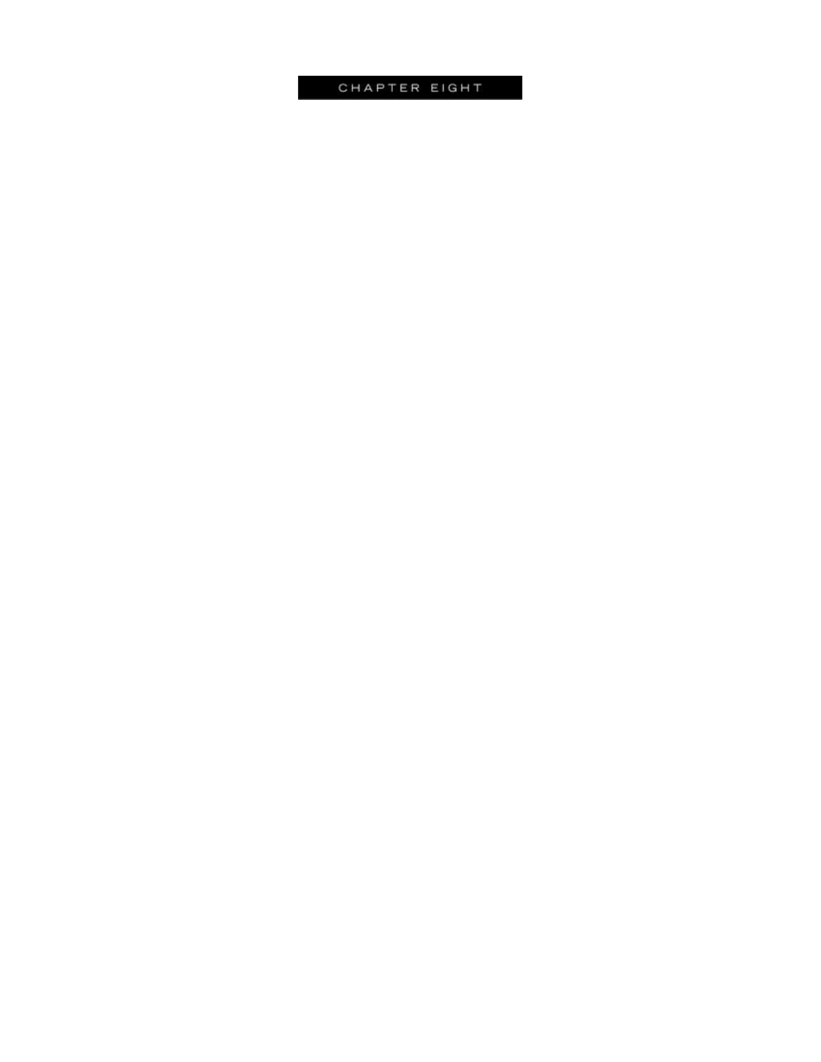# CHAPTER EIGHT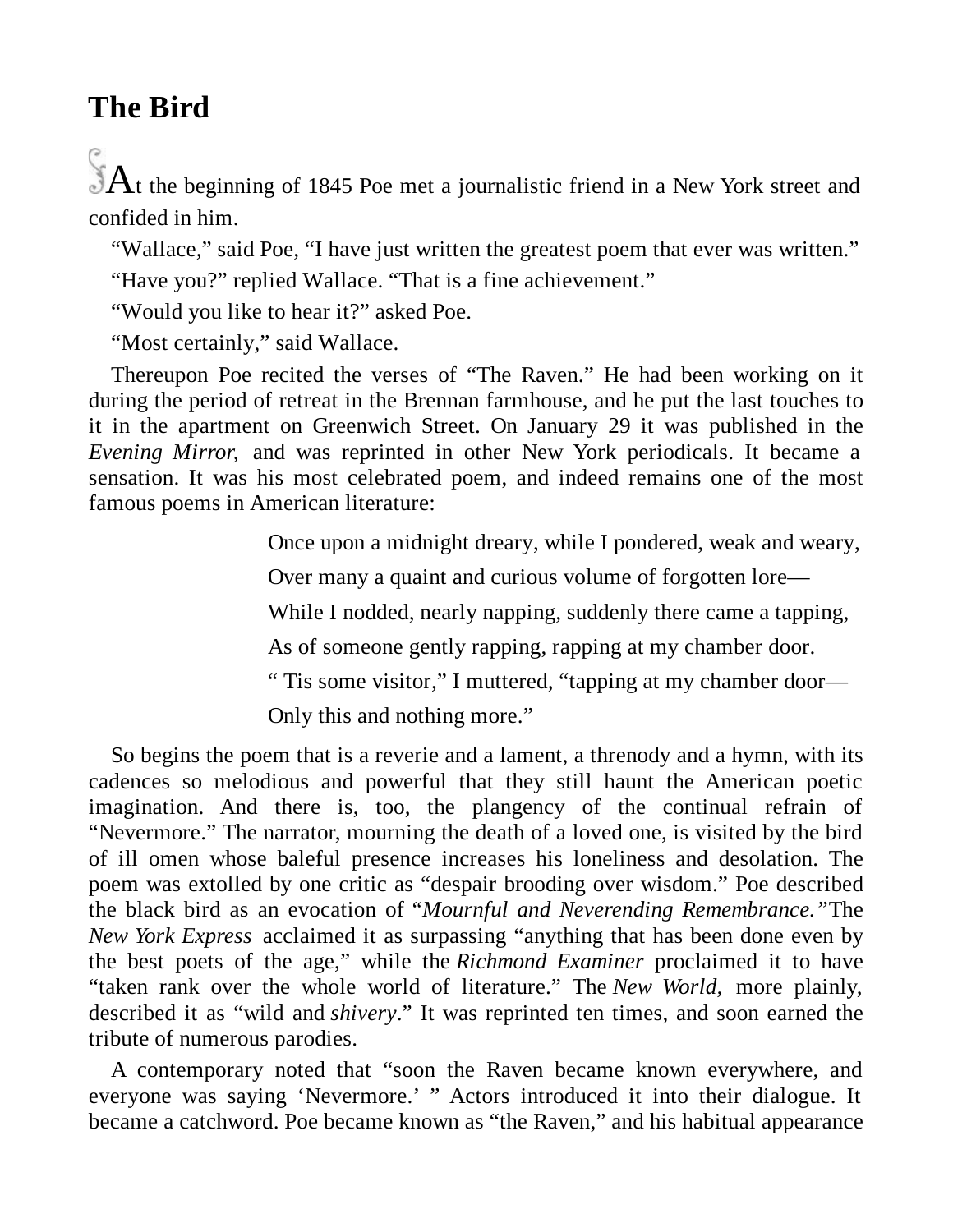## The Bird

At the beginning of 1845 Poe met a journalistic friend in a New York street and confided in him.

"Wallace," said Poe, "I have just written the greatest poem that ever was written."

"Have you?" replied Wallace. "That is a fine achievement."

"Would you like to hear it?" asked Poe.

"Most certainly," said Wallace.

Thereupon Poe recited the verses of "The Raven." He had been working on it during the period of retreat in the Brennan farmhouse, and he put the last touches to it in the apartment on Greenwich Street. On January 29 it was published in the *Evening Mirror,* and was reprinted in other New York periodicals. It became a sensation. It was his most celebrated poem, and indeed remains one of the most famous poems in American literature:

> Once upon a midnight dreary, while I pondered, weak and weary,
>
> Over many a quaint and curious volume of forgotten lore—
>
> While I nodded, nearly napping, suddenly there came a tapping,
>
> As of someone gently rapping, rapping at my chamber door.
>
> " Tis some visitor," I muttered, "tapping at my chamber door—
>
> Only this and nothing more."

So begins the poem that is a reverie and a lament, a threnody and a hymn, with its cadences so melodious and powerful that they still haunt the American poetic imagination. And there is, too, the plangency of the continual refrain of "Nevermore." The narrator, mourning the death of a loved one, is visited by the bird of ill omen whose baleful presence increases his loneliness and desolation. The poem was extolled by one critic as "despair brooding over wisdom." Poe described the black bird as an evocation of "*Mournful and Neverending Remembrance."* The *New York Express* acclaimed it as surpassing "anything that has been done even by the best poets of the age," while the *Richmond Examiner* proclaimed it to have "taken rank over the whole world of literature." The *New World,* more plainly, described it as "wild and *shivery*." It was reprinted ten times, and soon earned the tribute of numerous parodies.

A contemporary noted that "soon the Raven became known everywhere, and everyone was saying 'Nevermore.' " Actors introduced it into their dialogue. It became a catchword. Poe became known as "the Raven," and his habitual appearance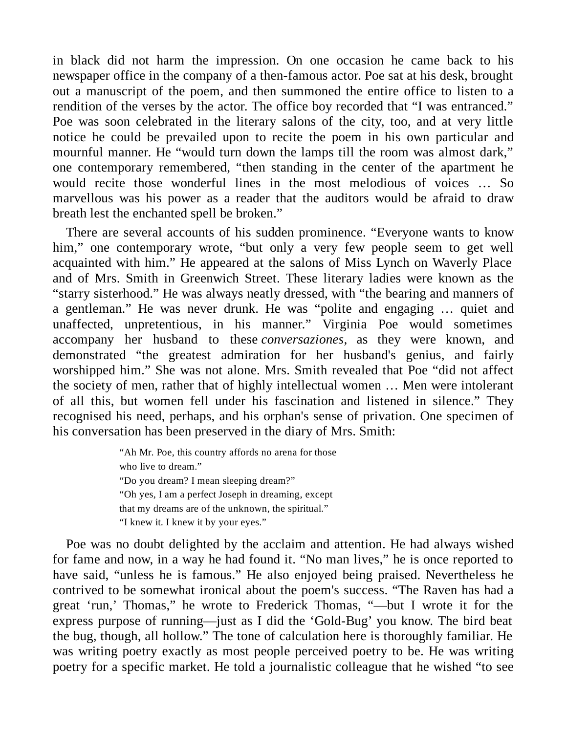in black did not harm the impression. On one occasion he came back to his newspaper office in the company of a then-famous actor. Poe sat at his desk, brought out a manuscript of the poem, and then summoned the entire office to listen to a rendition of the verses by the actor. The office boy recorded that “I was entranced.” Poe was soon celebrated in the literary salons of the city, too, and at very little notice he could be prevailed upon to recite the poem in his own particular and mournful manner. He “would turn down the lamps till the room was almost dark,” one contemporary remembered, “then standing in the center of the apartment he would recite those wonderful lines in the most melodious of voices … So marvellous was his power as a reader that the auditors would be afraid to draw breath lest the enchanted spell be broken.”

There are several accounts of his sudden prominence. “Everyone wants to know him,” one contemporary wrote, “but only a very few people seem to get well acquainted with him.” He appeared at the salons of Miss Lynch on Waverly Place and of Mrs. Smith in Greenwich Street. These literary ladies were known as the “starry sisterhood.” He was always neatly dressed, with “the bearing and manners of a gentleman.” He was never drunk. He was “polite and engaging … quiet and unaffected, unpretentious, in his manner.” Virginia Poe would sometimes accompany her husband to these *conversaziones*, as they were known, and demonstrated “the greatest admiration for her husband's genius, and fairly worshipped him.” She was not alone. Mrs. Smith revealed that Poe “did not affect the society of men, rather that of highly intellectual women … Men were intolerant of all this, but women fell under his fascination and listened in silence.” They recognised his need, perhaps, and his orphan's sense of privation. One specimen of his conversation has been preserved in the diary of Mrs. Smith:

> “Ah Mr. Poe, this country affords no arena for those who live to dream.”
> “Do you dream? I mean sleeping dream?”
> “Oh yes, I am a perfect Joseph in dreaming, except that my dreams are of the unknown, the spiritual.”
> “I knew it. I knew it by your eyes.”

Poe was no doubt delighted by the acclaim and attention. He had always wished for fame and now, in a way he had found it. “No man lives,” he is once reported to have said, “unless he is famous.” He also enjoyed being praised. Nevertheless he contrived to be somewhat ironical about the poem's success. “The Raven has had a great ‘run,’ Thomas,” he wrote to Frederick Thomas, “—but I wrote it for the express purpose of running—just as I did the ‘Gold-Bug’ you know. The bird beat the bug, though, all hollow.” The tone of calculation here is thoroughly familiar. He was writing poetry exactly as most people perceived poetry to be. He was writing poetry for a specific market. He told a journalistic colleague that he wished “to see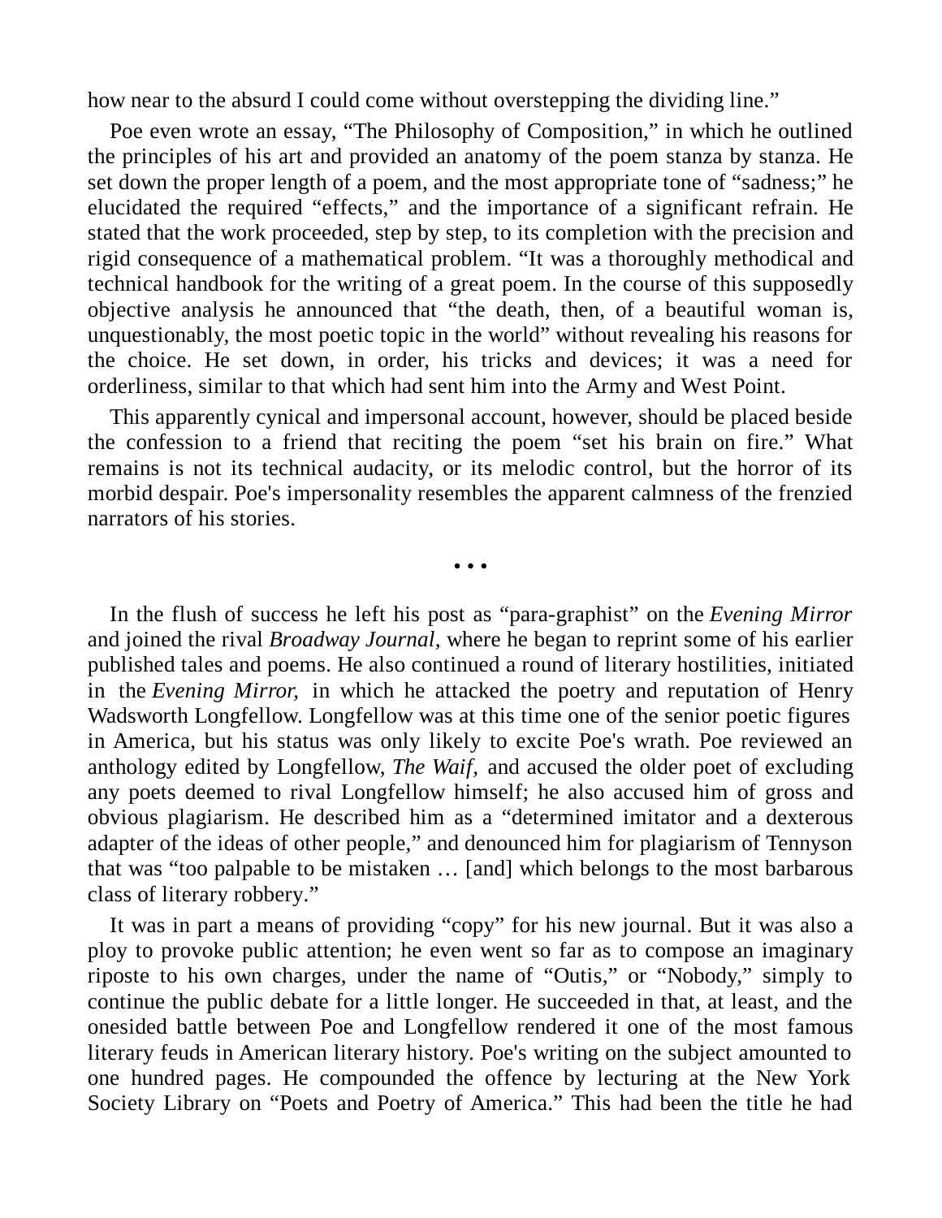how near to the absurd I could come without overstepping the dividing line."

Poe even wrote an essay, "The Philosophy of Composition," in which he outlined the principles of his art and provided an anatomy of the poem stanza by stanza. He set down the proper length of a poem, and the most appropriate tone of "sadness;" he elucidated the required "effects," and the importance of a significant refrain. He stated that the work proceeded, step by step, to its completion with the precision and rigid consequence of a mathematical problem. "It was a thoroughly methodical and technical handbook for the writing of a great poem. In the course of this supposedly objective analysis he announced that "the death, then, of a beautiful woman is, unquestionably, the most poetic topic in the world" without revealing his reasons for the choice. He set down, in order, his tricks and devices; it was a need for orderliness, similar to that which had sent him into the Army and West Point.

This apparently cynical and impersonal account, however, should be placed beside the confession to a friend that reciting the poem "set his brain on fire." What remains is not its technical audacity, or its melodic control, but the horror of its morbid despair. Poe's impersonality resembles the apparent calmness of the frenzied narrators of his stories.

• • •

In the flush of success he left his post as "para-graphist" on the *Evening Mirror* and joined the rival *Broadway Journal*, where he began to reprint some of his earlier published tales and poems. He also continued a round of literary hostilities, initiated in the *Evening Mirror,* in which he attacked the poetry and reputation of Henry Wadsworth Longfellow. Longfellow was at this time one of the senior poetic figures in America, but his status was only likely to excite Poe's wrath. Poe reviewed an anthology edited by Longfellow, *The Waif*, and accused the older poet of excluding any poets deemed to rival Longfellow himself; he also accused him of gross and obvious plagiarism. He described him as a "determined imitator and a dexterous adapter of the ideas of other people," and denounced him for plagiarism of Tennyson that was "too palpable to be mistaken … [and] which belongs to the most barbarous class of literary robbery."

It was in part a means of providing "copy" for his new journal. But it was also a ploy to provoke public attention; he even went so far as to compose an imaginary riposte to his own charges, under the name of "Outis," or "Nobody," simply to continue the public debate for a little longer. He succeeded in that, at least, and the onesided battle between Poe and Longfellow rendered it one of the most famous literary feuds in American literary history. Poe's writing on the subject amounted to one hundred pages. He compounded the offence by lecturing at the New York Society Library on "Poets and Poetry of America." This had been the title he had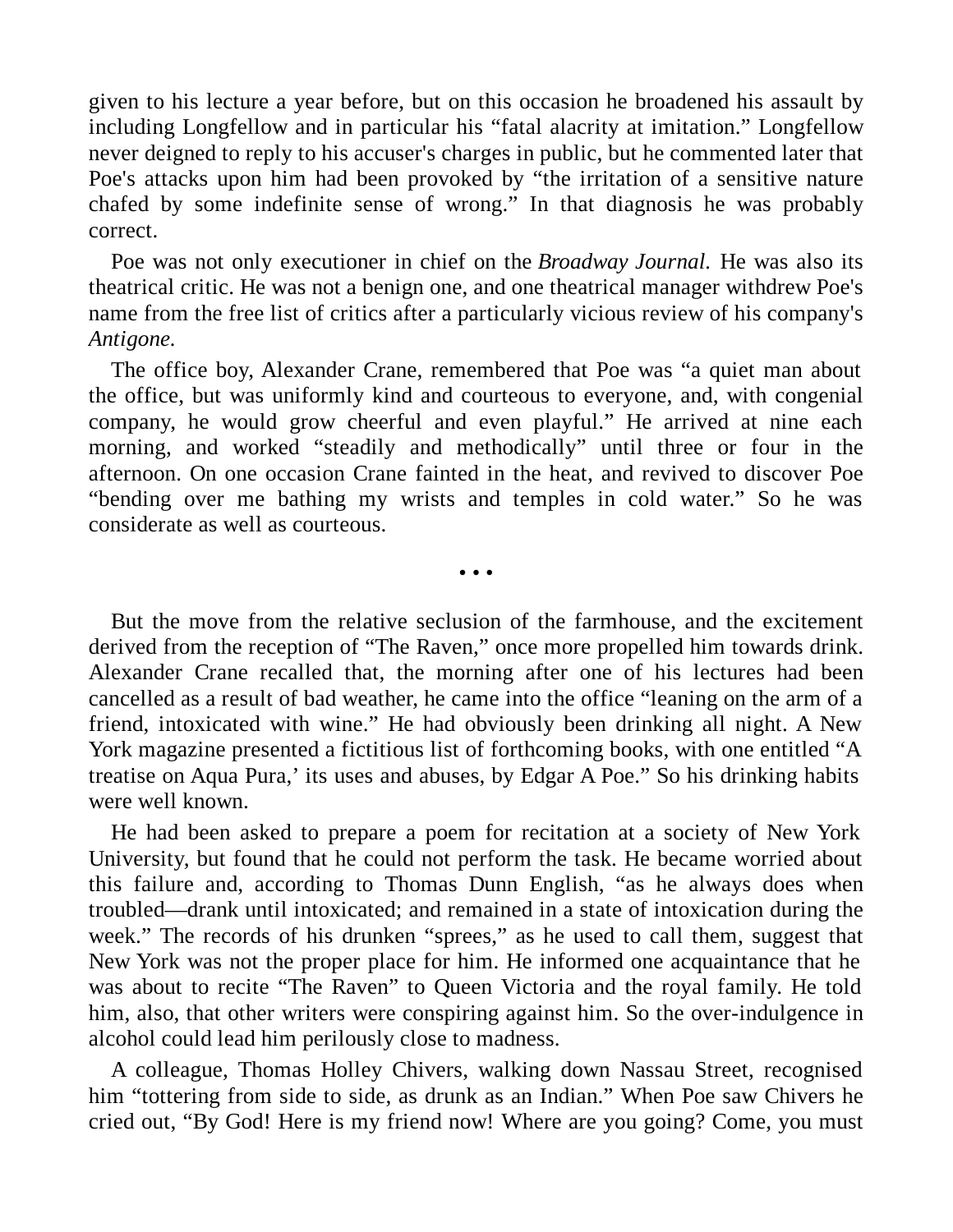given to his lecture a year before, but on this occasion he broadened his assault by including Longfellow and in particular his "fatal alacrity at imitation." Longfellow never deigned to reply to his accuser's charges in public, but he commented later that Poe's attacks upon him had been provoked by "the irritation of a sensitive nature chafed by some indefinite sense of wrong." In that diagnosis he was probably correct.

Poe was not only executioner in chief on the *Broadway Journal.* He was also its theatrical critic. He was not a benign one, and one theatrical manager withdrew Poe's name from the free list of critics after a particularly vicious review of his company's *Antigone.*

The office boy, Alexander Crane, remembered that Poe was "a quiet man about the office, but was uniformly kind and courteous to everyone, and, with congenial company, he would grow cheerful and even playful." He arrived at nine each morning, and worked "steadily and methodically" until three or four in the afternoon. On one occasion Crane fainted in the heat, and revived to discover Poe "bending over me bathing my wrists and temples in cold water." So he was considerate as well as courteous.

• • •

But the move from the relative seclusion of the farmhouse, and the excitement derived from the reception of "The Raven," once more propelled him towards drink. Alexander Crane recalled that, the morning after one of his lectures had been cancelled as a result of bad weather, he came into the office "leaning on the arm of a friend, intoxicated with wine." He had obviously been drinking all night. A New York magazine presented a fictitious list of forthcoming books, with one entitled "A treatise on Aqua Pura,' its uses and abuses, by Edgar A Poe." So his drinking habits were well known.

He had been asked to prepare a poem for recitation at a society of New York University, but found that he could not perform the task. He became worried about this failure and, according to Thomas Dunn English, "as he always does when troubled—drank until intoxicated; and remained in a state of intoxication during the week." The records of his drunken "sprees," as he used to call them, suggest that New York was not the proper place for him. He informed one acquaintance that he was about to recite "The Raven" to Queen Victoria and the royal family. He told him, also, that other writers were conspiring against him. So the over-indulgence in alcohol could lead him perilously close to madness.

A colleague, Thomas Holley Chivers, walking down Nassau Street, recognised him "tottering from side to side, as drunk as an Indian." When Poe saw Chivers he cried out, "By God! Here is my friend now! Where are you going? Come, you must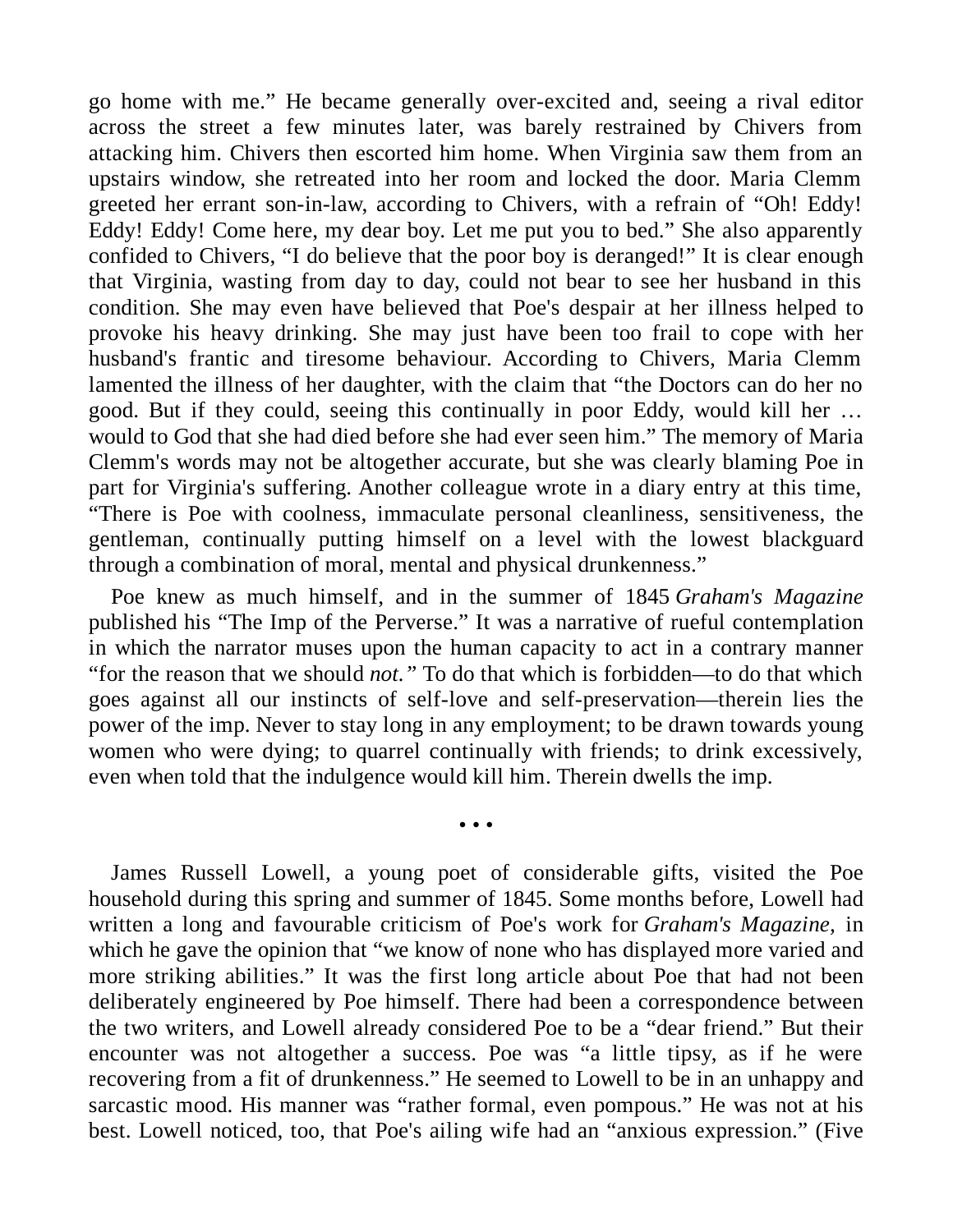go home with me." He became generally over-excited and, seeing a rival editor across the street a few minutes later, was barely restrained by Chivers from attacking him. Chivers then escorted him home. When Virginia saw them from an upstairs window, she retreated into her room and locked the door. Maria Clemm greeted her errant son-in-law, according to Chivers, with a refrain of "Oh! Eddy! Eddy! Eddy! Come here, my dear boy. Let me put you to bed." She also apparently confided to Chivers, "I do believe that the poor boy is deranged!" It is clear enough that Virginia, wasting from day to day, could not bear to see her husband in this condition. She may even have believed that Poe's despair at her illness helped to provoke his heavy drinking. She may just have been too frail to cope with her husband's frantic and tiresome behaviour. According to Chivers, Maria Clemm lamented the illness of her daughter, with the claim that "the Doctors can do her no good. But if they could, seeing this continually in poor Eddy, would kill her … would to God that she had died before she had ever seen him." The memory of Maria Clemm's words may not be altogether accurate, but she was clearly blaming Poe in part for Virginia's suffering. Another colleague wrote in a diary entry at this time, "There is Poe with coolness, immaculate personal cleanliness, sensitiveness, the gentleman, continually putting himself on a level with the lowest blackguard through a combination of moral, mental and physical drunkenness."

Poe knew as much himself, and in the summer of 1845 *Graham's Magazine* published his "The Imp of the Perverse." It was a narrative of rueful contemplation in which the narrator muses upon the human capacity to act in a contrary manner "for the reason that we should *not.*" To do that which is forbidden—to do that which goes against all our instincts of self-love and self-preservation—therein lies the power of the imp. Never to stay long in any employment; to be drawn towards young women who were dying; to quarrel continually with friends; to drink excessively, even when told that the indulgence would kill him. Therein dwells the imp.

• • •

James Russell Lowell, a young poet of considerable gifts, visited the Poe household during this spring and summer of 1845. Some months before, Lowell had written a long and favourable criticism of Poe's work for *Graham's Magazine,* in which he gave the opinion that "we know of none who has displayed more varied and more striking abilities." It was the first long article about Poe that had not been deliberately engineered by Poe himself. There had been a correspondence between the two writers, and Lowell already considered Poe to be a "dear friend." But their encounter was not altogether a success. Poe was "a little tipsy, as if he were recovering from a fit of drunkenness." He seemed to Lowell to be in an unhappy and sarcastic mood. His manner was "rather formal, even pompous." He was not at his best. Lowell noticed, too, that Poe's ailing wife had an "anxious expression." (Five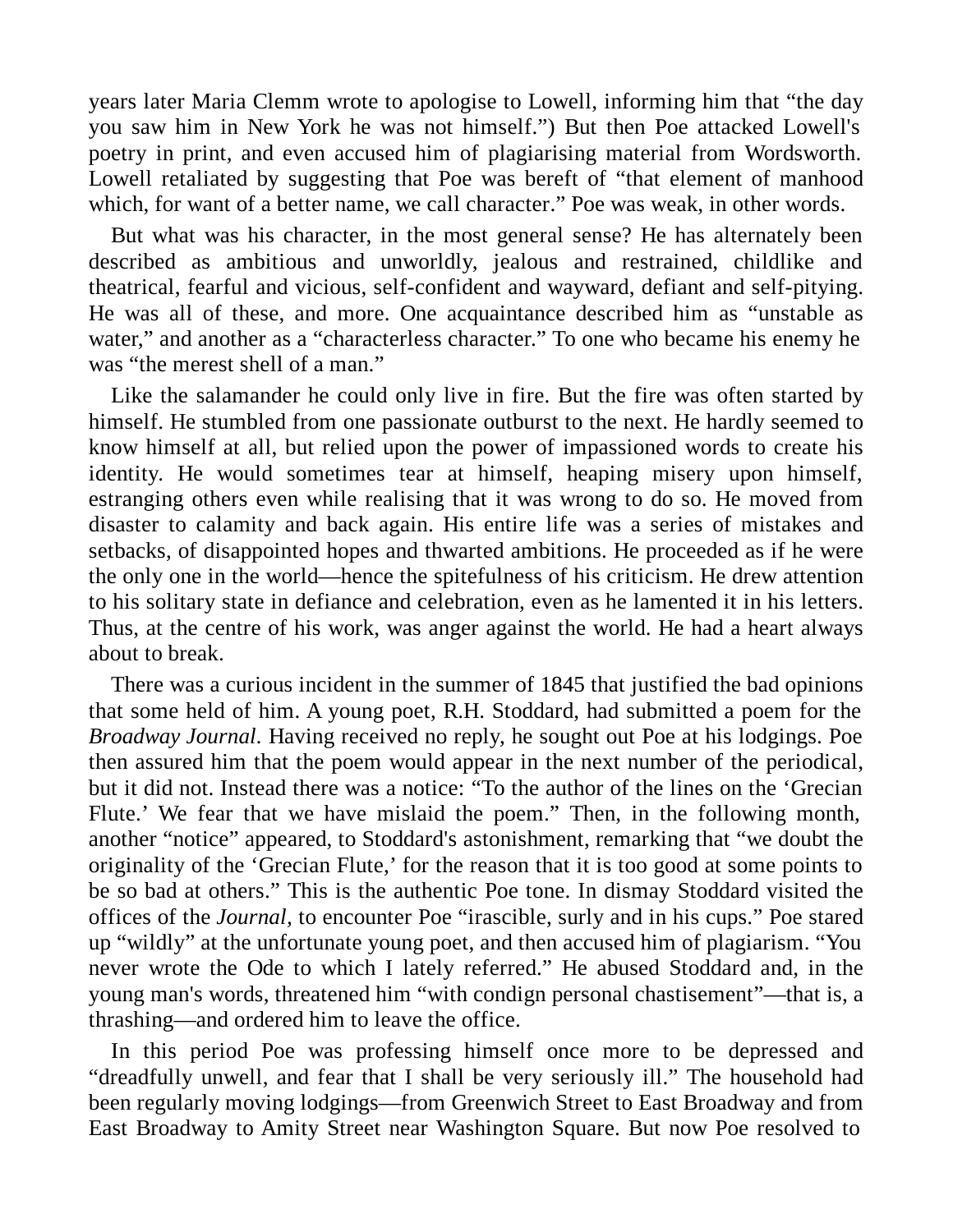years later Maria Clemm wrote to apologise to Lowell, informing him that “the day you saw him in New York he was not himself.”) But then Poe attacked Lowell's poetry in print, and even accused him of plagiarising material from Wordsworth. Lowell retaliated by suggesting that Poe was bereft of “that element of manhood which, for want of a better name, we call character.” Poe was weak, in other words.

But what was his character, in the most general sense? He has alternately been described as ambitious and unworldly, jealous and restrained, childlike and theatrical, fearful and vicious, self-confident and wayward, defiant and self-pitying. He was all of these, and more. One acquaintance described him as “unstable as water,” and another as a “characterless character.” To one who became his enemy he was “the merest shell of a man.”

Like the salamander he could only live in fire. But the fire was often started by himself. He stumbled from one passionate outburst to the next. He hardly seemed to know himself at all, but relied upon the power of impassioned words to create his identity. He would sometimes tear at himself, heaping misery upon himself, estranging others even while realising that it was wrong to do so. He moved from disaster to calamity and back again. His entire life was a series of mistakes and setbacks, of disappointed hopes and thwarted ambitions. He proceeded as if he were the only one in the world—hence the spitefulness of his criticism. He drew attention to his solitary state in defiance and celebration, even as he lamented it in his letters. Thus, at the centre of his work, was anger against the world. He had a heart always about to break.

There was a curious incident in the summer of 1845 that justified the bad opinions that some held of him. A young poet, R.H. Stoddard, had submitted a poem for the *Broadway Journal*. Having received no reply, he sought out Poe at his lodgings. Poe then assured him that the poem would appear in the next number of the periodical, but it did not. Instead there was a notice: “To the author of the lines on the ‘Grecian Flute.’ We fear that we have mislaid the poem.” Then, in the following month, another “notice” appeared, to Stoddard's astonishment, remarking that “we doubt the originality of the ‘Grecian Flute,’ for the reason that it is too good at some points to be so bad at others.” This is the authentic Poe tone. In dismay Stoddard visited the offices of the *Journal,* to encounter Poe “irascible, surly and in his cups.” Poe stared up “wildly” at the unfortunate young poet, and then accused him of plagiarism. “You never wrote the Ode to which I lately referred.” He abused Stoddard and, in the young man's words, threatened him “with condign personal chastisement”—that is, a thrashing—and ordered him to leave the office.

In this period Poe was professing himself once more to be depressed and “dreadfully unwell, and fear that I shall be very seriously ill.” The household had been regularly moving lodgings—from Greenwich Street to East Broadway and from East Broadway to Amity Street near Washington Square. But now Poe resolved to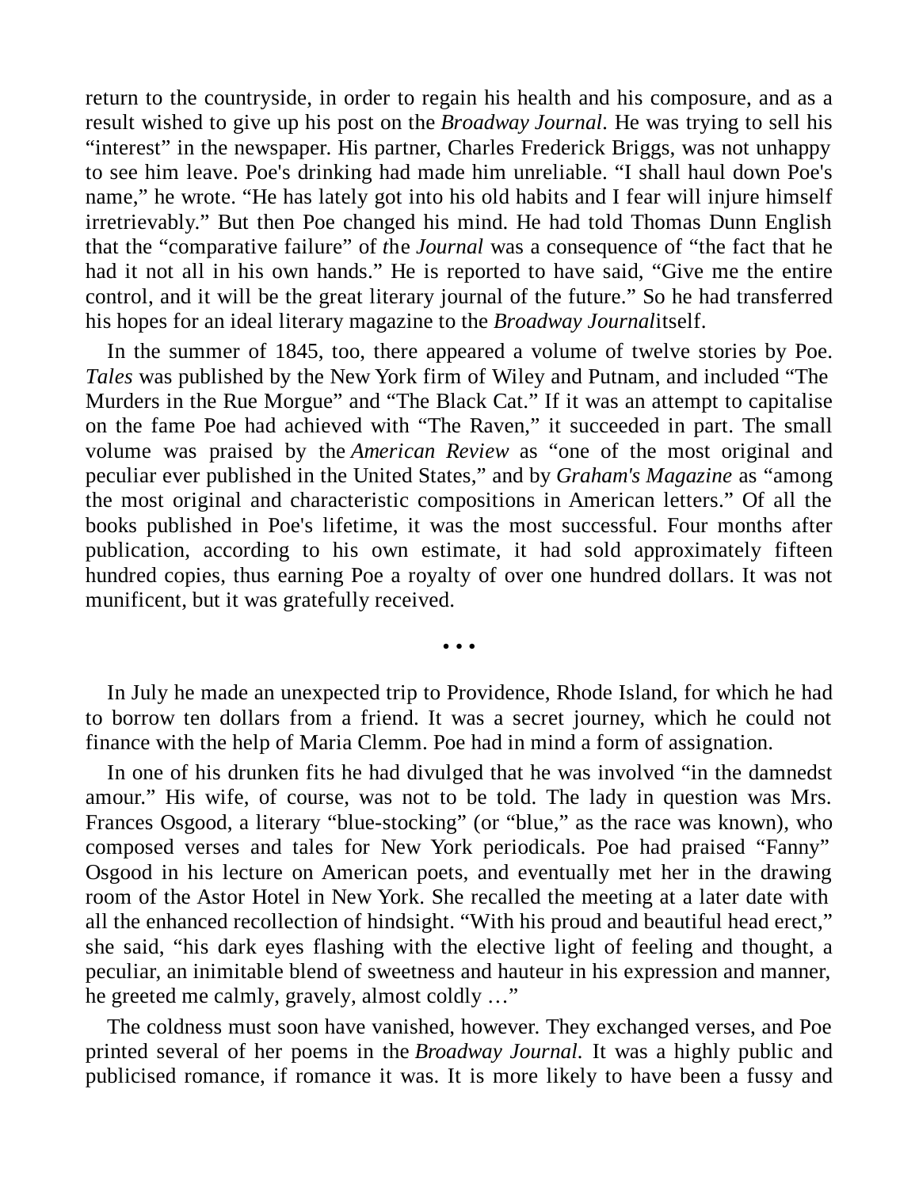return to the countryside, in order to regain his health and his composure, and as a result wished to give up his post on the *Broadway Journal*. He was trying to sell his "interest" in the newspaper. His partner, Charles Frederick Briggs, was not unhappy to see him leave. Poe's drinking had made him unreliable. "I shall haul down Poe's name," he wrote. "He has lately got into his old habits and I fear will injure himself irretrievably." But then Poe changed his mind. He had told Thomas Dunn English that the "comparative failure" of the *Journal* was a consequence of "the fact that he had it not all in his own hands." He is reported to have said, "Give me the entire control, and it will be the great literary journal of the future." So he had transferred his hopes for an ideal literary magazine to the *Broadway Journal*itself.

In the summer of 1845, too, there appeared a volume of twelve stories by Poe. *Tales* was published by the New York firm of Wiley and Putnam, and included "The Murders in the Rue Morgue" and "The Black Cat." If it was an attempt to capitalise on the fame Poe had achieved with "The Raven," it succeeded in part. The small volume was praised by the *American Review* as "one of the most original and peculiar ever published in the United States," and by *Graham's Magazine* as "among the most original and characteristic compositions in American letters." Of all the books published in Poe's lifetime, it was the most successful. Four months after publication, according to his own estimate, it had sold approximately fifteen hundred copies, thus earning Poe a royalty of over one hundred dollars. It was not munificent, but it was gratefully received.

• • •

In July he made an unexpected trip to Providence, Rhode Island, for which he had to borrow ten dollars from a friend. It was a secret journey, which he could not finance with the help of Maria Clemm. Poe had in mind a form of assignation.

In one of his drunken fits he had divulged that he was involved "in the damnedst amour." His wife, of course, was not to be told. The lady in question was Mrs. Frances Osgood, a literary "blue-stocking" (or "blue," as the race was known), who composed verses and tales for New York periodicals. Poe had praised "Fanny" Osgood in his lecture on American poets, and eventually met her in the drawing room of the Astor Hotel in New York. She recalled the meeting at a later date with all the enhanced recollection of hindsight. "With his proud and beautiful head erect," she said, "his dark eyes flashing with the elective light of feeling and thought, a peculiar, an inimitable blend of sweetness and hauteur in his expression and manner, he greeted me calmly, gravely, almost coldly …"

The coldness must soon have vanished, however. They exchanged verses, and Poe printed several of her poems in the *Broadway Journal.* It was a highly public and publicised romance, if romance it was. It is more likely to have been a fussy and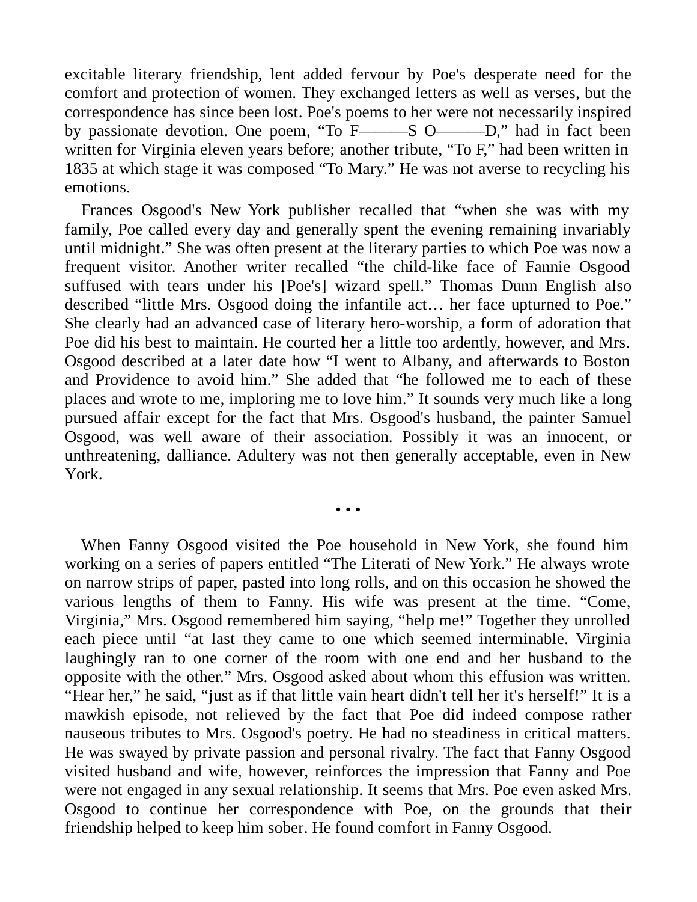excitable literary friendship, lent added fervour by Poe's desperate need for the comfort and protection of women. They exchanged letters as well as verses, but the correspondence has since been lost. Poe's poems to her were not necessarily inspired by passionate devotion. One poem, “To F———S O———D,” had in fact been written for Virginia eleven years before; another tribute, “To F,” had been written in 1835 at which stage it was composed “To Mary.” He was not averse to recycling his emotions.

Frances Osgood's New York publisher recalled that “when she was with my family, Poe called every day and generally spent the evening remaining invariably until midnight.” She was often present at the literary parties to which Poe was now a frequent visitor. Another writer recalled “the child-like face of Fannie Osgood suffused with tears under his [Poe's] wizard spell.” Thomas Dunn English also described “little Mrs. Osgood doing the infantile act… her face upturned to Poe.” She clearly had an advanced case of literary hero-worship, a form of adoration that Poe did his best to maintain. He courted her a little too ardently, however, and Mrs. Osgood described at a later date how “I went to Albany, and afterwards to Boston and Providence to avoid him.” She added that “he followed me to each of these places and wrote to me, imploring me to love him.” It sounds very much like a long pursued affair except for the fact that Mrs. Osgood's husband, the painter Samuel Osgood, was well aware of their association. Possibly it was an innocent, or unthreatening, dalliance. Adultery was not then generally acceptable, even in New York.

• • •

When Fanny Osgood visited the Poe household in New York, she found him working on a series of papers entitled “The Literati of New York.” He always wrote on narrow strips of paper, pasted into long rolls, and on this occasion he showed the various lengths of them to Fanny. His wife was present at the time. “Come, Virginia,” Mrs. Osgood remembered him saying, “help me!” Together they unrolled each piece until “at last they came to one which seemed interminable. Virginia laughingly ran to one corner of the room with one end and her husband to the opposite with the other.” Mrs. Osgood asked about whom this effusion was written. “Hear her,” he said, “just as if that little vain heart didn't tell her it's herself!” It is a mawkish episode, not relieved by the fact that Poe did indeed compose rather nauseous tributes to Mrs. Osgood's poetry. He had no steadiness in critical matters. He was swayed by private passion and personal rivalry. The fact that Fanny Osgood visited husband and wife, however, reinforces the impression that Fanny and Poe were not engaged in any sexual relationship. It seems that Mrs. Poe even asked Mrs. Osgood to continue her correspondence with Poe, on the grounds that their friendship helped to keep him sober. He found comfort in Fanny Osgood.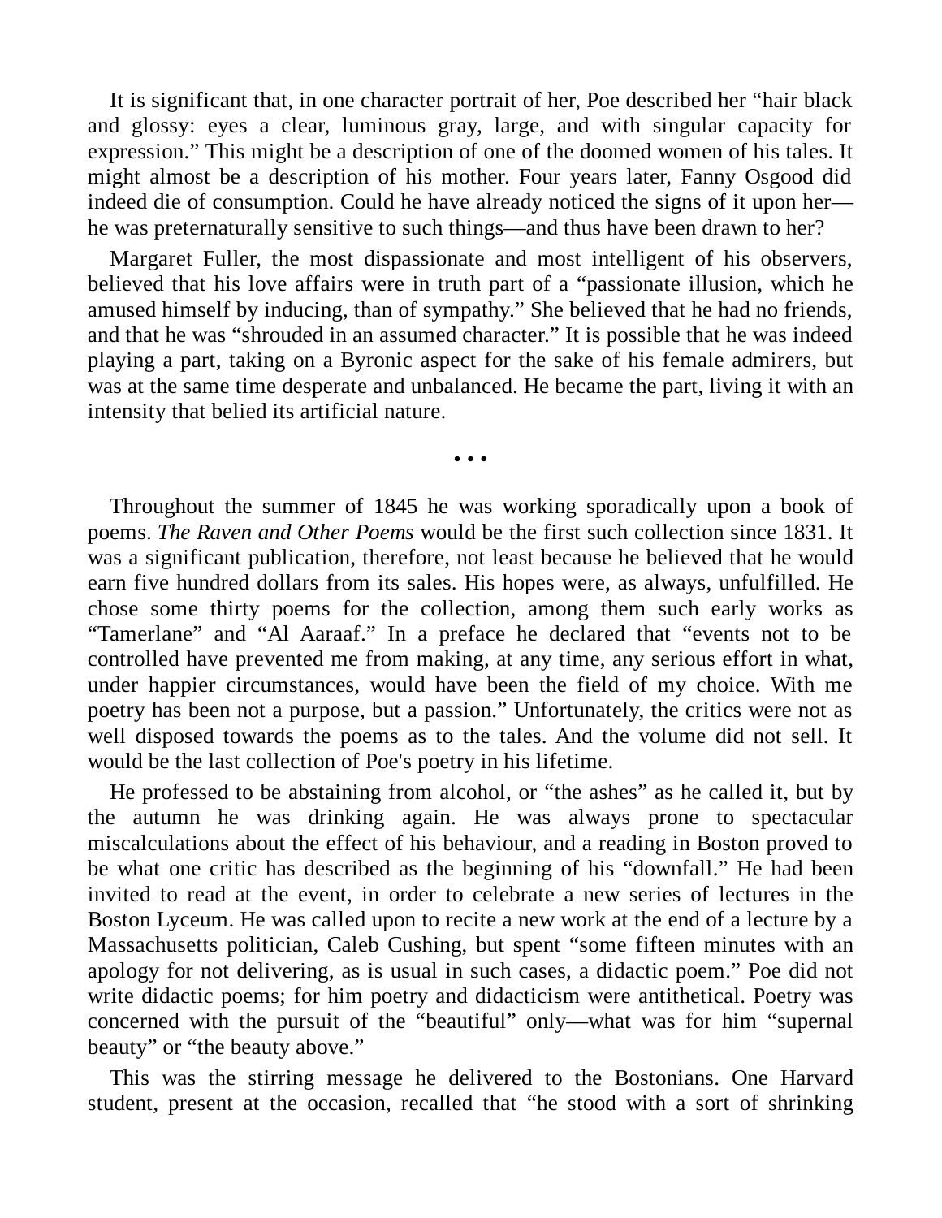It is significant that, in one character portrait of her, Poe described her "hair black and glossy: eyes a clear, luminous gray, large, and with singular capacity for expression." This might be a description of one of the doomed women of his tales. It might almost be a description of his mother. Four years later, Fanny Osgood did indeed die of consumption. Could he have already noticed the signs of it upon her—he was preternaturally sensitive to such things—and thus have been drawn to her?

Margaret Fuller, the most dispassionate and most intelligent of his observers, believed that his love affairs were in truth part of a "passionate illusion, which he amused himself by inducing, than of sympathy." She believed that he had no friends, and that he was "shrouded in an assumed character." It is possible that he was indeed playing a part, taking on a Byronic aspect for the sake of his female admirers, but was at the same time desperate and unbalanced. He became the part, living it with an intensity that belied its artificial nature.

• • •

Throughout the summer of 1845 he was working sporadically upon a book of poems. *The Raven and Other Poems* would be the first such collection since 1831. It was a significant publication, therefore, not least because he believed that he would earn five hundred dollars from its sales. His hopes were, as always, unfulfilled. He chose some thirty poems for the collection, among them such early works as "Tamerlane" and "Al Aaraaf." In a preface he declared that "events not to be controlled have prevented me from making, at any time, any serious effort in what, under happier circumstances, would have been the field of my choice. With me poetry has been not a purpose, but a passion." Unfortunately, the critics were not as well disposed towards the poems as to the tales. And the volume did not sell. It would be the last collection of Poe's poetry in his lifetime.

He professed to be abstaining from alcohol, or "the ashes" as he called it, but by the autumn he was drinking again. He was always prone to spectacular miscalculations about the effect of his behaviour, and a reading in Boston proved to be what one critic has described as the beginning of his "downfall." He had been invited to read at the event, in order to celebrate a new series of lectures in the Boston Lyceum. He was called upon to recite a new work at the end of a lecture by a Massachusetts politician, Caleb Cushing, but spent "some fifteen minutes with an apology for not delivering, as is usual in such cases, a didactic poem." Poe did not write didactic poems; for him poetry and didacticism were antithetical. Poetry was concerned with the pursuit of the "beautiful" only—what was for him "supernal beauty" or "the beauty above."

This was the stirring message he delivered to the Bostonians. One Harvard student, present at the occasion, recalled that "he stood with a sort of shrinking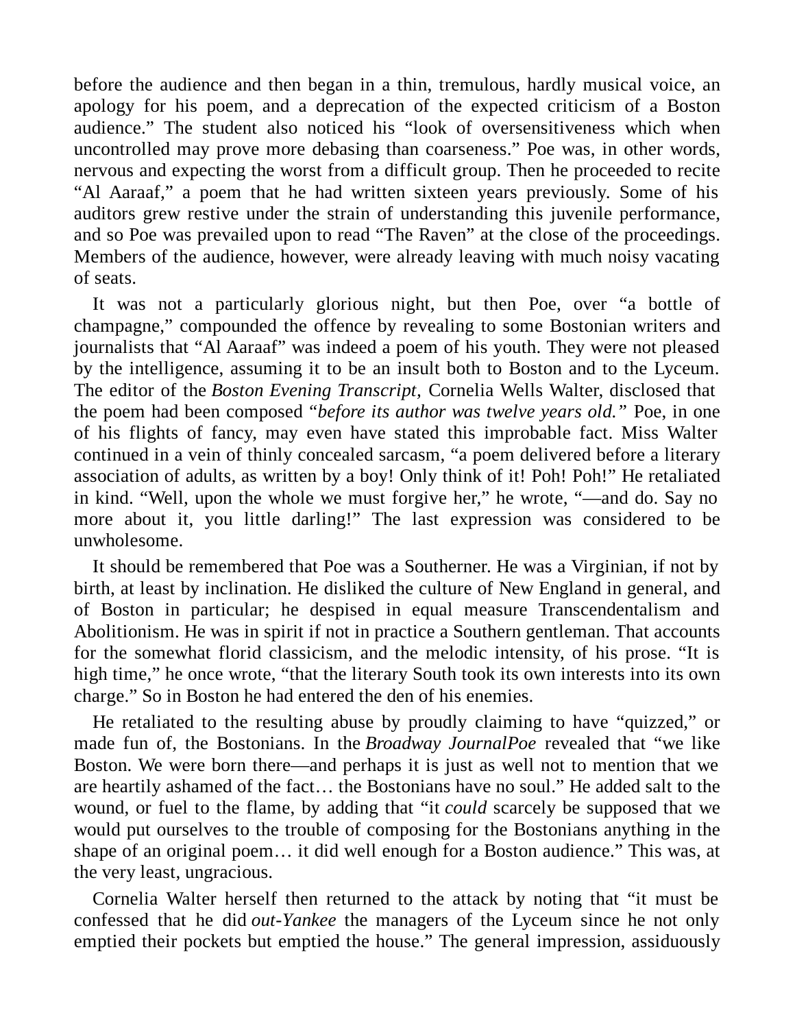before the audience and then began in a thin, tremulous, hardly musical voice, an apology for his poem, and a deprecation of the expected criticism of a Boston audience." The student also noticed his "look of oversensitiveness which when uncontrolled may prove more debasing than coarseness." Poe was, in other words, nervous and expecting the worst from a difficult group. Then he proceeded to recite "Al Aaraaf," a poem that he had written sixteen years previously. Some of his auditors grew restive under the strain of understanding this juvenile performance, and so Poe was prevailed upon to read "The Raven" at the close of the proceedings. Members of the audience, however, were already leaving with much noisy vacating of seats.

It was not a particularly glorious night, but then Poe, over "a bottle of champagne," compounded the offence by revealing to some Bostonian writers and journalists that "Al Aaraaf" was indeed a poem of his youth. They were not pleased by the intelligence, assuming it to be an insult both to Boston and to the Lyceum. The editor of the *Boston Evening Transcript,* Cornelia Wells Walter, disclosed that the poem had been composed "*before its author was twelve years old.*" Poe, in one of his flights of fancy, may even have stated this improbable fact. Miss Walter continued in a vein of thinly concealed sarcasm, "a poem delivered before a literary association of adults, as written by a boy! Only think of it! Poh! Poh!" He retaliated in kind. "Well, upon the whole we must forgive her," he wrote, "—and do. Say no more about it, you little darling!" The last expression was considered to be unwholesome.

It should be remembered that Poe was a Southerner. He was a Virginian, if not by birth, at least by inclination. He disliked the culture of New England in general, and of Boston in particular; he despised in equal measure Transcendentalism and Abolitionism. He was in spirit if not in practice a Southern gentleman. That accounts for the somewhat florid classicism, and the melodic intensity, of his prose. "It is high time," he once wrote, "that the literary South took its own interests into its own charge." So in Boston he had entered the den of his enemies.

He retaliated to the resulting abuse by proudly claiming to have "quizzed," or made fun of, the Bostonians. In the *Broadway Journal*Poe revealed that "we like Boston. We were born there—and perhaps it is just as well not to mention that we are heartily ashamed of the fact… the Bostonians have no soul." He added salt to the wound, or fuel to the flame, by adding that "it *could* scarcely be supposed that we would put ourselves to the trouble of composing for the Bostonians anything in the shape of an original poem… it did well enough for a Boston audience." This was, at the very least, ungracious.

Cornelia Walter herself then returned to the attack by noting that "it must be confessed that he did *out-Yankee* the managers of the Lyceum since he not only emptied their pockets but emptied the house." The general impression, assiduously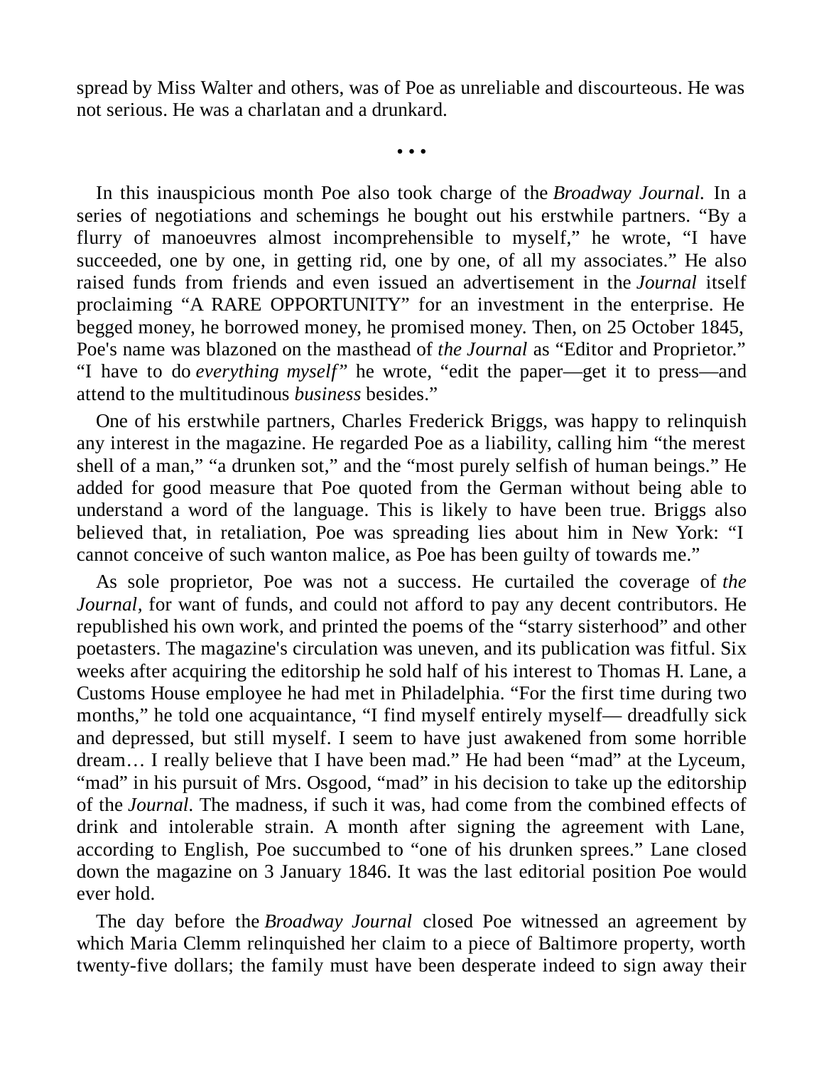spread by Miss Walter and others, was of Poe as unreliable and discourteous. He was not serious. He was a charlatan and a drunkard.

• • •

In this inauspicious month Poe also took charge of the *Broadway Journal.* In a series of negotiations and schemings he bought out his erstwhile partners. "By a flurry of manoeuvres almost incomprehensible to myself," he wrote, "I have succeeded, one by one, in getting rid, one by one, of all my associates." He also raised funds from friends and even issued an advertisement in the *Journal* itself proclaiming "A RARE OPPORTUNITY" for an investment in the enterprise. He begged money, he borrowed money, he promised money. Then, on 25 October 1845, Poe's name was blazoned on the masthead of *the Journal* as "Editor and Proprietor." "I have to do *everything myself*" he wrote, "edit the paper—get it to press—and attend to the multitudinous *business* besides."

One of his erstwhile partners, Charles Frederick Briggs, was happy to relinquish any interest in the magazine. He regarded Poe as a liability, calling him "the merest shell of a man," "a drunken sot," and the "most purely selfish of human beings." He added for good measure that Poe quoted from the German without being able to understand a word of the language. This is likely to have been true. Briggs also believed that, in retaliation, Poe was spreading lies about him in New York: "I cannot conceive of such wanton malice, as Poe has been guilty of towards me."

As sole proprietor, Poe was not a success. He curtailed the coverage of *the Journal*, for want of funds, and could not afford to pay any decent contributors. He republished his own work, and printed the poems of the "starry sisterhood" and other poetasters. The magazine's circulation was uneven, and its publication was fitful. Six weeks after acquiring the editorship he sold half of his interest to Thomas H. Lane, a Customs House employee he had met in Philadelphia. "For the first time during two months," he told one acquaintance, "I find myself entirely myself— dreadfully sick and depressed, but still myself. I seem to have just awakened from some horrible dream… I really believe that I have been mad." He had been "mad" at the Lyceum, "mad" in his pursuit of Mrs. Osgood, "mad" in his decision to take up the editorship of the *Journal*. The madness, if such it was, had come from the combined effects of drink and intolerable strain. A month after signing the agreement with Lane, according to English, Poe succumbed to "one of his drunken sprees." Lane closed down the magazine on 3 January 1846. It was the last editorial position Poe would ever hold.

The day before the *Broadway Journal* closed Poe witnessed an agreement by which Maria Clemm relinquished her claim to a piece of Baltimore property, worth twenty-five dollars; the family must have been desperate indeed to sign away their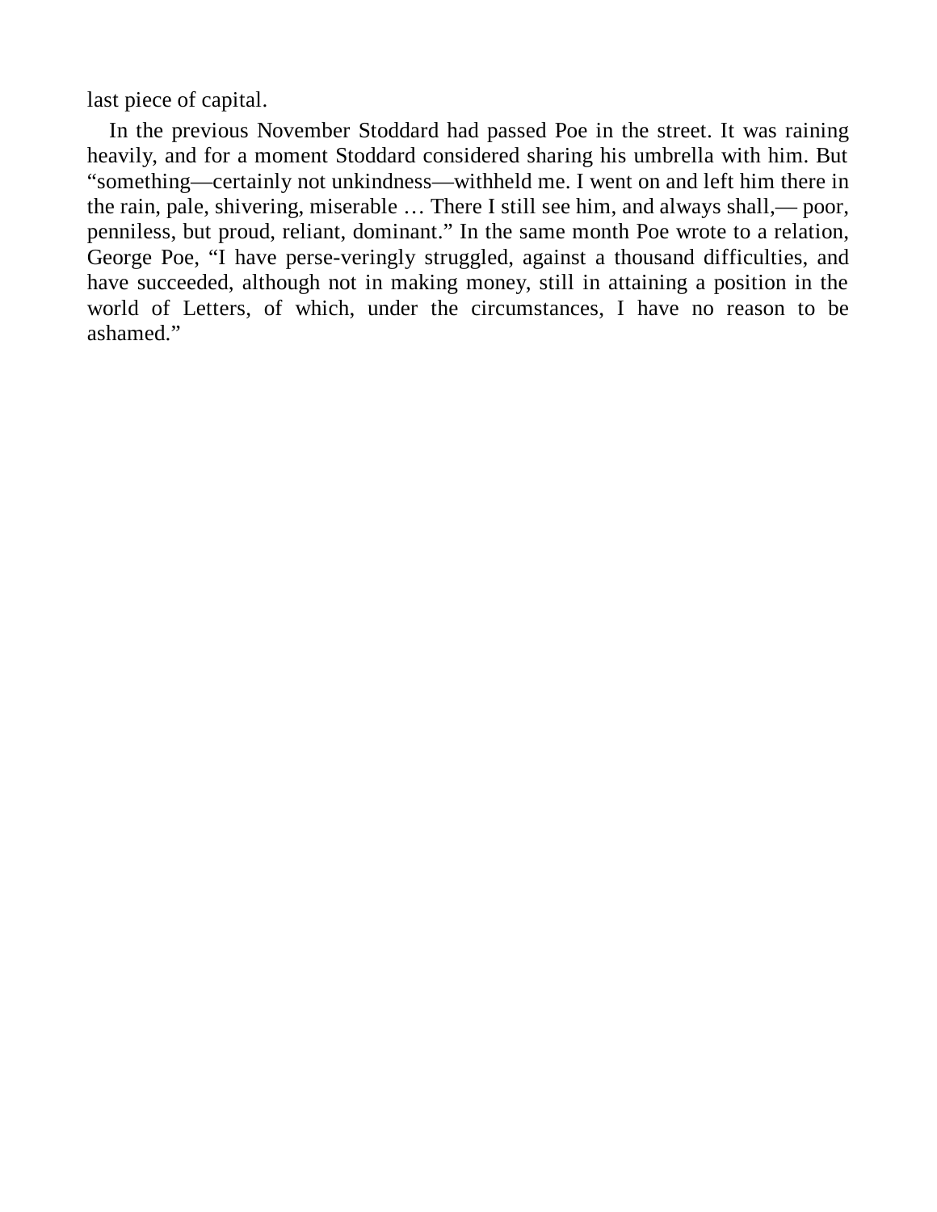last piece of capital.

In the previous November Stoddard had passed Poe in the street. It was raining heavily, and for a moment Stoddard considered sharing his umbrella with him. But "something—certainly not unkindness—withheld me. I went on and left him there in the rain, pale, shivering, miserable … There I still see him, and always shall,— poor, penniless, but proud, reliant, dominant." In the same month Poe wrote to a relation, George Poe, "I have perse-veringly struggled, against a thousand difficulties, and have succeeded, although not in making money, still in attaining a position in the world of Letters, of which, under the circumstances, I have no reason to be ashamed."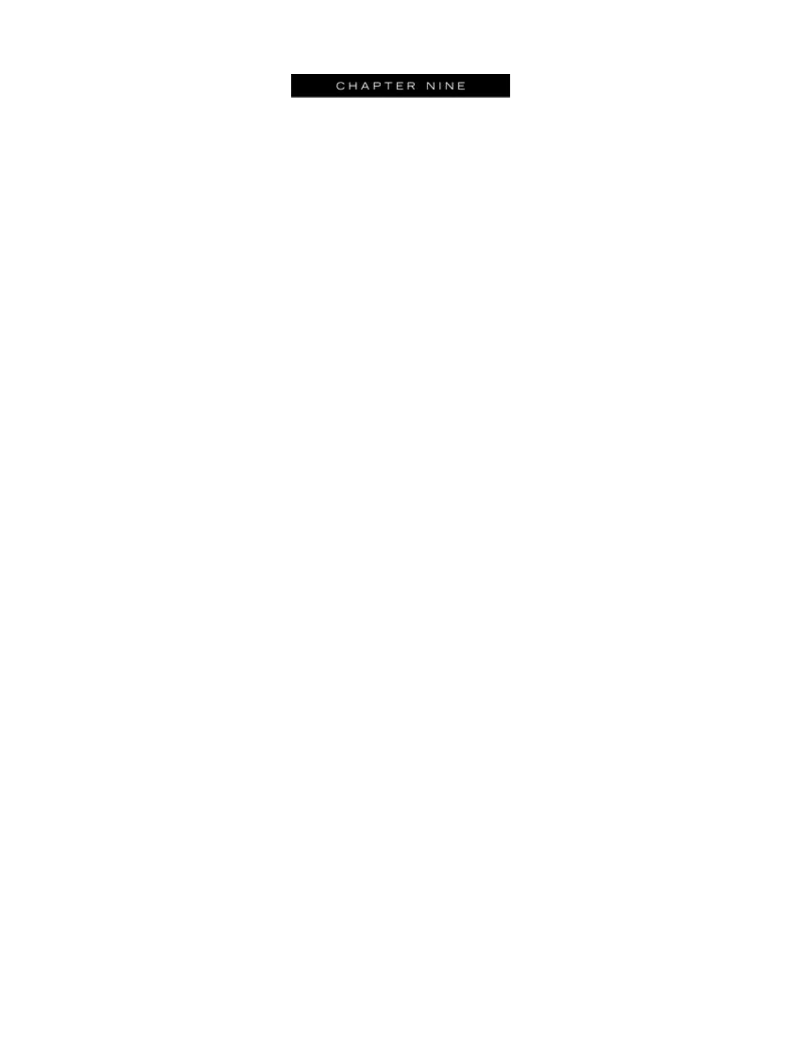# CHAPTER NINE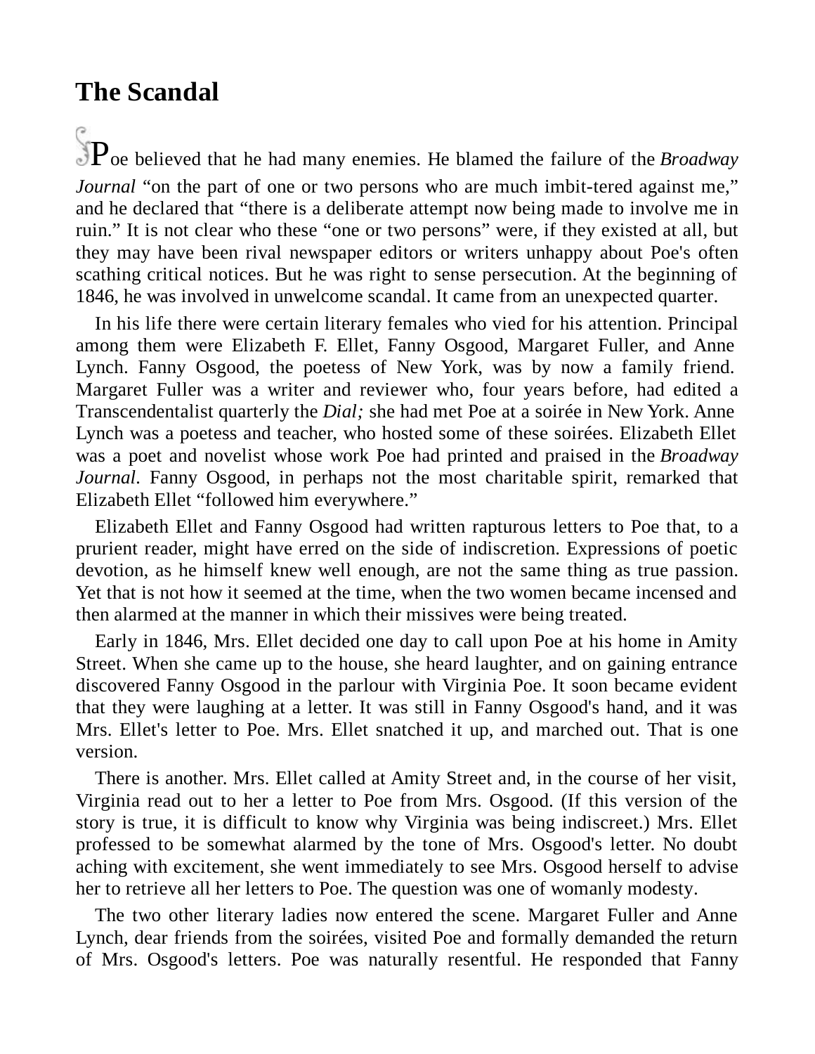# The Scandal

Poe believed that he had many enemies. He blamed the failure of the *Broadway Journal* "on the part of one or two persons who are much imbit-tered against me," and he declared that "there is a deliberate attempt now being made to involve me in ruin." It is not clear who these "one or two persons" were, if they existed at all, but they may have been rival newspaper editors or writers unhappy about Poe's often scathing critical notices. But he was right to sense persecution. At the beginning of 1846, he was involved in unwelcome scandal. It came from an unexpected quarter.

In his life there were certain literary females who vied for his attention. Principal among them were Elizabeth F. Ellet, Fanny Osgood, Margaret Fuller, and Anne Lynch. Fanny Osgood, the poetess of New York, was by now a family friend. Margaret Fuller was a writer and reviewer who, four years before, had edited a Transcendentalist quarterly the *Dial;* she had met Poe at a soirée in New York. Anne Lynch was a poetess and teacher, who hosted some of these soirées. Elizabeth Ellet was a poet and novelist whose work Poe had printed and praised in the *Broadway Journal*. Fanny Osgood, in perhaps not the most charitable spirit, remarked that Elizabeth Ellet "followed him everywhere."

Elizabeth Ellet and Fanny Osgood had written rapturous letters to Poe that, to a prurient reader, might have erred on the side of indiscretion. Expressions of poetic devotion, as he himself knew well enough, are not the same thing as true passion. Yet that is not how it seemed at the time, when the two women became incensed and then alarmed at the manner in which their missives were being treated.

Early in 1846, Mrs. Ellet decided one day to call upon Poe at his home in Amity Street. When she came up to the house, she heard laughter, and on gaining entrance discovered Fanny Osgood in the parlour with Virginia Poe. It soon became evident that they were laughing at a letter. It was still in Fanny Osgood's hand, and it was Mrs. Ellet's letter to Poe. Mrs. Ellet snatched it up, and marched out. That is one version.

There is another. Mrs. Ellet called at Amity Street and, in the course of her visit, Virginia read out to her a letter to Poe from Mrs. Osgood. (If this version of the story is true, it is difficult to know why Virginia was being indiscreet.) Mrs. Ellet professed to be somewhat alarmed by the tone of Mrs. Osgood's letter. No doubt aching with excitement, she went immediately to see Mrs. Osgood herself to advise her to retrieve all her letters to Poe. The question was one of womanly modesty.

The two other literary ladies now entered the scene. Margaret Fuller and Anne Lynch, dear friends from the soirées, visited Poe and formally demanded the return of Mrs. Osgood's letters. Poe was naturally resentful. He responded that Fanny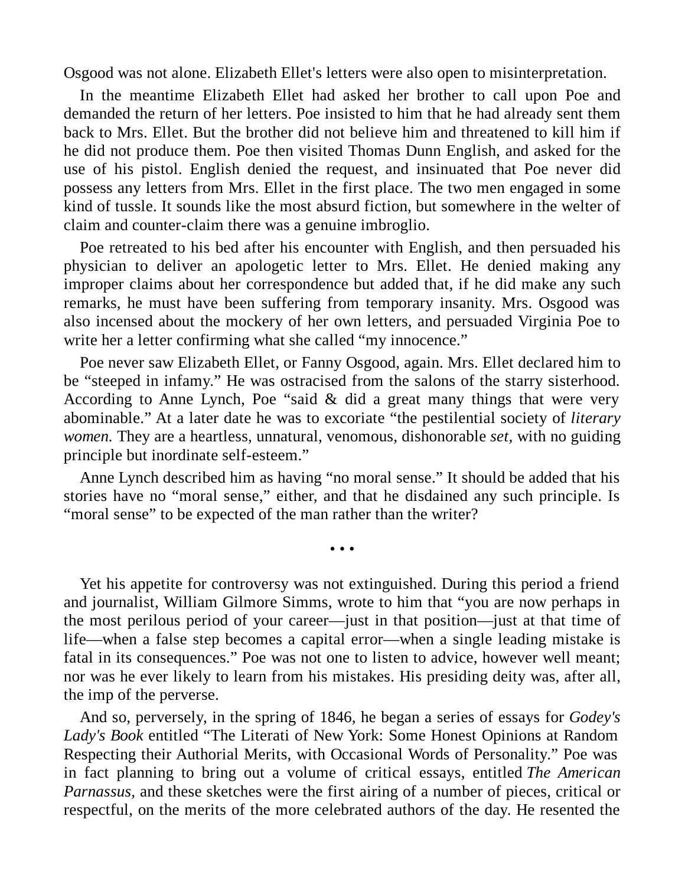Osgood was not alone. Elizabeth Ellet's letters were also open to misinterpretation.

In the meantime Elizabeth Ellet had asked her brother to call upon Poe and demanded the return of her letters. Poe insisted to him that he had already sent them back to Mrs. Ellet. But the brother did not believe him and threatened to kill him if he did not produce them. Poe then visited Thomas Dunn English, and asked for the use of his pistol. English denied the request, and insinuated that Poe never did possess any letters from Mrs. Ellet in the first place. The two men engaged in some kind of tussle. It sounds like the most absurd fiction, but somewhere in the welter of claim and counter-claim there was a genuine imbroglio.

Poe retreated to his bed after his encounter with English, and then persuaded his physician to deliver an apologetic letter to Mrs. Ellet. He denied making any improper claims about her correspondence but added that, if he did make any such remarks, he must have been suffering from temporary insanity. Mrs. Osgood was also incensed about the mockery of her own letters, and persuaded Virginia Poe to write her a letter confirming what she called "my innocence."

Poe never saw Elizabeth Ellet, or Fanny Osgood, again. Mrs. Ellet declared him to be "steeped in infamy." He was ostracised from the salons of the starry sisterhood. According to Anne Lynch, Poe "said & did a great many things that were very abominable." At a later date he was to excoriate "the pestilential society of *literary women.* They are a heartless, unnatural, venomous, dishonorable *set,* with no guiding principle but inordinate self-esteem."

Anne Lynch described him as having "no moral sense." It should be added that his stories have no "moral sense," either, and that he disdained any such principle. Is "moral sense" to be expected of the man rather than the writer?

• • •

Yet his appetite for controversy was not extinguished. During this period a friend and journalist, William Gilmore Simms, wrote to him that "you are now perhaps in the most perilous period of your career—just in that position—just at that time of life—when a false step becomes a capital error—when a single leading mistake is fatal in its consequences." Poe was not one to listen to advice, however well meant; nor was he ever likely to learn from his mistakes. His presiding deity was, after all, the imp of the perverse.

And so, perversely, in the spring of 1846, he began a series of essays for *Godey's Lady's Book* entitled "The Literati of New York: Some Honest Opinions at Random Respecting their Authorial Merits, with Occasional Words of Personality." Poe was in fact planning to bring out a volume of critical essays, entitled *The American Parnassus,* and these sketches were the first airing of a number of pieces, critical or respectful, on the merits of the more celebrated authors of the day. He resented the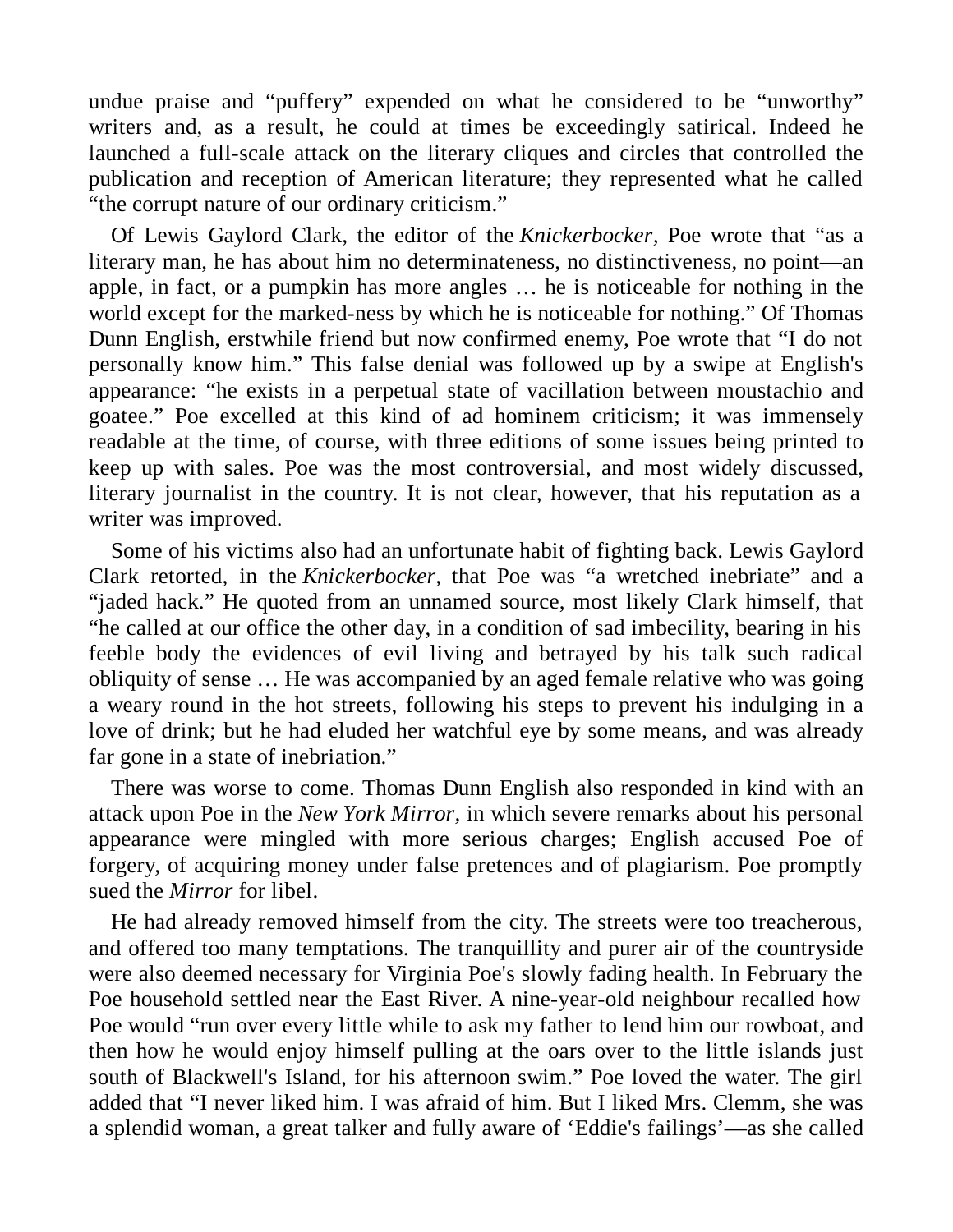undue praise and "puffery" expended on what he considered to be "unworthy" writers and, as a result, he could at times be exceedingly satirical. Indeed he launched a full-scale attack on the literary cliques and circles that controlled the publication and reception of American literature; they represented what he called "the corrupt nature of our ordinary criticism."

Of Lewis Gaylord Clark, the editor of the *Knickerbocker,* Poe wrote that "as a literary man, he has about him no determinateness, no distinctiveness, no point—an apple, in fact, or a pumpkin has more angles … he is noticeable for nothing in the world except for the marked-ness by which he is noticeable for nothing." Of Thomas Dunn English, erstwhile friend but now confirmed enemy, Poe wrote that "I do not personally know him." This false denial was followed up by a swipe at English's appearance: "he exists in a perpetual state of vacillation between moustachio and goatee." Poe excelled at this kind of ad hominem criticism; it was immensely readable at the time, of course, with three editions of some issues being printed to keep up with sales. Poe was the most controversial, and most widely discussed, literary journalist in the country. It is not clear, however, that his reputation as a writer was improved.

Some of his victims also had an unfortunate habit of fighting back. Lewis Gaylord Clark retorted, in the *Knickerbocker,* that Poe was "a wretched inebriate" and a "jaded hack." He quoted from an unnamed source, most likely Clark himself, that "he called at our office the other day, in a condition of sad imbecility, bearing in his feeble body the evidences of evil living and betrayed by his talk such radical obliquity of sense … He was accompanied by an aged female relative who was going a weary round in the hot streets, following his steps to prevent his indulging in a love of drink; but he had eluded her watchful eye by some means, and was already far gone in a state of inebriation."

There was worse to come. Thomas Dunn English also responded in kind with an attack upon Poe in the *New York Mirror,* in which severe remarks about his personal appearance were mingled with more serious charges; English accused Poe of forgery, of acquiring money under false pretences and of plagiarism. Poe promptly sued the *Mirror* for libel.

He had already removed himself from the city. The streets were too treacherous, and offered too many temptations. The tranquillity and purer air of the countryside were also deemed necessary for Virginia Poe's slowly fading health. In February the Poe household settled near the East River. A nine-year-old neighbour recalled how Poe would "run over every little while to ask my father to lend him our rowboat, and then how he would enjoy himself pulling at the oars over to the little islands just south of Blackwell's Island, for his afternoon swim." Poe loved the water. The girl added that "I never liked him. I was afraid of him. But I liked Mrs. Clemm, she was a splendid woman, a great talker and fully aware of 'Eddie's failings'—as she called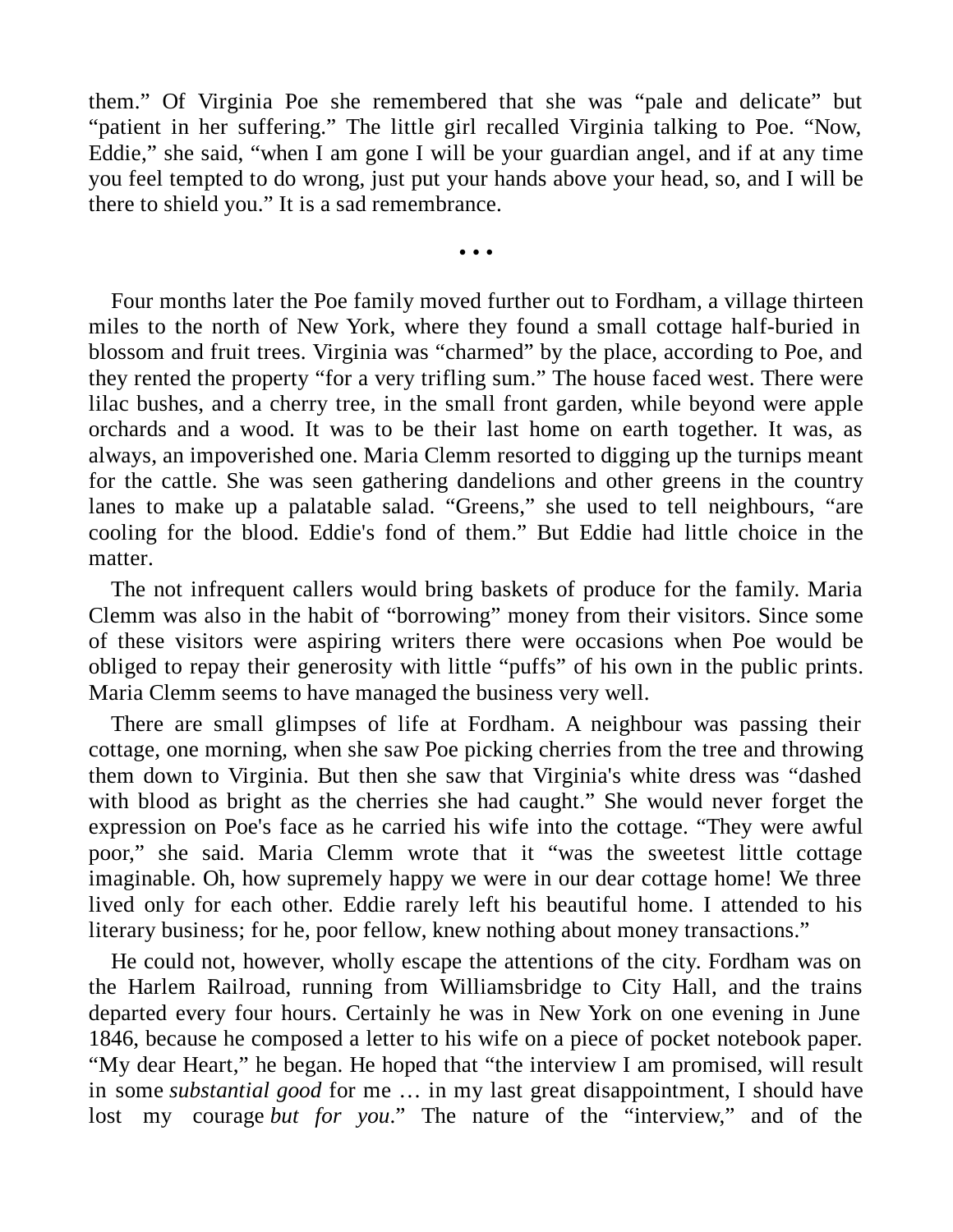them." Of Virginia Poe she remembered that she was "pale and delicate" but "patient in her suffering." The little girl recalled Virginia talking to Poe. "Now, Eddie," she said, "when I am gone I will be your guardian angel, and if at any time you feel tempted to do wrong, just put your hands above your head, so, and I will be there to shield you." It is a sad remembrance.

• • •

Four months later the Poe family moved further out to Fordham, a village thirteen miles to the north of New York, where they found a small cottage half-buried in blossom and fruit trees. Virginia was "charmed" by the place, according to Poe, and they rented the property "for a very trifling sum." The house faced west. There were lilac bushes, and a cherry tree, in the small front garden, while beyond were apple orchards and a wood. It was to be their last home on earth together. It was, as always, an impoverished one. Maria Clemm resorted to digging up the turnips meant for the cattle. She was seen gathering dandelions and other greens in the country lanes to make up a palatable salad. "Greens," she used to tell neighbours, "are cooling for the blood. Eddie's fond of them." But Eddie had little choice in the matter.

The not infrequent callers would bring baskets of produce for the family. Maria Clemm was also in the habit of "borrowing" money from their visitors. Since some of these visitors were aspiring writers there were occasions when Poe would be obliged to repay their generosity with little "puffs" of his own in the public prints. Maria Clemm seems to have managed the business very well.

There are small glimpses of life at Fordham. A neighbour was passing their cottage, one morning, when she saw Poe picking cherries from the tree and throwing them down to Virginia. But then she saw that Virginia's white dress was "dashed with blood as bright as the cherries she had caught." She would never forget the expression on Poe's face as he carried his wife into the cottage. "They were awful poor," she said. Maria Clemm wrote that it "was the sweetest little cottage imaginable. Oh, how supremely happy we were in our dear cottage home! We three lived only for each other. Eddie rarely left his beautiful home. I attended to his literary business; for he, poor fellow, knew nothing about money transactions."

He could not, however, wholly escape the attentions of the city. Fordham was on the Harlem Railroad, running from Williamsbridge to City Hall, and the trains departed every four hours. Certainly he was in New York on one evening in June 1846, because he composed a letter to his wife on a piece of pocket notebook paper. "My dear Heart," he began. He hoped that "the interview I am promised, will result in some *substantial good* for me … in my last great disappointment, I should have lost my courage *but for you*." The nature of the "interview," and of the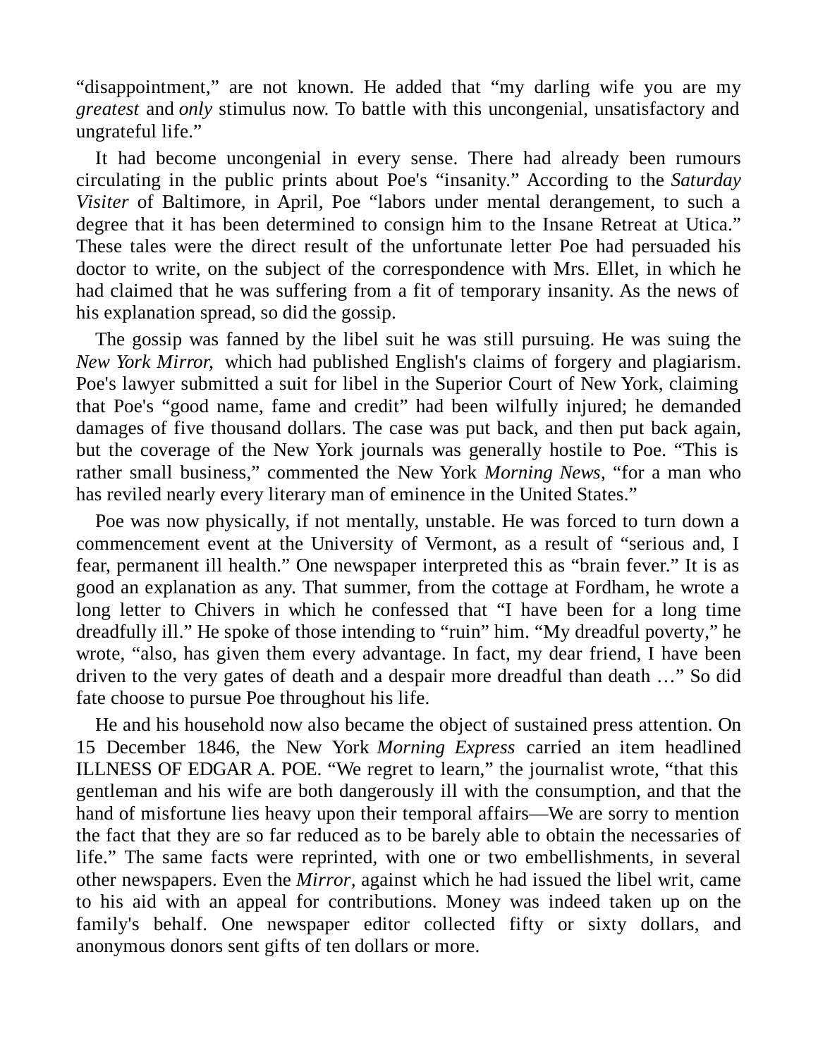“disappointment,” are not known. He added that “my darling wife you are my *greatest* and *only* stimulus now. To battle with this uncongenial, unsatisfactory and ungrateful life.”

It had become uncongenial in every sense. There had already been rumours circulating in the public prints about Poe's “insanity.” According to the *Saturday Visiter* of Baltimore, in April, Poe “labors under mental derangement, to such a degree that it has been determined to consign him to the Insane Retreat at Utica.” These tales were the direct result of the unfortunate letter Poe had persuaded his doctor to write, on the subject of the correspondence with Mrs. Ellet, in which he had claimed that he was suffering from a fit of temporary insanity. As the news of his explanation spread, so did the gossip.

The gossip was fanned by the libel suit he was still pursuing. He was suing the *New York Mirror,* which had published English's claims of forgery and plagiarism. Poe's lawyer submitted a suit for libel in the Superior Court of New York, claiming that Poe's “good name, fame and credit” had been wilfully injured; he demanded damages of five thousand dollars. The case was put back, and then put back again, but the coverage of the New York journals was generally hostile to Poe. “This is rather small business,” commented the New York *Morning News*, “for a man who has reviled nearly every literary man of eminence in the United States.”

Poe was now physically, if not mentally, unstable. He was forced to turn down a commencement event at the University of Vermont, as a result of “serious and, I fear, permanent ill health.” One newspaper interpreted this as “brain fever.” It is as good an explanation as any. That summer, from the cottage at Fordham, he wrote a long letter to Chivers in which he confessed that “I have been for a long time dreadfully ill.” He spoke of those intending to “ruin” him. “My dreadful poverty,” he wrote, “also, has given them every advantage. In fact, my dear friend, I have been driven to the very gates of death and a despair more dreadful than death …” So did fate choose to pursue Poe throughout his life.

He and his household now also became the object of sustained press attention. On 15 December 1846, the New York *Morning Express* carried an item headlined ILLNESS OF EDGAR A. POE. “We regret to learn,” the journalist wrote, “that this gentleman and his wife are both dangerously ill with the consumption, and that the hand of misfortune lies heavy upon their temporal affairs—We are sorry to mention the fact that they are so far reduced as to be barely able to obtain the necessaries of life.” The same facts were reprinted, with one or two embellishments, in several other newspapers. Even the *Mirror*, against which he had issued the libel writ, came to his aid with an appeal for contributions. Money was indeed taken up on the family's behalf. One newspaper editor collected fifty or sixty dollars, and anonymous donors sent gifts of ten dollars or more.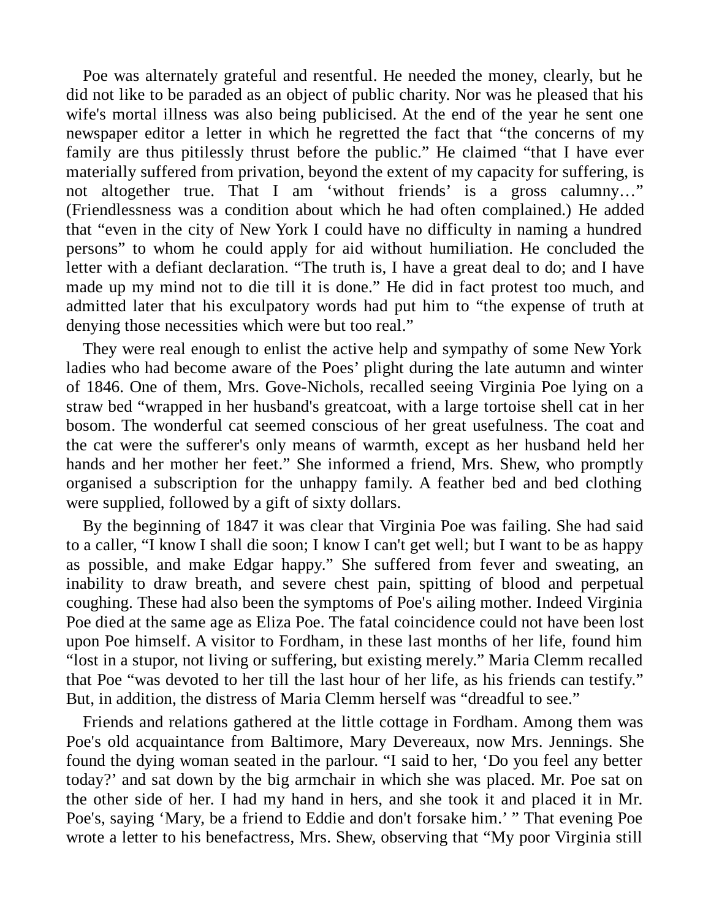Poe was alternately grateful and resentful. He needed the money, clearly, but he did not like to be paraded as an object of public charity. Nor was he pleased that his wife's mortal illness was also being publicised. At the end of the year he sent one newspaper editor a letter in which he regretted the fact that “the concerns of my family are thus pitilessly thrust before the public.” He claimed “that I have ever materially suffered from privation, beyond the extent of my capacity for suffering, is not altogether true. That I am ‘without friends’ is a gross calumny…” (Friendlessness was a condition about which he had often complained.) He added that “even in the city of New York I could have no difficulty in naming a hundred persons” to whom he could apply for aid without humiliation. He concluded the letter with a defiant declaration. “The truth is, I have a great deal to do; and I have made up my mind not to die till it is done.” He did in fact protest too much, and admitted later that his exculpatory words had put him to “the expense of truth at denying those necessities which were but too real.”

They were real enough to enlist the active help and sympathy of some New York ladies who had become aware of the Poes’ plight during the late autumn and winter of 1846. One of them, Mrs. Gove-Nichols, recalled seeing Virginia Poe lying on a straw bed “wrapped in her husband's greatcoat, with a large tortoise shell cat in her bosom. The wonderful cat seemed conscious of her great usefulness. The coat and the cat were the sufferer's only means of warmth, except as her husband held her hands and her mother her feet.” She informed a friend, Mrs. Shew, who promptly organised a subscription for the unhappy family. A feather bed and bed clothing were supplied, followed by a gift of sixty dollars.

By the beginning of 1847 it was clear that Virginia Poe was failing. She had said to a caller, “I know I shall die soon; I know I can't get well; but I want to be as happy as possible, and make Edgar happy.” She suffered from fever and sweating, an inability to draw breath, and severe chest pain, spitting of blood and perpetual coughing. These had also been the symptoms of Poe's ailing mother. Indeed Virginia Poe died at the same age as Eliza Poe. The fatal coincidence could not have been lost upon Poe himself. A visitor to Fordham, in these last months of her life, found him “lost in a stupor, not living or suffering, but existing merely.” Maria Clemm recalled that Poe “was devoted to her till the last hour of her life, as his friends can testify.” But, in addition, the distress of Maria Clemm herself was “dreadful to see.”

Friends and relations gathered at the little cottage in Fordham. Among them was Poe's old acquaintance from Baltimore, Mary Devereaux, now Mrs. Jennings. She found the dying woman seated in the parlour. “I said to her, ‘Do you feel any better today?’ and sat down by the big armchair in which she was placed. Mr. Poe sat on the other side of her. I had my hand in hers, and she took it and placed it in Mr. Poe's, saying ‘Mary, be a friend to Eddie and don't forsake him.’ ” That evening Poe wrote a letter to his benefactress, Mrs. Shew, observing that “My poor Virginia still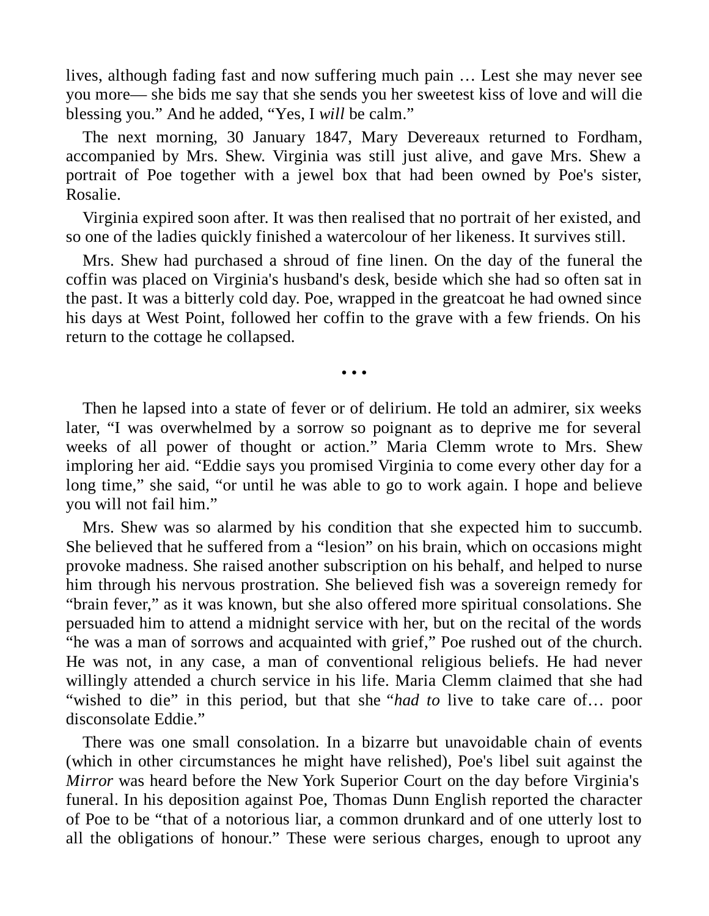lives, although fading fast and now suffering much pain … Lest she may never see you more— she bids me say that she sends you her sweetest kiss of love and will die blessing you." And he added, "Yes, I *will* be calm."

The next morning, 30 January 1847, Mary Devereaux returned to Fordham, accompanied by Mrs. Shew. Virginia was still just alive, and gave Mrs. Shew a portrait of Poe together with a jewel box that had been owned by Poe's sister, Rosalie.

Virginia expired soon after. It was then realised that no portrait of her existed, and so one of the ladies quickly finished a watercolour of her likeness. It survives still.

Mrs. Shew had purchased a shroud of fine linen. On the day of the funeral the coffin was placed on Virginia's husband's desk, beside which she had so often sat in the past. It was a bitterly cold day. Poe, wrapped in the greatcoat he had owned since his days at West Point, followed her coffin to the grave with a few friends. On his return to the cottage he collapsed.

• • •

Then he lapsed into a state of fever or of delirium. He told an admirer, six weeks later, "I was overwhelmed by a sorrow so poignant as to deprive me for several weeks of all power of thought or action." Maria Clemm wrote to Mrs. Shew imploring her aid. "Eddie says you promised Virginia to come every other day for a long time," she said, "or until he was able to go to work again. I hope and believe you will not fail him."

Mrs. Shew was so alarmed by his condition that she expected him to succumb. She believed that he suffered from a "lesion" on his brain, which on occasions might provoke madness. She raised another subscription on his behalf, and helped to nurse him through his nervous prostration. She believed fish was a sovereign remedy for "brain fever," as it was known, but she also offered more spiritual consolations. She persuaded him to attend a midnight service with her, but on the recital of the words "he was a man of sorrows and acquainted with grief," Poe rushed out of the church. He was not, in any case, a man of conventional religious beliefs. He had never willingly attended a church service in his life. Maria Clemm claimed that she had "wished to die" in this period, but that she "*had to* live to take care of… poor disconsolate Eddie."

There was one small consolation. In a bizarre but unavoidable chain of events (which in other circumstances he might have relished), Poe's libel suit against the *Mirror* was heard before the New York Superior Court on the day before Virginia's funeral. In his deposition against Poe, Thomas Dunn English reported the character of Poe to be "that of a notorious liar, a common drunkard and of one utterly lost to all the obligations of honour." These were serious charges, enough to uproot any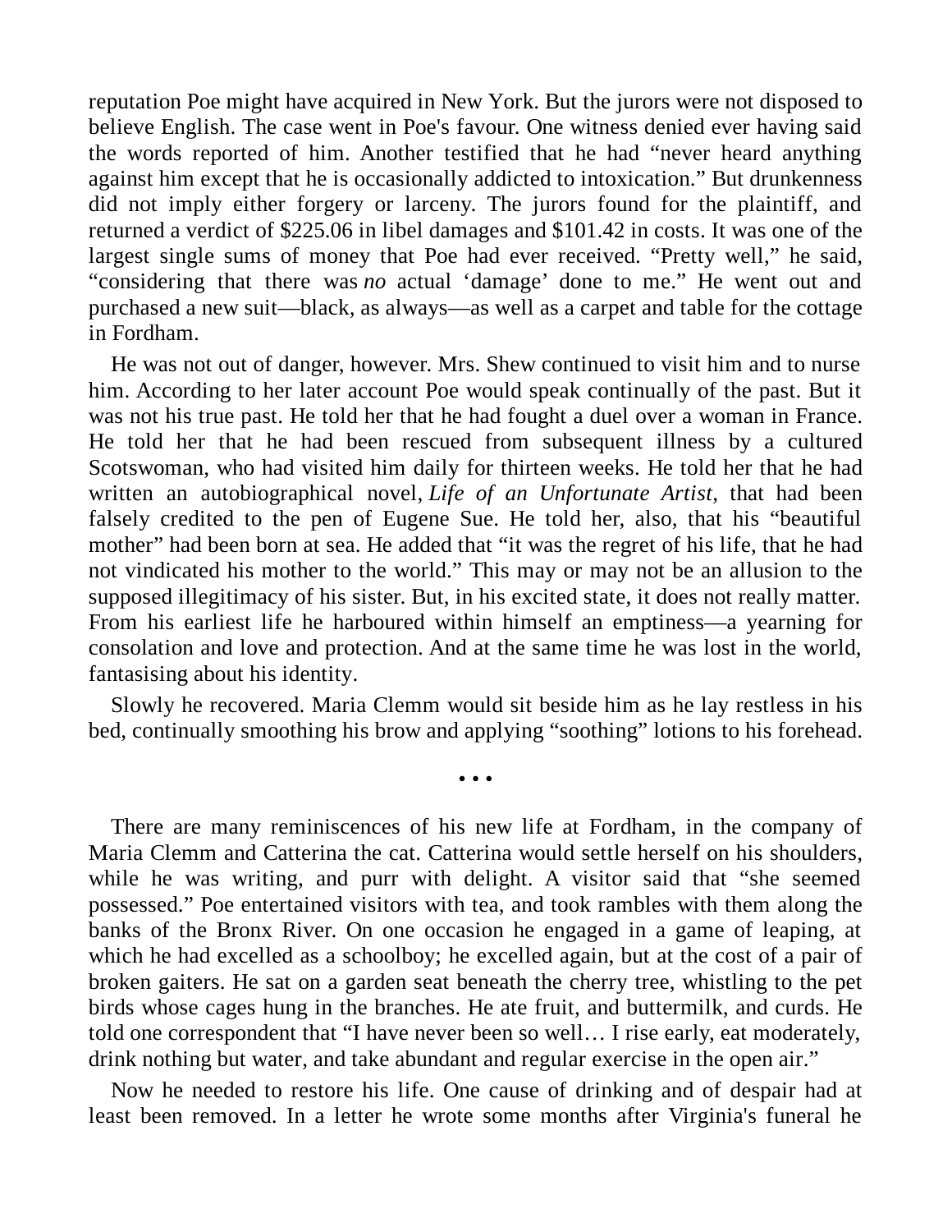reputation Poe might have acquired in New York. But the jurors were not disposed to believe English. The case went in Poe's favour. One witness denied ever having said the words reported of him. Another testified that he had “never heard anything against him except that he is occasionally addicted to intoxication.” But drunkenness did not imply either forgery or larceny. The jurors found for the plaintiff, and returned a verdict of $225.06 in libel damages and $101.42 in costs. It was one of the largest single sums of money that Poe had ever received. “Pretty well,” he said, “considering that there was *no* actual ‘damage’ done to me.” He went out and purchased a new suit—black, as always—as well as a carpet and table for the cottage in Fordham.

He was not out of danger, however. Mrs. Shew continued to visit him and to nurse him. According to her later account Poe would speak continually of the past. But it was not his true past. He told her that he had fought a duel over a woman in France. He told her that he had been rescued from subsequent illness by a cultured Scotswoman, who had visited him daily for thirteen weeks. He told her that he had written an autobiographical novel, *Life of an Unfortunate Artist,* that had been falsely credited to the pen of Eugene Sue. He told her, also, that his “beautiful mother” had been born at sea. He added that “it was the regret of his life, that he had not vindicated his mother to the world.” This may or may not be an allusion to the supposed illegitimacy of his sister. But, in his excited state, it does not really matter. From his earliest life he harboured within himself an emptiness—a yearning for consolation and love and protection. And at the same time he was lost in the world, fantasising about his identity.

Slowly he recovered. Maria Clemm would sit beside him as he lay restless in his bed, continually smoothing his brow and applying “soothing” lotions to his forehead.

• • •

There are many reminiscences of his new life at Fordham, in the company of Maria Clemm and Catterina the cat. Catterina would settle herself on his shoulders, while he was writing, and purr with delight. A visitor said that “she seemed possessed.” Poe entertained visitors with tea, and took rambles with them along the banks of the Bronx River. On one occasion he engaged in a game of leaping, at which he had excelled as a schoolboy; he excelled again, but at the cost of a pair of broken gaiters. He sat on a garden seat beneath the cherry tree, whistling to the pet birds whose cages hung in the branches. He ate fruit, and buttermilk, and curds. He told one correspondent that “I have never been so well… I rise early, eat moderately, drink nothing but water, and take abundant and regular exercise in the open air.”

Now he needed to restore his life. One cause of drinking and of despair had at least been removed. In a letter he wrote some months after Virginia's funeral he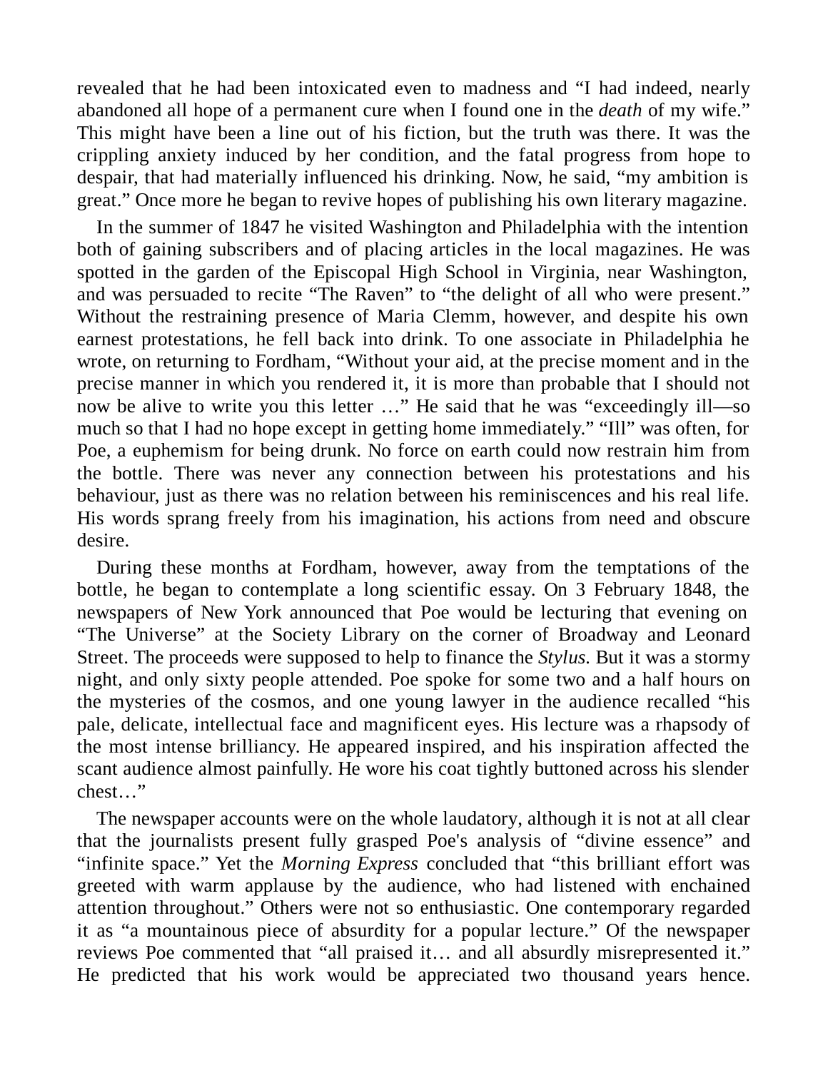revealed that he had been intoxicated even to madness and “I had indeed, nearly abandoned all hope of a permanent cure when I found one in the *death* of my wife.” This might have been a line out of his fiction, but the truth was there. It was the crippling anxiety induced by her condition, and the fatal progress from hope to despair, that had materially influenced his drinking. Now, he said, “my ambition is great.” Once more he began to revive hopes of publishing his own literary magazine.

In the summer of 1847 he visited Washington and Philadelphia with the intention both of gaining subscribers and of placing articles in the local magazines. He was spotted in the garden of the Episcopal High School in Virginia, near Washington, and was persuaded to recite “The Raven” to “the delight of all who were present.” Without the restraining presence of Maria Clemm, however, and despite his own earnest protestations, he fell back into drink. To one associate in Philadelphia he wrote, on returning to Fordham, “Without your aid, at the precise moment and in the precise manner in which you rendered it, it is more than probable that I should not now be alive to write you this letter …” He said that he was “exceedingly ill—so much so that I had no hope except in getting home immediately.” “Ill” was often, for Poe, a euphemism for being drunk. No force on earth could now restrain him from the bottle. There was never any connection between his protestations and his behaviour, just as there was no relation between his reminiscences and his real life. His words sprang freely from his imagination, his actions from need and obscure desire.

During these months at Fordham, however, away from the temptations of the bottle, he began to contemplate a long scientific essay. On 3 February 1848, the newspapers of New York announced that Poe would be lecturing that evening on “The Universe” at the Society Library on the corner of Broadway and Leonard Street. The proceeds were supposed to help to finance the *Stylus*. But it was a stormy night, and only sixty people attended. Poe spoke for some two and a half hours on the mysteries of the cosmos, and one young lawyer in the audience recalled “his pale, delicate, intellectual face and magnificent eyes. His lecture was a rhapsody of the most intense brilliancy. He appeared inspired, and his inspiration affected the scant audience almost painfully. He wore his coat tightly buttoned across his slender chest…”

The newspaper accounts were on the whole laudatory, although it is not at all clear that the journalists present fully grasped Poe's analysis of “divine essence” and “infinite space.” Yet the *Morning Express* concluded that “this brilliant effort was greeted with warm applause by the audience, who had listened with enchained attention throughout.” Others were not so enthusiastic. One contemporary regarded it as “a mountainous piece of absurdity for a popular lecture.” Of the newspaper reviews Poe commented that “all praised it… and all absurdly misrepresented it.” He predicted that his work would be appreciated two thousand years hence.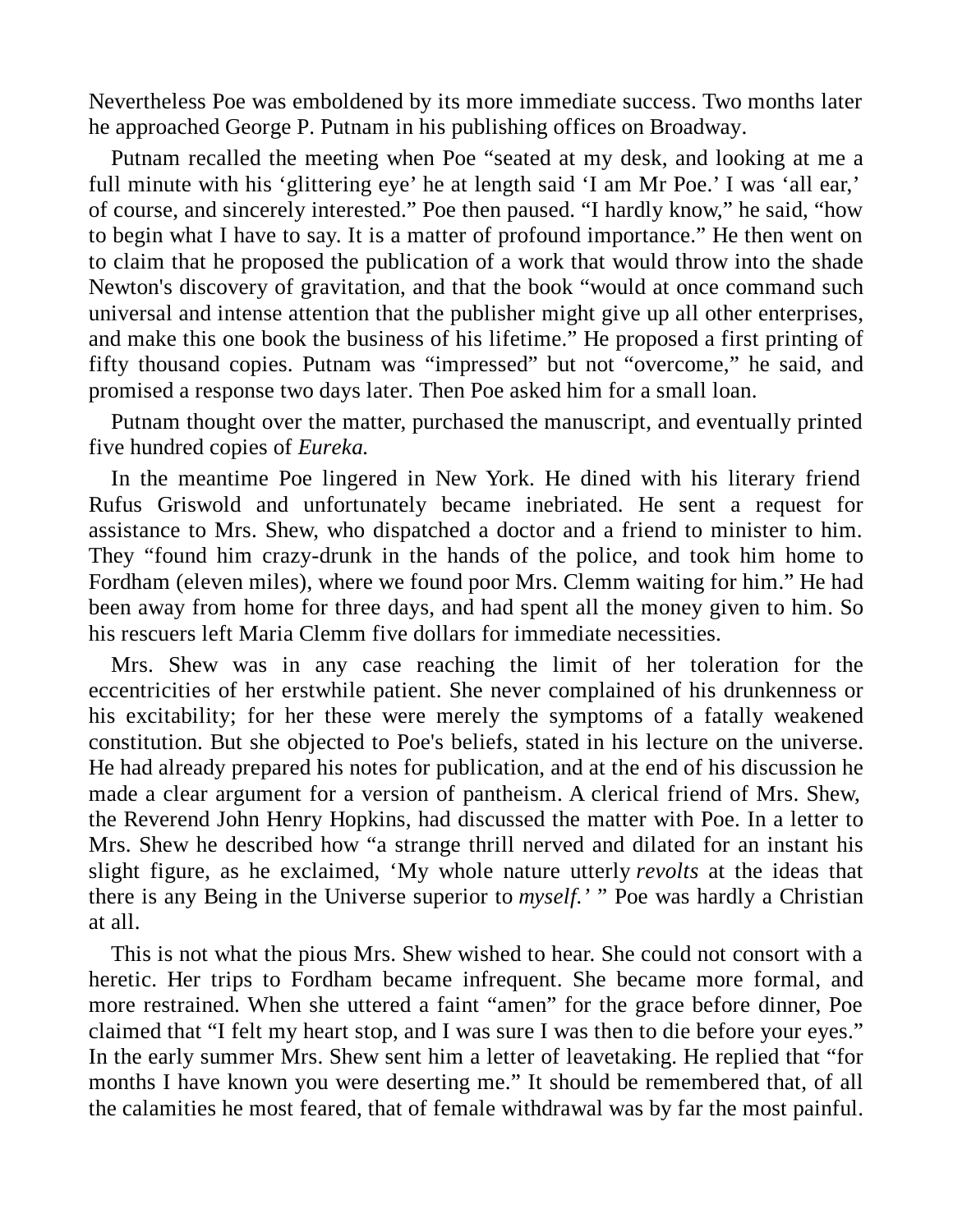Nevertheless Poe was emboldened by its more immediate success. Two months later he approached George P. Putnam in his publishing offices on Broadway.

Putnam recalled the meeting when Poe "seated at my desk, and looking at me a full minute with his 'glittering eye' he at length said 'I am Mr Poe.' I was 'all ear,' of course, and sincerely interested." Poe then paused. "I hardly know," he said, "how to begin what I have to say. It is a matter of profound importance." He then went on to claim that he proposed the publication of a work that would throw into the shade Newton's discovery of gravitation, and that the book "would at once command such universal and intense attention that the publisher might give up all other enterprises, and make this one book the business of his lifetime." He proposed a first printing of fifty thousand copies. Putnam was "impressed" but not "overcome," he said, and promised a response two days later. Then Poe asked him for a small loan.

Putnam thought over the matter, purchased the manuscript, and eventually printed five hundred copies of *Eureka.*

In the meantime Poe lingered in New York. He dined with his literary friend Rufus Griswold and unfortunately became inebriated. He sent a request for assistance to Mrs. Shew, who dispatched a doctor and a friend to minister to him. They "found him crazy-drunk in the hands of the police, and took him home to Fordham (eleven miles), where we found poor Mrs. Clemm waiting for him." He had been away from home for three days, and had spent all the money given to him. So his rescuers left Maria Clemm five dollars for immediate necessities.

Mrs. Shew was in any case reaching the limit of her toleration for the eccentricities of her erstwhile patient. She never complained of his drunkenness or his excitability; for her these were merely the symptoms of a fatally weakened constitution. But she objected to Poe's beliefs, stated in his lecture on the universe. He had already prepared his notes for publication, and at the end of his discussion he made a clear argument for a version of pantheism. A clerical friend of Mrs. Shew, the Reverend John Henry Hopkins, had discussed the matter with Poe. In a letter to Mrs. Shew he described how "a strange thrill nerved and dilated for an instant his slight figure, as he exclaimed, 'My whole nature utterly *revolts* at the ideas that there is any Being in the Universe superior to *myself.'* " Poe was hardly a Christian at all.

This is not what the pious Mrs. Shew wished to hear. She could not consort with a heretic. Her trips to Fordham became infrequent. She became more formal, and more restrained. When she uttered a faint "amen" for the grace before dinner, Poe claimed that "I felt my heart stop, and I was sure I was then to die before your eyes." In the early summer Mrs. Shew sent him a letter of leavetaking. He replied that "for months I have known you were deserting me." It should be remembered that, of all the calamities he most feared, that of female withdrawal was by far the most painful.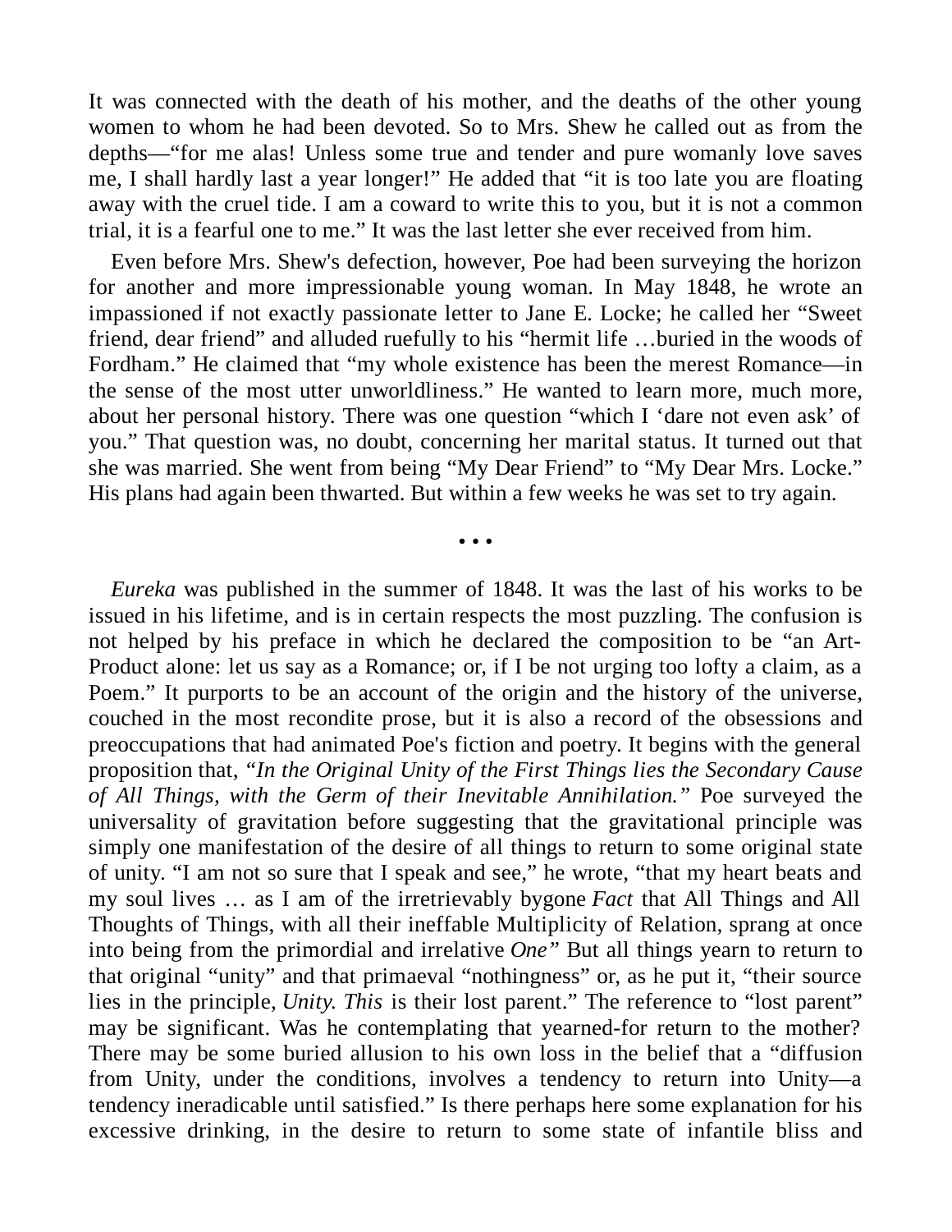It was connected with the death of his mother, and the deaths of the other young women to whom he had been devoted. So to Mrs. Shew he called out as from the depths—"for me alas! Unless some true and tender and pure womanly love saves me, I shall hardly last a year longer!" He added that "it is too late you are floating away with the cruel tide. I am a coward to write this to you, but it is not a common trial, it is a fearful one to me." It was the last letter she ever received from him.

Even before Mrs. Shew's defection, however, Poe had been surveying the horizon for another and more impressionable young woman. In May 1848, he wrote an impassioned if not exactly passionate letter to Jane E. Locke; he called her "Sweet friend, dear friend" and alluded ruefully to his "hermit life …buried in the woods of Fordham." He claimed that "my whole existence has been the merest Romance—in the sense of the most utter unworldliness." He wanted to learn more, much more, about her personal history. There was one question "which I 'dare not even ask' of you." That question was, no doubt, concerning her marital status. It turned out that she was married. She went from being "My Dear Friend" to "My Dear Mrs. Locke." His plans had again been thwarted. But within a few weeks he was set to try again.

• • •

*Eureka* was published in the summer of 1848. It was the last of his works to be issued in his lifetime, and is in certain respects the most puzzling. The confusion is not helped by his preface in which he declared the composition to be "an Art-Product alone: let us say as a Romance; or, if I be not urging too lofty a claim, as a Poem." It purports to be an account of the origin and the history of the universe, couched in the most recondite prose, but it is also a record of the obsessions and preoccupations that had animated Poe's fiction and poetry. It begins with the general proposition that, *"In the Original Unity of the First Things lies the Secondary Cause of All Things, with the Germ of their Inevitable Annihilation."* Poe surveyed the universality of gravitation before suggesting that the gravitational principle was simply one manifestation of the desire of all things to return to some original state of unity. "I am not so sure that I speak and see," he wrote, "that my heart beats and my soul lives … as I am of the irretrievably bygone *Fact* that All Things and All Thoughts of Things, with all their ineffable Multiplicity of Relation, sprang at once into being from the primordial and irrelative *One"* But all things yearn to return to that original "unity" and that primaeval "nothingness" or, as he put it, "their source lies in the principle, *Unity. This* is their lost parent." The reference to "lost parent" may be significant. Was he contemplating that yearned-for return to the mother? There may be some buried allusion to his own loss in the belief that a "diffusion from Unity, under the conditions, involves a tendency to return into Unity—a tendency ineradicable until satisfied." Is there perhaps here some explanation for his excessive drinking, in the desire to return to some state of infantile bliss and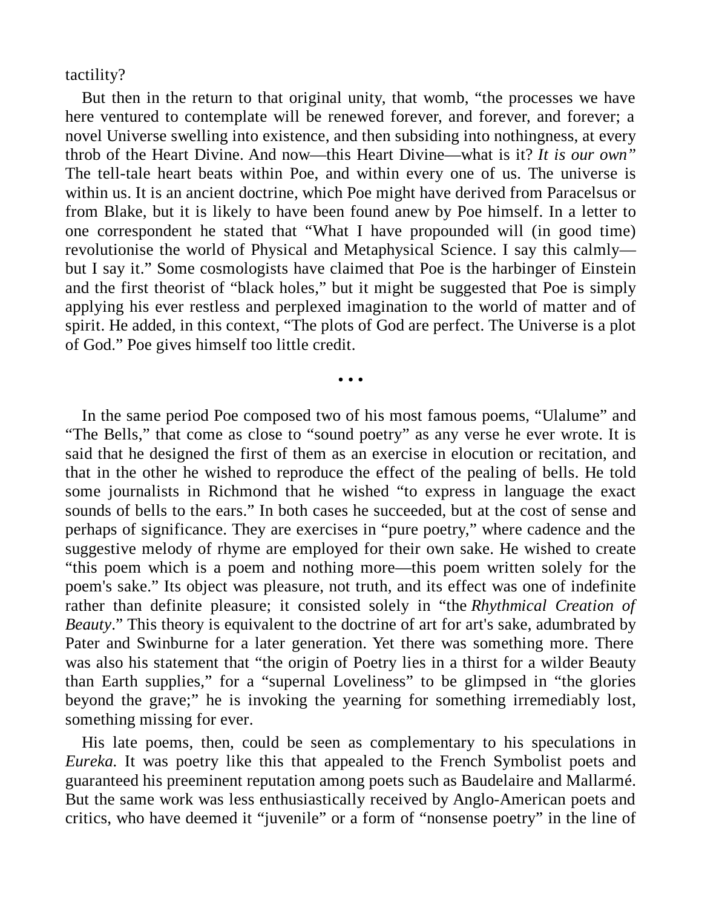tactility?

But then in the return to that original unity, that womb, "the processes we have here ventured to contemplate will be renewed forever, and forever, and forever; a novel Universe swelling into existence, and then subsiding into nothingness, at every throb of the Heart Divine. And now—this Heart Divine—what is it? *It is our own"* The tell-tale heart beats within Poe, and within every one of us. The universe is within us. It is an ancient doctrine, which Poe might have derived from Paracelsus or from Blake, but it is likely to have been found anew by Poe himself. In a letter to one correspondent he stated that "What I have propounded will (in good time) revolutionise the world of Physical and Metaphysical Science. I say this calmly—but I say it." Some cosmologists have claimed that Poe is the harbinger of Einstein and the first theorist of "black holes," but it might be suggested that Poe is simply applying his ever restless and perplexed imagination to the world of matter and of spirit. He added, in this context, "The plots of God are perfect. The Universe is a plot of God." Poe gives himself too little credit.

• • •

In the same period Poe composed two of his most famous poems, "Ulalume" and "The Bells," that come as close to "sound poetry" as any verse he ever wrote. It is said that he designed the first of them as an exercise in elocution or recitation, and that in the other he wished to reproduce the effect of the pealing of bells. He told some journalists in Richmond that he wished "to express in language the exact sounds of bells to the ears." In both cases he succeeded, but at the cost of sense and perhaps of significance. They are exercises in "pure poetry," where cadence and the suggestive melody of rhyme are employed for their own sake. He wished to create "this poem which is a poem and nothing more—this poem written solely for the poem's sake." Its object was pleasure, not truth, and its effect was one of indefinite rather than definite pleasure; it consisted solely in "the *Rhythmical Creation of Beauty*." This theory is equivalent to the doctrine of art for art's sake, adumbrated by Pater and Swinburne for a later generation. Yet there was something more. There was also his statement that "the origin of Poetry lies in a thirst for a wilder Beauty than Earth supplies," for a "supernal Loveliness" to be glimpsed in "the glories beyond the grave;" he is invoking the yearning for something irremediably lost, something missing for ever.

His late poems, then, could be seen as complementary to his speculations in *Eureka.* It was poetry like this that appealed to the French Symbolist poets and guaranteed his preeminent reputation among poets such as Baudelaire and Mallarmé. But the same work was less enthusiastically received by Anglo-American poets and critics, who have deemed it "juvenile" or a form of "nonsense poetry" in the line of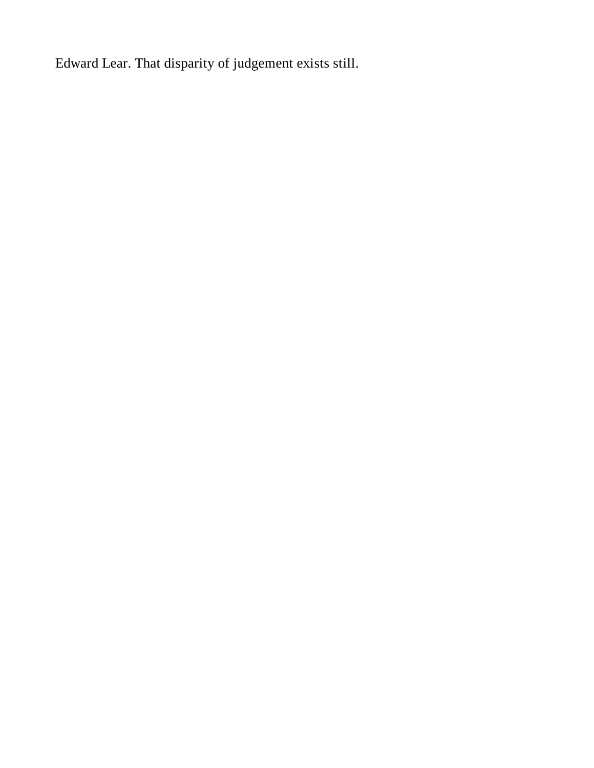Edward Lear. That disparity of judgement exists still.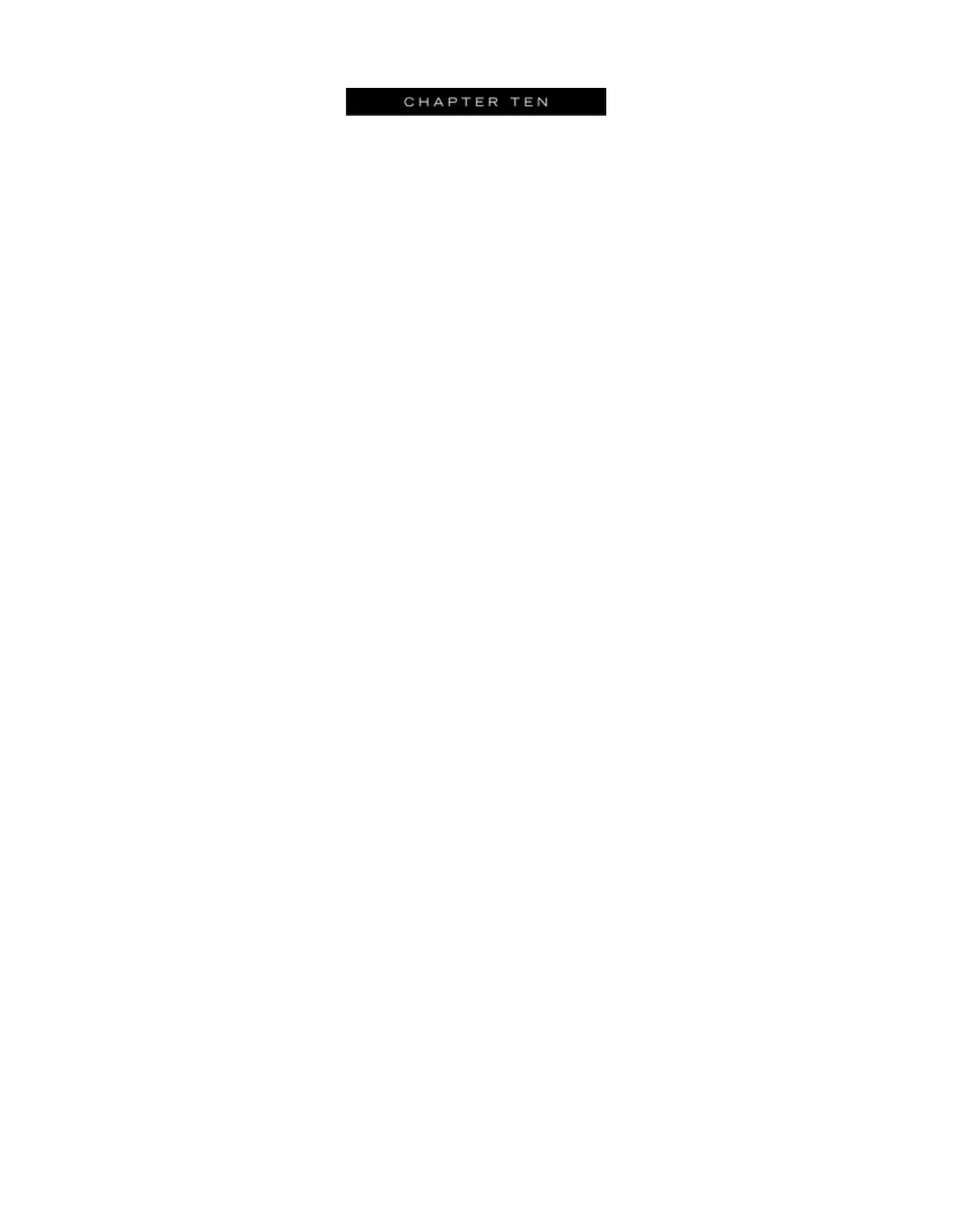# CHAPTER TEN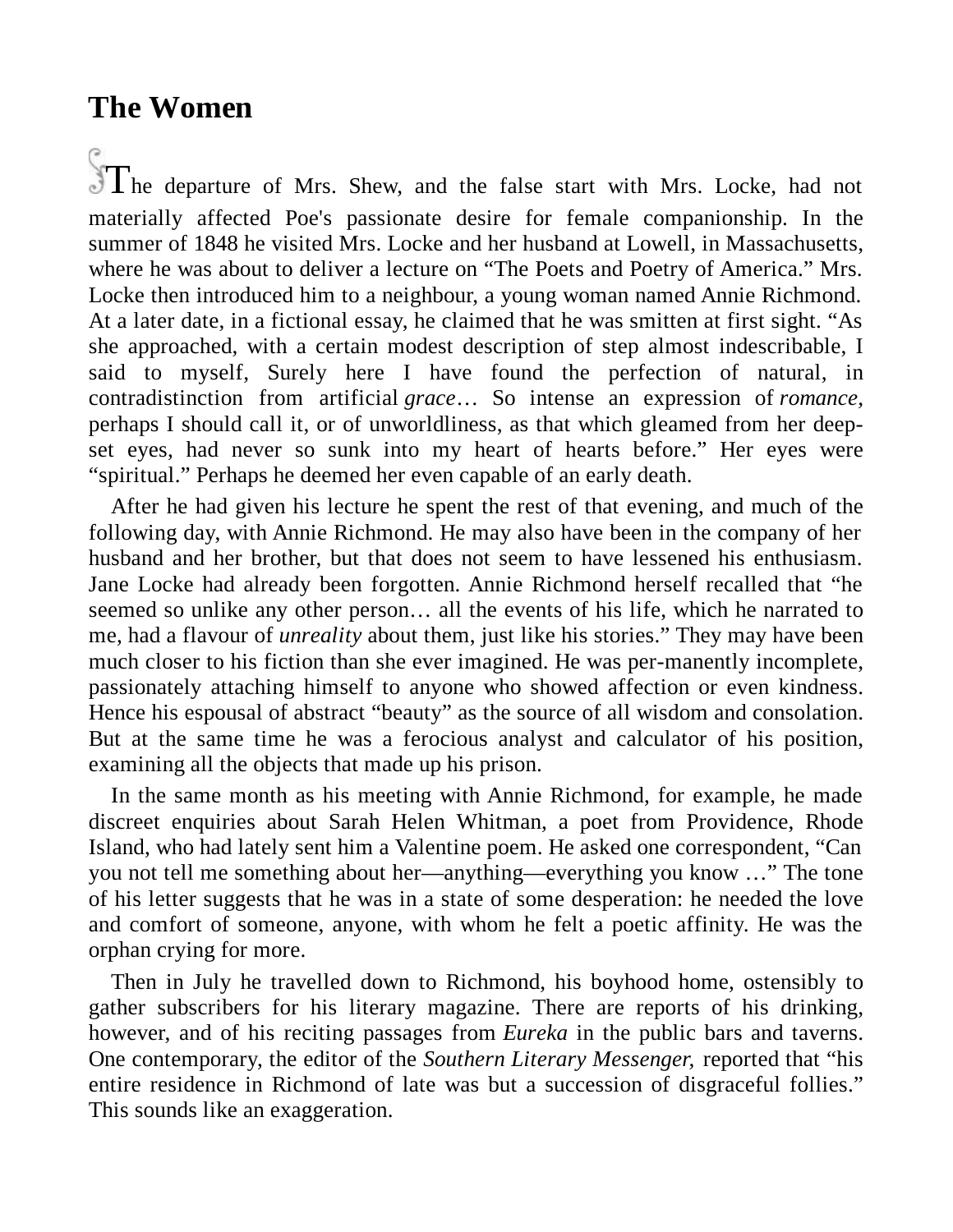## The Women

The departure of Mrs. Shew, and the false start with Mrs. Locke, had not materially affected Poe's passionate desire for female companionship. In the summer of 1848 he visited Mrs. Locke and her husband at Lowell, in Massachusetts, where he was about to deliver a lecture on "The Poets and Poetry of America." Mrs. Locke then introduced him to a neighbour, a young woman named Annie Richmond. At a later date, in a fictional essay, he claimed that he was smitten at first sight. "As she approached, with a certain modest description of step almost indescribable, I said to myself, Surely here I have found the perfection of natural, in contradistinction from artificial *grace*… So intense an expression of *romance*, perhaps I should call it, or of unworldliness, as that which gleamed from her deep-set eyes, had never so sunk into my heart of hearts before." Her eyes were "spiritual." Perhaps he deemed her even capable of an early death.

After he had given his lecture he spent the rest of that evening, and much of the following day, with Annie Richmond. He may also have been in the company of her husband and her brother, but that does not seem to have lessened his enthusiasm. Jane Locke had already been forgotten. Annie Richmond herself recalled that "he seemed so unlike any other person… all the events of his life, which he narrated to me, had a flavour of *unreality* about them, just like his stories." They may have been much closer to his fiction than she ever imagined. He was per-manently incomplete, passionately attaching himself to anyone who showed affection or even kindness. Hence his espousal of abstract "beauty" as the source of all wisdom and consolation. But at the same time he was a ferocious analyst and calculator of his position, examining all the objects that made up his prison.

In the same month as his meeting with Annie Richmond, for example, he made discreet enquiries about Sarah Helen Whitman, a poet from Providence, Rhode Island, who had lately sent him a Valentine poem. He asked one correspondent, "Can you not tell me something about her—anything—everything you know …" The tone of his letter suggests that he was in a state of some desperation: he needed the love and comfort of someone, anyone, with whom he felt a poetic affinity. He was the orphan crying for more.

Then in July he travelled down to Richmond, his boyhood home, ostensibly to gather subscribers for his literary magazine. There are reports of his drinking, however, and of his reciting passages from *Eureka* in the public bars and taverns. One contemporary, the editor of the *Southern Literary Messenger,* reported that "his entire residence in Richmond of late was but a succession of disgraceful follies." This sounds like an exaggeration.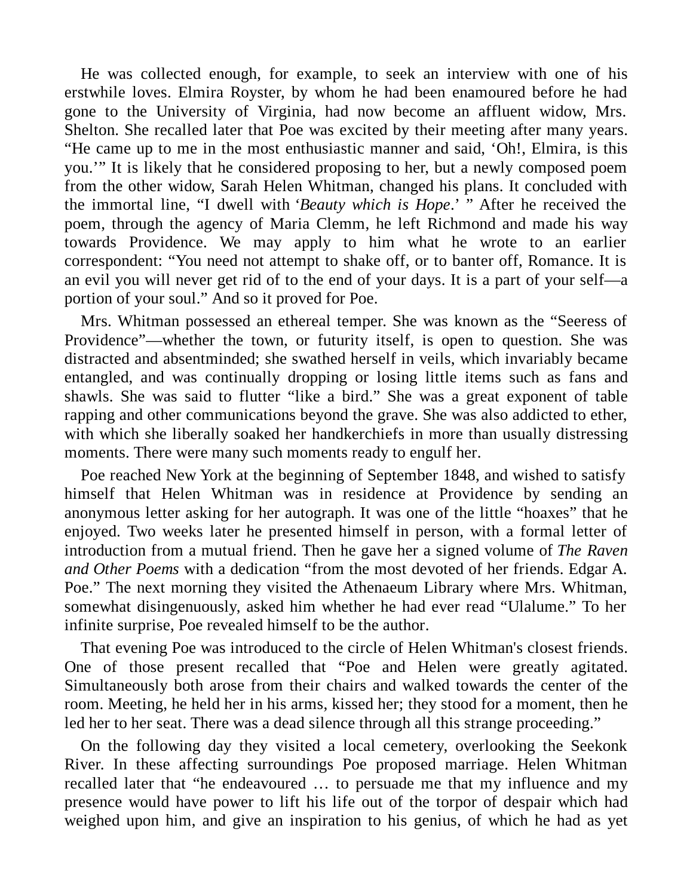He was collected enough, for example, to seek an interview with one of his erstwhile loves. Elmira Royster, by whom he had been enamoured before he had gone to the University of Virginia, had now become an affluent widow, Mrs. Shelton. She recalled later that Poe was excited by their meeting after many years. “He came up to me in the most enthusiastic manner and said, ‘Oh!, Elmira, is this you.’” It is likely that he considered proposing to her, but a newly composed poem from the other widow, Sarah Helen Whitman, changed his plans. It concluded with the immortal line, “I dwell with ‘*Beauty which is Hope*.’ ” After he received the poem, through the agency of Maria Clemm, he left Richmond and made his way towards Providence. We may apply to him what he wrote to an earlier correspondent: “You need not attempt to shake off, or to banter off, Romance. It is an evil you will never get rid of to the end of your days. It is a part of your self—a portion of your soul.” And so it proved for Poe.

Mrs. Whitman possessed an ethereal temper. She was known as the “Seeress of Providence”—whether the town, or futurity itself, is open to question. She was distracted and absentminded; she swathed herself in veils, which invariably became entangled, and was continually dropping or losing little items such as fans and shawls. She was said to flutter “like a bird.” She was a great exponent of table rapping and other communications beyond the grave. She was also addicted to ether, with which she liberally soaked her handkerchiefs in more than usually distressing moments. There were many such moments ready to engulf her.

Poe reached New York at the beginning of September 1848, and wished to satisfy himself that Helen Whitman was in residence at Providence by sending an anonymous letter asking for her autograph. It was one of the little “hoaxes” that he enjoyed. Two weeks later he presented himself in person, with a formal letter of introduction from a mutual friend. Then he gave her a signed volume of *The Raven and Other Poems* with a dedication “from the most devoted of her friends. Edgar A. Poe.” The next morning they visited the Athenaeum Library where Mrs. Whitman, somewhat disingenuously, asked him whether he had ever read “Ulalume.” To her infinite surprise, Poe revealed himself to be the author.

That evening Poe was introduced to the circle of Helen Whitman's closest friends. One of those present recalled that “Poe and Helen were greatly agitated. Simultaneously both arose from their chairs and walked towards the center of the room. Meeting, he held her in his arms, kissed her; they stood for a moment, then he led her to her seat. There was a dead silence through all this strange proceeding.”

On the following day they visited a local cemetery, overlooking the Seekonk River. In these affecting surroundings Poe proposed marriage. Helen Whitman recalled later that “he endeavoured … to persuade me that my influence and my presence would have power to lift his life out of the torpor of despair which had weighed upon him, and give an inspiration to his genius, of which he had as yet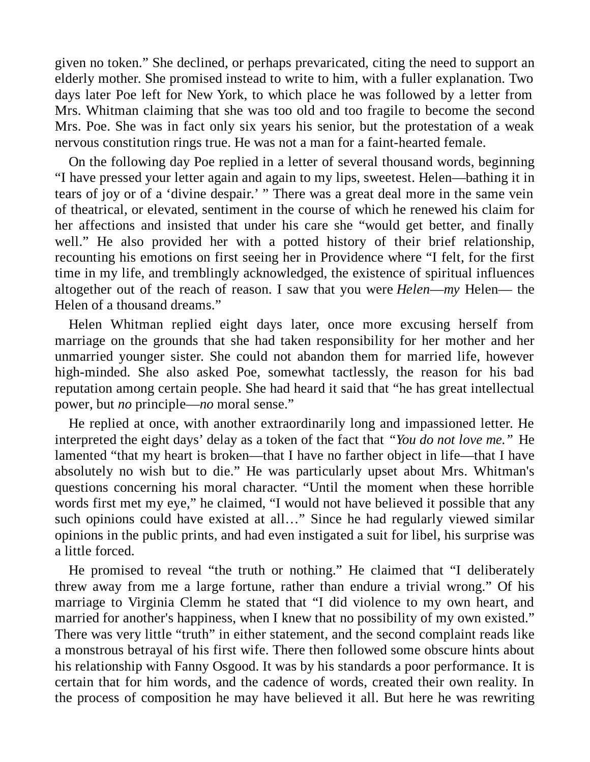given no token." She declined, or perhaps prevaricated, citing the need to support an elderly mother. She promised instead to write to him, with a fuller explanation. Two days later Poe left for New York, to which place he was followed by a letter from Mrs. Whitman claiming that she was too old and too fragile to become the second Mrs. Poe. She was in fact only six years his senior, but the protestation of a weak nervous constitution rings true. He was not a man for a faint-hearted female.

On the following day Poe replied in a letter of several thousand words, beginning "I have pressed your letter again and again to my lips, sweetest. Helen—bathing it in tears of joy or of a 'divine despair.' " There was a great deal more in the same vein of theatrical, or elevated, sentiment in the course of which he renewed his claim for her affections and insisted that under his care she "would get better, and finally well." He also provided her with a potted history of their brief relationship, recounting his emotions on first seeing her in Providence where "I felt, for the first time in my life, and tremblingly acknowledged, the existence of spiritual influences altogether out of the reach of reason. I saw that you were *Helen*—*my* Helen— the Helen of a thousand dreams."

Helen Whitman replied eight days later, once more excusing herself from marriage on the grounds that she had taken responsibility for her mother and her unmarried younger sister. She could not abandon them for married life, however high-minded. She also asked Poe, somewhat tactlessly, the reason for his bad reputation among certain people. She had heard it said that "he has great intellectual power, but *no* principle—*no* moral sense."

He replied at once, with another extraordinarily long and impassioned letter. He interpreted the eight days' delay as a token of the fact that *"You do not love me."* He lamented "that my heart is broken—that I have no farther object in life—that I have absolutely no wish but to die." He was particularly upset about Mrs. Whitman's questions concerning his moral character. "Until the moment when these horrible words first met my eye," he claimed, "I would not have believed it possible that any such opinions could have existed at all…" Since he had regularly viewed similar opinions in the public prints, and had even instigated a suit for libel, his surprise was a little forced.

He promised to reveal "the truth or nothing." He claimed that "I deliberately threw away from me a large fortune, rather than endure a trivial wrong." Of his marriage to Virginia Clemm he stated that "I did violence to my own heart, and married for another's happiness, when I knew that no possibility of my own existed." There was very little "truth" in either statement, and the second complaint reads like a monstrous betrayal of his first wife. There then followed some obscure hints about his relationship with Fanny Osgood. It was by his standards a poor performance. It is certain that for him words, and the cadence of words, created their own reality. In the process of composition he may have believed it all. But here he was rewriting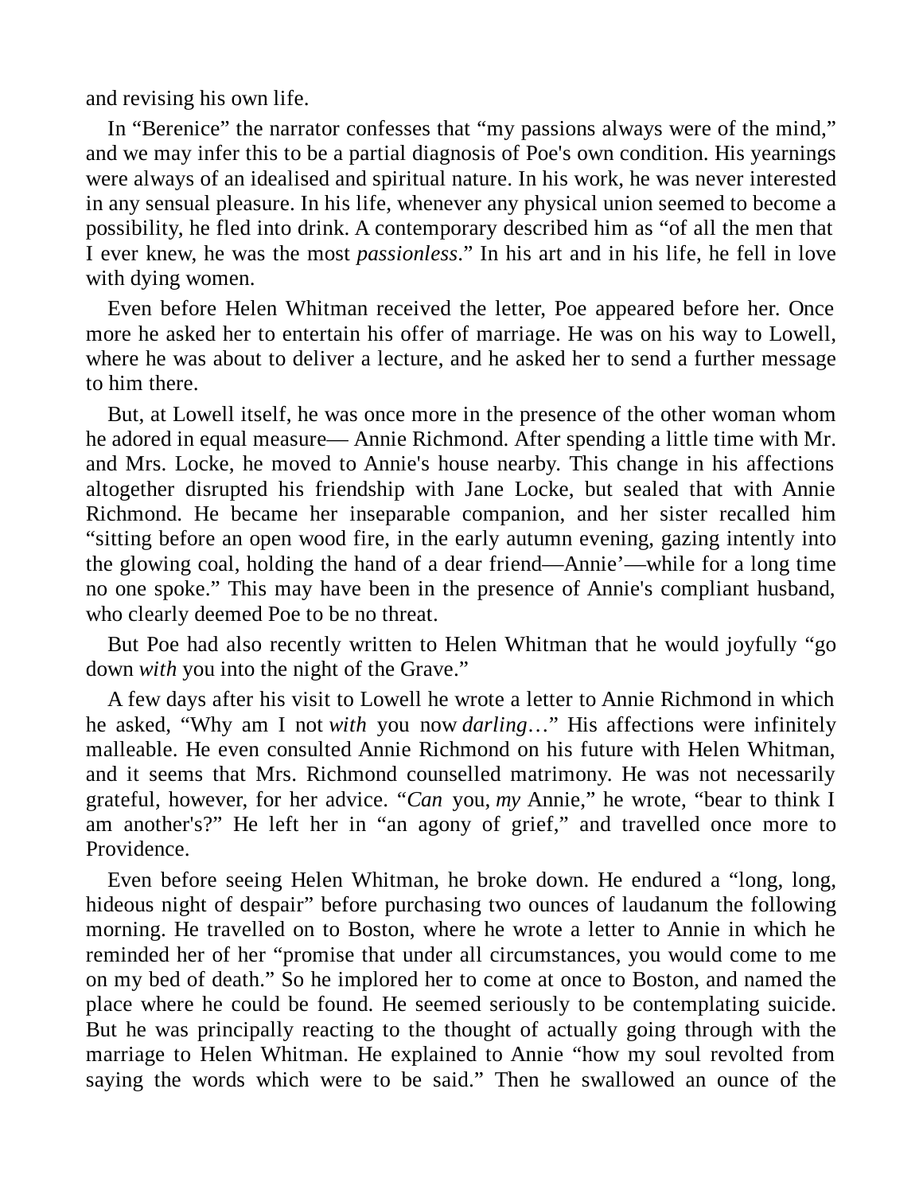and revising his own life.

In “Berenice” the narrator confesses that “my passions always were of the mind,” and we may infer this to be a partial diagnosis of Poe's own condition. His yearnings were always of an idealised and spiritual nature. In his work, he was never interested in any sensual pleasure. In his life, whenever any physical union seemed to become a possibility, he fled into drink. A contemporary described him as “of all the men that I ever knew, he was the most *passionless*.” In his art and in his life, he fell in love with dying women.

Even before Helen Whitman received the letter, Poe appeared before her. Once more he asked her to entertain his offer of marriage. He was on his way to Lowell, where he was about to deliver a lecture, and he asked her to send a further message to him there.

But, at Lowell itself, he was once more in the presence of the other woman whom he adored in equal measure— Annie Richmond. After spending a little time with Mr. and Mrs. Locke, he moved to Annie's house nearby. This change in his affections altogether disrupted his friendship with Jane Locke, but sealed that with Annie Richmond. He became her inseparable companion, and her sister recalled him “sitting before an open wood fire, in the early autumn evening, gazing intently into the glowing coal, holding the hand of a dear friend—Annie’—while for a long time no one spoke.” This may have been in the presence of Annie's compliant husband, who clearly deemed Poe to be no threat.

But Poe had also recently written to Helen Whitman that he would joyfully “go down *with* you into the night of the Grave.”

A few days after his visit to Lowell he wrote a letter to Annie Richmond in which he asked, “Why am I not *with* you now *darling*…” His affections were infinitely malleable. He even consulted Annie Richmond on his future with Helen Whitman, and it seems that Mrs. Richmond counselled matrimony. He was not necessarily grateful, however, for her advice. “*Can* you, *my* Annie,” he wrote, “bear to think I am another's?” He left her in “an agony of grief,” and travelled once more to Providence.

Even before seeing Helen Whitman, he broke down. He endured a “long, long, hideous night of despair” before purchasing two ounces of laudanum the following morning. He travelled on to Boston, where he wrote a letter to Annie in which he reminded her of her “promise that under all circumstances, you would come to me on my bed of death.” So he implored her to come at once to Boston, and named the place where he could be found. He seemed seriously to be contemplating suicide. But he was principally reacting to the thought of actually going through with the marriage to Helen Whitman. He explained to Annie “how my soul revolted from saying the words which were to be said.” Then he swallowed an ounce of the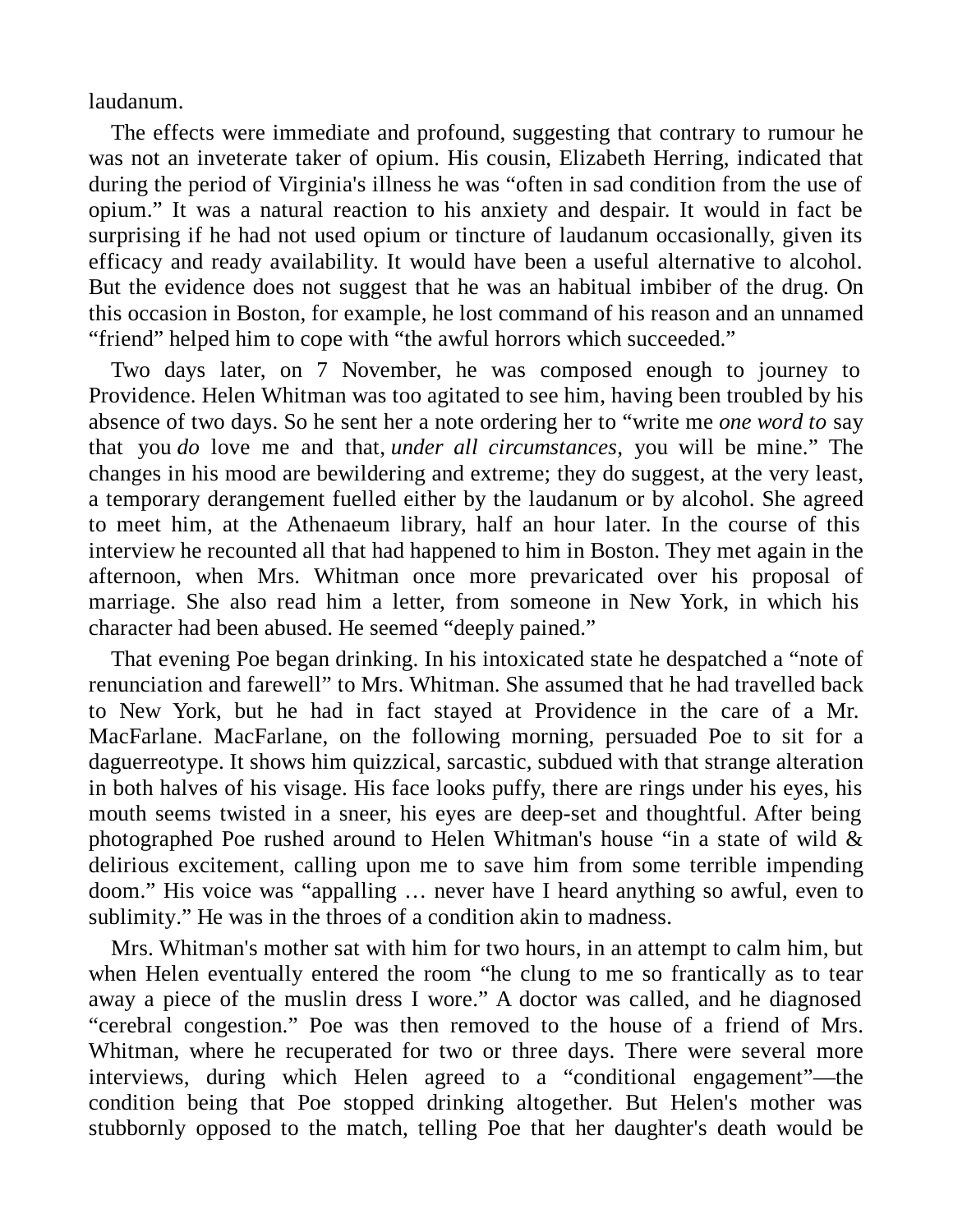laudanum.

The effects were immediate and profound, suggesting that contrary to rumour he was not an inveterate taker of opium. His cousin, Elizabeth Herring, indicated that during the period of Virginia's illness he was "often in sad condition from the use of opium." It was a natural reaction to his anxiety and despair. It would in fact be surprising if he had not used opium or tincture of laudanum occasionally, given its efficacy and ready availability. It would have been a useful alternative to alcohol. But the evidence does not suggest that he was an habitual imbiber of the drug. On this occasion in Boston, for example, he lost command of his reason and an unnamed "friend" helped him to cope with "the awful horrors which succeeded."

Two days later, on 7 November, he was composed enough to journey to Providence. Helen Whitman was too agitated to see him, having been troubled by his absence of two days. So he sent her a note ordering her to "write me *one word to* say that you *do* love me and that, *under all circumstances,* you will be mine." The changes in his mood are bewildering and extreme; they do suggest, at the very least, a temporary derangement fuelled either by the laudanum or by alcohol. She agreed to meet him, at the Athenaeum library, half an hour later. In the course of this interview he recounted all that had happened to him in Boston. They met again in the afternoon, when Mrs. Whitman once more prevaricated over his proposal of marriage. She also read him a letter, from someone in New York, in which his character had been abused. He seemed "deeply pained."

That evening Poe began drinking. In his intoxicated state he despatched a "note of renunciation and farewell" to Mrs. Whitman. She assumed that he had travelled back to New York, but he had in fact stayed at Providence in the care of a Mr. MacFarlane. MacFarlane, on the following morning, persuaded Poe to sit for a daguerreotype. It shows him quizzical, sarcastic, subdued with that strange alteration in both halves of his visage. His face looks puffy, there are rings under his eyes, his mouth seems twisted in a sneer, his eyes are deep-set and thoughtful. After being photographed Poe rushed around to Helen Whitman's house "in a state of wild & delirious excitement, calling upon me to save him from some terrible impending doom." His voice was "appalling … never have I heard anything so awful, even to sublimity." He was in the throes of a condition akin to madness.

Mrs. Whitman's mother sat with him for two hours, in an attempt to calm him, but when Helen eventually entered the room "he clung to me so frantically as to tear away a piece of the muslin dress I wore." A doctor was called, and he diagnosed "cerebral congestion." Poe was then removed to the house of a friend of Mrs. Whitman, where he recuperated for two or three days. There were several more interviews, during which Helen agreed to a "conditional engagement"—the condition being that Poe stopped drinking altogether. But Helen's mother was stubbornly opposed to the match, telling Poe that her daughter's death would be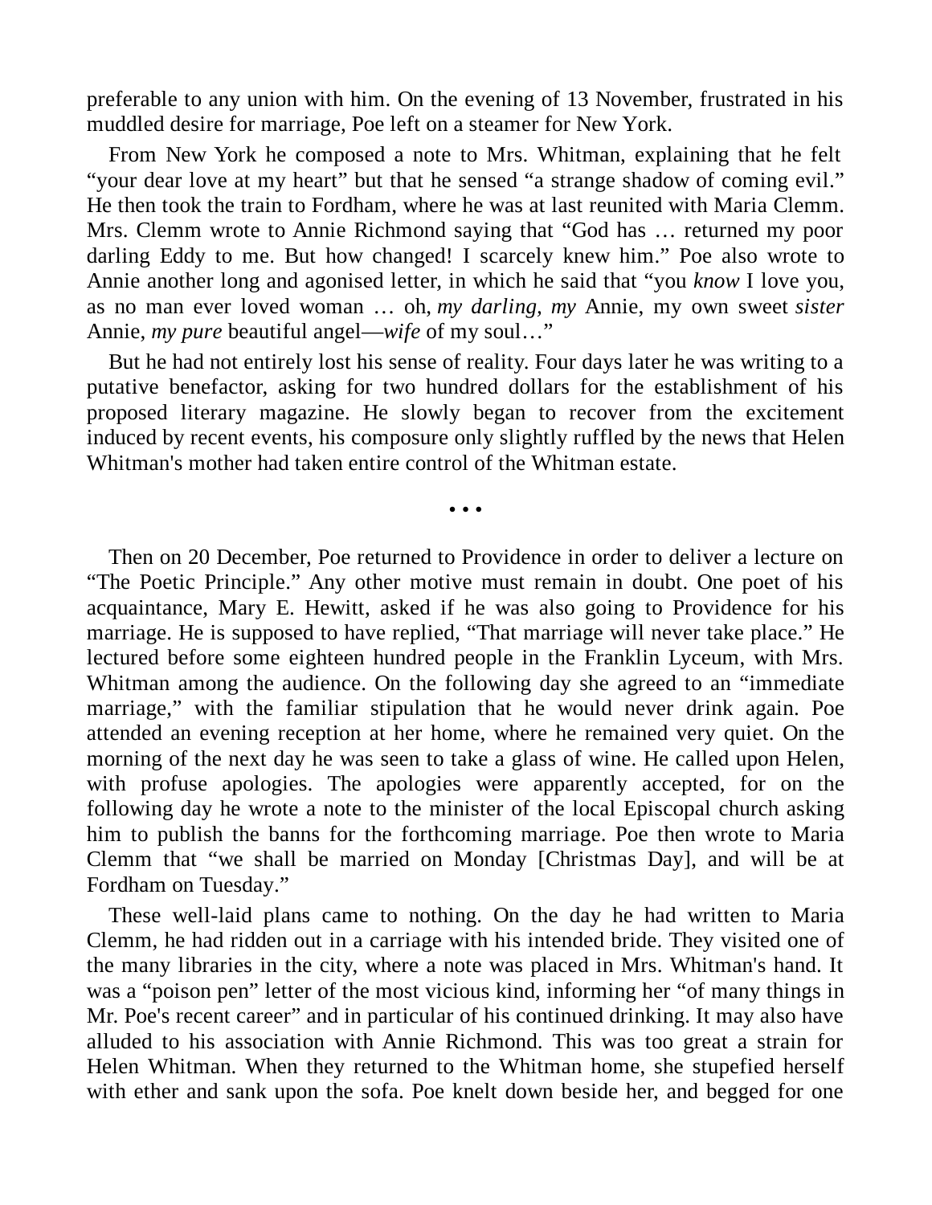preferable to any union with him. On the evening of 13 November, frustrated in his muddled desire for marriage, Poe left on a steamer for New York.

From New York he composed a note to Mrs. Whitman, explaining that he felt "your dear love at my heart" but that he sensed "a strange shadow of coming evil." He then took the train to Fordham, where he was at last reunited with Maria Clemm. Mrs. Clemm wrote to Annie Richmond saying that "God has … returned my poor darling Eddy to me. But how changed! I scarcely knew him." Poe also wrote to Annie another long and agonised letter, in which he said that "you *know* I love you, as no man ever loved woman … oh, *my darling, my* Annie, my own sweet *sister* Annie, *my pure* beautiful angel—*wife* of my soul…"

But he had not entirely lost his sense of reality. Four days later he was writing to a putative benefactor, asking for two hundred dollars for the establishment of his proposed literary magazine. He slowly began to recover from the excitement induced by recent events, his composure only slightly ruffled by the news that Helen Whitman's mother had taken entire control of the Whitman estate.

• • •

Then on 20 December, Poe returned to Providence in order to deliver a lecture on "The Poetic Principle." Any other motive must remain in doubt. One poet of his acquaintance, Mary E. Hewitt, asked if he was also going to Providence for his marriage. He is supposed to have replied, "That marriage will never take place." He lectured before some eighteen hundred people in the Franklin Lyceum, with Mrs. Whitman among the audience. On the following day she agreed to an "immediate marriage," with the familiar stipulation that he would never drink again. Poe attended an evening reception at her home, where he remained very quiet. On the morning of the next day he was seen to take a glass of wine. He called upon Helen, with profuse apologies. The apologies were apparently accepted, for on the following day he wrote a note to the minister of the local Episcopal church asking him to publish the banns for the forthcoming marriage. Poe then wrote to Maria Clemm that "we shall be married on Monday [Christmas Day], and will be at Fordham on Tuesday."

These well-laid plans came to nothing. On the day he had written to Maria Clemm, he had ridden out in a carriage with his intended bride. They visited one of the many libraries in the city, where a note was placed in Mrs. Whitman's hand. It was a "poison pen" letter of the most vicious kind, informing her "of many things in Mr. Poe's recent career" and in particular of his continued drinking. It may also have alluded to his association with Annie Richmond. This was too great a strain for Helen Whitman. When they returned to the Whitman home, she stupefied herself with ether and sank upon the sofa. Poe knelt down beside her, and begged for one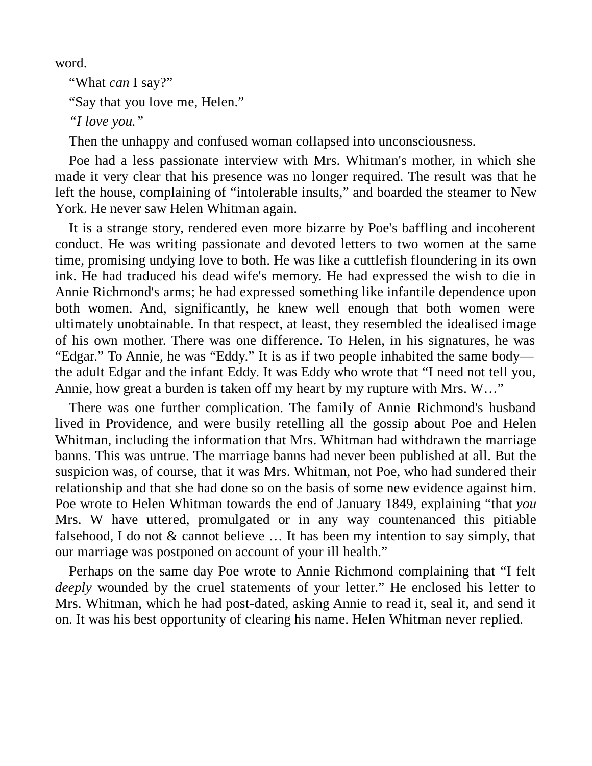word.

“What *can* I say?”

“Say that you love me, Helen.”

*“I love you.”*

Then the unhappy and confused woman collapsed into unconsciousness.

Poe had a less passionate interview with Mrs. Whitman's mother, in which she made it very clear that his presence was no longer required. The result was that he left the house, complaining of “intolerable insults,” and boarded the steamer to New York. He never saw Helen Whitman again.

It is a strange story, rendered even more bizarre by Poe's baffling and incoherent conduct. He was writing passionate and devoted letters to two women at the same time, promising undying love to both. He was like a cuttlefish floundering in its own ink. He had traduced his dead wife's memory. He had expressed the wish to die in Annie Richmond's arms; he had expressed something like infantile dependence upon both women. And, significantly, he knew well enough that both women were ultimately unobtainable. In that respect, at least, they resembled the idealised image of his own mother. There was one difference. To Helen, in his signatures, he was “Edgar.” To Annie, he was “Eddy.” It is as if two people inhabited the same body—the adult Edgar and the infant Eddy. It was Eddy who wrote that “I need not tell you, Annie, how great a burden is taken off my heart by my rupture with Mrs. W…”

There was one further complication. The family of Annie Richmond's husband lived in Providence, and were busily retelling all the gossip about Poe and Helen Whitman, including the information that Mrs. Whitman had withdrawn the marriage banns. This was untrue. The marriage banns had never been published at all. But the suspicion was, of course, that it was Mrs. Whitman, not Poe, who had sundered their relationship and that she had done so on the basis of some new evidence against him. Poe wrote to Helen Whitman towards the end of January 1849, explaining “that *you* Mrs. W have uttered, promulgated or in any way countenanced this pitiable falsehood, I do not & cannot believe … It has been my intention to say simply, that our marriage was postponed on account of your ill health.”

Perhaps on the same day Poe wrote to Annie Richmond complaining that “I felt *deeply* wounded by the cruel statements of your letter.” He enclosed his letter to Mrs. Whitman, which he had post-dated, asking Annie to read it, seal it, and send it on. It was his best opportunity of clearing his name. Helen Whitman never replied.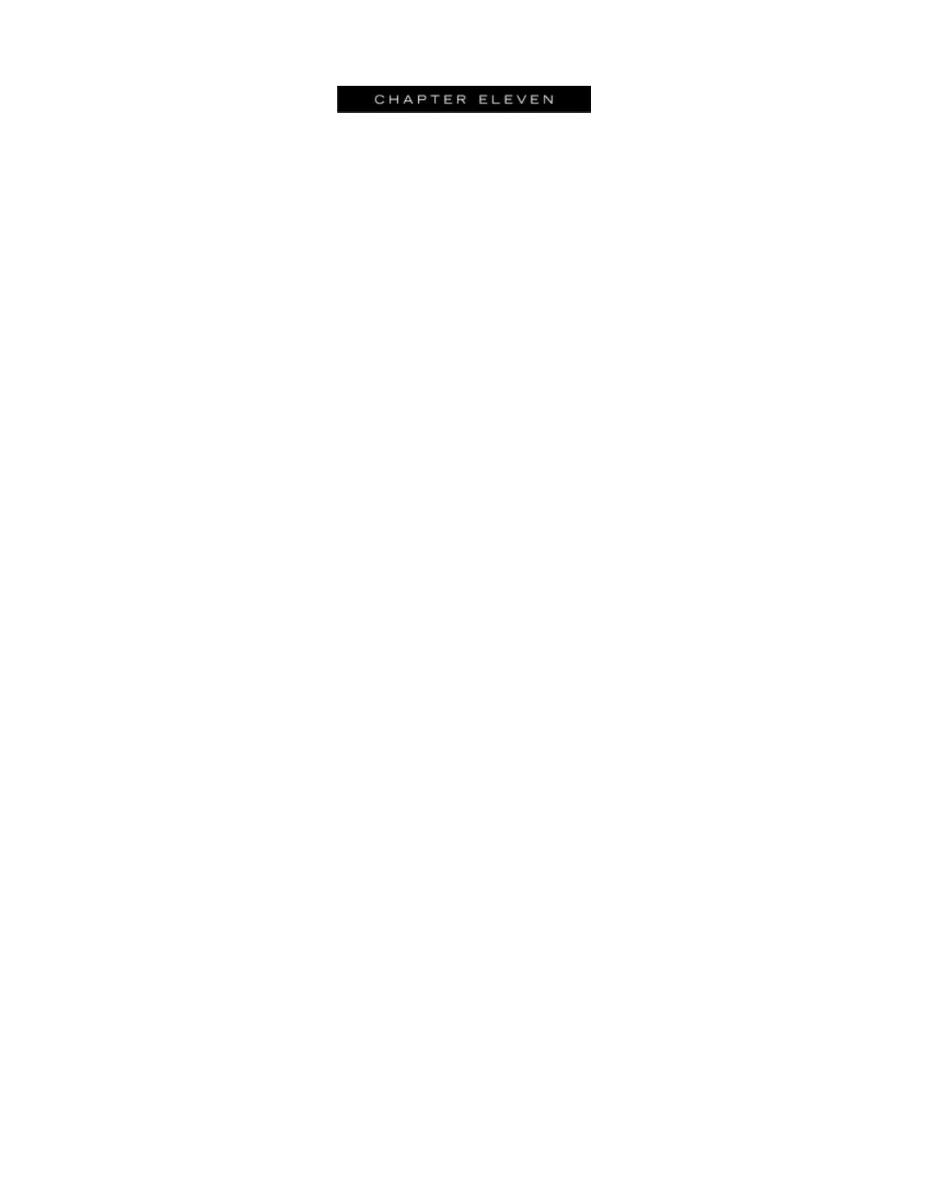# CHAPTER ELEVEN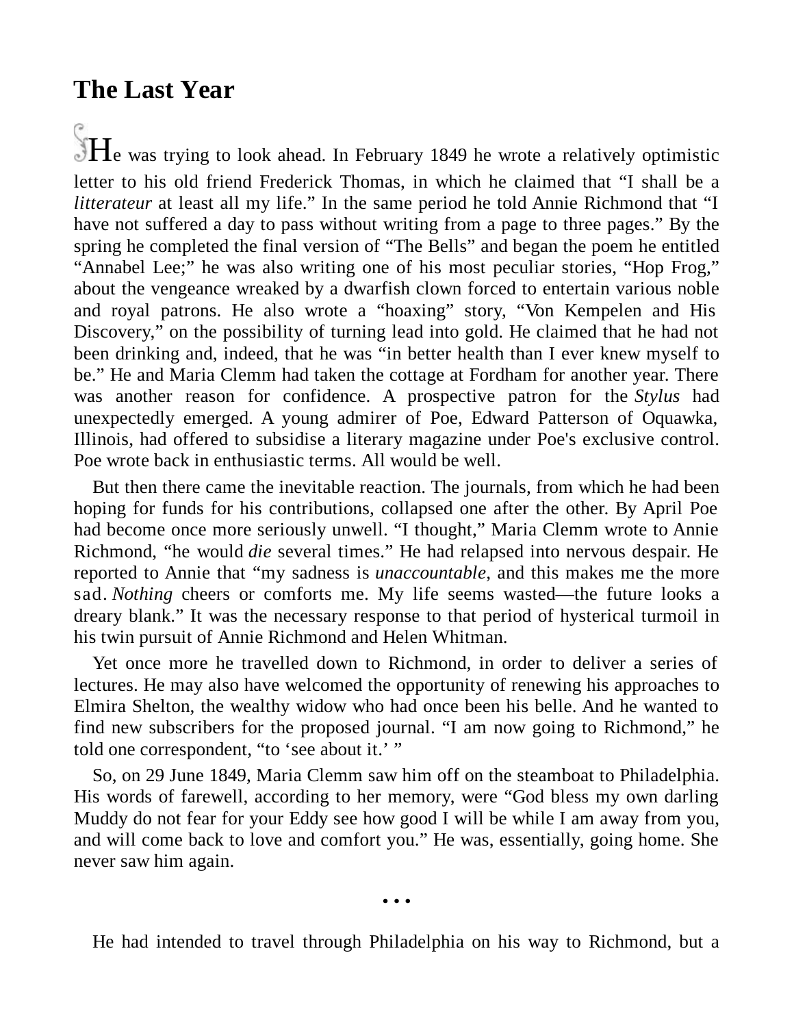# The Last Year

He was trying to look ahead. In February 1849 he wrote a relatively optimistic letter to his old friend Frederick Thomas, in which he claimed that "I shall be a *litterateur* at least all my life." In the same period he told Annie Richmond that "I have not suffered a day to pass without writing from a page to three pages." By the spring he completed the final version of "The Bells" and began the poem he entitled "Annabel Lee;" he was also writing one of his most peculiar stories, "Hop Frog," about the vengeance wreaked by a dwarfish clown forced to entertain various noble and royal patrons. He also wrote a "hoaxing" story, "Von Kempelen and His Discovery," on the possibility of turning lead into gold. He claimed that he had not been drinking and, indeed, that he was "in better health than I ever knew myself to be." He and Maria Clemm had taken the cottage at Fordham for another year. There was another reason for confidence. A prospective patron for the *Stylus* had unexpectedly emerged. A young admirer of Poe, Edward Patterson of Oquawka, Illinois, had offered to subsidise a literary magazine under Poe's exclusive control. Poe wrote back in enthusiastic terms. All would be well.

But then there came the inevitable reaction. The journals, from which he had been hoping for funds for his contributions, collapsed one after the other. By April Poe had become once more seriously unwell. "I thought," Maria Clemm wrote to Annie Richmond, "he would *die* several times." He had relapsed into nervous despair. He reported to Annie that "my sadness is *unaccountable,* and this makes me the more sad. *Nothing* cheers or comforts me. My life seems wasted—the future looks a dreary blank." It was the necessary response to that period of hysterical turmoil in his twin pursuit of Annie Richmond and Helen Whitman.

Yet once more he travelled down to Richmond, in order to deliver a series of lectures. He may also have welcomed the opportunity of renewing his approaches to Elmira Shelton, the wealthy widow who had once been his belle. And he wanted to find new subscribers for the proposed journal. "I am now going to Richmond," he told one correspondent, "to 'see about it.' "

So, on 29 June 1849, Maria Clemm saw him off on the steamboat to Philadelphia. His words of farewell, according to her memory, were "God bless my own darling Muddy do not fear for your Eddy see how good I will be while I am away from you, and will come back to love and comfort you." He was, essentially, going home. She never saw him again.

• • •

He had intended to travel through Philadelphia on his way to Richmond, but a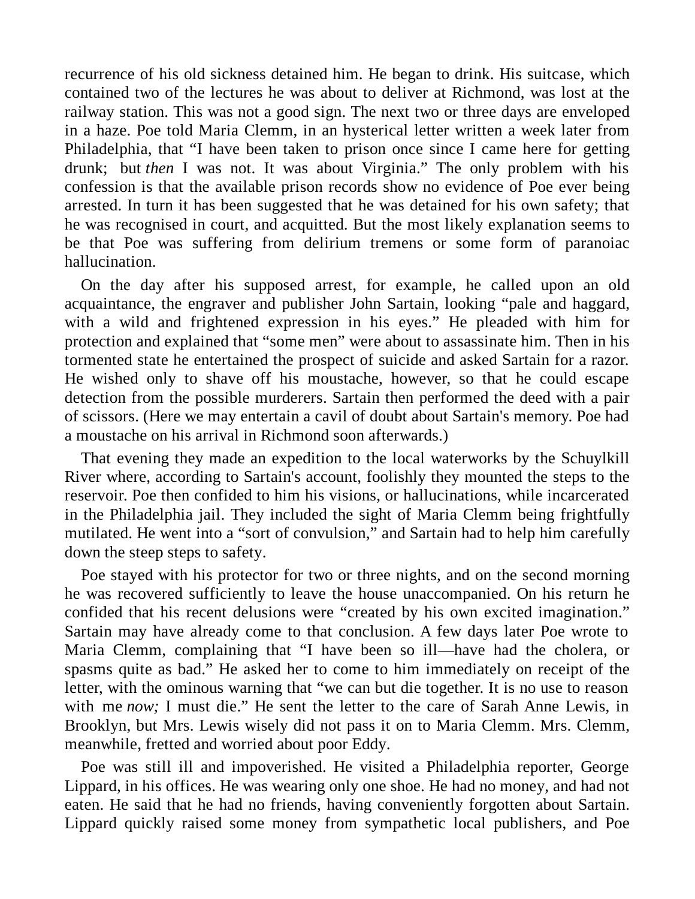recurrence of his old sickness detained him. He began to drink. His suitcase, which contained two of the lectures he was about to deliver at Richmond, was lost at the railway station. This was not a good sign. The next two or three days are enveloped in a haze. Poe told Maria Clemm, in an hysterical letter written a week later from Philadelphia, that "I have been taken to prison once since I came here for getting drunk; but *then* I was not. It was about Virginia." The only problem with his confession is that the available prison records show no evidence of Poe ever being arrested. In turn it has been suggested that he was detained for his own safety; that he was recognised in court, and acquitted. But the most likely explanation seems to be that Poe was suffering from delirium tremens or some form of paranoiac hallucination.

On the day after his supposed arrest, for example, he called upon an old acquaintance, the engraver and publisher John Sartain, looking "pale and haggard, with a wild and frightened expression in his eyes." He pleaded with him for protection and explained that "some men" were about to assassinate him. Then in his tormented state he entertained the prospect of suicide and asked Sartain for a razor. He wished only to shave off his moustache, however, so that he could escape detection from the possible murderers. Sartain then performed the deed with a pair of scissors. (Here we may entertain a cavil of doubt about Sartain's memory. Poe had a moustache on his arrival in Richmond soon afterwards.)

That evening they made an expedition to the local waterworks by the Schuylkill River where, according to Sartain's account, foolishly they mounted the steps to the reservoir. Poe then confided to him his visions, or hallucinations, while incarcerated in the Philadelphia jail. They included the sight of Maria Clemm being frightfully mutilated. He went into a "sort of convulsion," and Sartain had to help him carefully down the steep steps to safety.

Poe stayed with his protector for two or three nights, and on the second morning he was recovered sufficiently to leave the house unaccompanied. On his return he confided that his recent delusions were "created by his own excited imagination." Sartain may have already come to that conclusion. A few days later Poe wrote to Maria Clemm, complaining that "I have been so ill—have had the cholera, or spasms quite as bad." He asked her to come to him immediately on receipt of the letter, with the ominous warning that "we can but die together. It is no use to reason with me *now;* I must die." He sent the letter to the care of Sarah Anne Lewis, in Brooklyn, but Mrs. Lewis wisely did not pass it on to Maria Clemm. Mrs. Clemm, meanwhile, fretted and worried about poor Eddy.

Poe was still ill and impoverished. He visited a Philadelphia reporter, George Lippard, in his offices. He was wearing only one shoe. He had no money, and had not eaten. He said that he had no friends, having conveniently forgotten about Sartain. Lippard quickly raised some money from sympathetic local publishers, and Poe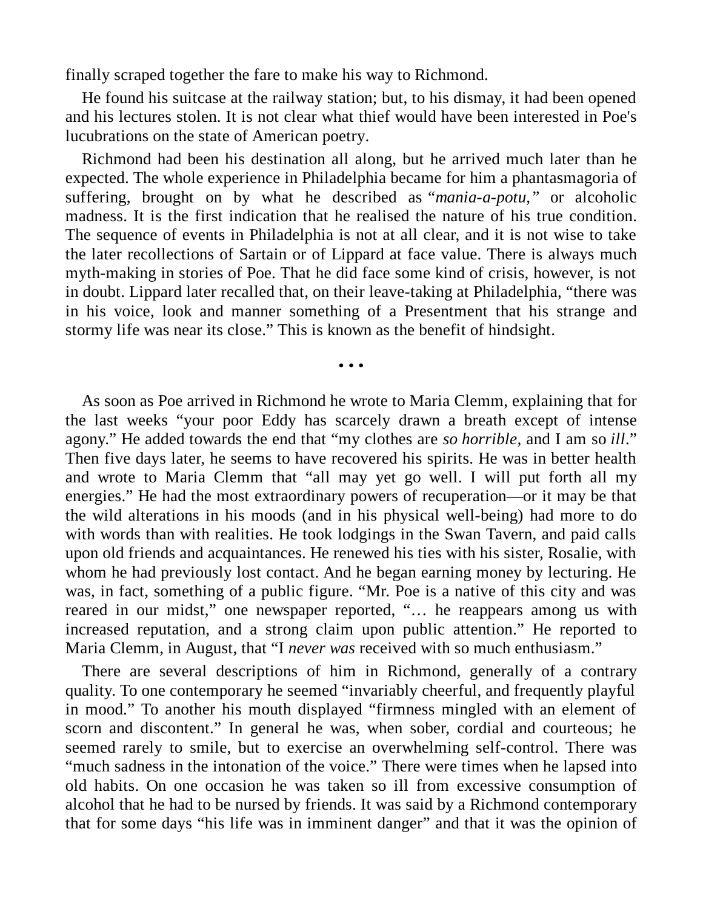finally scraped together the fare to make his way to Richmond.

He found his suitcase at the railway station; but, to his dismay, it had been opened and his lectures stolen. It is not clear what thief would have been interested in Poe's lucubrations on the state of American poetry.

Richmond had been his destination all along, but he arrived much later than he expected. The whole experience in Philadelphia became for him a phantasmagoria of suffering, brought on by what he described as "*mania-a-potu,*" or alcoholic madness. It is the first indication that he realised the nature of his true condition. The sequence of events in Philadelphia is not at all clear, and it is not wise to take the later recollections of Sartain or of Lippard at face value. There is always much myth-making in stories of Poe. That he did face some kind of crisis, however, is not in doubt. Lippard later recalled that, on their leave-taking at Philadelphia, "there was in his voice, look and manner something of a Presentment that his strange and stormy life was near its close." This is known as the benefit of hindsight.

• • •

As soon as Poe arrived in Richmond he wrote to Maria Clemm, explaining that for the last weeks "your poor Eddy has scarcely drawn a breath except of intense agony." He added towards the end that "my clothes are *so horrible*, and I am so *ill*." Then five days later, he seems to have recovered his spirits. He was in better health and wrote to Maria Clemm that "all may yet go well. I will put forth all my energies." He had the most extraordinary powers of recuperation—or it may be that the wild alterations in his moods (and in his physical well-being) had more to do with words than with realities. He took lodgings in the Swan Tavern, and paid calls upon old friends and acquaintances. He renewed his ties with his sister, Rosalie, with whom he had previously lost contact. And he began earning money by lecturing. He was, in fact, something of a public figure. "Mr. Poe is a native of this city and was reared in our midst," one newspaper reported, "… he reappears among us with increased reputation, and a strong claim upon public attention." He reported to Maria Clemm, in August, that "I *never was* received with so much enthusiasm."

There are several descriptions of him in Richmond, generally of a contrary quality. To one contemporary he seemed "invariably cheerful, and frequently playful in mood." To another his mouth displayed "firmness mingled with an element of scorn and discontent." In general he was, when sober, cordial and courteous; he seemed rarely to smile, but to exercise an overwhelming self-control. There was "much sadness in the intonation of the voice." There were times when he lapsed into old habits. On one occasion he was taken so ill from excessive consumption of alcohol that he had to be nursed by friends. It was said by a Richmond contemporary that for some days "his life was in imminent danger" and that it was the opinion of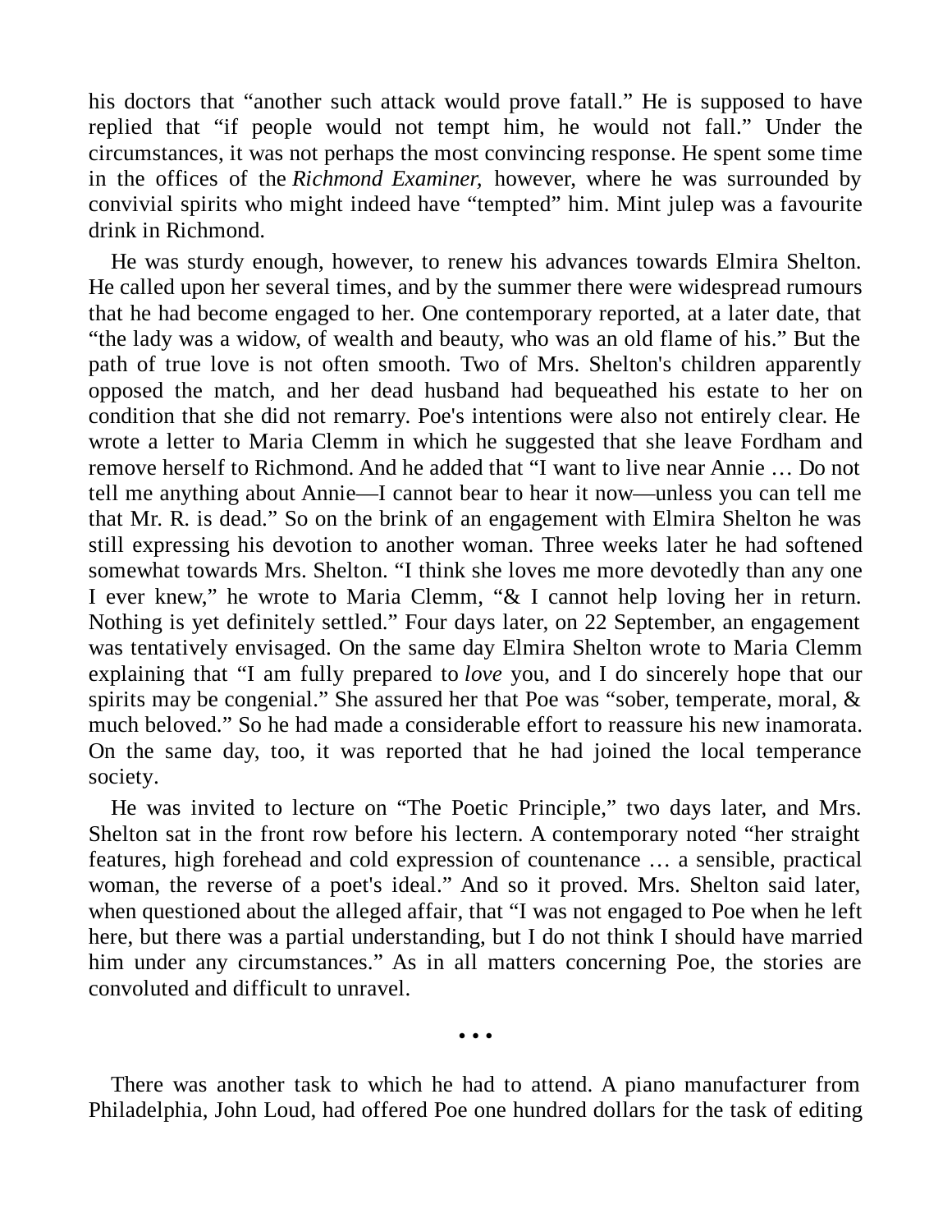his doctors that “another such attack would prove fatall.” He is supposed to have replied that “if people would not tempt him, he would not fall.” Under the circumstances, it was not perhaps the most convincing response. He spent some time in the offices of the *Richmond Examiner,* however, where he was surrounded by convivial spirits who might indeed have “tempted” him. Mint julep was a favourite drink in Richmond.

He was sturdy enough, however, to renew his advances towards Elmira Shelton. He called upon her several times, and by the summer there were widespread rumours that he had become engaged to her. One contemporary reported, at a later date, that “the lady was a widow, of wealth and beauty, who was an old flame of his.” But the path of true love is not often smooth. Two of Mrs. Shelton's children apparently opposed the match, and her dead husband had bequeathed his estate to her on condition that she did not remarry. Poe's intentions were also not entirely clear. He wrote a letter to Maria Clemm in which he suggested that she leave Fordham and remove herself to Richmond. And he added that “I want to live near Annie … Do not tell me anything about Annie—I cannot bear to hear it now—unless you can tell me that Mr. R. is dead.” So on the brink of an engagement with Elmira Shelton he was still expressing his devotion to another woman. Three weeks later he had softened somewhat towards Mrs. Shelton. “I think she loves me more devotedly than any one I ever knew,” he wrote to Maria Clemm, “& I cannot help loving her in return. Nothing is yet definitely settled.” Four days later, on 22 September, an engagement was tentatively envisaged. On the same day Elmira Shelton wrote to Maria Clemm explaining that “I am fully prepared to *love* you, and I do sincerely hope that our spirits may be congenial.” She assured her that Poe was “sober, temperate, moral, & much beloved.” So he had made a considerable effort to reassure his new inamorata. On the same day, too, it was reported that he had joined the local temperance society.

He was invited to lecture on “The Poetic Principle,” two days later, and Mrs. Shelton sat in the front row before his lectern. A contemporary noted “her straight features, high forehead and cold expression of countenance … a sensible, practical woman, the reverse of a poet's ideal.” And so it proved. Mrs. Shelton said later, when questioned about the alleged affair, that “I was not engaged to Poe when he left here, but there was a partial understanding, but I do not think I should have married him under any circumstances.” As in all matters concerning Poe, the stories are convoluted and difficult to unravel.

• • •

There was another task to which he had to attend. A piano manufacturer from Philadelphia, John Loud, had offered Poe one hundred dollars for the task of editing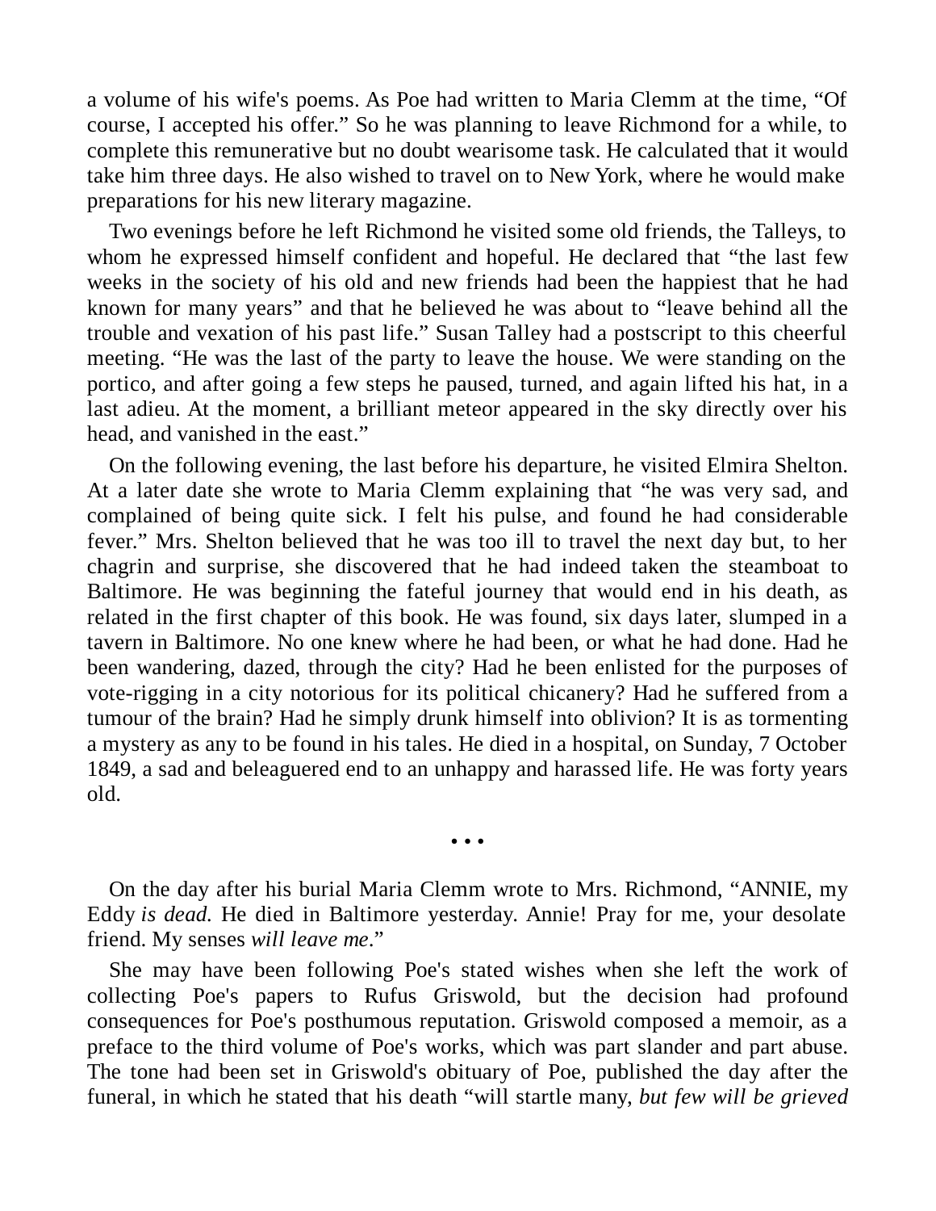a volume of his wife's poems. As Poe had written to Maria Clemm at the time, “Of course, I accepted his offer.” So he was planning to leave Richmond for a while, to complete this remunerative but no doubt wearisome task. He calculated that it would take him three days. He also wished to travel on to New York, where he would make preparations for his new literary magazine.

Two evenings before he left Richmond he visited some old friends, the Talleys, to whom he expressed himself confident and hopeful. He declared that “the last few weeks in the society of his old and new friends had been the happiest that he had known for many years” and that he believed he was about to “leave behind all the trouble and vexation of his past life.” Susan Talley had a postscript to this cheerful meeting. “He was the last of the party to leave the house. We were standing on the portico, and after going a few steps he paused, turned, and again lifted his hat, in a last adieu. At the moment, a brilliant meteor appeared in the sky directly over his head, and vanished in the east.”

On the following evening, the last before his departure, he visited Elmira Shelton. At a later date she wrote to Maria Clemm explaining that “he was very sad, and complained of being quite sick. I felt his pulse, and found he had considerable fever.” Mrs. Shelton believed that he was too ill to travel the next day but, to her chagrin and surprise, she discovered that he had indeed taken the steamboat to Baltimore. He was beginning the fateful journey that would end in his death, as related in the first chapter of this book. He was found, six days later, slumped in a tavern in Baltimore. No one knew where he had been, or what he had done. Had he been wandering, dazed, through the city? Had he been enlisted for the purposes of vote-rigging in a city notorious for its political chicanery? Had he suffered from a tumour of the brain? Had he simply drunk himself into oblivion? It is as tormenting a mystery as any to be found in his tales. He died in a hospital, on Sunday, 7 October 1849, a sad and beleaguered end to an unhappy and harassed life. He was forty years old.

• • •

On the day after his burial Maria Clemm wrote to Mrs. Richmond, “ANNIE, my Eddy *is dead.* He died in Baltimore yesterday. Annie! Pray for me, your desolate friend. My senses *will leave me*.”

She may have been following Poe's stated wishes when she left the work of collecting Poe's papers to Rufus Griswold, but the decision had profound consequences for Poe's posthumous reputation. Griswold composed a memoir, as a preface to the third volume of Poe's works, which was part slander and part abuse. The tone had been set in Griswold's obituary of Poe, published the day after the funeral, in which he stated that his death “will startle many, *but few will be grieved*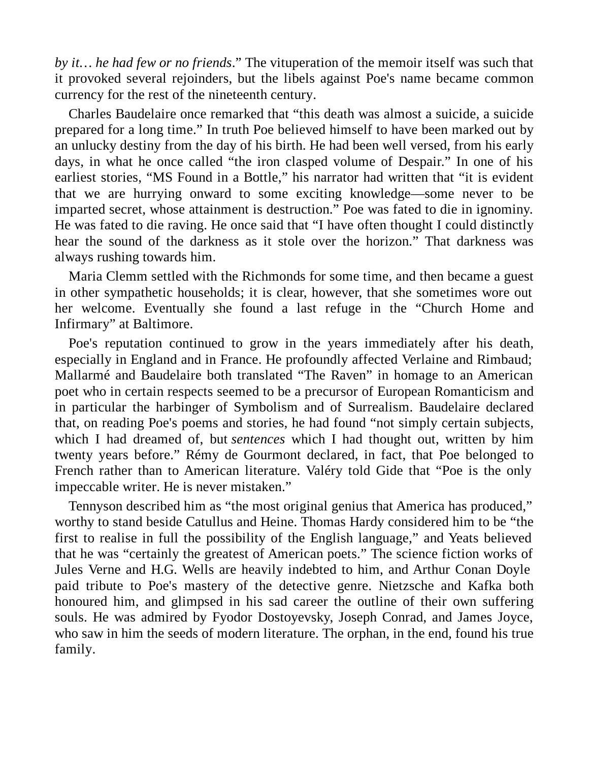*by it… he had few or no friends*.” The vituperation of the memoir itself was such that it provoked several rejoinders, but the libels against Poe's name became common currency for the rest of the nineteenth century.

Charles Baudelaire once remarked that “this death was almost a suicide, a suicide prepared for a long time.” In truth Poe believed himself to have been marked out by an unlucky destiny from the day of his birth. He had been well versed, from his early days, in what he once called “the iron clasped volume of Despair.” In one of his earliest stories, “MS Found in a Bottle,” his narrator had written that “it is evident that we are hurrying onward to some exciting knowledge—some never to be imparted secret, whose attainment is destruction.” Poe was fated to die in ignominy. He was fated to die raving. He once said that “I have often thought I could distinctly hear the sound of the darkness as it stole over the horizon.” That darkness was always rushing towards him.

Maria Clemm settled with the Richmonds for some time, and then became a guest in other sympathetic households; it is clear, however, that she sometimes wore out her welcome. Eventually she found a last refuge in the “Church Home and Infirmary” at Baltimore.

Poe's reputation continued to grow in the years immediately after his death, especially in England and in France. He profoundly affected Verlaine and Rimbaud; Mallarmé and Baudelaire both translated “The Raven” in homage to an American poet who in certain respects seemed to be a precursor of European Romanticism and in particular the harbinger of Symbolism and of Surrealism. Baudelaire declared that, on reading Poe's poems and stories, he had found “not simply certain subjects, which I had dreamed of, but *sentences* which I had thought out, written by him twenty years before.” Rémy de Gourmont declared, in fact, that Poe belonged to French rather than to American literature. Valéry told Gide that “Poe is the only impeccable writer. He is never mistaken.”

Tennyson described him as “the most original genius that America has produced,” worthy to stand beside Catullus and Heine. Thomas Hardy considered him to be “the first to realise in full the possibility of the English language,” and Yeats believed that he was “certainly the greatest of American poets.” The science fiction works of Jules Verne and H.G. Wells are heavily indebted to him, and Arthur Conan Doyle paid tribute to Poe's mastery of the detective genre. Nietzsche and Kafka both honoured him, and glimpsed in his sad career the outline of their own suffering souls. He was admired by Fyodor Dostoyevsky, Joseph Conrad, and James Joyce, who saw in him the seeds of modern literature. The orphan, in the end, found his true family.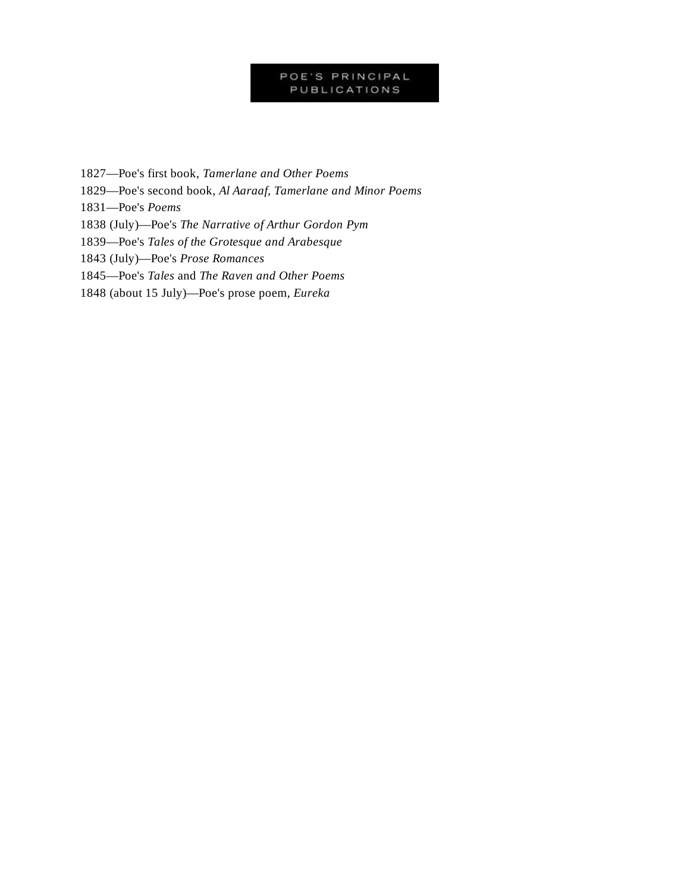# POE'S PRINCIPAL PUBLICATIONS

1827—Poe's first book, *Tamerlane and Other Poems*

1829—Poe's second book, *Al Aaraaf, Tamerlane and Minor Poems*

1831—Poe's *Poems*

1838 (July)—Poe's *The Narrative of Arthur Gordon Pym*

1839—Poe's *Tales of the Grotesque and Arabesque*

1843 (July)—Poe's *Prose Romances*

1845—Poe's *Tales* and *The Raven and Other Poems*

1848 (about 15 July)—Poe's prose poem, *Eureka*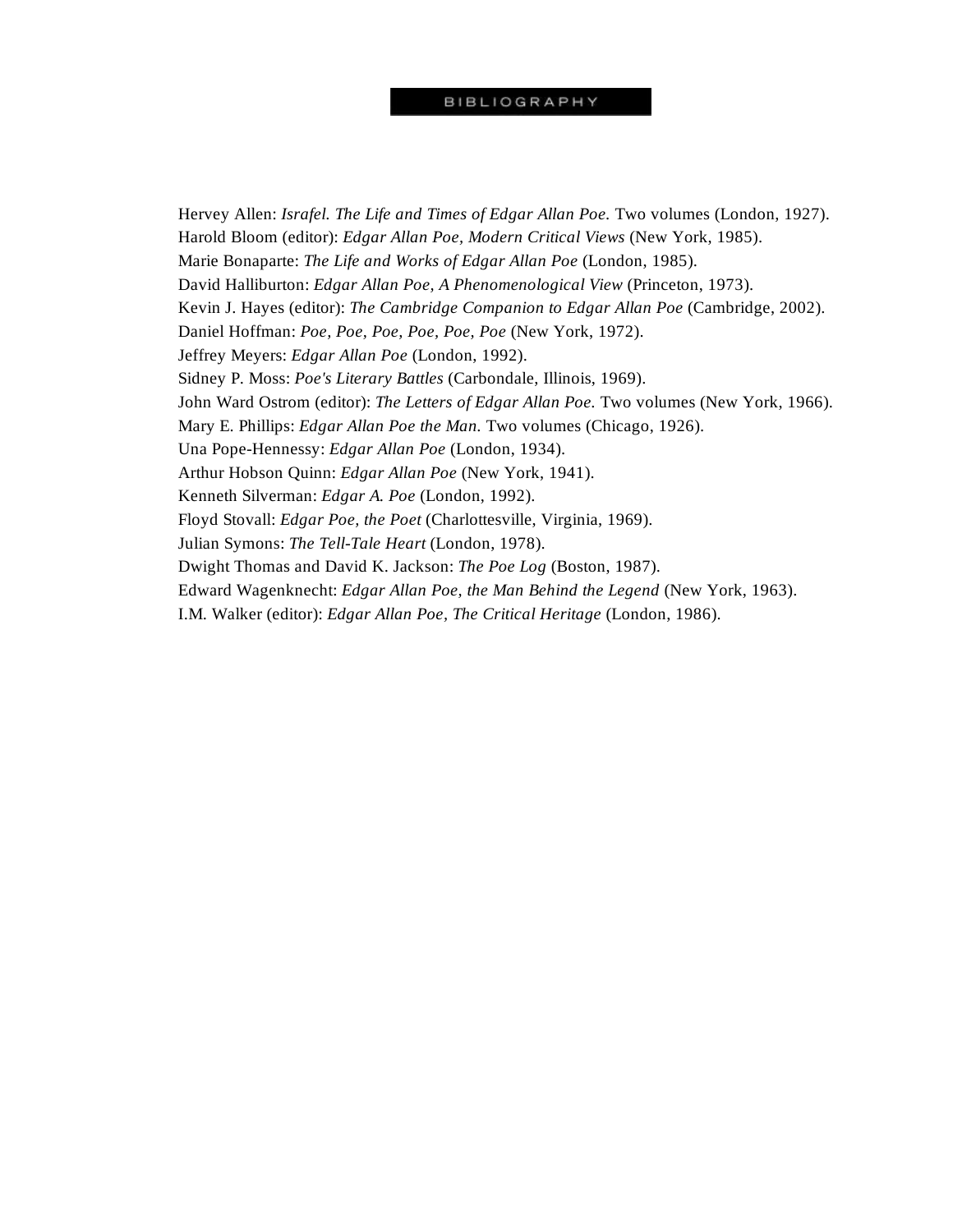# BIBLIOGRAPHY

Hervey Allen: *Israfel. The Life and Times of Edgar Allan Poe.* Two volumes (London, 1927).
Harold Bloom (editor): *Edgar Allan Poe, Modern Critical Views* (New York, 1985).
Marie Bonaparte: *The Life and Works of Edgar Allan Poe* (London, 1985).
David Halliburton: *Edgar Allan Poe, A Phenomenological View* (Princeton, 1973).
Kevin J. Hayes (editor): *The Cambridge Companion to Edgar Allan Poe* (Cambridge, 2002).
Daniel Hoffman: *Poe, Poe, Poe, Poe, Poe, Poe* (New York, 1972).
Jeffrey Meyers: *Edgar Allan Poe* (London, 1992).
Sidney P. Moss: *Poe's Literary Battles* (Carbondale, Illinois, 1969).
John Ward Ostrom (editor): *The Letters of Edgar Allan Poe.* Two volumes (New York, 1966).
Mary E. Phillips: *Edgar Allan Poe the Man.* Two volumes (Chicago, 1926).
Una Pope-Hennessy: *Edgar Allan Poe* (London, 1934).
Arthur Hobson Quinn: *Edgar Allan Poe* (New York, 1941).
Kenneth Silverman: *Edgar A. Poe* (London, 1992).
Floyd Stovall: *Edgar Poe, the Poet* (Charlottesville, Virginia, 1969).
Julian Symons: *The Tell-Tale Heart* (London, 1978).
Dwight Thomas and David K. Jackson: *The Poe Log* (Boston, 1987).
Edward Wagenknecht: *Edgar Allan Poe, the Man Behind the Legend* (New York, 1963).
I.M. Walker (editor): *Edgar Allan Poe, The Critical Heritage* (London, 1986).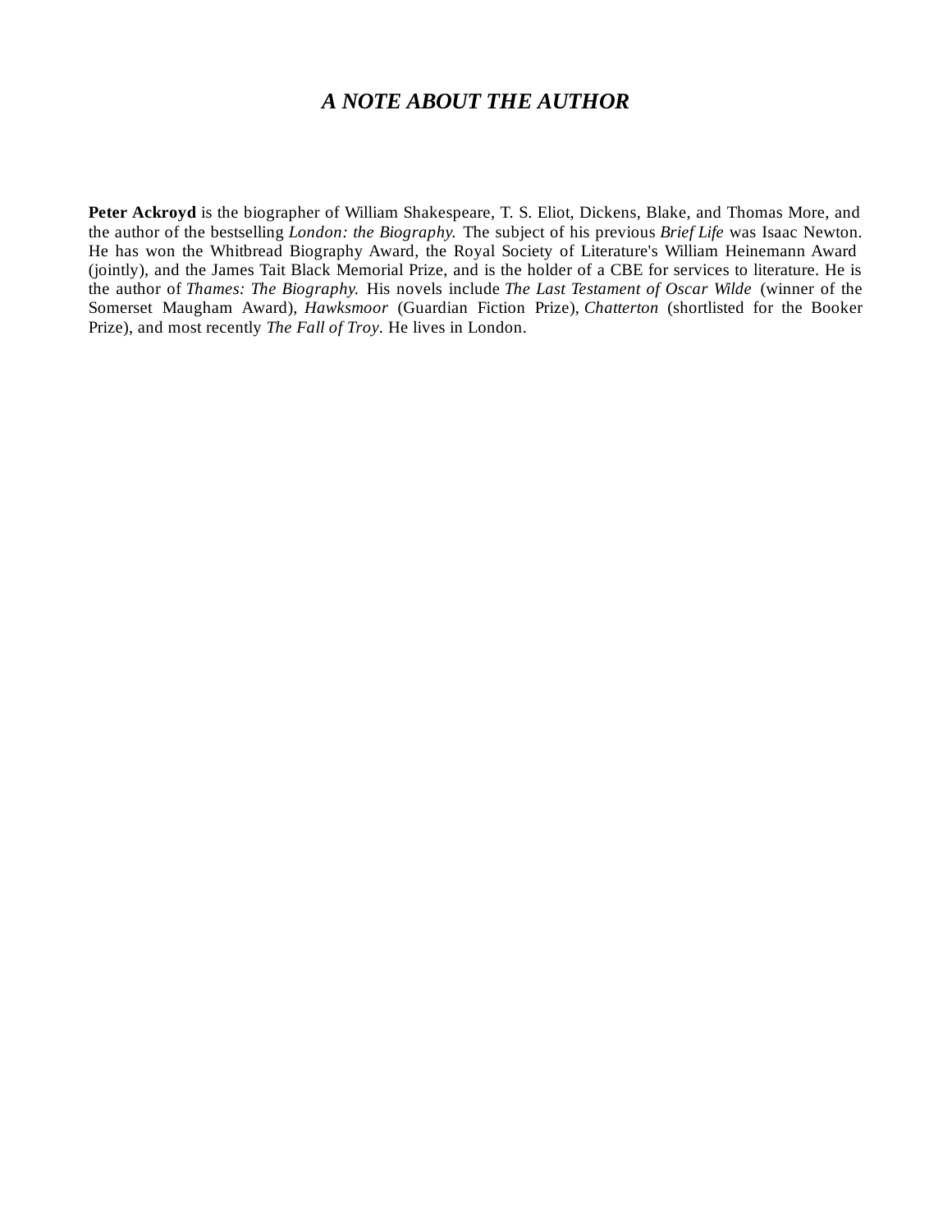# *A NOTE ABOUT THE AUTHOR*

**Peter Ackroyd** is the biographer of William Shakespeare, T. S. Eliot, Dickens, Blake, and Thomas More, and the author of the bestselling *London: the Biography.* The subject of his previous *Brief Life* was Isaac Newton. He has won the Whitbread Biography Award, the Royal Society of Literature's William Heinemann Award (jointly), and the James Tait Black Memorial Prize, and is the holder of a CBE for services to literature. He is the author of *Thames: The Biography.* His novels include *The Last Testament of Oscar Wilde* (winner of the Somerset Maugham Award), *Hawksmoor* (Guardian Fiction Prize), *Chatterton* (shortlisted for the Booker Prize), and most recently *The Fall of Troy*. He lives in London.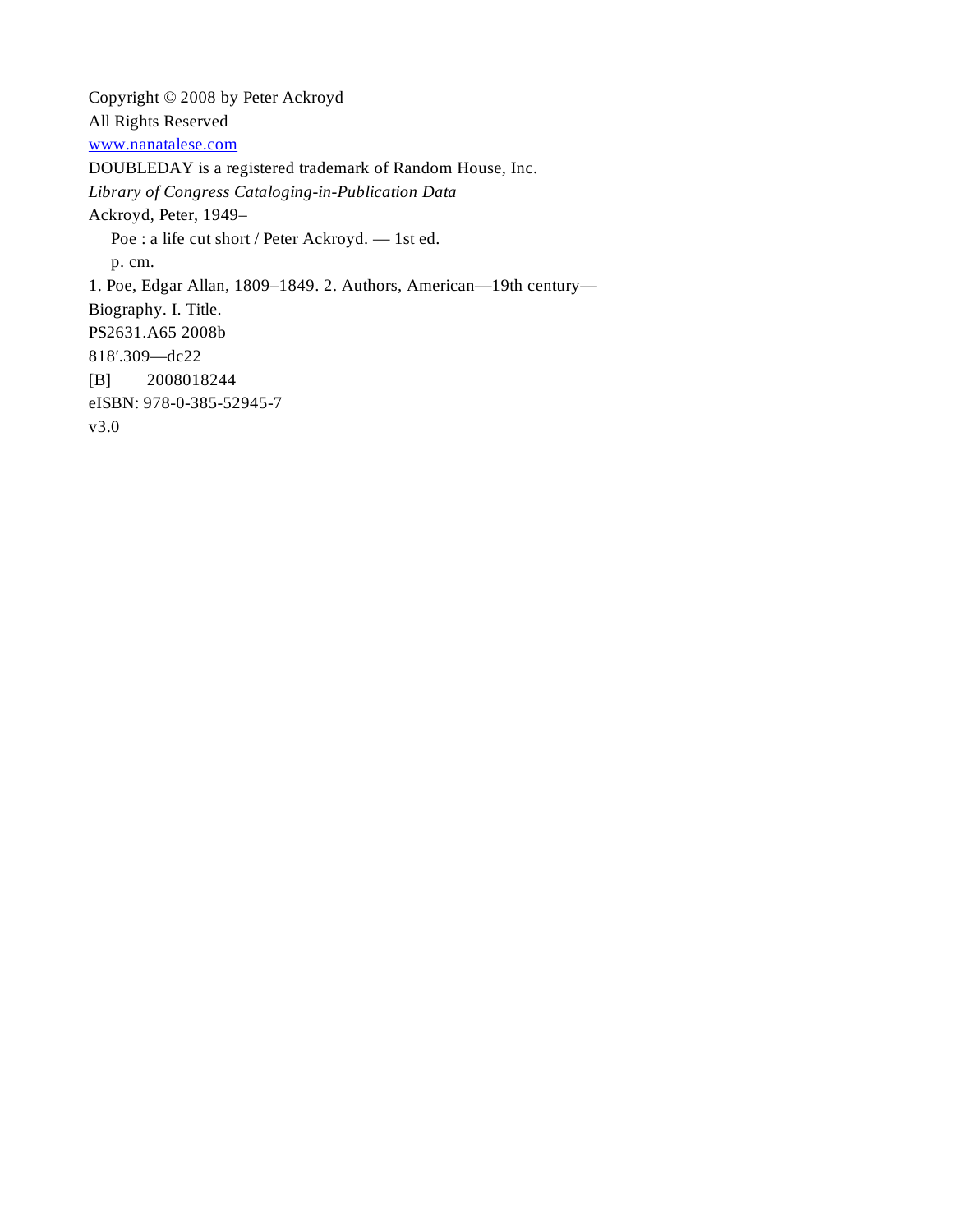Copyright © 2008 by Peter Ackroyd

All Rights Reserved

www.nanatalese.com

DOUBLEDAY is a registered trademark of Random House, Inc.

*Library of Congress Cataloging-in-Publication Data*

Ackroyd, Peter, 1949–

Poe : a life cut short / Peter Ackroyd. — 1st ed.

p. cm.

1. Poe, Edgar Allan, 1809–1849. 2. Authors, American—19th century—Biography. I. Title.

PS2631.A65 2008b

818′.309—dc22

[B]  2008018244

eISBN: 978-0-385-52945-7

v3.0